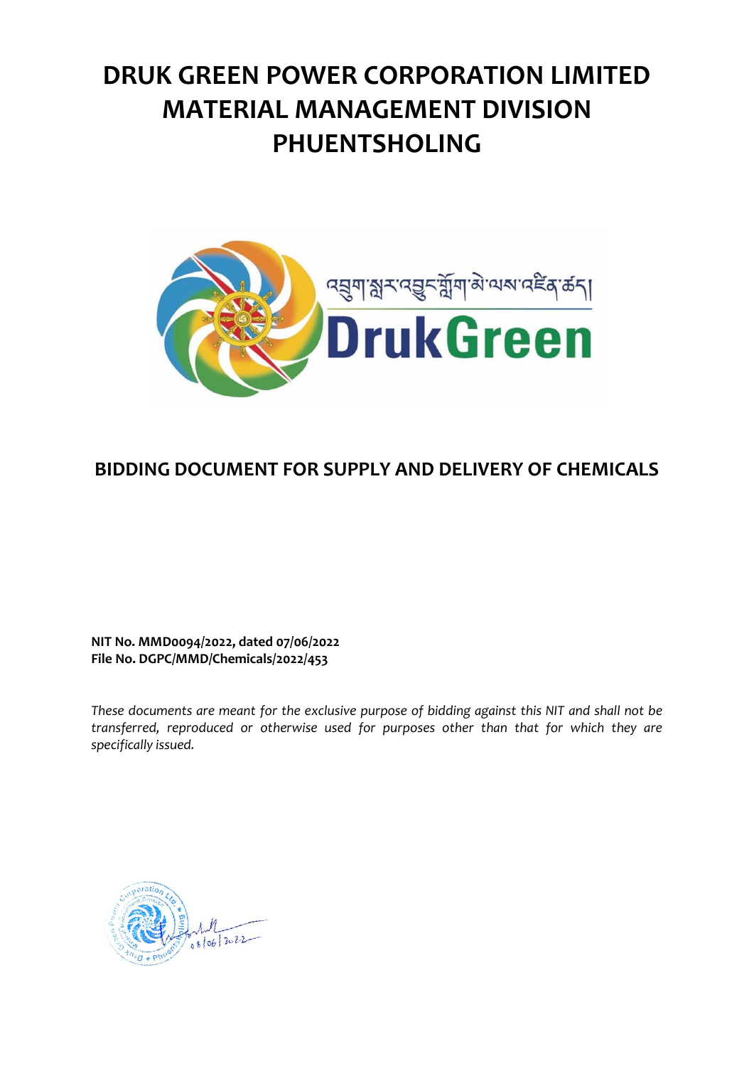# DRUK GREEN POWER CORPORATION LIMITED
# MATERIAL MANAGEMENT DIVISION
# PHUENTSHOLING

འབྲུག་གློག་འབྱུང་གྲོག་མེ་ལས་འཛིན་ཚད།

DrukGreen

## BIDDING DOCUMENT FOR SUPPLY AND DELIVERY OF CHEMICALS

**NIT No. MMD0094/2022, dated 07/06/2022**
**File No. DGPC/MMD/Chemicals/2022/453**

*These documents are meant for the exclusive purpose of bidding against this NIT and shall not be transferred, reproduced or otherwise used for purposes other than that for which they are specifically issued.*

08/06/2022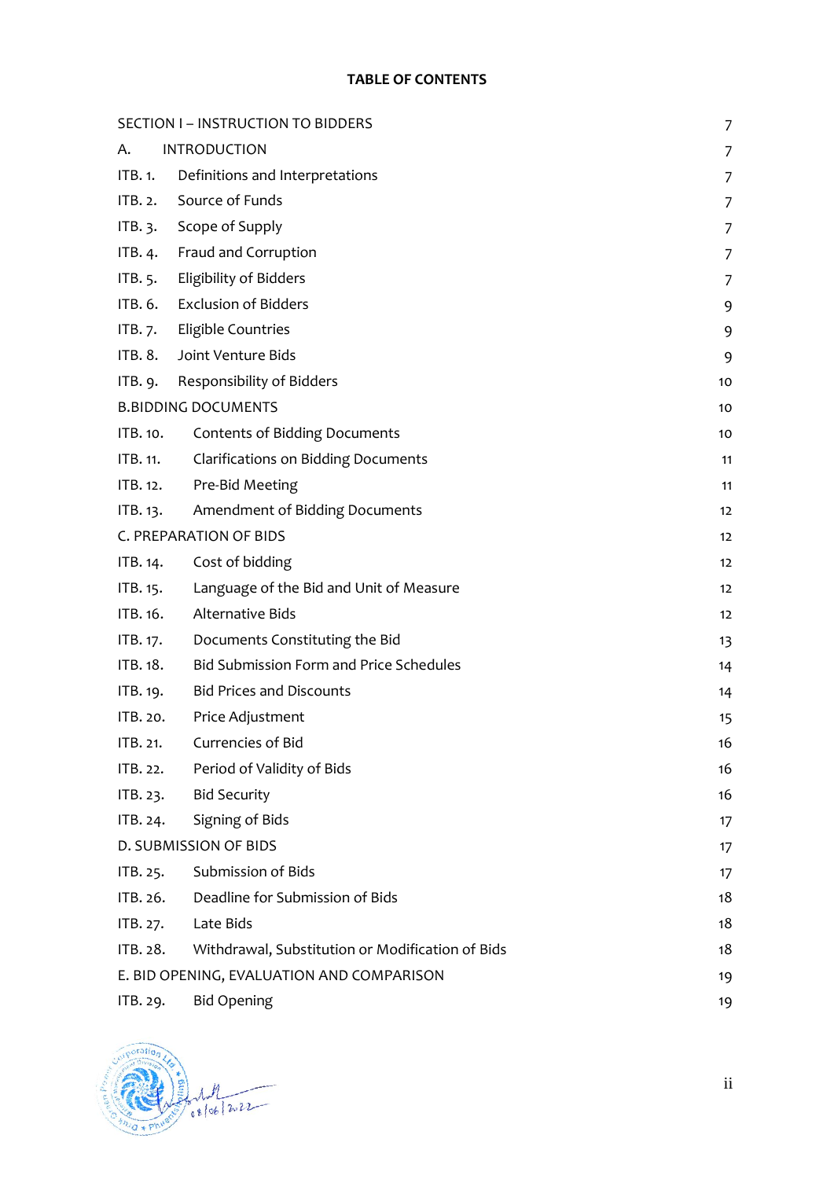**TABLE OF CONTENTS**

| | | |
|---|---|---|
| SECTION I – INSTRUCTION TO BIDDERS | | 7 |
| A. | INTRODUCTION | 7 |
| ITB. 1. | Definitions and Interpretations | 7 |
| ITB. 2. | Source of Funds | 7 |
| ITB. 3. | Scope of Supply | 7 |
| ITB. 4. | Fraud and Corruption | 7 |
| ITB. 5. | Eligibility of Bidders | 7 |
| ITB. 6. | Exclusion of Bidders | 9 |
| ITB. 7. | Eligible Countries | 9 |
| ITB. 8. | Joint Venture Bids | 9 |
| ITB. 9. | Responsibility of Bidders | 10 |
| B.BIDDING DOCUMENTS | | 10 |
| ITB. 10. | Contents of Bidding Documents | 10 |
| ITB. 11. | Clarifications on Bidding Documents | 11 |
| ITB. 12. | Pre-Bid Meeting | 11 |
| ITB. 13. | Amendment of Bidding Documents | 12 |
| C. PREPARATION OF BIDS | | 12 |
| ITB. 14. | Cost of bidding | 12 |
| ITB. 15. | Language of the Bid and Unit of Measure | 12 |
| ITB. 16. | Alternative Bids | 12 |
| ITB. 17. | Documents Constituting the Bid | 13 |
| ITB. 18. | Bid Submission Form and Price Schedules | 14 |
| ITB. 19. | Bid Prices and Discounts | 14 |
| ITB. 20. | Price Adjustment | 15 |
| ITB. 21. | Currencies of Bid | 16 |
| ITB. 22. | Period of Validity of Bids | 16 |
| ITB. 23. | Bid Security | 16 |
| ITB. 24. | Signing of Bids | 17 |
| D. SUBMISSION OF BIDS | | 17 |
| ITB. 25. | Submission of Bids | 17 |
| ITB. 26. | Deadline for Submission of Bids | 18 |
| ITB. 27. | Late Bids | 18 |
| ITB. 28. | Withdrawal, Substitution or Modification of Bids | 18 |
| E. BID OPENING, EVALUATION AND COMPARISON | | 19 |
| ITB. 29. | Bid Opening | 19 |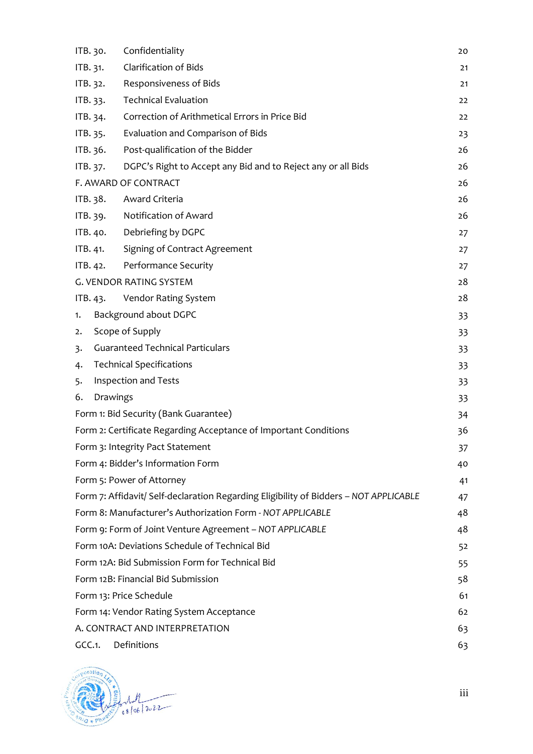| | | |
|---|---|---|
| ITB. 30. | Confidentiality | 20 |
| ITB. 31. | Clarification of Bids | 21 |
| ITB. 32. | Responsiveness of Bids | 21 |
| ITB. 33. | Technical Evaluation | 22 |
| ITB. 34. | Correction of Arithmetical Errors in Price Bid | 22 |
| ITB. 35. | Evaluation and Comparison of Bids | 23 |
| ITB. 36. | Post-qualification of the Bidder | 26 |
| ITB. 37. | DGPC's Right to Accept any Bid and to Reject any or all Bids | 26 |
| F. AWARD OF CONTRACT | | 26 |
| ITB. 38. | Award Criteria | 26 |
| ITB. 39. | Notification of Award | 26 |
| ITB. 40. | Debriefing by DGPC | 27 |
| ITB. 41. | Signing of Contract Agreement | 27 |
| ITB. 42. | Performance Security | 27 |
| G. VENDOR RATING SYSTEM | | 28 |
| ITB. 43. | Vendor Rating System | 28 |
| 1. | Background about DGPC | 33 |
| 2. | Scope of Supply | 33 |
| 3. | Guaranteed Technical Particulars | 33 |
| 4. | Technical Specifications | 33 |
| 5. | Inspection and Tests | 33 |
| 6. | Drawings | 33 |
| Form 1: Bid Security (Bank Guarantee) | | 34 |
| Form 2: Certificate Regarding Acceptance of Important Conditions | | 36 |
| Form 3: Integrity Pact Statement | | 37 |
| Form 4: Bidder's Information Form | | 40 |
| Form 5: Power of Attorney | | 41 |
| Form 7: Affidavit/ Self-declaration Regarding Eligibility of Bidders – *NOT APPLICABLE* | | 47 |
| Form 8: Manufacturer's Authorization Form - *NOT APPLICABLE* | | 48 |
| Form 9: Form of Joint Venture Agreement – *NOT APPLICABLE* | | 48 |
| Form 10A: Deviations Schedule of Technical Bid | | 52 |
| Form 12A: Bid Submission Form for Technical Bid | | 55 |
| Form 12B: Financial Bid Submission | | 58 |
| Form 13: Price Schedule | | 61 |
| Form 14: Vendor Rating System Acceptance | | 62 |
| A. CONTRACT AND INTERPRETATION | | 63 |
| GCC.1. | Definitions | 63 |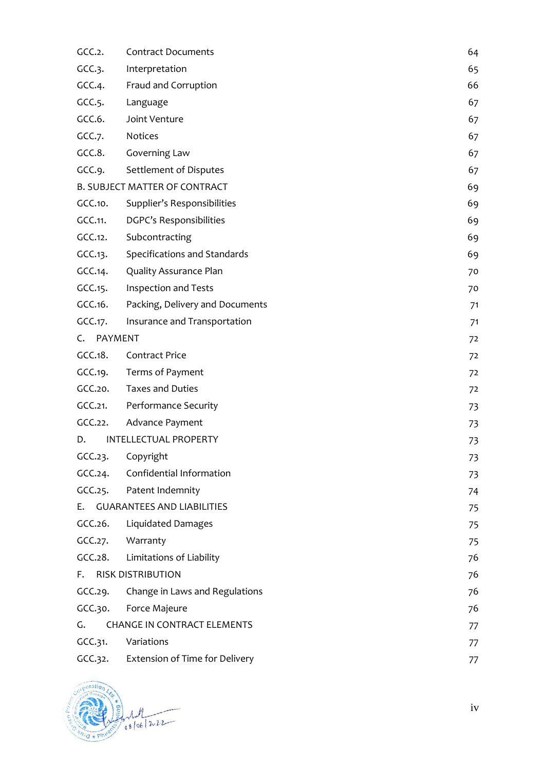| | | |
|---|---|---|
| GCC.2. | Contract Documents | 64 |
| GCC.3. | Interpretation | 65 |
| GCC.4. | Fraud and Corruption | 66 |
| GCC.5. | Language | 67 |
| GCC.6. | Joint Venture | 67 |
| GCC.7. | Notices | 67 |
| GCC.8. | Governing Law | 67 |
| GCC.9. | Settlement of Disputes | 67 |
| B. SUBJECT MATTER OF CONTRACT | | 69 |
| GCC.10. | Supplier's Responsibilities | 69 |
| GCC.11. | DGPC's Responsibilities | 69 |
| GCC.12. | Subcontracting | 69 |
| GCC.13. | Specifications and Standards | 69 |
| GCC.14. | Quality Assurance Plan | 70 |
| GCC.15. | Inspection and Tests | 70 |
| GCC.16. | Packing, Delivery and Documents | 71 |
| GCC.17. | Insurance and Transportation | 71 |
| C. PAYMENT | | 72 |
| GCC.18. | Contract Price | 72 |
| GCC.19. | Terms of Payment | 72 |
| GCC.20. | Taxes and Duties | 72 |
| GCC.21. | Performance Security | 73 |
| GCC.22. | Advance Payment | 73 |
| D. INTELLECTUAL PROPERTY | | 73 |
| GCC.23. | Copyright | 73 |
| GCC.24. | Confidential Information | 73 |
| GCC.25. | Patent Indemnity | 74 |
| E. GUARANTEES AND LIABILITIES | | 75 |
| GCC.26. | Liquidated Damages | 75 |
| GCC.27. | Warranty | 75 |
| GCC.28. | Limitations of Liability | 76 |
| F. RISK DISTRIBUTION | | 76 |
| GCC.29. | Change in Laws and Regulations | 76 |
| GCC.30. | Force Majeure | 76 |
| G. CHANGE IN CONTRACT ELEMENTS | | 77 |
| GCC.31. | Variations | 77 |
| GCC.32. | Extension of Time for Delivery | 77 |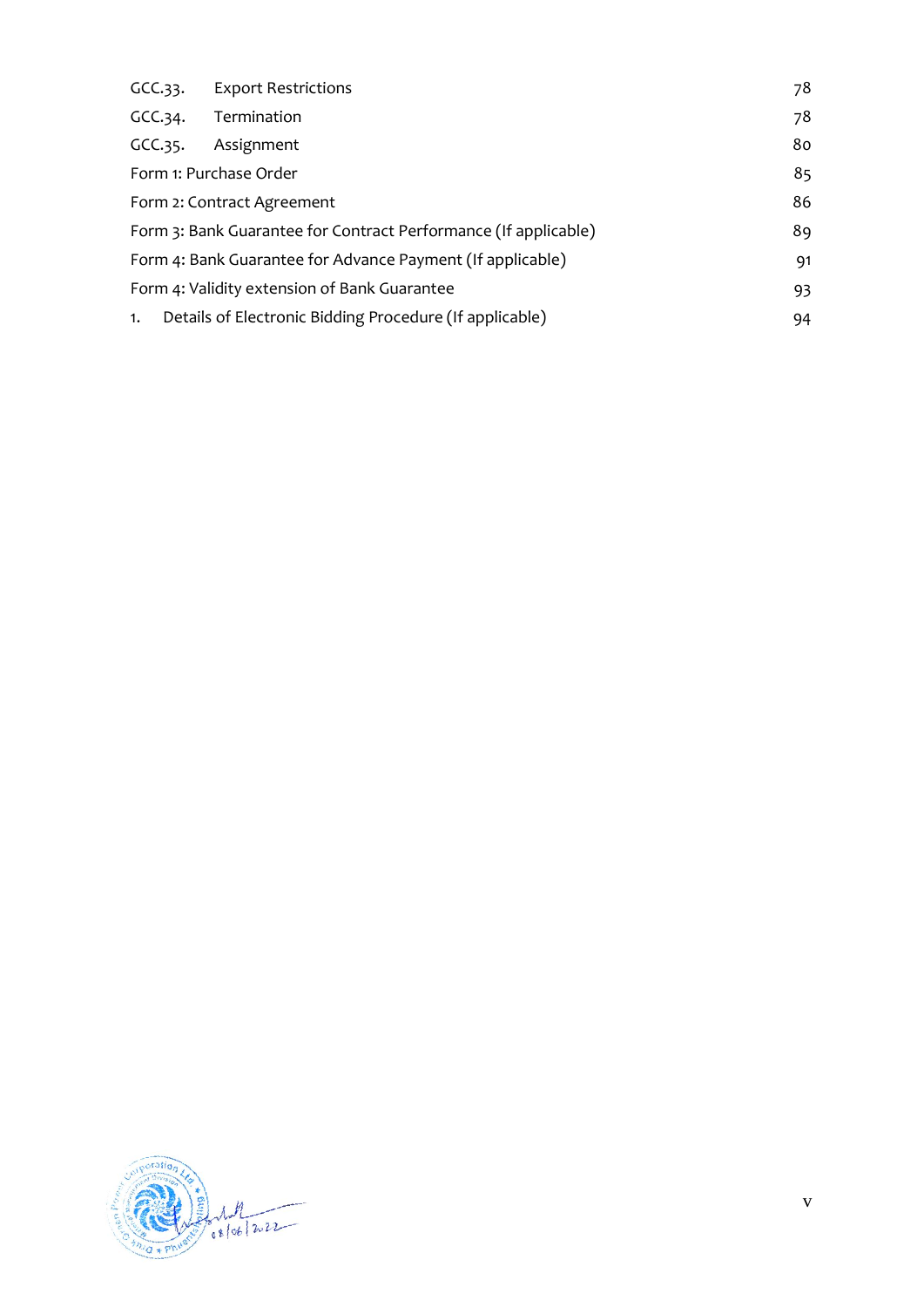| | | |
|---|---|---|
| GCC.33. | Export Restrictions | 78 |
| GCC.34. | Termination | 78 |
| GCC.35. | Assignment | 80 |
| Form 1: Purchase Order | | 85 |
| Form 2: Contract Agreement | | 86 |
| Form 3: Bank Guarantee for Contract Performance (If applicable) | | 89 |
| Form 4: Bank Guarantee for Advance Payment (If applicable) | | 91 |
| Form 4: Validity extension of Bank Guarantee | | 93 |
| 1. | Details of Electronic Bidding Procedure (If applicable) | 94 |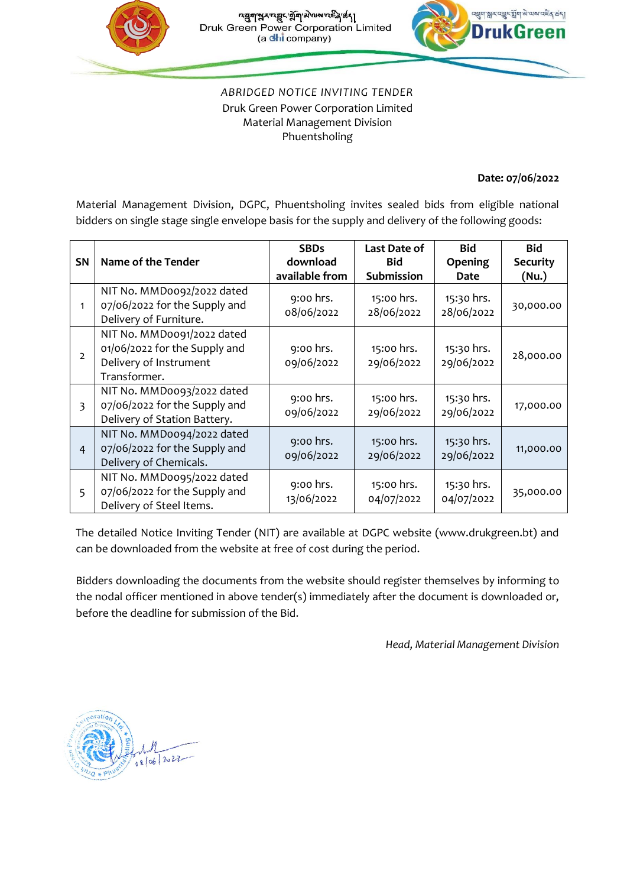འབྲུག་སྐར་འབྱུང་གློག་མེ་ལས་འཛིན་ཚད།

Druk Green Power Corporation Limited

(a dhi company)

*ABRIDGED NOTICE INVITING TENDER*

Druk Green Power Corporation Limited

Material Management Division

Phuentsholing

**Date: 07/06/2022**

Material Management Division, DGPC, Phuentsholing invites sealed bids from eligible national bidders on single stage single envelope basis for the supply and delivery of the following goods:

| SN | Name of the Tender | SBDs download available from | Last Date of Bid Submission | Bid Opening Date | Bid Security (Nu.) |
|---|---|---|---|---|---|
| 1 | NIT No. MMD0092/2022 dated 07/06/2022 for the Supply and Delivery of Furniture. | 9:00 hrs. 08/06/2022 | 15:00 hrs. 28/06/2022 | 15:30 hrs. 28/06/2022 | 30,000.00 |
| 2 | NIT No. MMD0091/2022 dated 01/06/2022 for the Supply and Delivery of Instrument Transformer. | 9:00 hrs. 09/06/2022 | 15:00 hrs. 29/06/2022 | 15:30 hrs. 29/06/2022 | 28,000.00 |
| 3 | NIT No. MMD0093/2022 dated 07/06/2022 for the Supply and Delivery of Station Battery. | 9:00 hrs. 09/06/2022 | 15:00 hrs. 29/06/2022 | 15:30 hrs. 29/06/2022 | 17,000.00 |
| 4 | NIT No. MMD0094/2022 dated 07/06/2022 for the Supply and Delivery of Chemicals. | 9:00 hrs. 09/06/2022 | 15:00 hrs. 29/06/2022 | 15:30 hrs. 29/06/2022 | 11,000.00 |
| 5 | NIT No. MMD0095/2022 dated 07/06/2022 for the Supply and Delivery of Steel Items. | 9:00 hrs. 13/06/2022 | 15:00 hrs. 04/07/2022 | 15:30 hrs. 04/07/2022 | 35,000.00 |

The detailed Notice Inviting Tender (NIT) are available at DGPC website (www.drukgreen.bt) and can be downloaded from the website at free of cost during the period.

Bidders downloading the documents from the website should register themselves by informing to the nodal officer mentioned in above tender(s) immediately after the document is downloaded or, before the deadline for submission of the Bid.

*Head, Material Management Division*

08/06/2022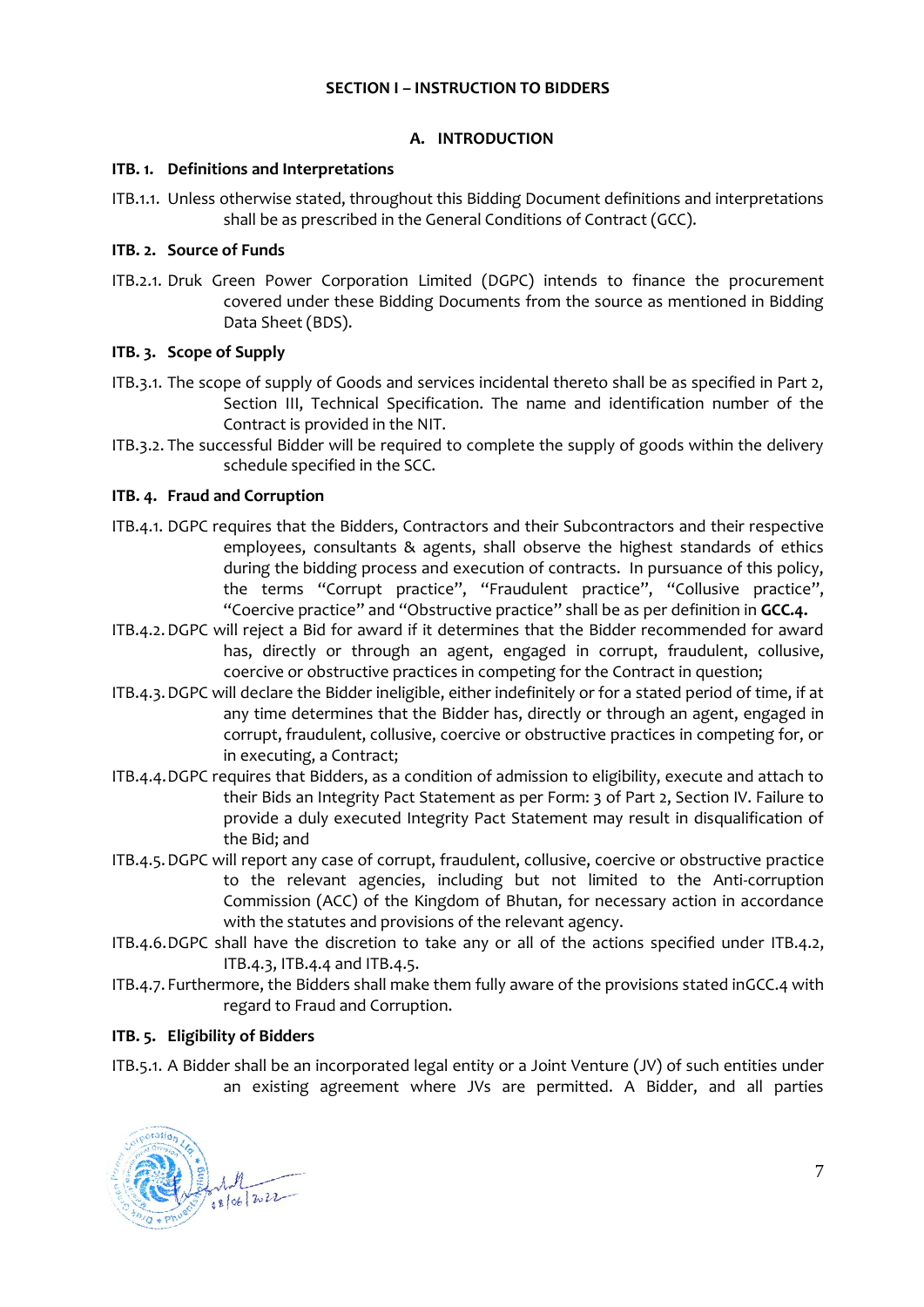## SECTION I – INSTRUCTION TO BIDDERS

### A. INTRODUCTION

**ITB. 1. Definitions and Interpretations**

ITB.1.1. Unless otherwise stated, throughout this Bidding Document definitions and interpretations shall be as prescribed in the General Conditions of Contract (GCC).

**ITB. 2. Source of Funds**

ITB.2.1. Druk Green Power Corporation Limited (DGPC) intends to finance the procurement covered under these Bidding Documents from the source as mentioned in Bidding Data Sheet (BDS).

**ITB. 3. Scope of Supply**

ITB.3.1. The scope of supply of Goods and services incidental thereto shall be as specified in Part 2, Section III, Technical Specification. The name and identification number of the Contract is provided in the NIT.

ITB.3.2. The successful Bidder will be required to complete the supply of goods within the delivery schedule specified in the SCC.

**ITB. 4. Fraud and Corruption**

ITB.4.1. DGPC requires that the Bidders, Contractors and their Subcontractors and their respective employees, consultants & agents, shall observe the highest standards of ethics during the bidding process and execution of contracts. In pursuance of this policy, the terms "Corrupt practice", "Fraudulent practice", "Collusive practice", "Coercive practice" and "Obstructive practice" shall be as per definition in **GCC.4.**

ITB.4.2. DGPC will reject a Bid for award if it determines that the Bidder recommended for award has, directly or through an agent, engaged in corrupt, fraudulent, collusive, coercive or obstructive practices in competing for the Contract in question;

ITB.4.3. DGPC will declare the Bidder ineligible, either indefinitely or for a stated period of time, if at any time determines that the Bidder has, directly or through an agent, engaged in corrupt, fraudulent, collusive, coercive or obstructive practices in competing for, or in executing, a Contract;

ITB.4.4. DGPC requires that Bidders, as a condition of admission to eligibility, execute and attach to their Bids an Integrity Pact Statement as per Form: 3 of Part 2, Section IV. Failure to provide a duly executed Integrity Pact Statement may result in disqualification of the Bid; and

ITB.4.5. DGPC will report any case of corrupt, fraudulent, collusive, coercive or obstructive practice to the relevant agencies, including but not limited to the Anti-corruption Commission (ACC) of the Kingdom of Bhutan, for necessary action in accordance with the statutes and provisions of the relevant agency.

ITB.4.6. DGPC shall have the discretion to take any or all of the actions specified under ITB.4.2, ITB.4.3, ITB.4.4 and ITB.4.5.

ITB.4.7. Furthermore, the Bidders shall make them fully aware of the provisions stated inGCC.4 with regard to Fraud and Corruption.

**ITB. 5. Eligibility of Bidders**

ITB.5.1. A Bidder shall be an incorporated legal entity or a Joint Venture (JV) of such entities under an existing agreement where JVs are permitted. A Bidder, and all parties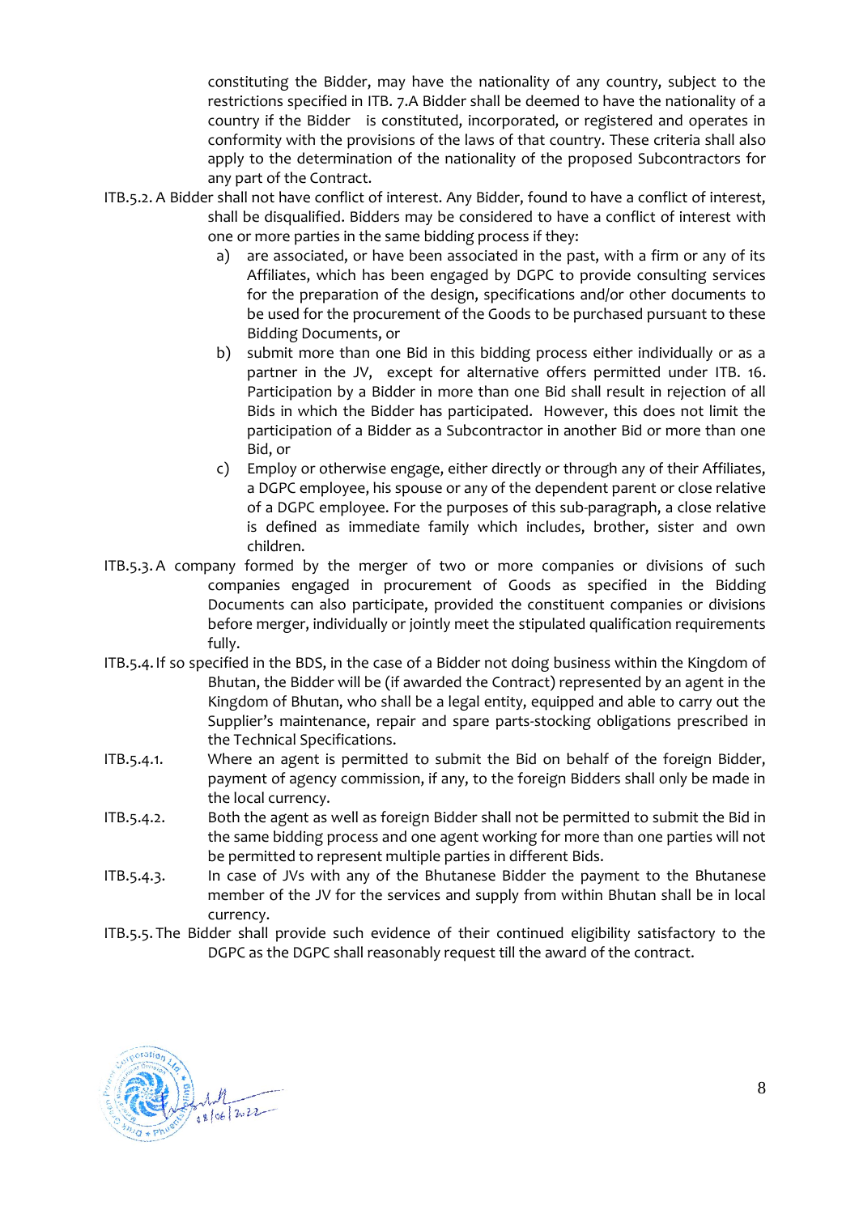constituting the Bidder, may have the nationality of any country, subject to the restrictions specified in ITB. 7.A Bidder shall be deemed to have the nationality of a country if the Bidder is constituted, incorporated, or registered and operates in conformity with the provisions of the laws of that country. These criteria shall also apply to the determination of the nationality of the proposed Subcontractors for any part of the Contract.

ITB.5.2. A Bidder shall not have conflict of interest. Any Bidder, found to have a conflict of interest, shall be disqualified. Bidders may be considered to have a conflict of interest with one or more parties in the same bidding process if they:

a) are associated, or have been associated in the past, with a firm or any of its Affiliates, which has been engaged by DGPC to provide consulting services for the preparation of the design, specifications and/or other documents to be used for the procurement of the Goods to be purchased pursuant to these Bidding Documents, or

b) submit more than one Bid in this bidding process either individually or as a partner in the JV, except for alternative offers permitted under ITB. 16. Participation by a Bidder in more than one Bid shall result in rejection of all Bids in which the Bidder has participated. However, this does not limit the participation of a Bidder as a Subcontractor in another Bid or more than one Bid, or

c) Employ or otherwise engage, either directly or through any of their Affiliates, a DGPC employee, his spouse or any of the dependent parent or close relative of a DGPC employee. For the purposes of this sub-paragraph, a close relative is defined as immediate family which includes, brother, sister and own children.

ITB.5.3. A company formed by the merger of two or more companies or divisions of such companies engaged in procurement of Goods as specified in the Bidding Documents can also participate, provided the constituent companies or divisions before merger, individually or jointly meet the stipulated qualification requirements fully.

ITB.5.4. If so specified in the BDS, in the case of a Bidder not doing business within the Kingdom of Bhutan, the Bidder will be (if awarded the Contract) represented by an agent in the Kingdom of Bhutan, who shall be a legal entity, equipped and able to carry out the Supplier's maintenance, repair and spare parts-stocking obligations prescribed in the Technical Specifications.

ITB.5.4.1. Where an agent is permitted to submit the Bid on behalf of the foreign Bidder, payment of agency commission, if any, to the foreign Bidders shall only be made in the local currency.

ITB.5.4.2. Both the agent as well as foreign Bidder shall not be permitted to submit the Bid in the same bidding process and one agent working for more than one parties will not be permitted to represent multiple parties in different Bids.

ITB.5.4.3. In case of JVs with any of the Bhutanese Bidder the payment to the Bhutanese member of the JV for the services and supply from within Bhutan shall be in local currency.

ITB.5.5. The Bidder shall provide such evidence of their continued eligibility satisfactory to the DGPC as the DGPC shall reasonably request till the award of the contract.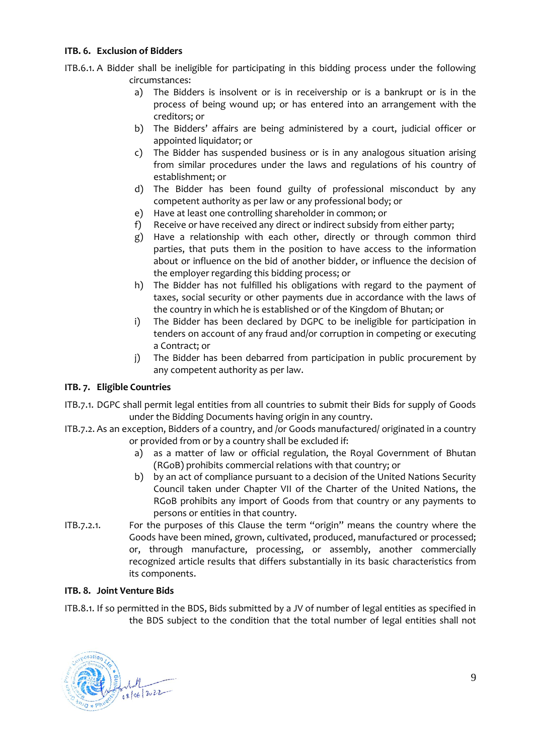**ITB. 6. Exclusion of Bidders**

ITB.6.1. A Bidder shall be ineligible for participating in this bidding process under the following circumstances:

a) The Bidders is insolvent or is in receivership or is a bankrupt or is in the process of being wound up; or has entered into an arrangement with the creditors; or
b) The Bidders' affairs are being administered by a court, judicial officer or appointed liquidator; or
c) The Bidder has suspended business or is in any analogous situation arising from similar procedures under the laws and regulations of his country of establishment; or
d) The Bidder has been found guilty of professional misconduct by any competent authority as per law or any professional body; or
e) Have at least one controlling shareholder in common; or
f) Receive or have received any direct or indirect subsidy from either party;
g) Have a relationship with each other, directly or through common third parties, that puts them in the position to have access to the information about or influence on the bid of another bidder, or influence the decision of the employer regarding this bidding process; or
h) The Bidder has not fulfilled his obligations with regard to the payment of taxes, social security or other payments due in accordance with the laws of the country in which he is established or of the Kingdom of Bhutan; or
i) The Bidder has been declared by DGPC to be ineligible for participation in tenders on account of any fraud and/or corruption in competing or executing a Contract; or
j) The Bidder has been debarred from participation in public procurement by any competent authority as per law.

**ITB. 7. Eligible Countries**

ITB.7.1. DGPC shall permit legal entities from all countries to submit their Bids for supply of Goods under the Bidding Documents having origin in any country.

ITB.7.2. As an exception, Bidders of a country, and /or Goods manufactured/ originated in a country or provided from or by a country shall be excluded if:

a) as a matter of law or official regulation, the Royal Government of Bhutan (RGoB) prohibits commercial relations with that country; or
b) by an act of compliance pursuant to a decision of the United Nations Security Council taken under Chapter VII of the Charter of the United Nations, the RGoB prohibits any import of Goods from that country or any payments to persons or entities in that country.

ITB.7.2.1. For the purposes of this Clause the term "origin" means the country where the Goods have been mined, grown, cultivated, produced, manufactured or processed; or, through manufacture, processing, or assembly, another commercially recognized article results that differs substantially in its basic characteristics from its components.

**ITB. 8. Joint Venture Bids**

ITB.8.1. If so permitted in the BDS, Bids submitted by a JV of number of legal entities as specified in the BDS subject to the condition that the total number of legal entities shall not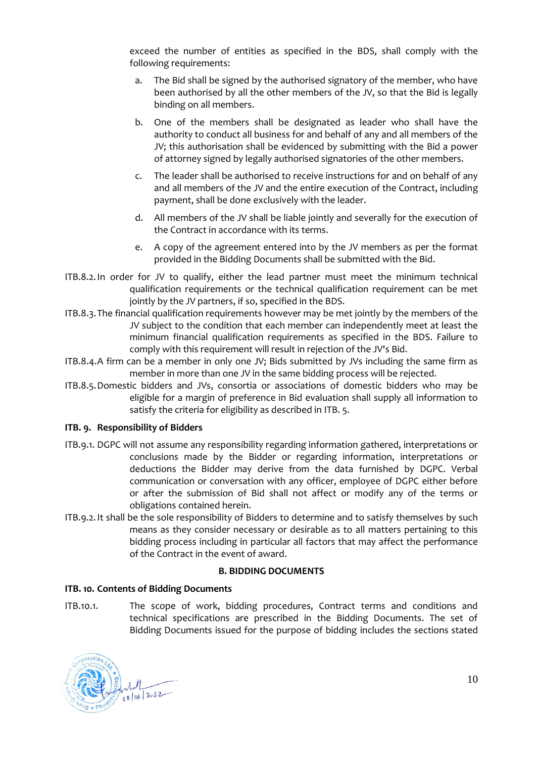exceed the number of entities as specified in the BDS, shall comply with the following requirements:

a. The Bid shall be signed by the authorised signatory of the member, who have been authorised by all the other members of the JV, so that the Bid is legally binding on all members.

b. One of the members shall be designated as leader who shall have the authority to conduct all business for and behalf of any and all members of the JV; this authorisation shall be evidenced by submitting with the Bid a power of attorney signed by legally authorised signatories of the other members.

c. The leader shall be authorised to receive instructions for and on behalf of any and all members of the JV and the entire execution of the Contract, including payment, shall be done exclusively with the leader.

d. All members of the JV shall be liable jointly and severally for the execution of the Contract in accordance with its terms.

e. A copy of the agreement entered into by the JV members as per the format provided in the Bidding Documents shall be submitted with the Bid.

ITB.8.2. In order for JV to qualify, either the lead partner must meet the minimum technical qualification requirements or the technical qualification requirement can be met jointly by the JV partners, if so, specified in the BDS.

ITB.8.3. The financial qualification requirements however may be met jointly by the members of the JV subject to the condition that each member can independently meet at least the minimum financial qualification requirements as specified in the BDS. Failure to comply with this requirement will result in rejection of the JV's Bid.

ITB.8.4. A firm can be a member in only one JV; Bids submitted by JVs including the same firm as member in more than one JV in the same bidding process will be rejected.

ITB.8.5. Domestic bidders and JVs, consortia or associations of domestic bidders who may be eligible for a margin of preference in Bid evaluation shall supply all information to satisfy the criteria for eligibility as described in ITB. 5.

**ITB. 9. Responsibility of Bidders**

ITB.9.1. DGPC will not assume any responsibility regarding information gathered, interpretations or conclusions made by the Bidder or regarding information, interpretations or deductions the Bidder may derive from the data furnished by DGPC. Verbal communication or conversation with any officer, employee of DGPC either before or after the submission of Bid shall not affect or modify any of the terms or obligations contained herein.

ITB.9.2. It shall be the sole responsibility of Bidders to determine and to satisfy themselves by such means as they consider necessary or desirable as to all matters pertaining to this bidding process including in particular all factors that may affect the performance of the Contract in the event of award.

**B. BIDDING DOCUMENTS**

**ITB. 10. Contents of Bidding Documents**

ITB.10.1. The scope of work, bidding procedures, Contract terms and conditions and technical specifications are prescribed in the Bidding Documents. The set of Bidding Documents issued for the purpose of bidding includes the sections stated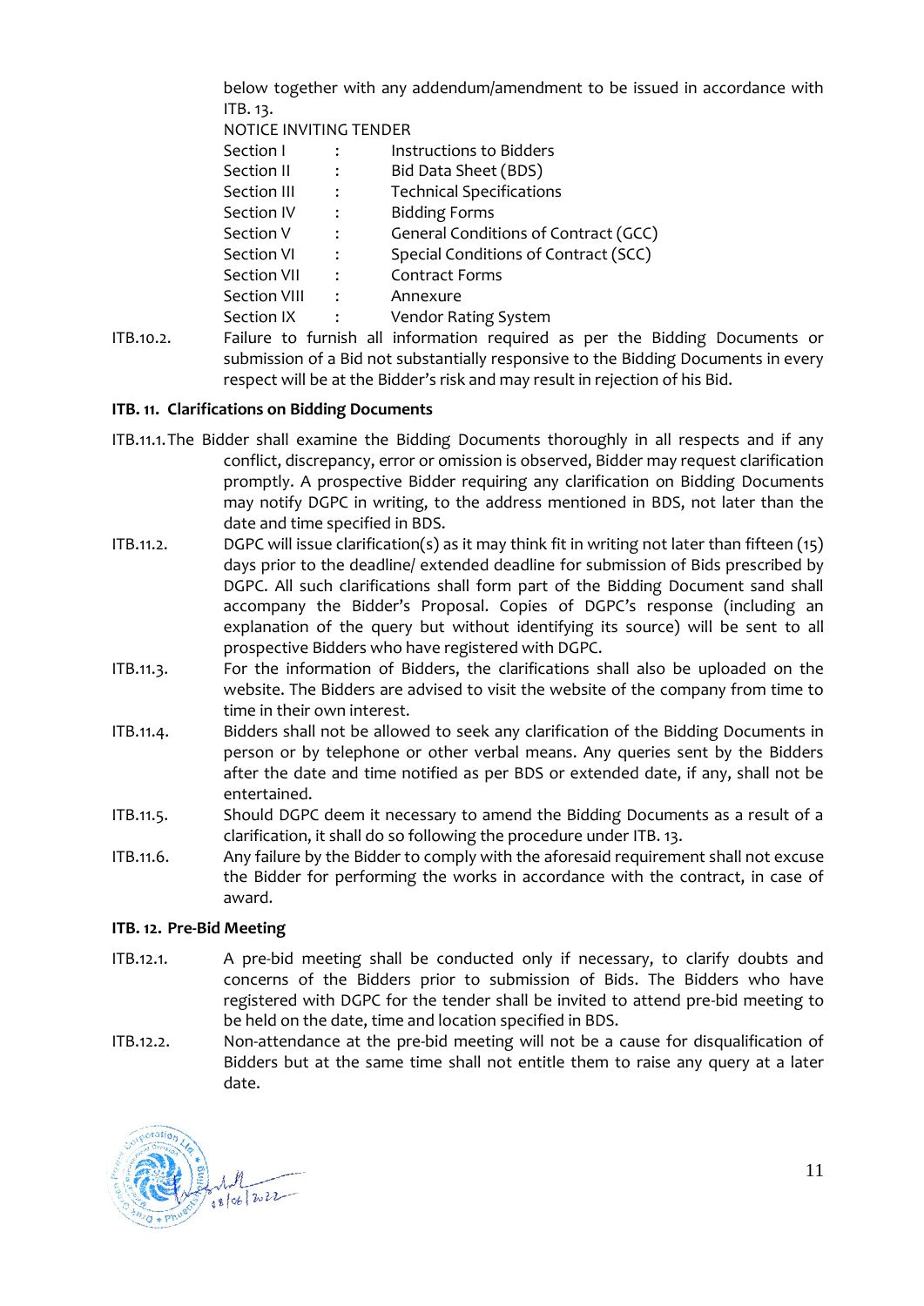below together with any addendum/amendment to be issued in accordance with ITB. 13.

NOTICE INVITING TENDER

| | | |
|---|---|---|
| Section I | : | Instructions to Bidders |
| Section II | : | Bid Data Sheet (BDS) |
| Section III | : | Technical Specifications |
| Section IV | : | Bidding Forms |
| Section V | : | General Conditions of Contract (GCC) |
| Section VI | : | Special Conditions of Contract (SCC) |
| Section VII | : | Contract Forms |
| Section VIII | : | Annexure |
| Section IX | : | Vendor Rating System |

ITB.10.2. Failure to furnish all information required as per the Bidding Documents or submission of a Bid not substantially responsive to the Bidding Documents in every respect will be at the Bidder's risk and may result in rejection of his Bid.

**ITB. 11. Clarifications on Bidding Documents**

ITB.11.1. The Bidder shall examine the Bidding Documents thoroughly in all respects and if any conflict, discrepancy, error or omission is observed, Bidder may request clarification promptly. A prospective Bidder requiring any clarification on Bidding Documents may notify DGPC in writing, to the address mentioned in BDS, not later than the date and time specified in BDS.

ITB.11.2. DGPC will issue clarification(s) as it may think fit in writing not later than fifteen (15) days prior to the deadline/ extended deadline for submission of Bids prescribed by DGPC. All such clarifications shall form part of the Bidding Document sand shall accompany the Bidder's Proposal. Copies of DGPC's response (including an explanation of the query but without identifying its source) will be sent to all prospective Bidders who have registered with DGPC.

ITB.11.3. For the information of Bidders, the clarifications shall also be uploaded on the website. The Bidders are advised to visit the website of the company from time to time in their own interest.

ITB.11.4. Bidders shall not be allowed to seek any clarification of the Bidding Documents in person or by telephone or other verbal means. Any queries sent by the Bidders after the date and time notified as per BDS or extended date, if any, shall not be entertained.

ITB.11.5. Should DGPC deem it necessary to amend the Bidding Documents as a result of a clarification, it shall do so following the procedure under ITB. 13.

ITB.11.6. Any failure by the Bidder to comply with the aforesaid requirement shall not excuse the Bidder for performing the works in accordance with the contract, in case of award.

**ITB. 12. Pre-Bid Meeting**

ITB.12.1. A pre-bid meeting shall be conducted only if necessary, to clarify doubts and concerns of the Bidders prior to submission of Bids. The Bidders who have registered with DGPC for the tender shall be invited to attend pre-bid meeting to be held on the date, time and location specified in BDS.

ITB.12.2. Non-attendance at the pre-bid meeting will not be a cause for disqualification of Bidders but at the same time shall not entitle them to raise any query at a later date.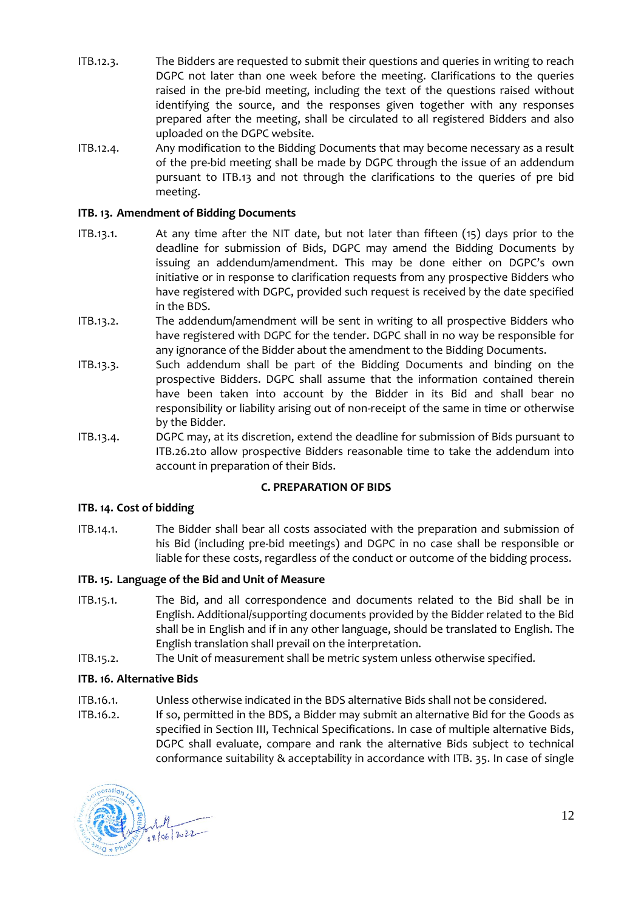ITB.12.3. The Bidders are requested to submit their questions and queries in writing to reach DGPC not later than one week before the meeting. Clarifications to the queries raised in the pre-bid meeting, including the text of the questions raised without identifying the source, and the responses given together with any responses prepared after the meeting, shall be circulated to all registered Bidders and also uploaded on the DGPC website.

ITB.12.4. Any modification to the Bidding Documents that may become necessary as a result of the pre-bid meeting shall be made by DGPC through the issue of an addendum pursuant to ITB.13 and not through the clarifications to the queries of pre bid meeting.

**ITB. 13. Amendment of Bidding Documents**

ITB.13.1. At any time after the NIT date, but not later than fifteen (15) days prior to the deadline for submission of Bids, DGPC may amend the Bidding Documents by issuing an addendum/amendment. This may be done either on DGPC's own initiative or in response to clarification requests from any prospective Bidders who have registered with DGPC, provided such request is received by the date specified in the BDS.

ITB.13.2. The addendum/amendment will be sent in writing to all prospective Bidders who have registered with DGPC for the tender. DGPC shall in no way be responsible for any ignorance of the Bidder about the amendment to the Bidding Documents.

ITB.13.3. Such addendum shall be part of the Bidding Documents and binding on the prospective Bidders. DGPC shall assume that the information contained therein have been taken into account by the Bidder in its Bid and shall bear no responsibility or liability arising out of non-receipt of the same in time or otherwise by the Bidder.

ITB.13.4. DGPC may, at its discretion, extend the deadline for submission of Bids pursuant to ITB.26.2to allow prospective Bidders reasonable time to take the addendum into account in preparation of their Bids.

## C. PREPARATION OF BIDS

**ITB. 14. Cost of bidding**

ITB.14.1. The Bidder shall bear all costs associated with the preparation and submission of his Bid (including pre-bid meetings) and DGPC in no case shall be responsible or liable for these costs, regardless of the conduct or outcome of the bidding process.

**ITB. 15. Language of the Bid and Unit of Measure**

ITB.15.1. The Bid, and all correspondence and documents related to the Bid shall be in English. Additional/supporting documents provided by the Bidder related to the Bid shall be in English and if in any other language, should be translated to English. The English translation shall prevail on the interpretation.

ITB.15.2. The Unit of measurement shall be metric system unless otherwise specified.

**ITB. 16. Alternative Bids**

ITB.16.1. Unless otherwise indicated in the BDS alternative Bids shall not be considered.

ITB.16.2. If so, permitted in the BDS, a Bidder may submit an alternative Bid for the Goods as specified in Section III, Technical Specifications. In case of multiple alternative Bids, DGPC shall evaluate, compare and rank the alternative Bids subject to technical conformance suitability & acceptability in accordance with ITB. 35. In case of single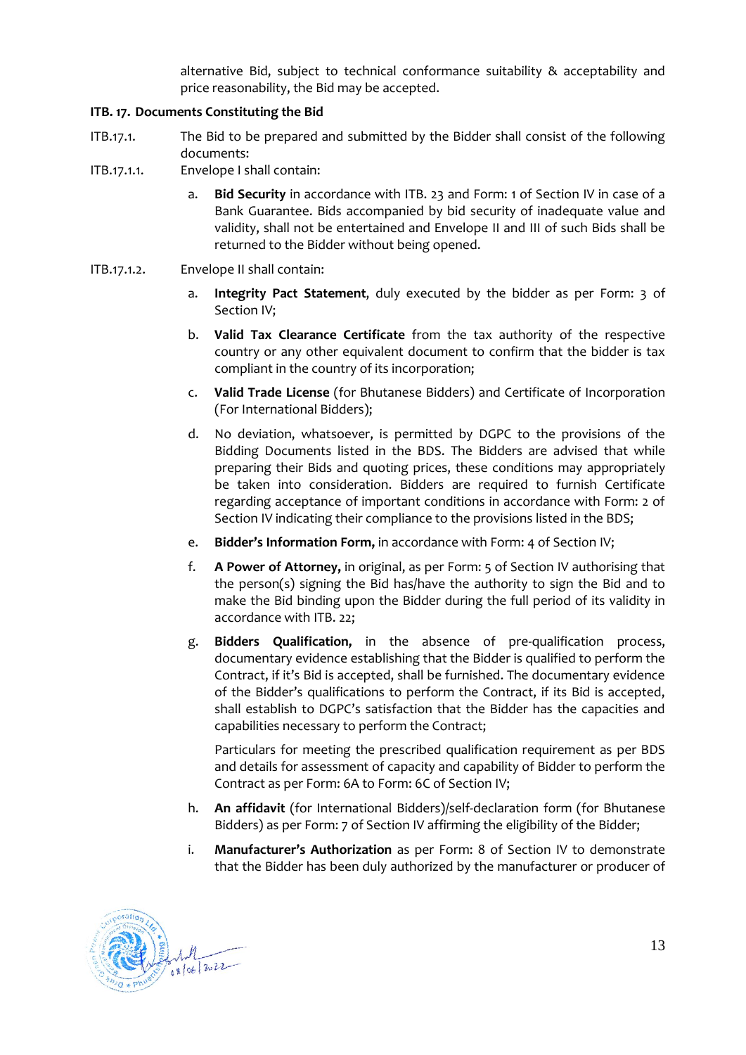alternative Bid, subject to technical conformance suitability & acceptability and price reasonability, the Bid may be accepted.

**ITB. 17. Documents Constituting the Bid**

ITB.17.1. The Bid to be prepared and submitted by the Bidder shall consist of the following documents:

ITB.17.1.1. Envelope I shall contain:

a. **Bid Security** in accordance with ITB. 23 and Form: 1 of Section IV in case of a Bank Guarantee. Bids accompanied by bid security of inadequate value and validity, shall not be entertained and Envelope II and III of such Bids shall be returned to the Bidder without being opened.

ITB.17.1.2. Envelope II shall contain:

a. **Integrity Pact Statement**, duly executed by the bidder as per Form: 3 of Section IV;

b. **Valid Tax Clearance Certificate** from the tax authority of the respective country or any other equivalent document to confirm that the bidder is tax compliant in the country of its incorporation;

c. **Valid Trade License** (for Bhutanese Bidders) and Certificate of Incorporation (For International Bidders);

d. No deviation, whatsoever, is permitted by DGPC to the provisions of the Bidding Documents listed in the BDS. The Bidders are advised that while preparing their Bids and quoting prices, these conditions may appropriately be taken into consideration. Bidders are required to furnish Certificate regarding acceptance of important conditions in accordance with Form: 2 of Section IV indicating their compliance to the provisions listed in the BDS;

e. **Bidder's Information Form,** in accordance with Form: 4 of Section IV;

f. **A Power of Attorney,** in original, as per Form: 5 of Section IV authorising that the person(s) signing the Bid has/have the authority to sign the Bid and to make the Bid binding upon the Bidder during the full period of its validity in accordance with ITB. 22;

g. **Bidders Qualification,** in the absence of pre-qualification process, documentary evidence establishing that the Bidder is qualified to perform the Contract, if it's Bid is accepted, shall be furnished. The documentary evidence of the Bidder's qualifications to perform the Contract, if its Bid is accepted, shall establish to DGPC's satisfaction that the Bidder has the capacities and capabilities necessary to perform the Contract;

   Particulars for meeting the prescribed qualification requirement as per BDS and details for assessment of capacity and capability of Bidder to perform the Contract as per Form: 6A to Form: 6C of Section IV;

h. **An affidavit** (for International Bidders)/self-declaration form (for Bhutanese Bidders) as per Form: 7 of Section IV affirming the eligibility of the Bidder;

i. **Manufacturer's Authorization** as per Form: 8 of Section IV to demonstrate that the Bidder has been duly authorized by the manufacturer or producer of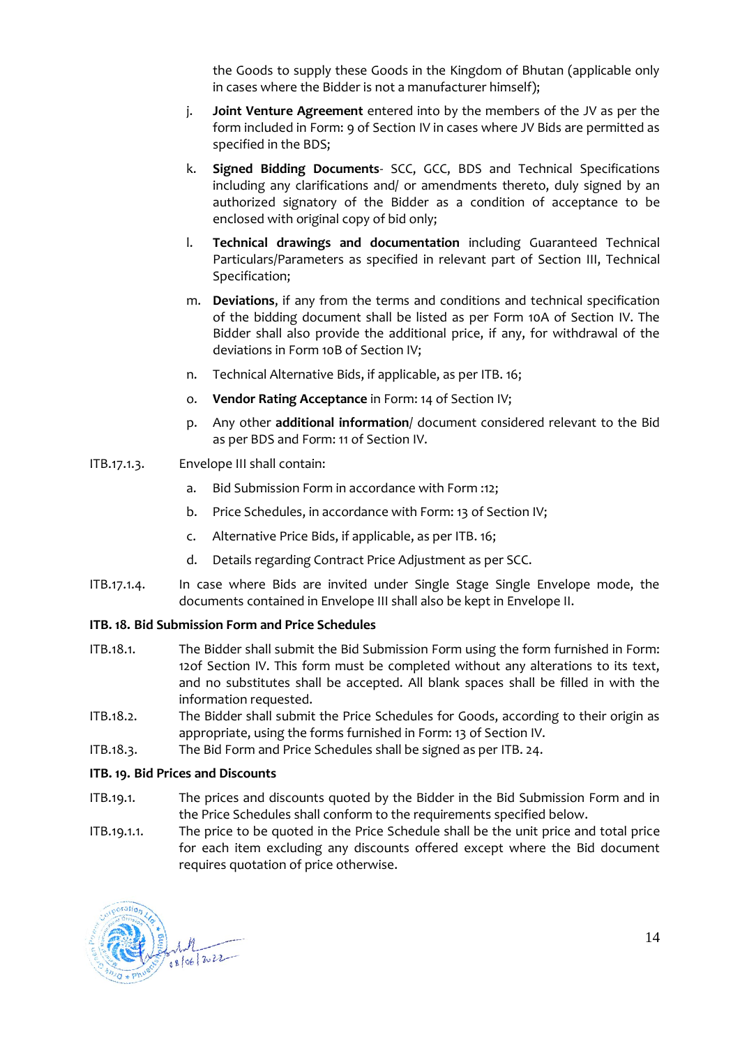the Goods to supply these Goods in the Kingdom of Bhutan (applicable only in cases where the Bidder is not a manufacturer himself);

j. **Joint Venture Agreement** entered into by the members of the JV as per the form included in Form: 9 of Section IV in cases where JV Bids are permitted as specified in the BDS;

k. **Signed Bidding Documents**- SCC, GCC, BDS and Technical Specifications including any clarifications and/ or amendments thereto, duly signed by an authorized signatory of the Bidder as a condition of acceptance to be enclosed with original copy of bid only;

l. **Technical drawings and documentation** including Guaranteed Technical Particulars/Parameters as specified in relevant part of Section III, Technical Specification;

m. **Deviations**, if any from the terms and conditions and technical specification of the bidding document shall be listed as per Form 10A of Section IV. The Bidder shall also provide the additional price, if any, for withdrawal of the deviations in Form 10B of Section IV;

n. Technical Alternative Bids, if applicable, as per ITB. 16;

o. **Vendor Rating Acceptance** in Form: 14 of Section IV;

p. Any other **additional information**/ document considered relevant to the Bid as per BDS and Form: 11 of Section IV.

ITB.17.1.3. Envelope III shall contain:

a. Bid Submission Form in accordance with Form :12;

b. Price Schedules, in accordance with Form: 13 of Section IV;

c. Alternative Price Bids, if applicable, as per ITB. 16;

d. Details regarding Contract Price Adjustment as per SCC.

ITB.17.1.4. In case where Bids are invited under Single Stage Single Envelope mode, the documents contained in Envelope III shall also be kept in Envelope II.

**ITB. 18. Bid Submission Form and Price Schedules**

ITB.18.1. The Bidder shall submit the Bid Submission Form using the form furnished in Form: 12of Section IV. This form must be completed without any alterations to its text, and no substitutes shall be accepted. All blank spaces shall be filled in with the information requested.

ITB.18.2. The Bidder shall submit the Price Schedules for Goods, according to their origin as appropriate, using the forms furnished in Form: 13 of Section IV.

ITB.18.3. The Bid Form and Price Schedules shall be signed as per ITB. 24.

**ITB. 19. Bid Prices and Discounts**

ITB.19.1. The prices and discounts quoted by the Bidder in the Bid Submission Form and in the Price Schedules shall conform to the requirements specified below.

ITB.19.1.1. The price to be quoted in the Price Schedule shall be the unit price and total price for each item excluding any discounts offered except where the Bid document requires quotation of price otherwise.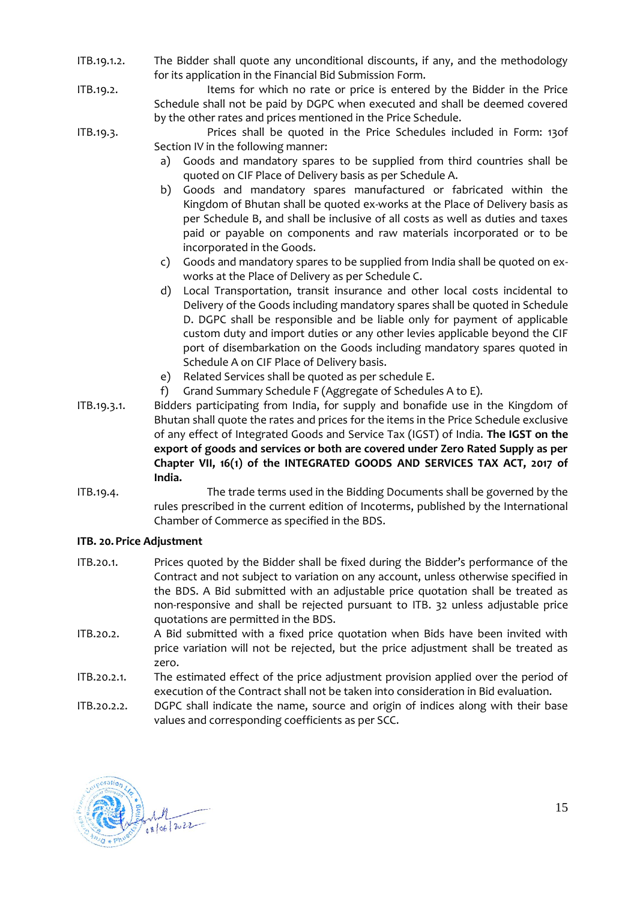ITB.19.1.2. The Bidder shall quote any unconditional discounts, if any, and the methodology for its application in the Financial Bid Submission Form.

ITB.19.2. Items for which no rate or price is entered by the Bidder in the Price Schedule shall not be paid by DGPC when executed and shall be deemed covered by the other rates and prices mentioned in the Price Schedule.

ITB.19.3. Prices shall be quoted in the Price Schedules included in Form: 13of Section IV in the following manner:

a) Goods and mandatory spares to be supplied from third countries shall be quoted on CIF Place of Delivery basis as per Schedule A.
b) Goods and mandatory spares manufactured or fabricated within the Kingdom of Bhutan shall be quoted ex-works at the Place of Delivery basis as per Schedule B, and shall be inclusive of all costs as well as duties and taxes paid or payable on components and raw materials incorporated or to be incorporated in the Goods.
c) Goods and mandatory spares to be supplied from India shall be quoted on ex-works at the Place of Delivery as per Schedule C.
d) Local Transportation, transit insurance and other local costs incidental to Delivery of the Goods including mandatory spares shall be quoted in Schedule D. DGPC shall be responsible and be liable only for payment of applicable custom duty and import duties or any other levies applicable beyond the CIF port of disembarkation on the Goods including mandatory spares quoted in Schedule A on CIF Place of Delivery basis.
e) Related Services shall be quoted as per schedule E.
f) Grand Summary Schedule F (Aggregate of Schedules A to E).

ITB.19.3.1. Bidders participating from India, for supply and bonafide use in the Kingdom of Bhutan shall quote the rates and prices for the items in the Price Schedule exclusive of any effect of Integrated Goods and Service Tax (IGST) of India. **The IGST on the export of goods and services or both are covered under Zero Rated Supply as per Chapter VII, 16(1) of the INTEGRATED GOODS AND SERVICES TAX ACT, 2017 of India.**

ITB.19.4. The trade terms used in the Bidding Documents shall be governed by the rules prescribed in the current edition of Incoterms, published by the International Chamber of Commerce as specified in the BDS.

**ITB. 20. Price Adjustment**

ITB.20.1. Prices quoted by the Bidder shall be fixed during the Bidder's performance of the Contract and not subject to variation on any account, unless otherwise specified in the BDS. A Bid submitted with an adjustable price quotation shall be treated as non-responsive and shall be rejected pursuant to ITB. 32 unless adjustable price quotations are permitted in the BDS.

ITB.20.2. A Bid submitted with a fixed price quotation when Bids have been invited with price variation will not be rejected, but the price adjustment shall be treated as zero.

ITB.20.2.1. The estimated effect of the price adjustment provision applied over the period of execution of the Contract shall not be taken into consideration in Bid evaluation.

ITB.20.2.2. DGPC shall indicate the name, source and origin of indices along with their base values and corresponding coefficients as per SCC.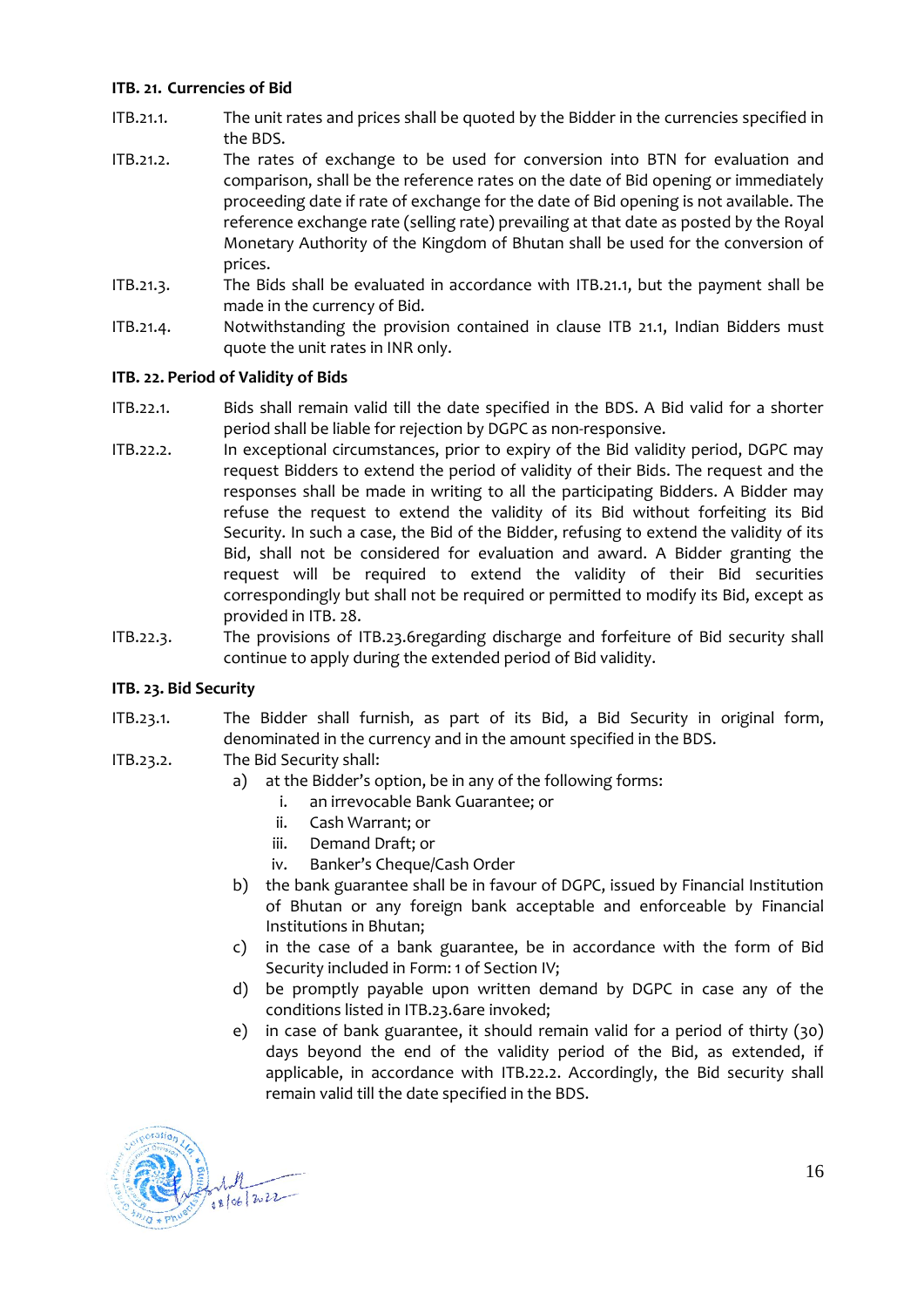**ITB. 21. Currencies of Bid**

ITB.21.1. The unit rates and prices shall be quoted by the Bidder in the currencies specified in the BDS.

ITB.21.2. The rates of exchange to be used for conversion into BTN for evaluation and comparison, shall be the reference rates on the date of Bid opening or immediately proceeding date if rate of exchange for the date of Bid opening is not available. The reference exchange rate (selling rate) prevailing at that date as posted by the Royal Monetary Authority of the Kingdom of Bhutan shall be used for the conversion of prices.

ITB.21.3. The Bids shall be evaluated in accordance with ITB.21.1, but the payment shall be made in the currency of Bid.

ITB.21.4. Notwithstanding the provision contained in clause ITB 21.1, Indian Bidders must quote the unit rates in INR only.

**ITB. 22. Period of Validity of Bids**

ITB.22.1. Bids shall remain valid till the date specified in the BDS. A Bid valid for a shorter period shall be liable for rejection by DGPC as non-responsive.

ITB.22.2. In exceptional circumstances, prior to expiry of the Bid validity period, DGPC may request Bidders to extend the period of validity of their Bids. The request and the responses shall be made in writing to all the participating Bidders. A Bidder may refuse the request to extend the validity of its Bid without forfeiting its Bid Security. In such a case, the Bid of the Bidder, refusing to extend the validity of its Bid, shall not be considered for evaluation and award. A Bidder granting the request will be required to extend the validity of their Bid securities correspondingly but shall not be required or permitted to modify its Bid, except as provided in ITB. 28.

ITB.22.3. The provisions of ITB.23.6regarding discharge and forfeiture of Bid security shall continue to apply during the extended period of Bid validity.

**ITB. 23. Bid Security**

ITB.23.1. The Bidder shall furnish, as part of its Bid, a Bid Security in original form, denominated in the currency and in the amount specified in the BDS.

ITB.23.2. The Bid Security shall:

a) at the Bidder's option, be in any of the following forms:
   i. an irrevocable Bank Guarantee; or
   ii. Cash Warrant; or
   iii. Demand Draft; or
   iv. Banker's Cheque/Cash Order

b) the bank guarantee shall be in favour of DGPC, issued by Financial Institution of Bhutan or any foreign bank acceptable and enforceable by Financial Institutions in Bhutan;

c) in the case of a bank guarantee, be in accordance with the form of Bid Security included in Form: 1 of Section IV;

d) be promptly payable upon written demand by DGPC in case any of the conditions listed in ITB.23.6are invoked;

e) in case of bank guarantee, it should remain valid for a period of thirty (30) days beyond the end of the validity period of the Bid, as extended, if applicable, in accordance with ITB.22.2. Accordingly, the Bid security shall remain valid till the date specified in the BDS.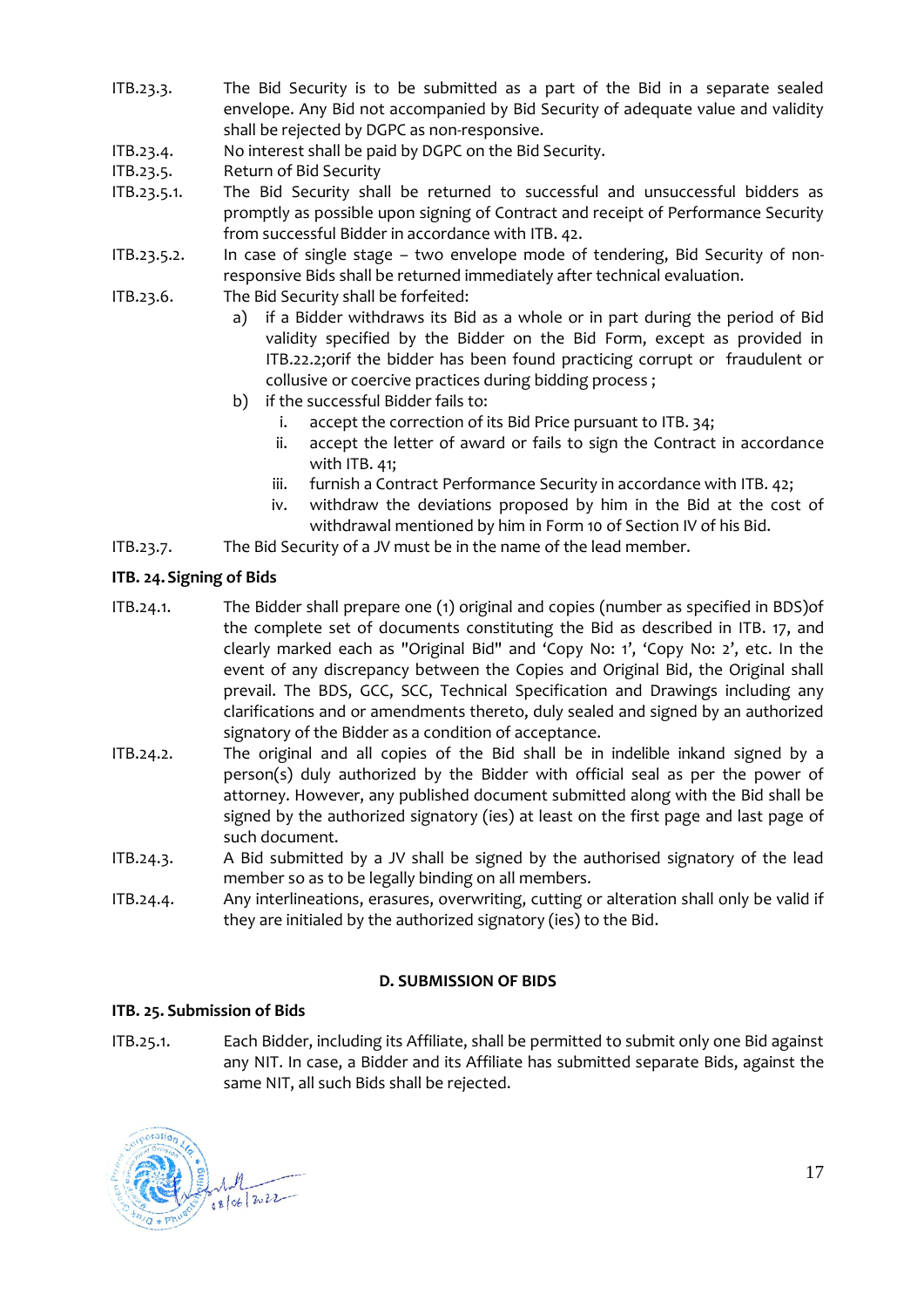ITB.23.3. The Bid Security is to be submitted as a part of the Bid in a separate sealed envelope. Any Bid not accompanied by Bid Security of adequate value and validity shall be rejected by DGPC as non-responsive.

ITB.23.4. No interest shall be paid by DGPC on the Bid Security.

ITB.23.5. Return of Bid Security

ITB.23.5.1. The Bid Security shall be returned to successful and unsuccessful bidders as promptly as possible upon signing of Contract and receipt of Performance Security from successful Bidder in accordance with ITB. 42.

ITB.23.5.2. In case of single stage – two envelope mode of tendering, Bid Security of non-responsive Bids shall be returned immediately after technical evaluation.

ITB.23.6. The Bid Security shall be forfeited:

a) if a Bidder withdraws its Bid as a whole or in part during the period of Bid validity specified by the Bidder on the Bid Form, except as provided in ITB.22.2;orif the bidder has been found practicing corrupt or fraudulent or collusive or coercive practices during bidding process ;

b) if the successful Bidder fails to:

   i. accept the correction of its Bid Price pursuant to ITB. 34;

   ii. accept the letter of award or fails to sign the Contract in accordance with ITB. 41;

   iii. furnish a Contract Performance Security in accordance with ITB. 42;

   iv. withdraw the deviations proposed by him in the Bid at the cost of withdrawal mentioned by him in Form 10 of Section IV of his Bid.

ITB.23.7. The Bid Security of a JV must be in the name of the lead member.

**ITB. 24. Signing of Bids**

ITB.24.1. The Bidder shall prepare one (1) original and copies (number as specified in BDS)of the complete set of documents constituting the Bid as described in ITB. 17, and clearly marked each as "Original Bid" and 'Copy No: 1', 'Copy No: 2', etc. In the event of any discrepancy between the Copies and Original Bid, the Original shall prevail. The BDS, GCC, SCC, Technical Specification and Drawings including any clarifications and or amendments thereto, duly sealed and signed by an authorized signatory of the Bidder as a condition of acceptance.

ITB.24.2. The original and all copies of the Bid shall be in indelible inkand signed by a person(s) duly authorized by the Bidder with official seal as per the power of attorney. However, any published document submitted along with the Bid shall be signed by the authorized signatory (ies) at least on the first page and last page of such document.

ITB.24.3. A Bid submitted by a JV shall be signed by the authorised signatory of the lead member so as to be legally binding on all members.

ITB.24.4. Any interlineations, erasures, overwriting, cutting or alteration shall only be valid if they are initialed by the authorized signatory (ies) to the Bid.

**D. SUBMISSION OF BIDS**

**ITB. 25. Submission of Bids**

ITB.25.1. Each Bidder, including its Affiliate, shall be permitted to submit only one Bid against any NIT. In case, a Bidder and its Affiliate has submitted separate Bids, against the same NIT, all such Bids shall be rejected.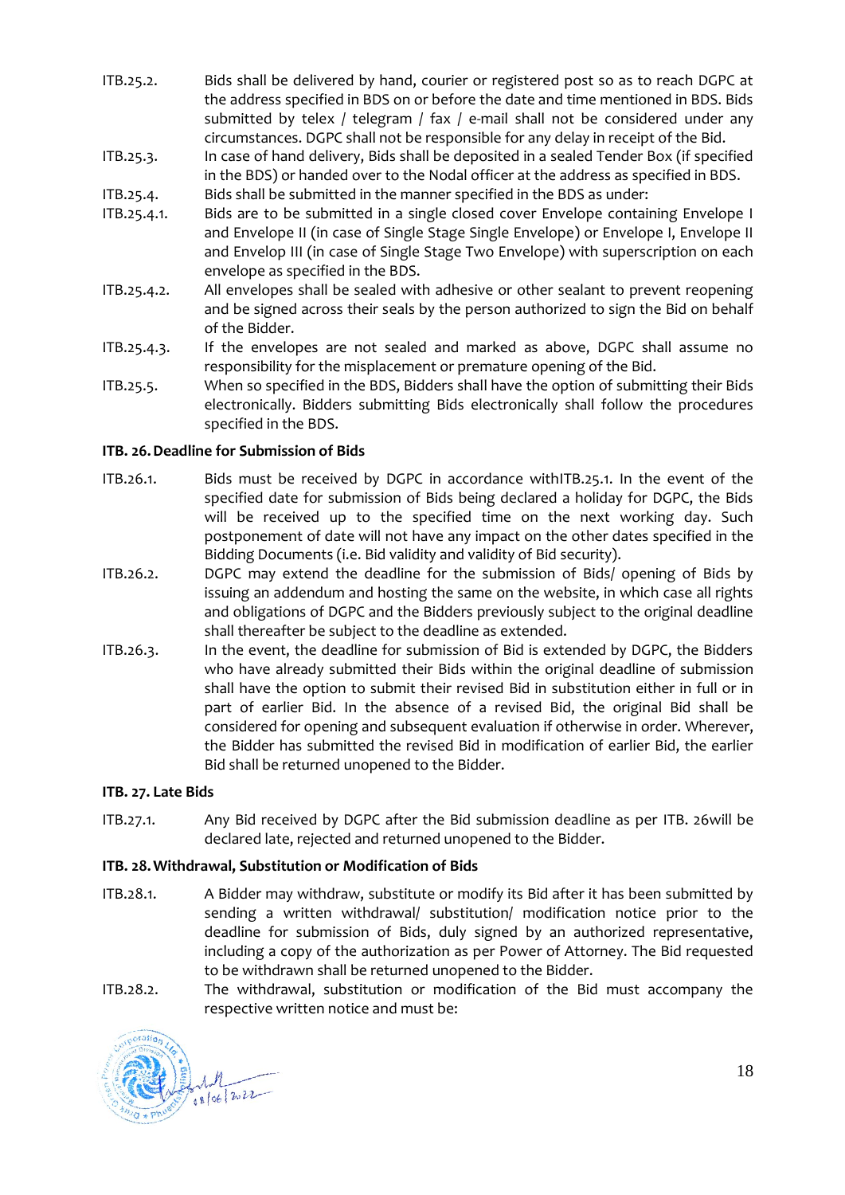ITB.25.2. Bids shall be delivered by hand, courier or registered post so as to reach DGPC at the address specified in BDS on or before the date and time mentioned in BDS. Bids submitted by telex / telegram / fax / e-mail shall not be considered under any circumstances. DGPC shall not be responsible for any delay in receipt of the Bid.

ITB.25.3. In case of hand delivery, Bids shall be deposited in a sealed Tender Box (if specified in the BDS) or handed over to the Nodal officer at the address as specified in BDS.

ITB.25.4. Bids shall be submitted in the manner specified in the BDS as under:

ITB.25.4.1. Bids are to be submitted in a single closed cover Envelope containing Envelope I and Envelope II (in case of Single Stage Single Envelope) or Envelope I, Envelope II and Envelop III (in case of Single Stage Two Envelope) with superscription on each envelope as specified in the BDS.

ITB.25.4.2. All envelopes shall be sealed with adhesive or other sealant to prevent reopening and be signed across their seals by the person authorized to sign the Bid on behalf of the Bidder.

ITB.25.4.3. If the envelopes are not sealed and marked as above, DGPC shall assume no responsibility for the misplacement or premature opening of the Bid.

ITB.25.5. When so specified in the BDS, Bidders shall have the option of submitting their Bids electronically. Bidders submitting Bids electronically shall follow the procedures specified in the BDS.

**ITB. 26. Deadline for Submission of Bids**

ITB.26.1. Bids must be received by DGPC in accordance withITB.25.1. In the event of the specified date for submission of Bids being declared a holiday for DGPC, the Bids will be received up to the specified time on the next working day. Such postponement of date will not have any impact on the other dates specified in the Bidding Documents (i.e. Bid validity and validity of Bid security).

ITB.26.2. DGPC may extend the deadline for the submission of Bids/ opening of Bids by issuing an addendum and hosting the same on the website, in which case all rights and obligations of DGPC and the Bidders previously subject to the original deadline shall thereafter be subject to the deadline as extended.

ITB.26.3. In the event, the deadline for submission of Bid is extended by DGPC, the Bidders who have already submitted their Bids within the original deadline of submission shall have the option to submit their revised Bid in substitution either in full or in part of earlier Bid. In the absence of a revised Bid, the original Bid shall be considered for opening and subsequent evaluation if otherwise in order. Wherever, the Bidder has submitted the revised Bid in modification of earlier Bid, the earlier Bid shall be returned unopened to the Bidder.

**ITB. 27. Late Bids**

ITB.27.1. Any Bid received by DGPC after the Bid submission deadline as per ITB. 26will be declared late, rejected and returned unopened to the Bidder.

**ITB. 28. Withdrawal, Substitution or Modification of Bids**

ITB.28.1. A Bidder may withdraw, substitute or modify its Bid after it has been submitted by sending a written withdrawal/ substitution/ modification notice prior to the deadline for submission of Bids, duly signed by an authorized representative, including a copy of the authorization as per Power of Attorney. The Bid requested to be withdrawn shall be returned unopened to the Bidder.

ITB.28.2. The withdrawal, substitution or modification of the Bid must accompany the respective written notice and must be: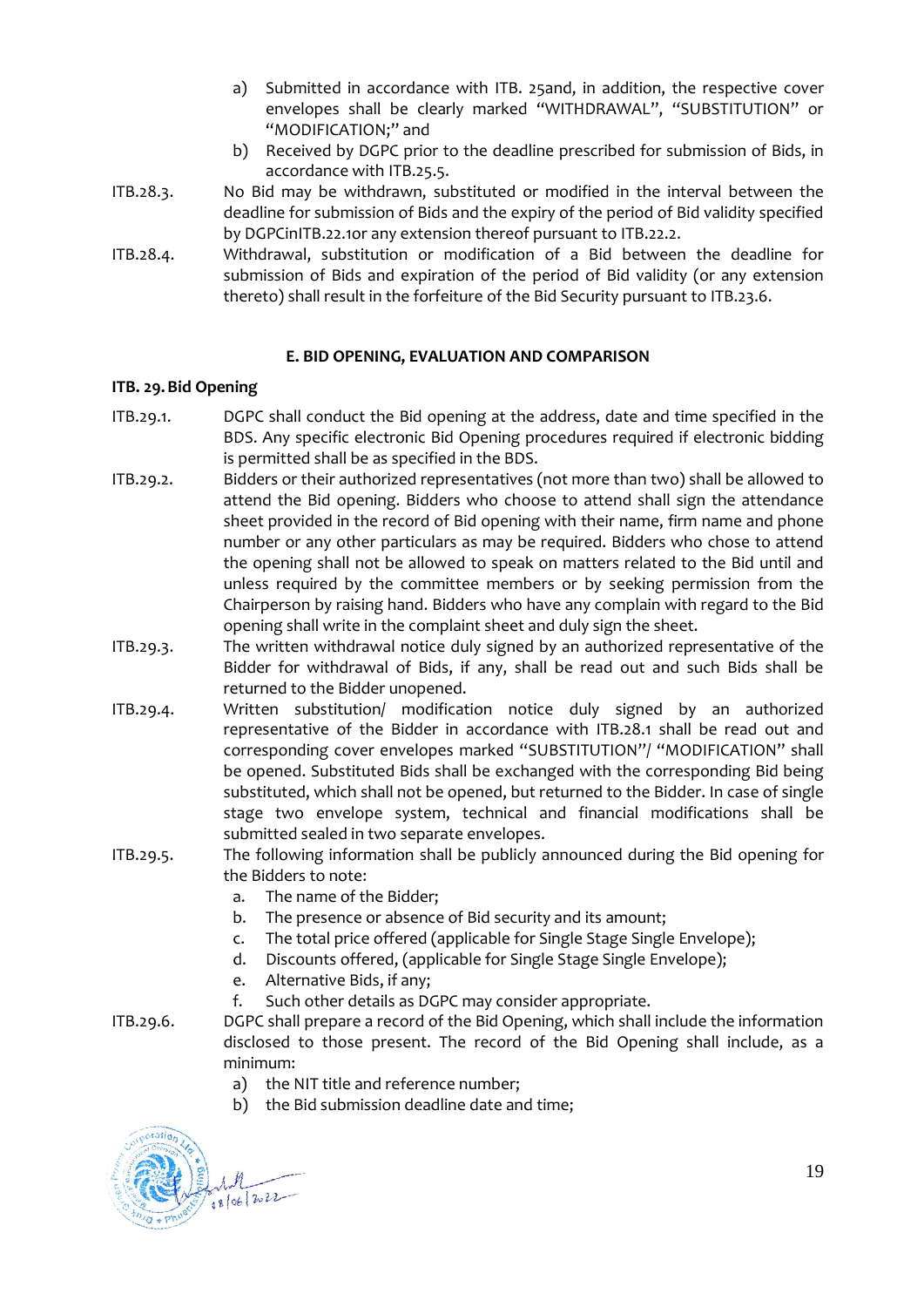a) Submitted in accordance with ITB. 25and, in addition, the respective cover envelopes shall be clearly marked "WITHDRAWAL", "SUBSTITUTION" or "MODIFICATION;" and
b) Received by DGPC prior to the deadline prescribed for submission of Bids, in accordance with ITB.25.5.

ITB.28.3. No Bid may be withdrawn, substituted or modified in the interval between the deadline for submission of Bids and the expiry of the period of Bid validity specified by DGPCinITB.22.1or any extension thereof pursuant to ITB.22.2.

ITB.28.4. Withdrawal, substitution or modification of a Bid between the deadline for submission of Bids and expiration of the period of Bid validity (or any extension thereto) shall result in the forfeiture of the Bid Security pursuant to ITB.23.6.

## E. BID OPENING, EVALUATION AND COMPARISON

### ITB. 29. Bid Opening

ITB.29.1. DGPC shall conduct the Bid opening at the address, date and time specified in the BDS. Any specific electronic Bid Opening procedures required if electronic bidding is permitted shall be as specified in the BDS.

ITB.29.2. Bidders or their authorized representatives (not more than two) shall be allowed to attend the Bid opening. Bidders who choose to attend shall sign the attendance sheet provided in the record of Bid opening with their name, firm name and phone number or any other particulars as may be required. Bidders who chose to attend the opening shall not be allowed to speak on matters related to the Bid until and unless required by the committee members or by seeking permission from the Chairperson by raising hand. Bidders who have any complain with regard to the Bid opening shall write in the complaint sheet and duly sign the sheet.

ITB.29.3. The written withdrawal notice duly signed by an authorized representative of the Bidder for withdrawal of Bids, if any, shall be read out and such Bids shall be returned to the Bidder unopened.

ITB.29.4. Written substitution/ modification notice duly signed by an authorized representative of the Bidder in accordance with ITB.28.1 shall be read out and corresponding cover envelopes marked "SUBSTITUTION"/ "MODIFICATION" shall be opened. Substituted Bids shall be exchanged with the corresponding Bid being substituted, which shall not be opened, but returned to the Bidder. In case of single stage two envelope system, technical and financial modifications shall be submitted sealed in two separate envelopes.

ITB.29.5. The following information shall be publicly announced during the Bid opening for the Bidders to note:

a. The name of the Bidder;
b. The presence or absence of Bid security and its amount;
c. The total price offered (applicable for Single Stage Single Envelope);
d. Discounts offered, (applicable for Single Stage Single Envelope);
e. Alternative Bids, if any;
f. Such other details as DGPC may consider appropriate.

ITB.29.6. DGPC shall prepare a record of the Bid Opening, which shall include the information disclosed to those present. The record of the Bid Opening shall include, as a minimum:

a) the NIT title and reference number;
b) the Bid submission deadline date and time;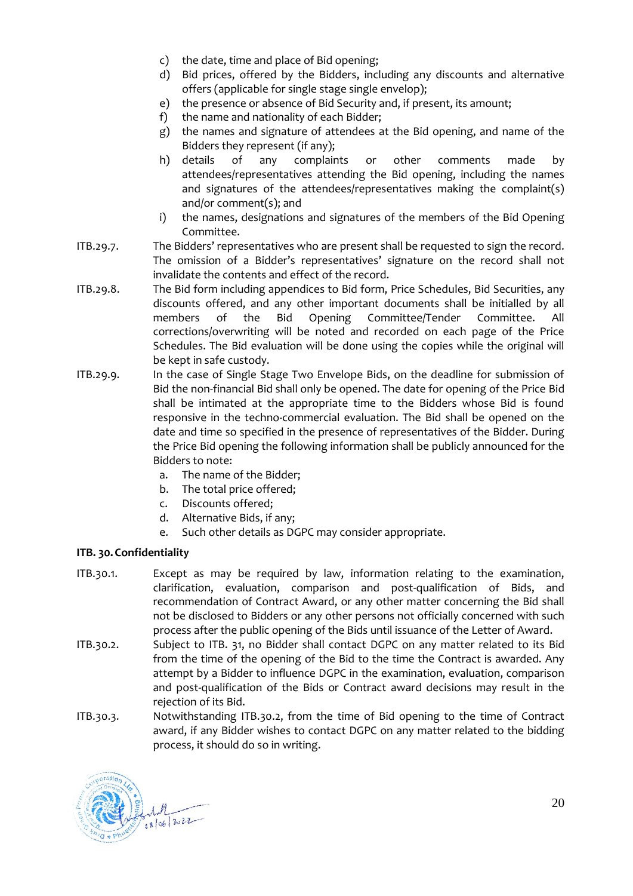c) the date, time and place of Bid opening;
d) Bid prices, offered by the Bidders, including any discounts and alternative offers (applicable for single stage single envelop);
e) the presence or absence of Bid Security and, if present, its amount;
f) the name and nationality of each Bidder;
g) the names and signature of attendees at the Bid opening, and name of the Bidders they represent (if any);
h) details of any complaints or other comments made by attendees/representatives attending the Bid opening, including the names and signatures of the attendees/representatives making the complaint(s) and/or comment(s); and
i) the names, designations and signatures of the members of the Bid Opening Committee.

ITB.29.7. The Bidders' representatives who are present shall be requested to sign the record. The omission of a Bidder's representatives' signature on the record shall not invalidate the contents and effect of the record.

ITB.29.8. The Bid form including appendices to Bid form, Price Schedules, Bid Securities, any discounts offered, and any other important documents shall be initialled by all members of the Bid Opening Committee/Tender Committee. All corrections/overwriting will be noted and recorded on each page of the Price Schedules. The Bid evaluation will be done using the copies while the original will be kept in safe custody.

ITB.29.9. In the case of Single Stage Two Envelope Bids, on the deadline for submission of Bid the non-financial Bid shall only be opened. The date for opening of the Price Bid shall be intimated at the appropriate time to the Bidders whose Bid is found responsive in the techno-commercial evaluation. The Bid shall be opened on the date and time so specified in the presence of representatives of the Bidder. During the Price Bid opening the following information shall be publicly announced for the Bidders to note:

a. The name of the Bidder;
b. The total price offered;
c. Discounts offered;
d. Alternative Bids, if any;
e. Such other details as DGPC may consider appropriate.

**ITB. 30. Confidentiality**

ITB.30.1. Except as may be required by law, information relating to the examination, clarification, evaluation, comparison and post-qualification of Bids, and recommendation of Contract Award, or any other matter concerning the Bid shall not be disclosed to Bidders or any other persons not officially concerned with such process after the public opening of the Bids until issuance of the Letter of Award.

ITB.30.2. Subject to ITB. 31, no Bidder shall contact DGPC on any matter related to its Bid from the time of the opening of the Bid to the time the Contract is awarded. Any attempt by a Bidder to influence DGPC in the examination, evaluation, comparison and post-qualification of the Bids or Contract award decisions may result in the rejection of its Bid.

ITB.30.3. Notwithstanding ITB.30.2, from the time of Bid opening to the time of Contract award, if any Bidder wishes to contact DGPC on any matter related to the bidding process, it should do so in writing.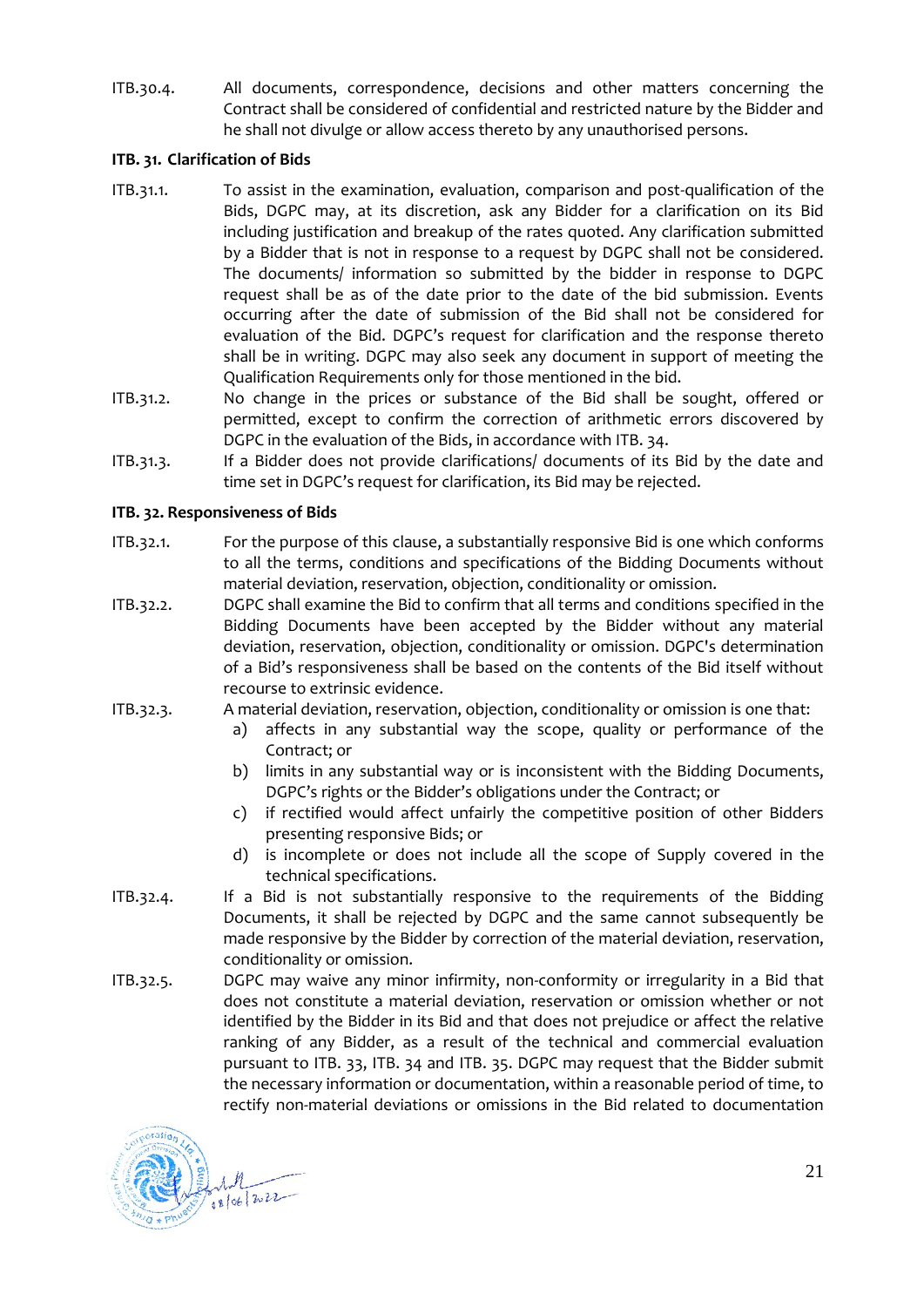ITB.30.4. All documents, correspondence, decisions and other matters concerning the Contract shall be considered of confidential and restricted nature by the Bidder and he shall not divulge or allow access thereto by any unauthorised persons.

**ITB. 31. Clarification of Bids**

ITB.31.1. To assist in the examination, evaluation, comparison and post-qualification of the Bids, DGPC may, at its discretion, ask any Bidder for a clarification on its Bid including justification and breakup of the rates quoted. Any clarification submitted by a Bidder that is not in response to a request by DGPC shall not be considered. The documents/ information so submitted by the bidder in response to DGPC request shall be as of the date prior to the date of the bid submission. Events occurring after the date of submission of the Bid shall not be considered for evaluation of the Bid. DGPC's request for clarification and the response thereto shall be in writing. DGPC may also seek any document in support of meeting the Qualification Requirements only for those mentioned in the bid.

ITB.31.2. No change in the prices or substance of the Bid shall be sought, offered or permitted, except to confirm the correction of arithmetic errors discovered by DGPC in the evaluation of the Bids, in accordance with ITB. 34.

ITB.31.3. If a Bidder does not provide clarifications/ documents of its Bid by the date and time set in DGPC's request for clarification, its Bid may be rejected.

**ITB. 32. Responsiveness of Bids**

ITB.32.1. For the purpose of this clause, a substantially responsive Bid is one which conforms to all the terms, conditions and specifications of the Bidding Documents without material deviation, reservation, objection, conditionality or omission.

ITB.32.2. DGPC shall examine the Bid to confirm that all terms and conditions specified in the Bidding Documents have been accepted by the Bidder without any material deviation, reservation, objection, conditionality or omission. DGPC's determination of a Bid's responsiveness shall be based on the contents of the Bid itself without recourse to extrinsic evidence.

ITB.32.3. A material deviation, reservation, objection, conditionality or omission is one that:

a) affects in any substantial way the scope, quality or performance of the Contract; or
b) limits in any substantial way or is inconsistent with the Bidding Documents, DGPC's rights or the Bidder's obligations under the Contract; or
c) if rectified would affect unfairly the competitive position of other Bidders presenting responsive Bids; or
d) is incomplete or does not include all the scope of Supply covered in the technical specifications.

ITB.32.4. If a Bid is not substantially responsive to the requirements of the Bidding Documents, it shall be rejected by DGPC and the same cannot subsequently be made responsive by the Bidder by correction of the material deviation, reservation, conditionality or omission.

ITB.32.5. DGPC may waive any minor infirmity, non-conformity or irregularity in a Bid that does not constitute a material deviation, reservation or omission whether or not identified by the Bidder in its Bid and that does not prejudice or affect the relative ranking of any Bidder, as a result of the technical and commercial evaluation pursuant to ITB. 33, ITB. 34 and ITB. 35. DGPC may request that the Bidder submit the necessary information or documentation, within a reasonable period of time, to rectify non-material deviations or omissions in the Bid related to documentation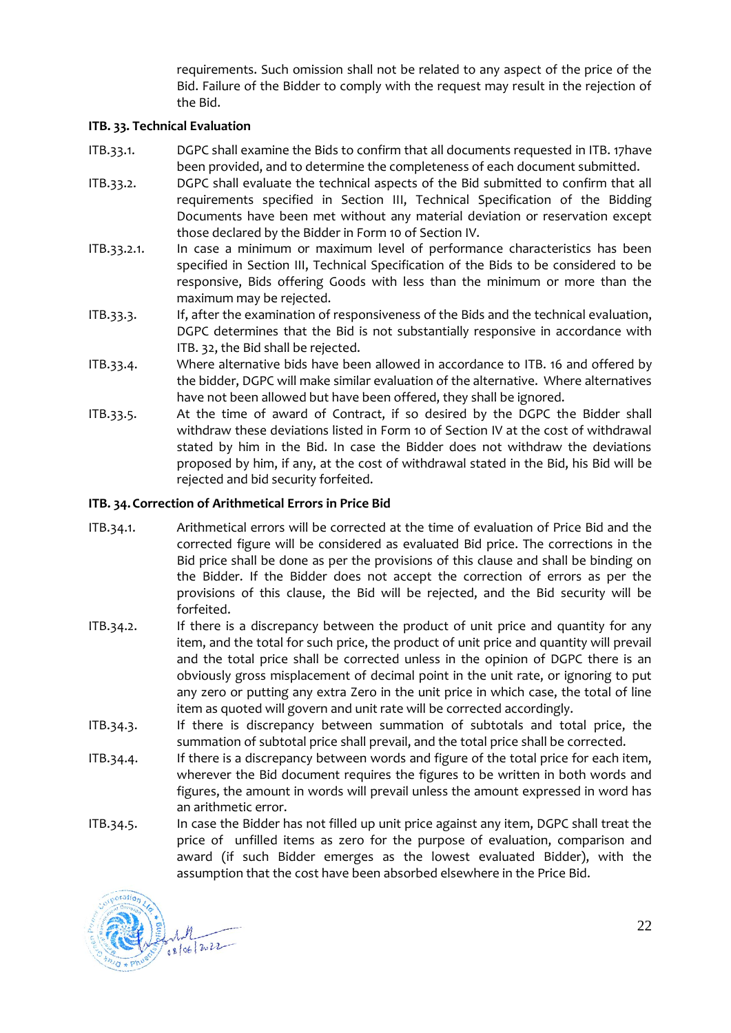requirements. Such omission shall not be related to any aspect of the price of the Bid. Failure of the Bidder to comply with the request may result in the rejection of the Bid.

### ITB. 33. Technical Evaluation

ITB.33.1. DGPC shall examine the Bids to confirm that all documents requested in ITB. 17have been provided, and to determine the completeness of each document submitted.

ITB.33.2. DGPC shall evaluate the technical aspects of the Bid submitted to confirm that all requirements specified in Section III, Technical Specification of the Bidding Documents have been met without any material deviation or reservation except those declared by the Bidder in Form 10 of Section IV.

ITB.33.2.1. In case a minimum or maximum level of performance characteristics has been specified in Section III, Technical Specification of the Bids to be considered to be responsive, Bids offering Goods with less than the minimum or more than the maximum may be rejected.

ITB.33.3. If, after the examination of responsiveness of the Bids and the technical evaluation, DGPC determines that the Bid is not substantially responsive in accordance with ITB. 32, the Bid shall be rejected.

ITB.33.4. Where alternative bids have been allowed in accordance to ITB. 16 and offered by the bidder, DGPC will make similar evaluation of the alternative. Where alternatives have not been allowed but have been offered, they shall be ignored.

ITB.33.5. At the time of award of Contract, if so desired by the DGPC the Bidder shall withdraw these deviations listed in Form 10 of Section IV at the cost of withdrawal stated by him in the Bid. In case the Bidder does not withdraw the deviations proposed by him, if any, at the cost of withdrawal stated in the Bid, his Bid will be rejected and bid security forfeited.

### ITB. 34. Correction of Arithmetical Errors in Price Bid

ITB.34.1. Arithmetical errors will be corrected at the time of evaluation of Price Bid and the corrected figure will be considered as evaluated Bid price. The corrections in the Bid price shall be done as per the provisions of this clause and shall be binding on the Bidder. If the Bidder does not accept the correction of errors as per the provisions of this clause, the Bid will be rejected, and the Bid security will be forfeited.

ITB.34.2. If there is a discrepancy between the product of unit price and quantity for any item, and the total for such price, the product of unit price and quantity will prevail and the total price shall be corrected unless in the opinion of DGPC there is an obviously gross misplacement of decimal point in the unit rate, or ignoring to put any zero or putting any extra Zero in the unit price in which case, the total of line item as quoted will govern and unit rate will be corrected accordingly.

ITB.34.3. If there is discrepancy between summation of subtotals and total price, the summation of subtotal price shall prevail, and the total price shall be corrected.

ITB.34.4. If there is a discrepancy between words and figure of the total price for each item, wherever the Bid document requires the figures to be written in both words and figures, the amount in words will prevail unless the amount expressed in word has an arithmetic error.

ITB.34.5. In case the Bidder has not filled up unit price against any item, DGPC shall treat the price of unfilled items as zero for the purpose of evaluation, comparison and award (if such Bidder emerges as the lowest evaluated Bidder), with the assumption that the cost have been absorbed elsewhere in the Price Bid.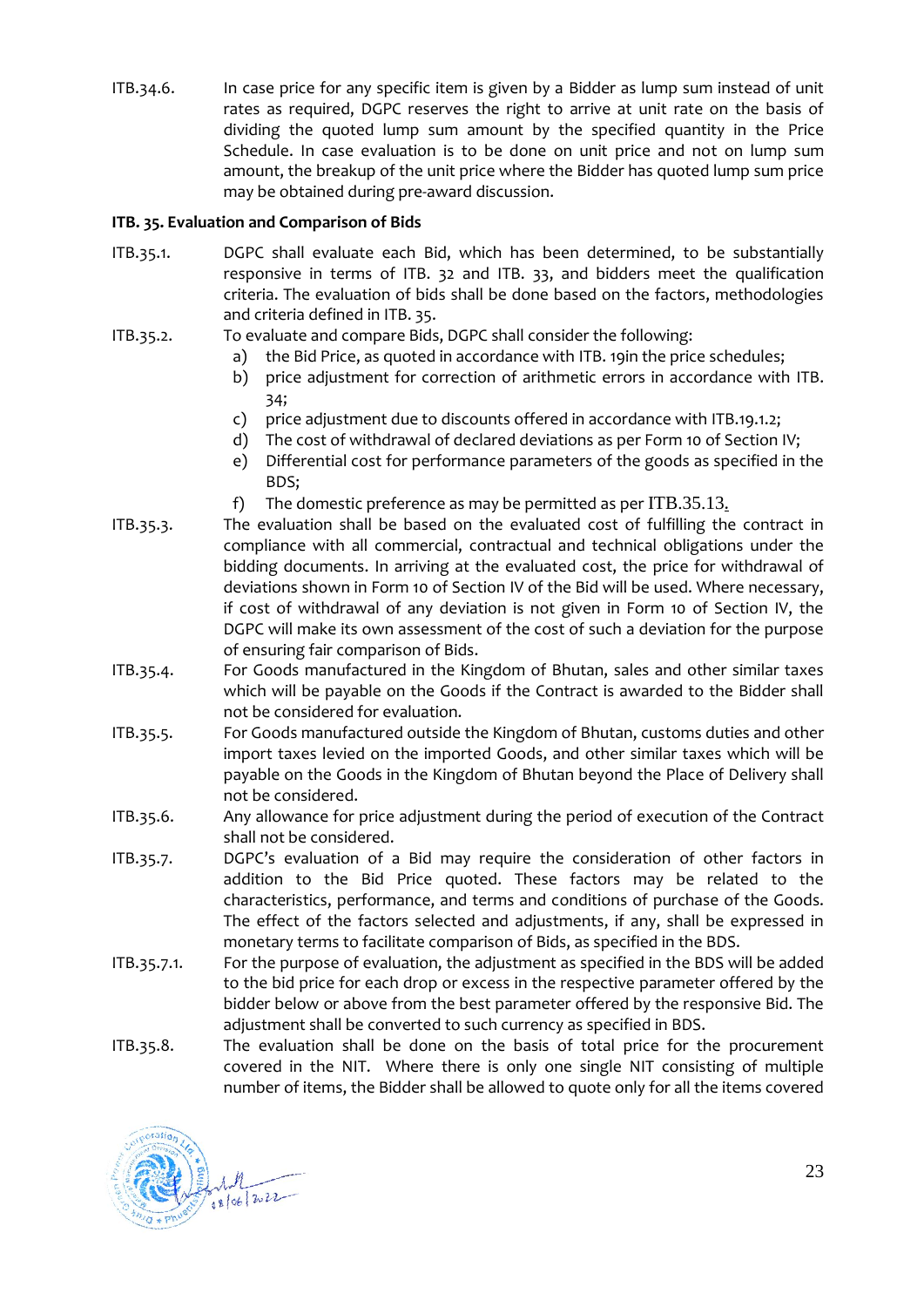ITB.34.6. In case price for any specific item is given by a Bidder as lump sum instead of unit rates as required, DGPC reserves the right to arrive at unit rate on the basis of dividing the quoted lump sum amount by the specified quantity in the Price Schedule. In case evaluation is to be done on unit price and not on lump sum amount, the breakup of the unit price where the Bidder has quoted lump sum price may be obtained during pre-award discussion.

**ITB. 35. Evaluation and Comparison of Bids**

ITB.35.1. DGPC shall evaluate each Bid, which has been determined, to be substantially responsive in terms of ITB. 32 and ITB. 33, and bidders meet the qualification criteria. The evaluation of bids shall be done based on the factors, methodologies and criteria defined in ITB. 35.

ITB.35.2. To evaluate and compare Bids, DGPC shall consider the following:

a) the Bid Price, as quoted in accordance with ITB. 19in the price schedules;
b) price adjustment for correction of arithmetic errors in accordance with ITB. 34;
c) price adjustment due to discounts offered in accordance with ITB.19.1.2;
d) The cost of withdrawal of declared deviations as per Form 10 of Section IV;
e) Differential cost for performance parameters of the goods as specified in the BDS;
f) The domestic preference as may be permitted as per ITB.35.13.

ITB.35.3. The evaluation shall be based on the evaluated cost of fulfilling the contract in compliance with all commercial, contractual and technical obligations under the bidding documents. In arriving at the evaluated cost, the price for withdrawal of deviations shown in Form 10 of Section IV of the Bid will be used. Where necessary, if cost of withdrawal of any deviation is not given in Form 10 of Section IV, the DGPC will make its own assessment of the cost of such a deviation for the purpose of ensuring fair comparison of Bids.

ITB.35.4. For Goods manufactured in the Kingdom of Bhutan, sales and other similar taxes which will be payable on the Goods if the Contract is awarded to the Bidder shall not be considered for evaluation.

ITB.35.5. For Goods manufactured outside the Kingdom of Bhutan, customs duties and other import taxes levied on the imported Goods, and other similar taxes which will be payable on the Goods in the Kingdom of Bhutan beyond the Place of Delivery shall not be considered.

ITB.35.6. Any allowance for price adjustment during the period of execution of the Contract shall not be considered.

ITB.35.7. DGPC's evaluation of a Bid may require the consideration of other factors in addition to the Bid Price quoted. These factors may be related to the characteristics, performance, and terms and conditions of purchase of the Goods. The effect of the factors selected and adjustments, if any, shall be expressed in monetary terms to facilitate comparison of Bids, as specified in the BDS.

ITB.35.7.1. For the purpose of evaluation, the adjustment as specified in the BDS will be added to the bid price for each drop or excess in the respective parameter offered by the bidder below or above from the best parameter offered by the responsive Bid. The adjustment shall be converted to such currency as specified in BDS.

ITB.35.8. The evaluation shall be done on the basis of total price for the procurement covered in the NIT. Where there is only one single NIT consisting of multiple number of items, the Bidder shall be allowed to quote only for all the items covered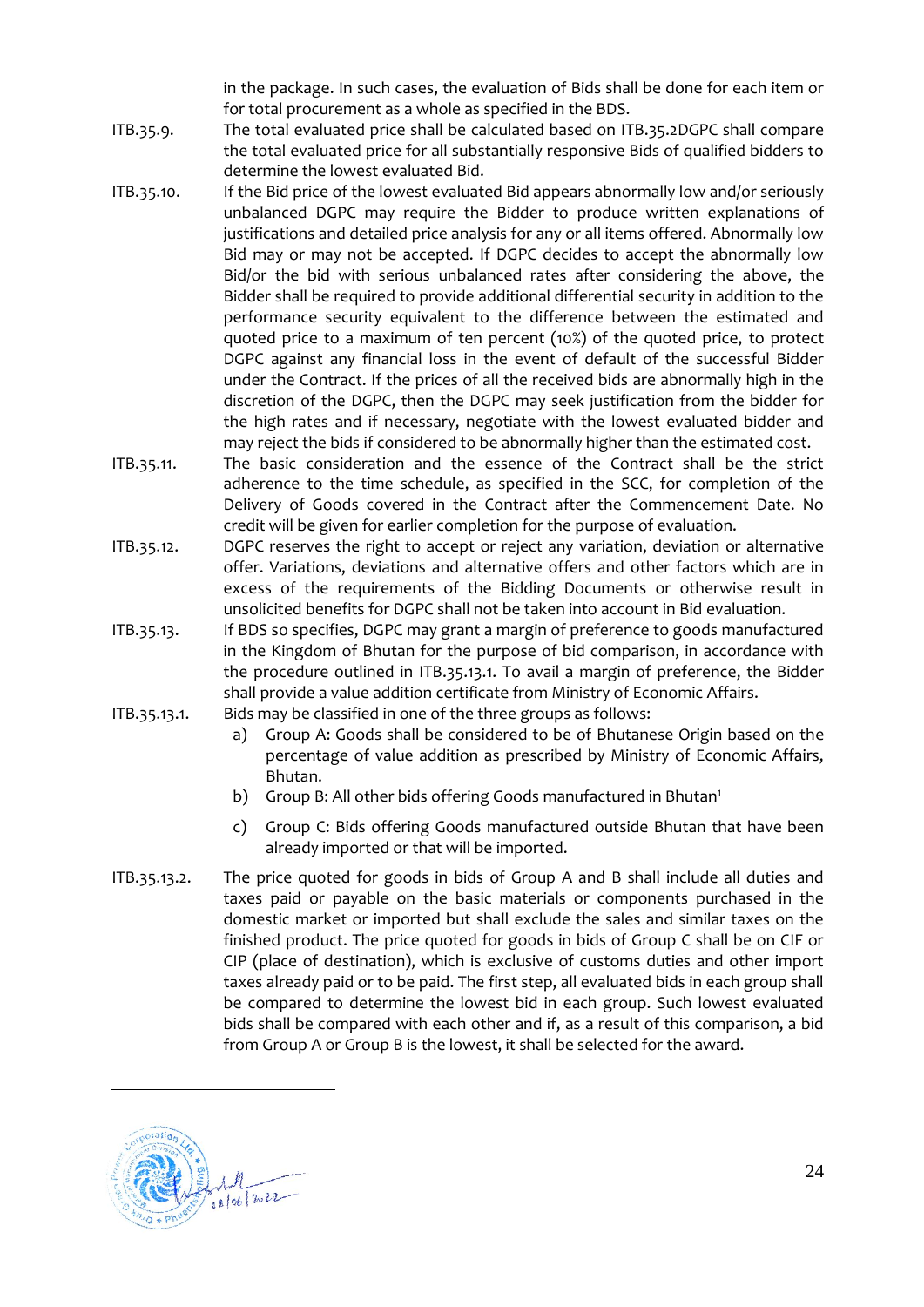in the package. In such cases, the evaluation of Bids shall be done for each item or for total procurement as a whole as specified in the BDS.

ITB.35.9. The total evaluated price shall be calculated based on ITB.35.2DGPC shall compare the total evaluated price for all substantially responsive Bids of qualified bidders to determine the lowest evaluated Bid.

ITB.35.10. If the Bid price of the lowest evaluated Bid appears abnormally low and/or seriously unbalanced DGPC may require the Bidder to produce written explanations of justifications and detailed price analysis for any or all items offered. Abnormally low Bid may or may not be accepted. If DGPC decides to accept the abnormally low Bid/or the bid with serious unbalanced rates after considering the above, the Bidder shall be required to provide additional differential security in addition to the performance security equivalent to the difference between the estimated and quoted price to a maximum of ten percent (10%) of the quoted price, to protect DGPC against any financial loss in the event of default of the successful Bidder under the Contract. If the prices of all the received bids are abnormally high in the discretion of the DGPC, then the DGPC may seek justification from the bidder for the high rates and if necessary, negotiate with the lowest evaluated bidder and may reject the bids if considered to be abnormally higher than the estimated cost.

ITB.35.11. The basic consideration and the essence of the Contract shall be the strict adherence to the time schedule, as specified in the SCC, for completion of the Delivery of Goods covered in the Contract after the Commencement Date. No credit will be given for earlier completion for the purpose of evaluation.

ITB.35.12. DGPC reserves the right to accept or reject any variation, deviation or alternative offer. Variations, deviations and alternative offers and other factors which are in excess of the requirements of the Bidding Documents or otherwise result in unsolicited benefits for DGPC shall not be taken into account in Bid evaluation.

ITB.35.13. If BDS so specifies, DGPC may grant a margin of preference to goods manufactured in the Kingdom of Bhutan for the purpose of bid comparison, in accordance with the procedure outlined in ITB.35.13.1. To avail a margin of preference, the Bidder shall provide a value addition certificate from Ministry of Economic Affairs.

ITB.35.13.1. Bids may be classified in one of the three groups as follows:

a) Group A: Goods shall be considered to be of Bhutanese Origin based on the percentage of value addition as prescribed by Ministry of Economic Affairs, Bhutan.
b) Group B: All other bids offering Goods manufactured in Bhutan[1]
c) Group C: Bids offering Goods manufactured outside Bhutan that have been already imported or that will be imported.

ITB.35.13.2. The price quoted for goods in bids of Group A and B shall include all duties and taxes paid or payable on the basic materials or components purchased in the domestic market or imported but shall exclude the sales and similar taxes on the finished product. The price quoted for goods in bids of Group C shall be on CIF or CIP (place of destination), which is exclusive of customs duties and other import taxes already paid or to be paid. The first step, all evaluated bids in each group shall be compared to determine the lowest bid in each group. Such lowest evaluated bids shall be compared with each other and if, as a result of this comparison, a bid from Group A or Group B is the lowest, it shall be selected for the award.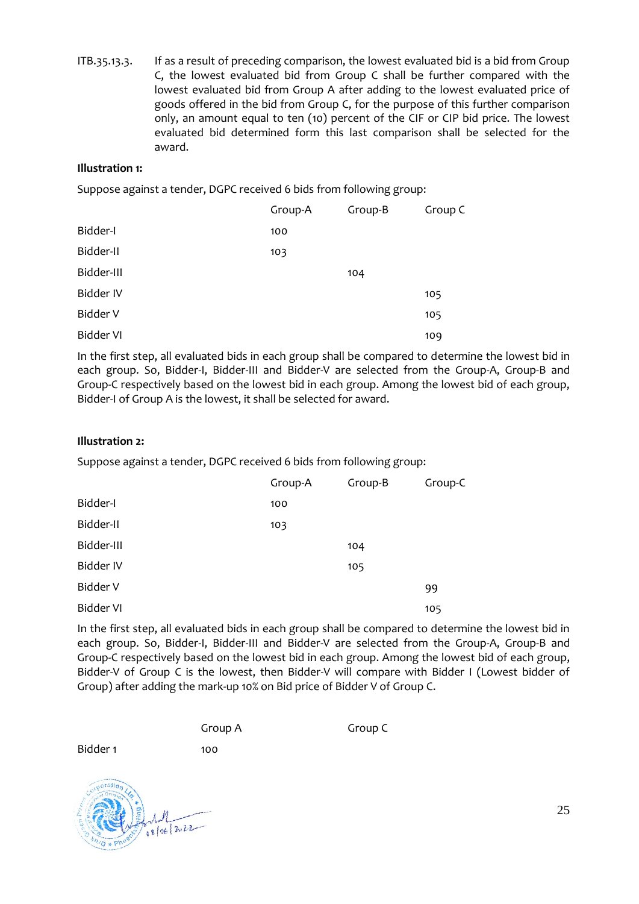ITB.35.13.3. If as a result of preceding comparison, the lowest evaluated bid is a bid from Group C, the lowest evaluated bid from Group C shall be further compared with the lowest evaluated bid from Group A after adding to the lowest evaluated price of goods offered in the bid from Group C, for the purpose of this further comparison only, an amount equal to ten (10) percent of the CIF or CIP bid price. The lowest evaluated bid determined form this last comparison shall be selected for the award.

**Illustration 1:**

Suppose against a tender, DGPC received 6 bids from following group:

| | Group-A | Group-B | Group C |
|---|---|---|---|
| Bidder-I | 100 | | |
| Bidder-II | 103 | | |
| Bidder-III | | 104 | |
| Bidder IV | | | 105 |
| Bidder V | | | 105 |
| Bidder VI | | | 109 |

In the first step, all evaluated bids in each group shall be compared to determine the lowest bid in each group. So, Bidder-I, Bidder-III and Bidder-V are selected from the Group-A, Group-B and Group-C respectively based on the lowest bid in each group. Among the lowest bid of each group, Bidder-I of Group A is the lowest, it shall be selected for award.

**Illustration 2:**

Suppose against a tender, DGPC received 6 bids from following group:

| | Group-A | Group-B | Group-C |
|---|---|---|---|
| Bidder-I | 100 | | |
| Bidder-II | 103 | | |
| Bidder-III | | 104 | |
| Bidder IV | | 105 | |
| Bidder V | | | 99 |
| Bidder VI | | | 105 |

In the first step, all evaluated bids in each group shall be compared to determine the lowest bid in each group. So, Bidder-I, Bidder-III and Bidder-V are selected from the Group-A, Group-B and Group-C respectively based on the lowest bid in each group. Among the lowest bid of each group, Bidder-V of Group C is the lowest, then Bidder-V will compare with Bidder I (Lowest bidder of Group) after adding the mark-up 10% on Bid price of Bidder V of Group C.

| | Group A | Group C |
|---|---|---|
| Bidder 1 | 100 | |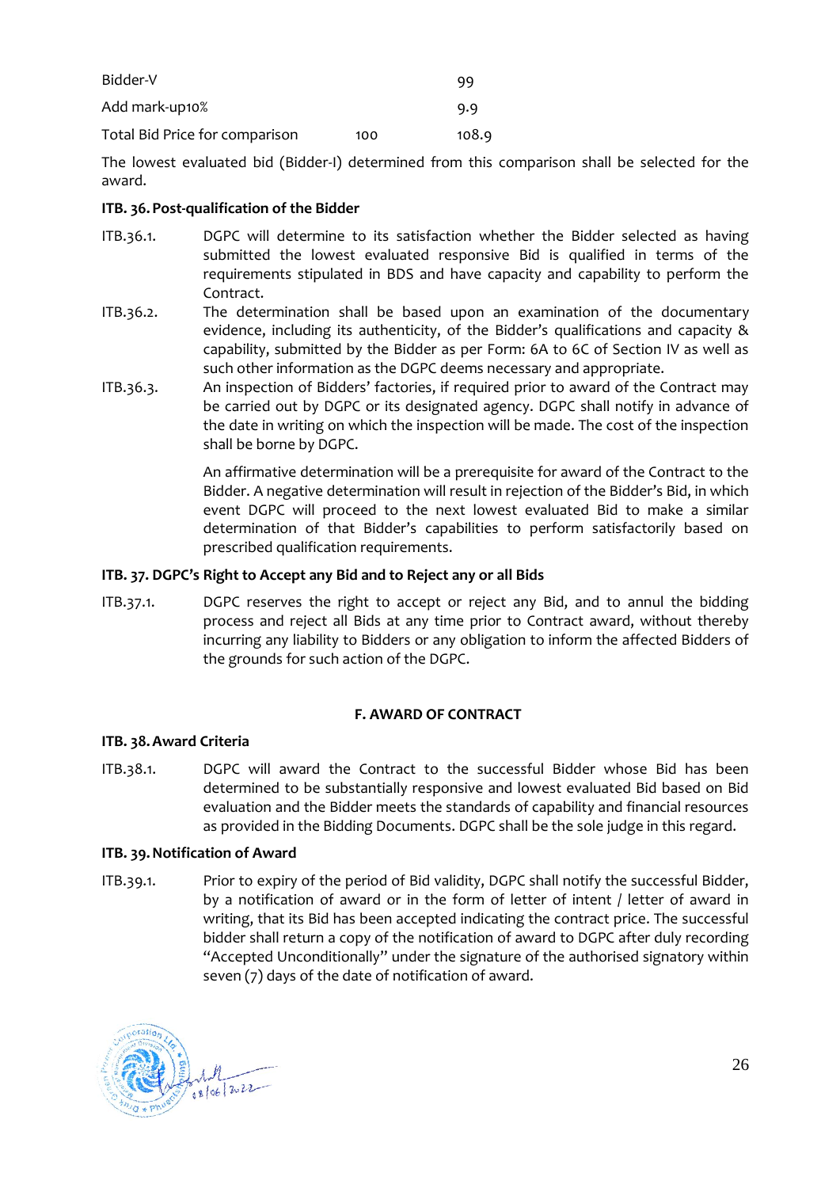| | | |
|---|---|---|
| Bidder-V | | 99 |
| Add mark-up10% | | 9.9 |
| Total Bid Price for comparison | 100 | 108.9 |

The lowest evaluated bid (Bidder-I) determined from this comparison shall be selected for the award.

**ITB. 36. Post-qualification of the Bidder**

ITB.36.1. DGPC will determine to its satisfaction whether the Bidder selected as having submitted the lowest evaluated responsive Bid is qualified in terms of the requirements stipulated in BDS and have capacity and capability to perform the Contract.

ITB.36.2. The determination shall be based upon an examination of the documentary evidence, including its authenticity, of the Bidder's qualifications and capacity & capability, submitted by the Bidder as per Form: 6A to 6C of Section IV as well as such other information as the DGPC deems necessary and appropriate.

ITB.36.3. An inspection of Bidders' factories, if required prior to award of the Contract may be carried out by DGPC or its designated agency. DGPC shall notify in advance of the date in writing on which the inspection will be made. The cost of the inspection shall be borne by DGPC.

An affirmative determination will be a prerequisite for award of the Contract to the Bidder. A negative determination will result in rejection of the Bidder's Bid, in which event DGPC will proceed to the next lowest evaluated Bid to make a similar determination of that Bidder's capabilities to perform satisfactorily based on prescribed qualification requirements.

**ITB. 37. DGPC's Right to Accept any Bid and to Reject any or all Bids**

ITB.37.1. DGPC reserves the right to accept or reject any Bid, and to annul the bidding process and reject all Bids at any time prior to Contract award, without thereby incurring any liability to Bidders or any obligation to inform the affected Bidders of the grounds for such action of the DGPC.

## F. AWARD OF CONTRACT

**ITB. 38. Award Criteria**

ITB.38.1. DGPC will award the Contract to the successful Bidder whose Bid has been determined to be substantially responsive and lowest evaluated Bid based on Bid evaluation and the Bidder meets the standards of capability and financial resources as provided in the Bidding Documents. DGPC shall be the sole judge in this regard.

**ITB. 39. Notification of Award**

ITB.39.1. Prior to expiry of the period of Bid validity, DGPC shall notify the successful Bidder, by a notification of award or in the form of letter of intent / letter of award in writing, that its Bid has been accepted indicating the contract price. The successful bidder shall return a copy of the notification of award to DGPC after duly recording "Accepted Unconditionally" under the signature of the authorised signatory within seven (7) days of the date of notification of award.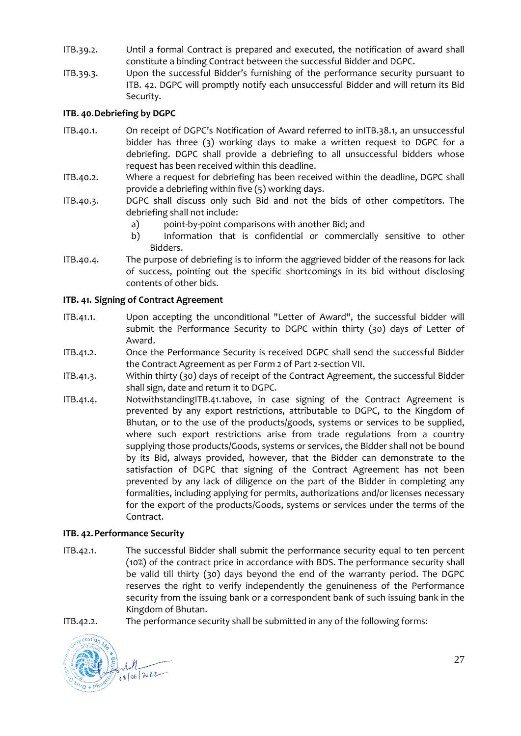ITB.39.2. Until a formal Contract is prepared and executed, the notification of award shall constitute a binding Contract between the successful Bidder and DGPC.

ITB.39.3. Upon the successful Bidder's furnishing of the performance security pursuant to ITB. 42. DGPC will promptly notify each unsuccessful Bidder and will return its Bid Security.

**ITB. 40. Debriefing by DGPC**

ITB.40.1. On receipt of DGPC's Notification of Award referred to inITB.38.1, an unsuccessful bidder has three (3) working days to make a written request to DGPC for a debriefing. DGPC shall provide a debriefing to all unsuccessful bidders whose request has been received within this deadline.

ITB.40.2. Where a request for debriefing has been received within the deadline, DGPC shall provide a debriefing within five (5) working days.

ITB.40.3. DGPC shall discuss only such Bid and not the bids of other competitors. The debriefing shall not include:

a) point-by-point comparisons with another Bid; and

b) Information that is confidential or commercially sensitive to other Bidders.

ITB.40.4. The purpose of debriefing is to inform the aggrieved bidder of the reasons for lack of success, pointing out the specific shortcomings in its bid without disclosing contents of other bids.

**ITB. 41. Signing of Contract Agreement**

ITB.41.1. Upon accepting the unconditional "Letter of Award", the successful bidder will submit the Performance Security to DGPC within thirty (30) days of Letter of Award.

ITB.41.2. Once the Performance Security is received DGPC shall send the successful Bidder the Contract Agreement as per Form 2 of Part 2-section VII.

ITB.41.3. Within thirty (30) days of receipt of the Contract Agreement, the successful Bidder shall sign, date and return it to DGPC.

ITB.41.4. NotwithstandingITB.41.1above, in case signing of the Contract Agreement is prevented by any export restrictions, attributable to DGPC, to the Kingdom of Bhutan, or to the use of the products/goods, systems or services to be supplied, where such export restrictions arise from trade regulations from a country supplying those products/Goods, systems or services, the Bidder shall not be bound by its Bid, always provided, however, that the Bidder can demonstrate to the satisfaction of DGPC that signing of the Contract Agreement has not been prevented by any lack of diligence on the part of the Bidder in completing any formalities, including applying for permits, authorizations and/or licenses necessary for the export of the products/Goods, systems or services under the terms of the Contract.

**ITB. 42. Performance Security**

ITB.42.1. The successful Bidder shall submit the performance security equal to ten percent (10%) of the contract price in accordance with BDS. The performance security shall be valid till thirty (30) days beyond the end of the warranty period. The DGPC reserves the right to verify independently the genuineness of the Performance security from the issuing bank or a correspondent bank of such issuing bank in the Kingdom of Bhutan.

ITB.42.2. The performance security shall be submitted in any of the following forms: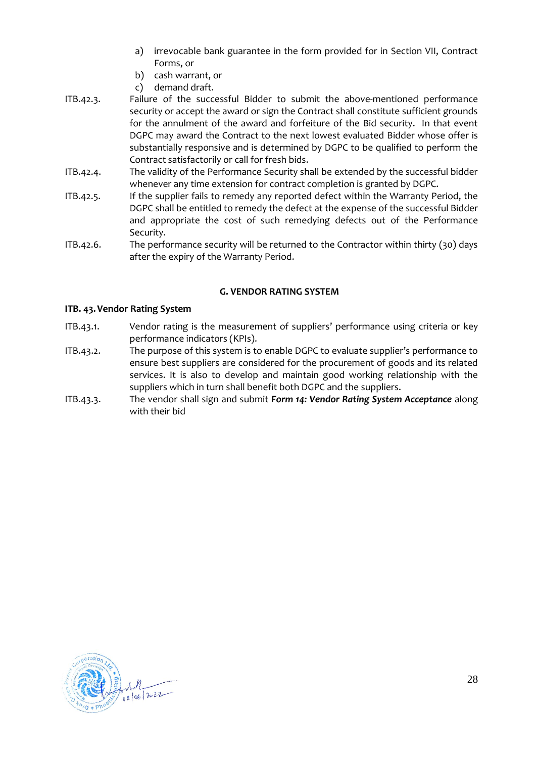a) irrevocable bank guarantee in the form provided for in Section VII, Contract Forms, or
b) cash warrant, or
c) demand draft.

ITB.42.3. Failure of the successful Bidder to submit the above-mentioned performance security or accept the award or sign the Contract shall constitute sufficient grounds for the annulment of the award and forfeiture of the Bid security. In that event DGPC may award the Contract to the next lowest evaluated Bidder whose offer is substantially responsive and is determined by DGPC to be qualified to perform the Contract satisfactorily or call for fresh bids.

ITB.42.4. The validity of the Performance Security shall be extended by the successful bidder whenever any time extension for contract completion is granted by DGPC.

ITB.42.5. If the supplier fails to remedy any reported defect within the Warranty Period, the DGPC shall be entitled to remedy the defect at the expense of the successful Bidder and appropriate the cost of such remedying defects out of the Performance Security.

ITB.42.6. The performance security will be returned to the Contractor within thirty (30) days after the expiry of the Warranty Period.

## G. VENDOR RATING SYSTEM

### ITB. 43. Vendor Rating System

ITB.43.1. Vendor rating is the measurement of suppliers' performance using criteria or key performance indicators (KPIs).

ITB.43.2. The purpose of this system is to enable DGPC to evaluate supplier's performance to ensure best suppliers are considered for the procurement of goods and its related services. It is also to develop and maintain good working relationship with the suppliers which in turn shall benefit both DGPC and the suppliers.

ITB.43.3. The vendor shall sign and submit ***Form 14: Vendor Rating System Acceptance*** along with their bid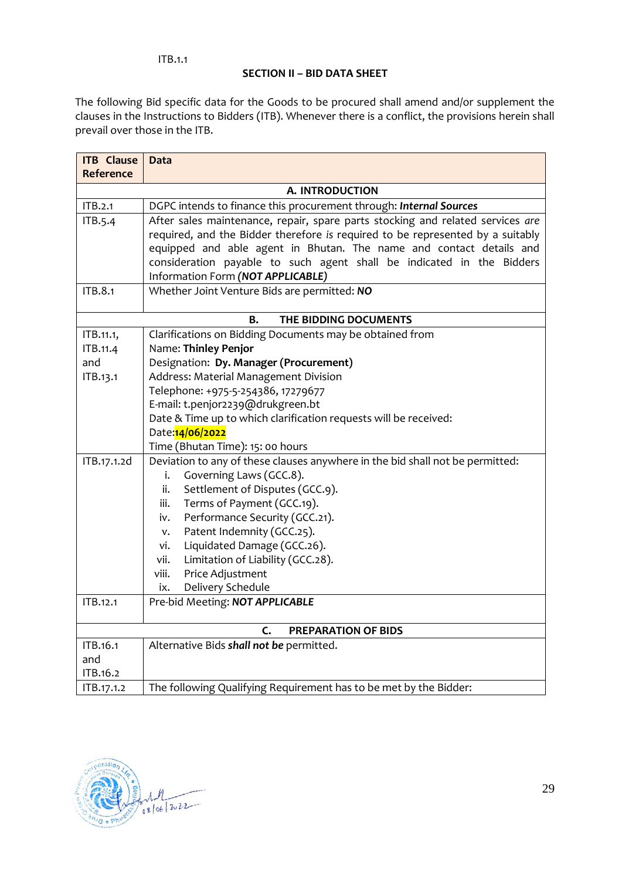ITB.1.1

## SECTION II – BID DATA SHEET

The following Bid specific data for the Goods to be procured shall amend and/or supplement the clauses in the Instructions to Bidders (ITB). Whenever there is a conflict, the provisions herein shall prevail over those in the ITB.

| ITB Clause Reference | Data |
|---|---|
| | **A. INTRODUCTION** |
| ITB.2.1 | DGPC intends to finance this procurement through: ***Internal Sources*** |
| ITB.5.4 | After sales maintenance, repair, spare parts stocking and related services *are* required, and the Bidder therefore *is* required to be represented by a suitably equipped and able agent in Bhutan. The name and contact details and consideration payable to such agent shall be indicated in the Bidders Information Form ***(NOT APPLICABLE)*** |
| ITB.8.1 | Whether Joint Venture Bids are permitted: ***NO*** |
| | **B. THE BIDDING DOCUMENTS** |
| ITB.11.1, ITB.11.4 and ITB.13.1 | Clarifications on Bidding Documents may be obtained from<br>Name: **Thinley Penjor**<br>Designation: **Dy. Manager (Procurement)**<br>Address: Material Management Division<br>Telephone: +975-5-254386, 17279677<br>E-mail: t.penjor2239@drukgreen.bt<br>Date & Time up to which clarification requests will be received:<br>Date:**14/06/2022**<br>Time (Bhutan Time): 15: 00 hours |
| ITB.17.1.2d | Deviation to any of these clauses anywhere in the bid shall not be permitted:<br>i. Governing Laws (GCC.8).<br>ii. Settlement of Disputes (GCC.9).<br>iii. Terms of Payment (GCC.19).<br>iv. Performance Security (GCC.21).<br>v. Patent Indemnity (GCC.25).<br>vi. Liquidated Damage (GCC.26).<br>vii. Limitation of Liability (GCC.28).<br>viii. Price Adjustment<br>ix. Delivery Schedule |
| ITB.12.1 | Pre-bid Meeting: ***NOT APPLICABLE*** |
| | **C. PREPARATION OF BIDS** |
| ITB.16.1 and ITB.16.2 | Alternative Bids ***shall not be*** permitted. |
| ITB.17.1.2 | The following Qualifying Requirement has to be met by the Bidder: |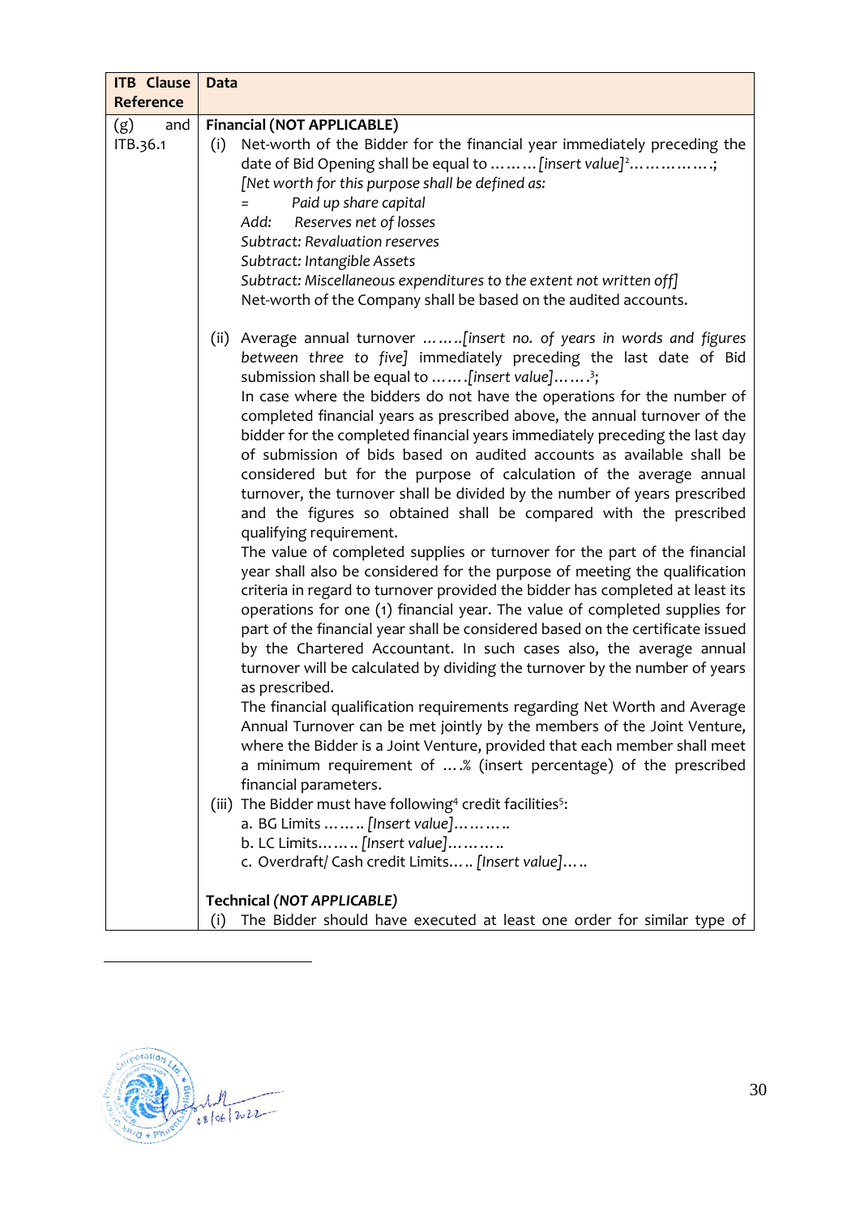| ITB Clause Reference | Data |
|---|---|
| (g) and ITB.36.1 | **Financial (NOT APPLICABLE)**<br>(i) Net-worth of the Bidder for the financial year immediately preceding the date of Bid Opening shall be equal to ……… *[insert value]*[2]……………;<br>*[Net worth for this purpose shall be defined as:*<br>*= Paid up share capital*<br>*Add: Reserves net of losses*<br>*Subtract: Revaluation reserves*<br>*Subtract: Intangible Assets*<br>*Subtract: Miscellaneous expenditures to the extent not written off]*<br>Net-worth of the Company shall be based on the audited accounts.<br><br>(ii) Average annual turnover *…….[insert no. of years in words and figures between three to five]* immediately preceding the last date of Bid submission shall be equal to ……*[insert value]*……[3];<br>In case where the bidders do not have the operations for the number of completed financial years as prescribed above, the annual turnover of the bidder for the completed financial years immediately preceding the last day of submission of bids based on audited accounts as available shall be considered but for the purpose of calculation of the average annual turnover, the turnover shall be divided by the number of years prescribed and the figures so obtained shall be compared with the prescribed qualifying requirement.<br>The value of completed supplies or turnover for the part of the financial year shall also be considered for the purpose of meeting the qualification criteria in regard to turnover provided the bidder has completed at least its operations for one (1) financial year. The value of completed supplies for part of the financial year shall be considered based on the certificate issued by the Chartered Accountant. In such cases also, the average annual turnover will be calculated by dividing the turnover by the number of years as prescribed.<br>The financial qualification requirements regarding Net Worth and Average Annual Turnover can be met jointly by the members of the Joint Venture, where the Bidder is a Joint Venture, provided that each member shall meet a minimum requirement of ….% (insert percentage) of the prescribed financial parameters.<br>(iii) The Bidder must have following[4] credit facilities[5]:<br>a. BG Limits …….. *[Insert value]*……….<br>b. LC Limits…….. *[Insert value]*……….<br>c. Overdraft/ Cash credit Limits….. *[Insert value]*…..<br><br>**Technical** ***(NOT APPLICABLE)***<br>(i) The Bidder should have executed at least one order for similar type of |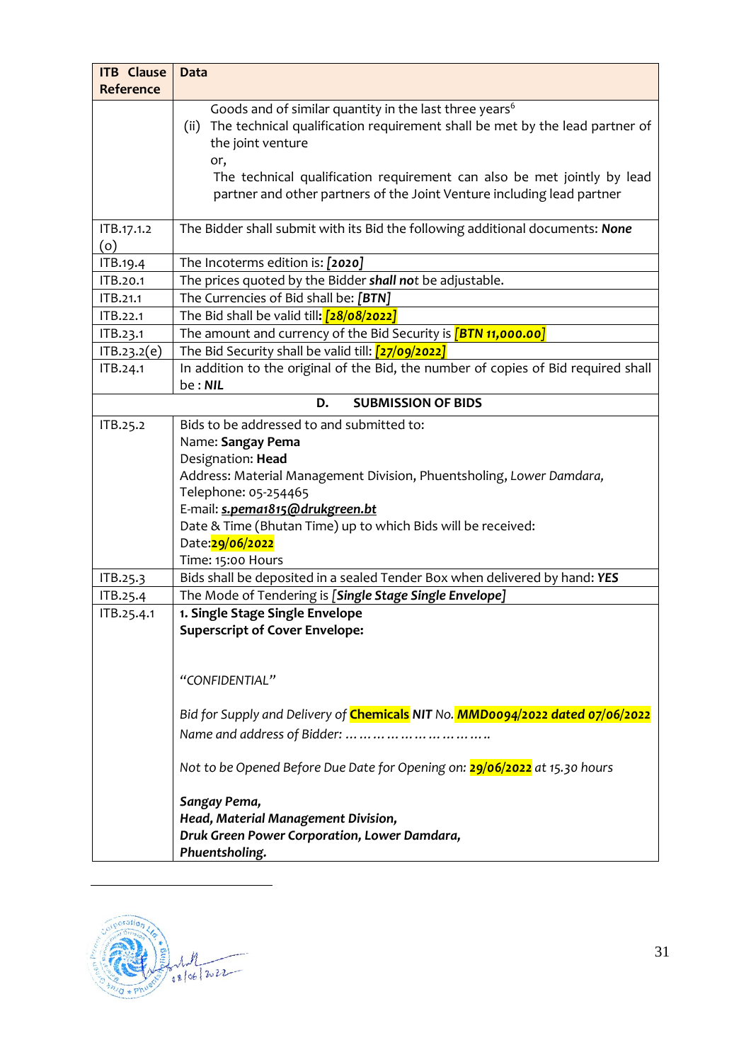| ITB Clause Reference | Data |
|---|---|
| | Goods and of similar quantity in the last three years[6]<br>(ii) The technical qualification requirement shall be met by the lead partner of the joint venture<br>or,<br>The technical qualification requirement can also be met jointly by lead partner and other partners of the Joint Venture including lead partner |
| ITB.17.1.2 (o) | The Bidder shall submit with its Bid the following additional documents: ***None*** |
| ITB.19.4 | The Incoterms edition is: *[2020]* |
| ITB.20.1 | The prices quoted by the Bidder ***shall not*** be adjustable. |
| ITB.21.1 | The Currencies of Bid shall be: ***[BTN]*** |
| ITB.22.1 | The Bid shall be valid till: ***[28/08/2022]*** |
| ITB.23.1 | The amount and currency of the Bid Security is ***[BTN 11,000.00]*** |
| ITB.23.2(e) | The Bid Security shall be valid till: ***[27/09/2022]*** |
| ITB.24.1 | In addition to the original of the Bid, the number of copies of Bid required shall be : ***NIL*** |
| **D. SUBMISSION OF BIDS** | |
| ITB.25.2 | Bids to be addressed to and submitted to:<br>Name: **Sangay Pema**<br>Designation: **Head**<br>Address: Material Management Division, Phuentsholing, *Lower Damdara,*<br>Telephone: 05-254465<br>E-mail: ***s.pema1815@drukgreen.bt***<br>Date & Time (Bhutan Time) up to which Bids will be received:<br>Date:**29/06/2022**<br>Time: 15:00 Hours |
| ITB.25.3 | Bids shall be deposited in a sealed Tender Box when delivered by hand: ***YES*** |
| ITB.25.4 | The Mode of Tendering is *[**Single Stage Single Envelope**]* |
| ITB.25.4.1 | **1. Single Stage Single Envelope**<br>**Superscript of Cover Envelope:**<br><br>*"CONFIDENTIAL"*<br><br>*Bid for Supply and Delivery of* **Chemicals** ***NIT*** *No.* ***MMD0094/2022 dated 07/06/2022***<br>*Name and address of Bidder: ………………………..*<br><br>*Not to be Opened Before Due Date for Opening on:* ***29/06/2022*** *at 15.30 hours*<br><br>***Sangay Pema,***<br>***Head, Material Management Division,***<br>***Druk Green Power Corporation, Lower Damdara,***<br>***Phuentsholing.*** |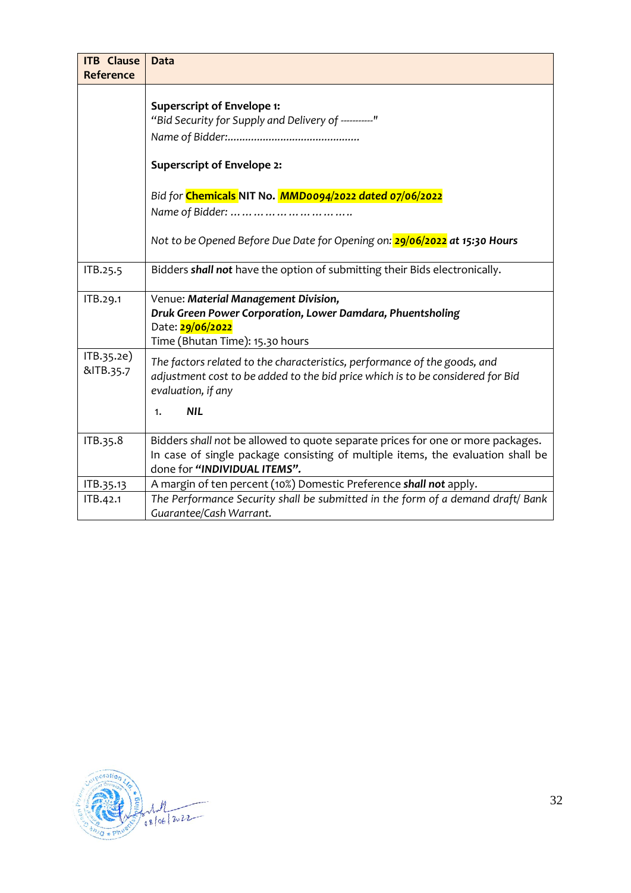| ITB Clause Reference | Data |
|---|---|
| | **Superscript of Envelope 1:**<br>*"Bid Security for Supply and Delivery of ----------"*<br>*Name of Bidder:............................................*<br><br>**Superscript of Envelope 2:**<br><br>*Bid for* **Chemicals NIT No.** ***MMD0094/2022 dated 07/06/2022***<br>*Name of Bidder: …………………………..*<br><br>*Not to be Opened Before Due Date for Opening on:* ***29/06/2022 at 15:30 Hours*** |
| ITB.25.5 | Bidders ***shall not*** have the option of submitting their Bids electronically. |
| ITB.29.1 | Venue: ***Material Management Division,***<br>***Druk Green Power Corporation, Lower Damdara, Phuentsholing***<br>Date: **29/06/2022**<br>Time (Bhutan Time): 15.30 hours |
| ITB.35.2e) &ITB.35.7 | *The factors related to the characteristics, performance of the goods, and adjustment cost to be added to the bid price which is to be considered for Bid evaluation, if any*<br><br>1. ***NIL*** |
| ITB.35.8 | Bidders *shall not* be allowed to quote separate prices for one or more packages. In case of single package consisting of multiple items, the evaluation shall be done for ***"INDIVIDUAL ITEMS".*** |
| ITB.35.13 | A margin of ten percent (10%) Domestic Preference ***shall not*** apply. |
| ITB.42.1 | *The Performance Security shall be submitted in the form of a demand draft/ Bank Guarantee/Cash Warrant.* |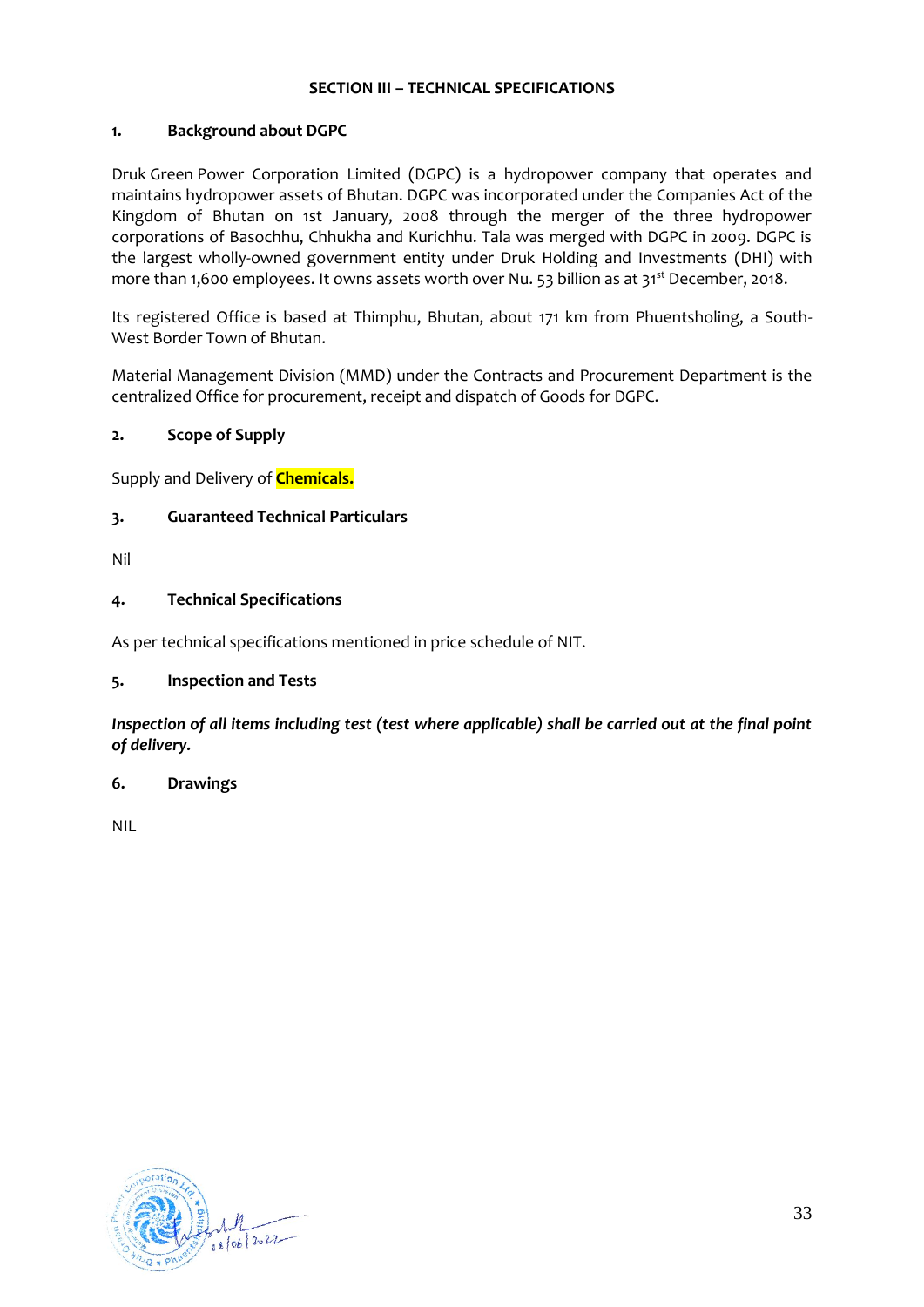# SECTION III – TECHNICAL SPECIFICATIONS

## 1. Background about DGPC

Druk Green Power Corporation Limited (DGPC) is a hydropower company that operates and maintains hydropower assets of Bhutan. DGPC was incorporated under the Companies Act of the Kingdom of Bhutan on 1st January, 2008 through the merger of the three hydropower corporations of Basochhu, Chhukha and Kurichhu. Tala was merged with DGPC in 2009. DGPC is the largest wholly-owned government entity under Druk Holding and Investments (DHI) with more than 1,600 employees. It owns assets worth over Nu. 53 billion as at 31st December, 2018.

Its registered Office is based at Thimphu, Bhutan, about 171 km from Phuentsholing, a South-West Border Town of Bhutan.

Material Management Division (MMD) under the Contracts and Procurement Department is the centralized Office for procurement, receipt and dispatch of Goods for DGPC.

## 2. Scope of Supply

Supply and Delivery of **Chemicals.**

## 3. Guaranteed Technical Particulars

Nil

## 4. Technical Specifications

As per technical specifications mentioned in price schedule of NIT.

## 5. Inspection and Tests

***Inspection of all items including test (test where applicable) shall be carried out at the final point of delivery.***

## 6. Drawings

NIL

08/06/2022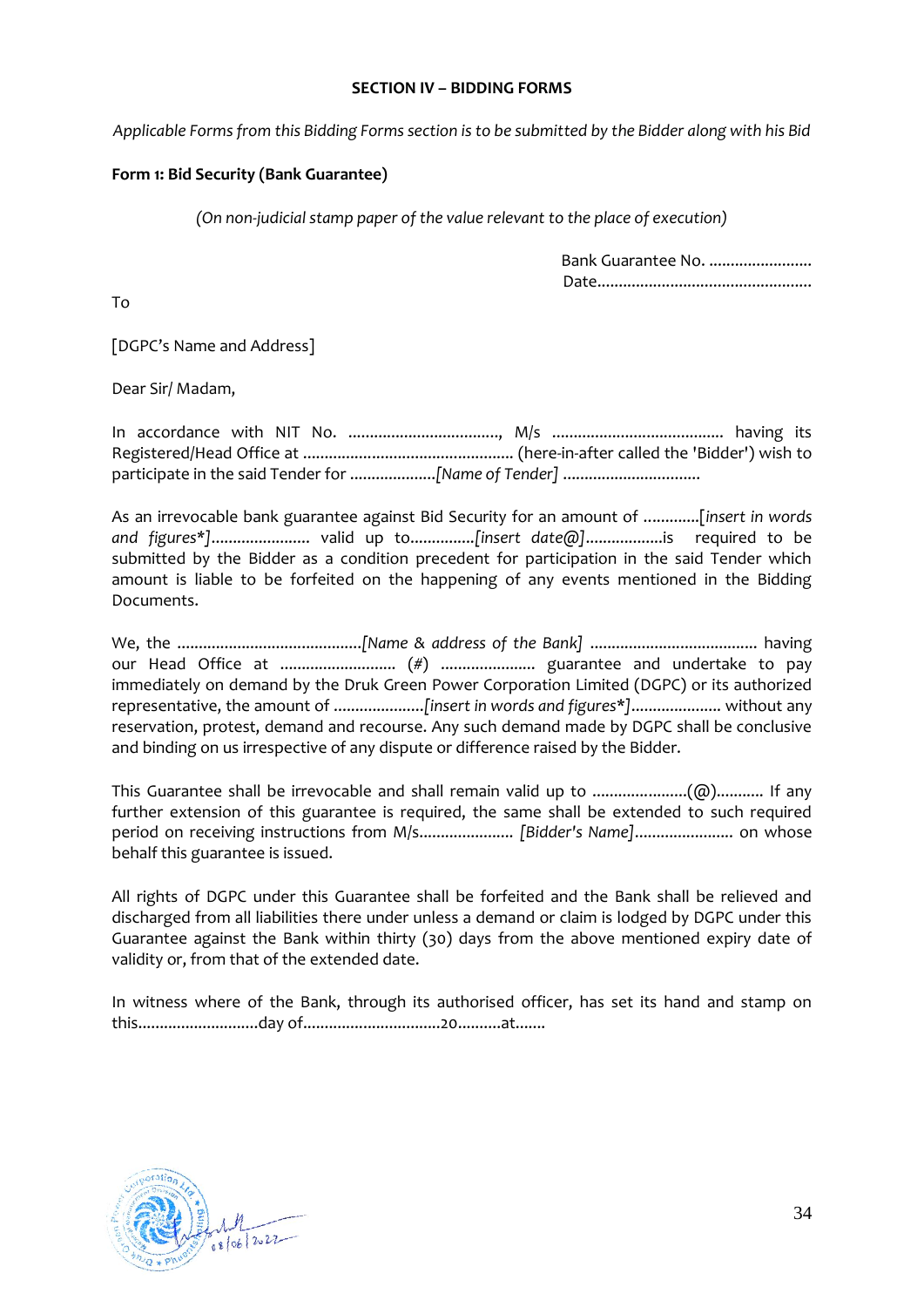## SECTION IV – BIDDING FORMS

*Applicable Forms from this Bidding Forms section is to be submitted by the Bidder along with his Bid*

**Form 1: Bid Security (Bank Guarantee)**

*(On non-judicial stamp paper of the value relevant to the place of execution)*

Bank Guarantee No. ........................
Date..................................................

To

[DGPC's Name and Address]

Dear Sir/ Madam,

In accordance with NIT No. ..................................., M/s ........................................ having its Registered/Head Office at ................................................ (here-in-after called the 'Bidder') wish to participate in the said Tender for ....................*[Name of Tender]* ................................

As an irrevocable bank guarantee against Bid Security for an amount of .............*[insert in words and figures*]*....................... valid up to...............*[insert date@]*..................is required to be submitted by the Bidder as a condition precedent for participation in the said Tender which amount is liable to be forfeited on the happening of any events mentioned in the Bidding Documents.

We, the ...........................................*[Name & address of the Bank]* ....................................... having our Head Office at ........................... (#) ...................... guarantee and undertake to pay immediately on demand by the Druk Green Power Corporation Limited (DGPC) or its authorized representative, the amount of .....................*[insert in words and figures*]*..................... without any reservation, protest, demand and recourse. Any such demand made by DGPC shall be conclusive and binding on us irrespective of any dispute or difference raised by the Bidder.

This Guarantee shall be irrevocable and shall remain valid up to ......................(@)........... If any further extension of this guarantee is required, the same shall be extended to such required period on receiving instructions from M/s...................... *[Bidder's Name]*....................... on whose behalf this guarantee is issued.

All rights of DGPC under this Guarantee shall be forfeited and the Bank shall be relieved and discharged from all liabilities there under unless a demand or claim is lodged by DGPC under this Guarantee against the Bank within thirty (30) days from the above mentioned expiry date of validity or, from that of the extended date.

In witness where of the Bank, through its authorised officer, has set its hand and stamp on this............................day of................................20..........at.......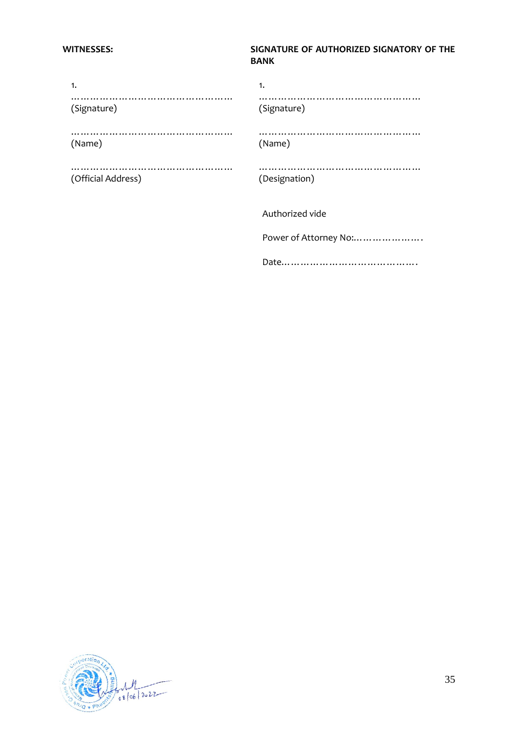**WITNESSES:**

1.

…………………………………………

(Signature)

…………………………………………

(Name)

…………………………………………

(Official Address)

**SIGNATURE OF AUTHORIZED SIGNATORY OF THE BANK**

1.

…………………………………………

(Signature)

…………………………………………

(Name)

…………………………………………

(Designation)

Authorized vide

Power of Attorney No:………………….

Date…………………………………….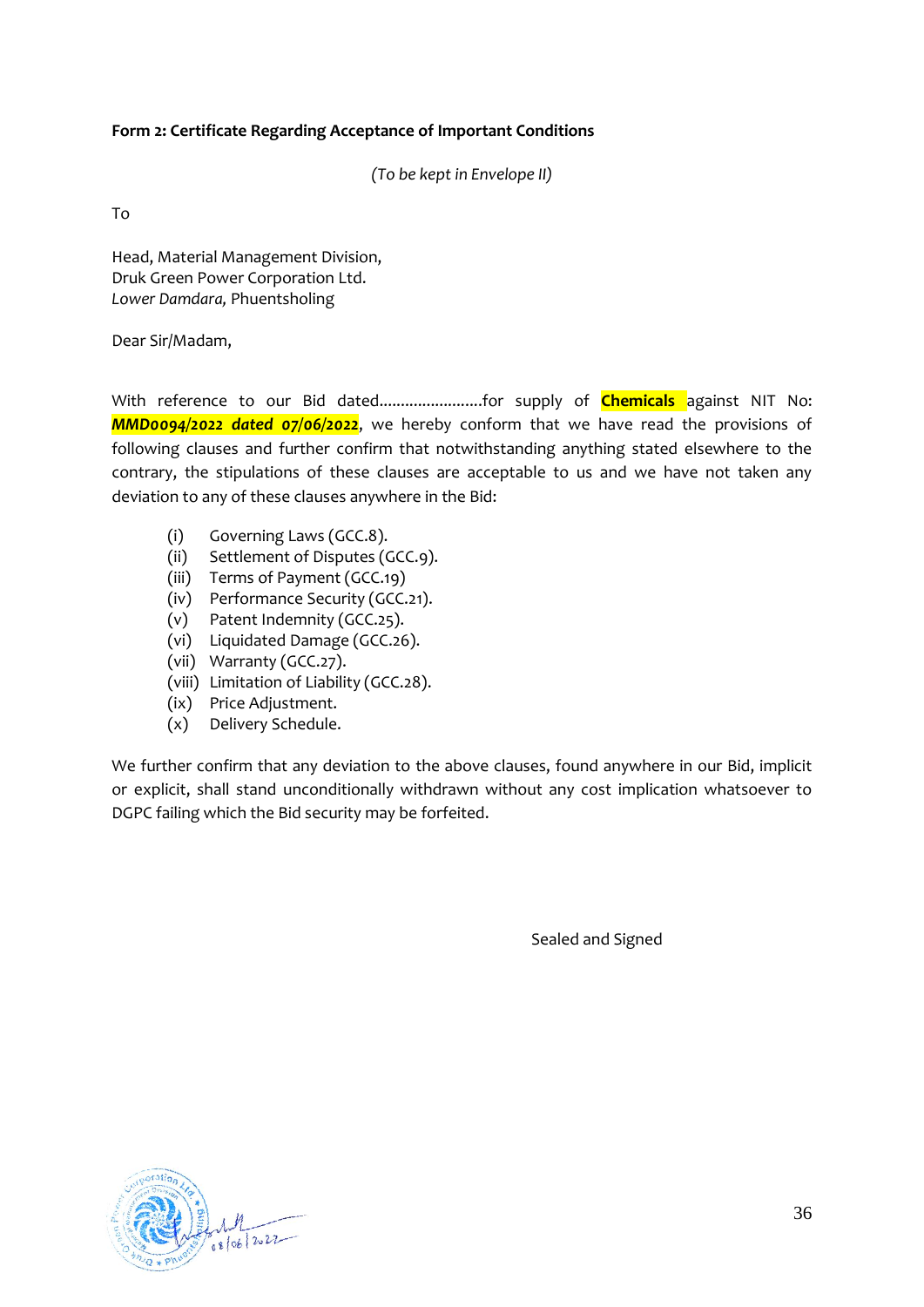**Form 2: Certificate Regarding Acceptance of Important Conditions**

*(To be kept in Envelope II)*

To

Head, Material Management Division,
Druk Green Power Corporation Ltd.
*Lower Damdara,* Phuentsholing

Dear Sir/Madam,

With reference to our Bid dated........................for supply of **Chemicals** against NIT No: ***MMD0094/2022 dated 07/06/2022***, we hereby conform that we have read the provisions of following clauses and further confirm that notwithstanding anything stated elsewhere to the contrary, the stipulations of these clauses are acceptable to us and we have not taken any deviation to any of these clauses anywhere in the Bid:

(i) Governing Laws (GCC.8).
(ii) Settlement of Disputes (GCC.9).
(iii) Terms of Payment (GCC.19)
(iv) Performance Security (GCC.21).
(v) Patent Indemnity (GCC.25).
(vi) Liquidated Damage (GCC.26).
(vii) Warranty (GCC.27).
(viii) Limitation of Liability (GCC.28).
(ix) Price Adjustment.
(x) Delivery Schedule.

We further confirm that any deviation to the above clauses, found anywhere in our Bid, implicit or explicit, shall stand unconditionally withdrawn without any cost implication whatsoever to DGPC failing which the Bid security may be forfeited.

Sealed and Signed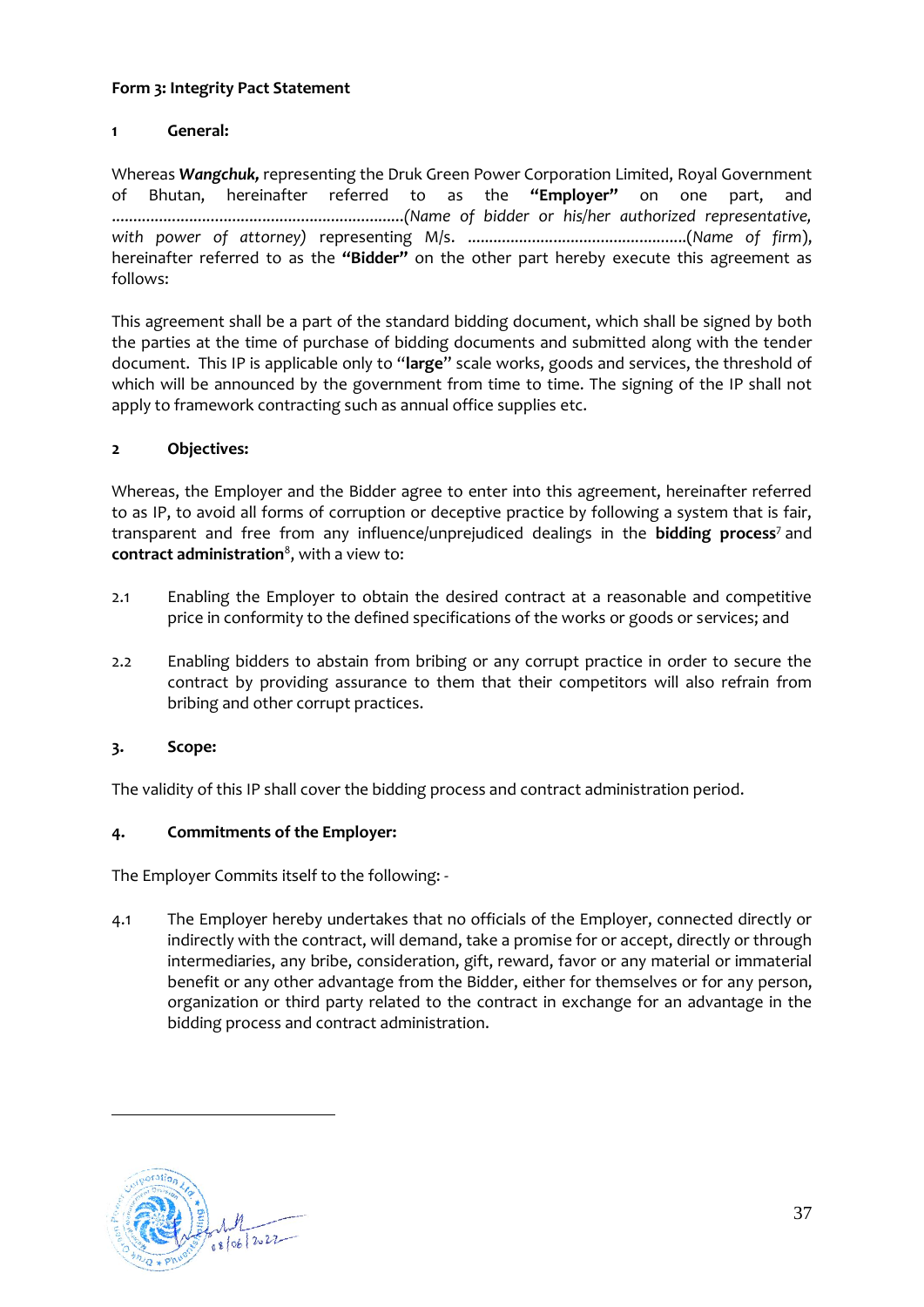**Form 3: Integrity Pact Statement**

**1 General:**

Whereas ***Wangchuk,*** representing the Druk Green Power Corporation Limited, Royal Government of Bhutan, hereinafter referred to as the **"Employer"** on one part, and ......................................................................*(Name of bidder or his/her authorized representative, with power of attorney)* representing M/s. ..................................................(*Name of firm*), hereinafter referred to as the **"Bidder"** on the other part hereby execute this agreement as follows:

This agreement shall be a part of the standard bidding document, which shall be signed by both the parties at the time of purchase of bidding documents and submitted along with the tender document. This IP is applicable only to "**large**" scale works, goods and services, the threshold of which will be announced by the government from time to time. The signing of the IP shall not apply to framework contracting such as annual office supplies etc.

**2 Objectives:**

Whereas, the Employer and the Bidder agree to enter into this agreement, hereinafter referred to as IP, to avoid all forms of corruption or deceptive practice by following a system that is fair, transparent and free from any influence/unprejudiced dealings in the **bidding process**[7] and **contract administration**[8], with a view to:

2.1 Enabling the Employer to obtain the desired contract at a reasonable and competitive price in conformity to the defined specifications of the works or goods or services; and

2.2 Enabling bidders to abstain from bribing or any corrupt practice in order to secure the contract by providing assurance to them that their competitors will also refrain from bribing and other corrupt practices.

**3. Scope:**

The validity of this IP shall cover the bidding process and contract administration period.

**4. Commitments of the Employer:**

The Employer Commits itself to the following: -

4.1 The Employer hereby undertakes that no officials of the Employer, connected directly or indirectly with the contract, will demand, take a promise for or accept, directly or through intermediaries, any bribe, consideration, gift, reward, favor or any material or immaterial benefit or any other advantage from the Bidder, either for themselves or for any person, organization or third party related to the contract in exchange for an advantage in the bidding process and contract administration.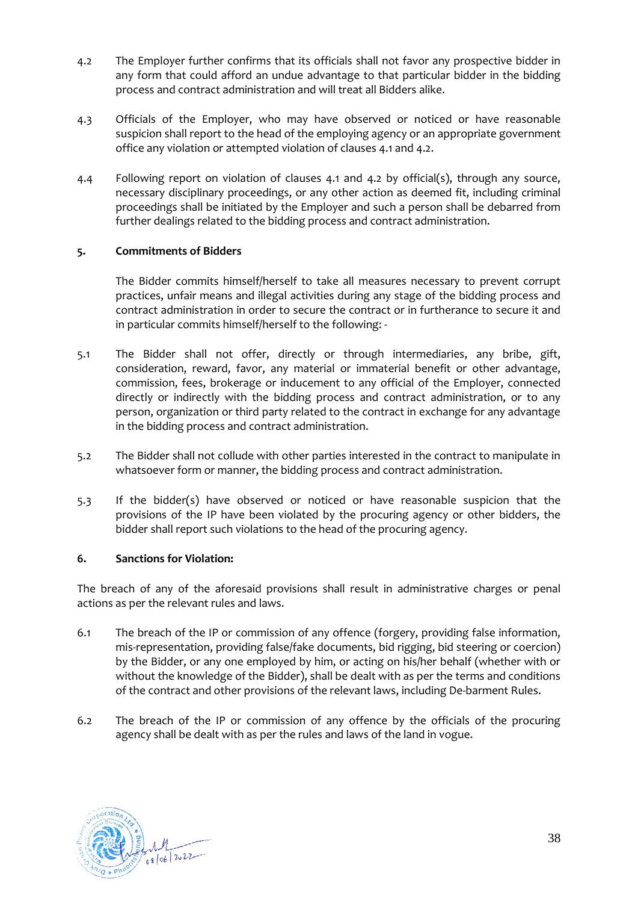4.2 The Employer further confirms that its officials shall not favor any prospective bidder in any form that could afford an undue advantage to that particular bidder in the bidding process and contract administration and will treat all Bidders alike.

4.3 Officials of the Employer, who may have observed or noticed or have reasonable suspicion shall report to the head of the employing agency or an appropriate government office any violation or attempted violation of clauses 4.1 and 4.2.

4.4 Following report on violation of clauses 4.1 and 4.2 by official(s), through any source, necessary disciplinary proceedings, or any other action as deemed fit, including criminal proceedings shall be initiated by the Employer and such a person shall be debarred from further dealings related to the bidding process and contract administration.

**5. Commitments of Bidders**

The Bidder commits himself/herself to take all measures necessary to prevent corrupt practices, unfair means and illegal activities during any stage of the bidding process and contract administration in order to secure the contract or in furtherance to secure it and in particular commits himself/herself to the following: -

5.1 The Bidder shall not offer, directly or through intermediaries, any bribe, gift, consideration, reward, favor, any material or immaterial benefit or other advantage, commission, fees, brokerage or inducement to any official of the Employer, connected directly or indirectly with the bidding process and contract administration, or to any person, organization or third party related to the contract in exchange for any advantage in the bidding process and contract administration.

5.2 The Bidder shall not collude with other parties interested in the contract to manipulate in whatsoever form or manner, the bidding process and contract administration.

5.3 If the bidder(s) have observed or noticed or have reasonable suspicion that the provisions of the IP have been violated by the procuring agency or other bidders, the bidder shall report such violations to the head of the procuring agency.

**6. Sanctions for Violation:**

The breach of any of the aforesaid provisions shall result in administrative charges or penal actions as per the relevant rules and laws.

6.1 The breach of the IP or commission of any offence (forgery, providing false information, mis-representation, providing false/fake documents, bid rigging, bid steering or coercion) by the Bidder, or any one employed by him, or acting on his/her behalf (whether with or without the knowledge of the Bidder), shall be dealt with as per the terms and conditions of the contract and other provisions of the relevant laws, including De-barment Rules.

6.2 The breach of the IP or commission of any offence by the officials of the procuring agency shall be dealt with as per the rules and laws of the land in vogue.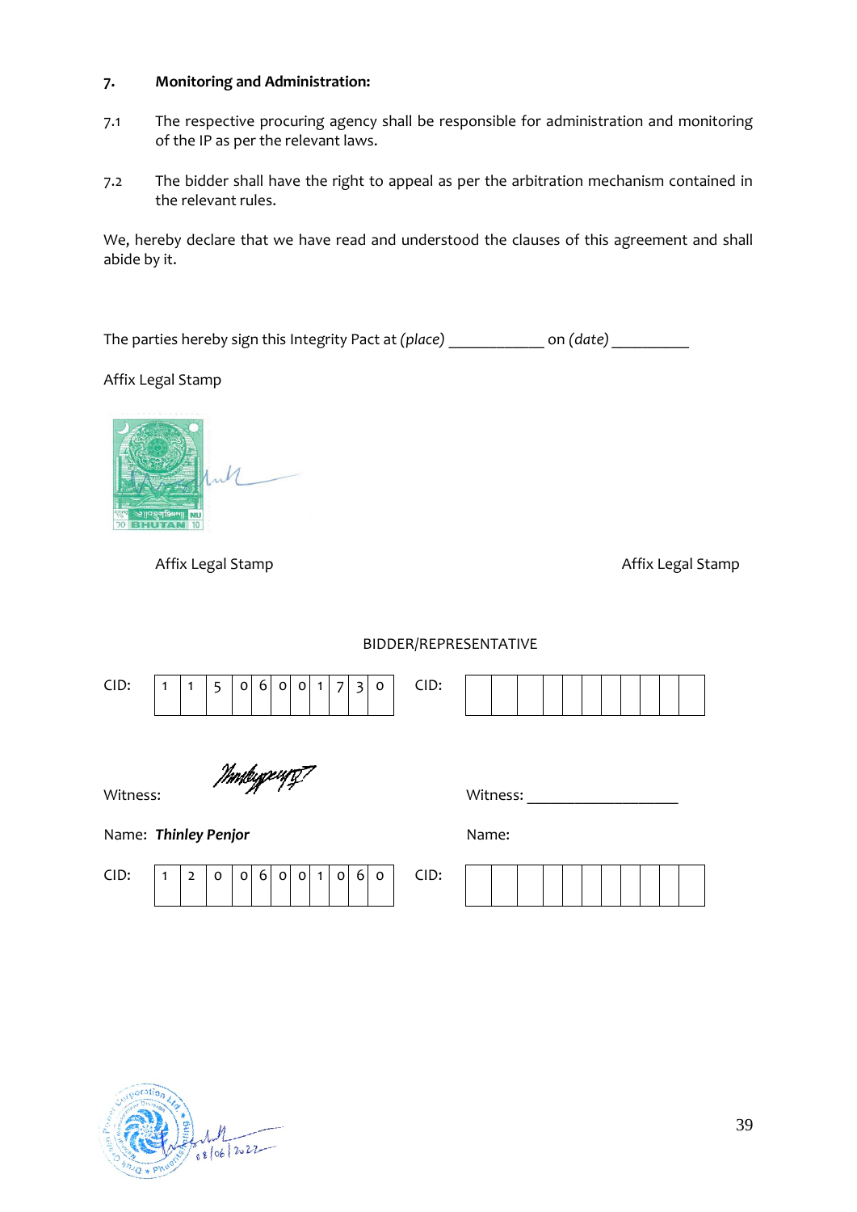7. **Monitoring and Administration:**

7.1 The respective procuring agency shall be responsible for administration and monitoring of the IP as per the relevant laws.

7.2 The bidder shall have the right to appeal as per the arbitration mechanism contained in the relevant rules.

We, hereby declare that we have read and understood the clauses of this agreement and shall abide by it.

The parties hereby sign this Integrity Pact at *(place)* ___________ on *(date)* _________

Affix Legal Stamp

Affix Legal Stamp

Affix Legal Stamp

BIDDER/REPRESENTATIVE

| CID: | 1 | 1 | 5 | 0 | 6 | 0 | 0 | 1 | 7 | 3 | 0 | CID: | | | | | | | | | | | |
|---|---|---|---|---|---|---|---|---|---|---|---|---|---|---|---|---|---|---|---|---|---|---|---|

Witness: 

Witness: ________________

Name: ***Thinley Penjor***

Name:

| CID: | 1 | 2 | 0 | 0 | 6 | 0 | 0 | 1 | 0 | 6 | 0 | CID: | | | | | | | | | | | |
|---|---|---|---|---|---|---|---|---|---|---|---|---|---|---|---|---|---|---|---|---|---|---|---|

08/06/2022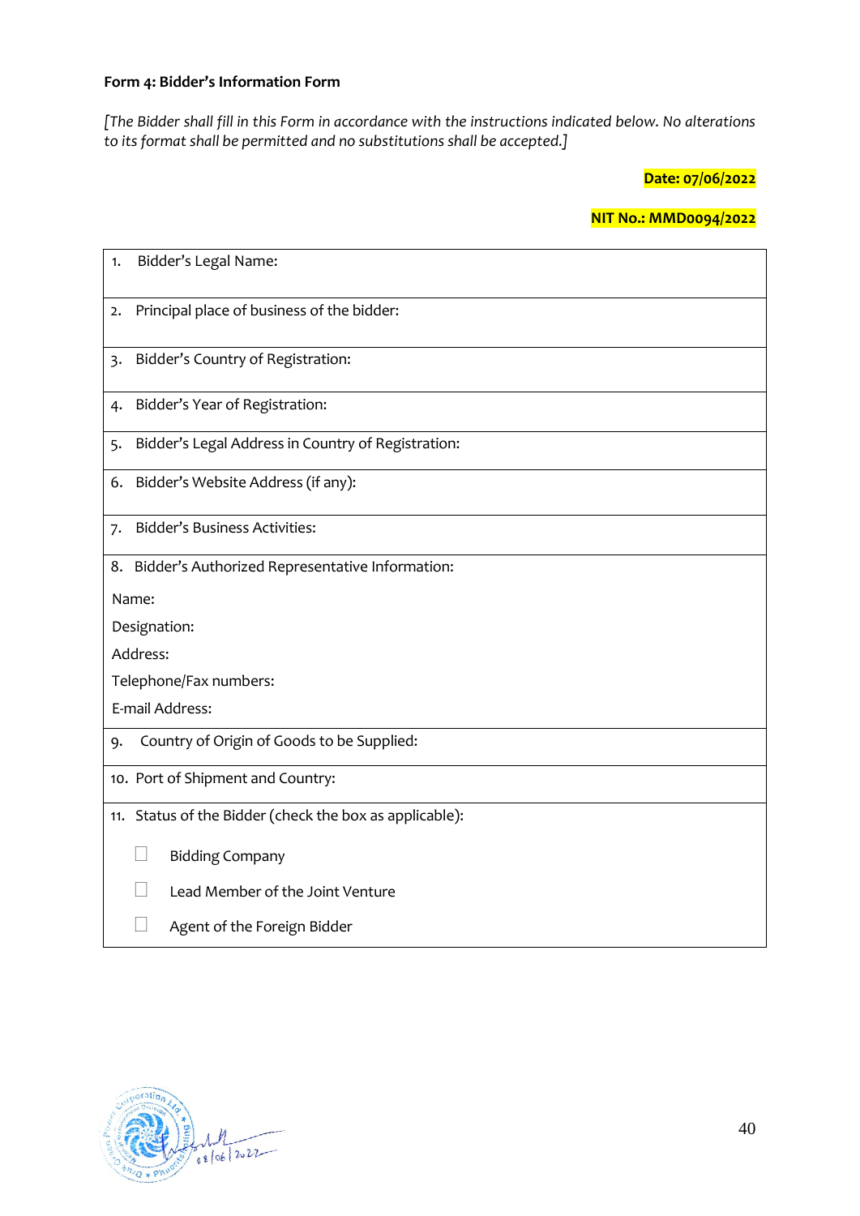**Form 4: Bidder's Information Form**

*[The Bidder shall fill in this Form in accordance with the instructions indicated below. No alterations to its format shall be permitted and no substitutions shall be accepted.]*

**Date: 07/06/2022**

**NIT No.: MMD0094/2022**

| |
|---|
| 1. Bidder's Legal Name: |
| 2. Principal place of business of the bidder: |
| 3. Bidder's Country of Registration: |
| 4. Bidder's Year of Registration: |
| 5. Bidder's Legal Address in Country of Registration: |
| 6. Bidder's Website Address (if any): |
| 7. Bidder's Business Activities: |
| 8. Bidder's Authorized Representative Information:<br>Name:<br>Designation:<br>Address:<br>Telephone/Fax numbers:<br>E-mail Address: |
| 9. Country of Origin of Goods to be Supplied: |
| 10. Port of Shipment and Country: |
| 11. Status of the Bidder (check the box as applicable):<br>☐ Bidding Company<br>☐ Lead Member of the Joint Venture<br>☐ Agent of the Foreign Bidder |

08/06/2022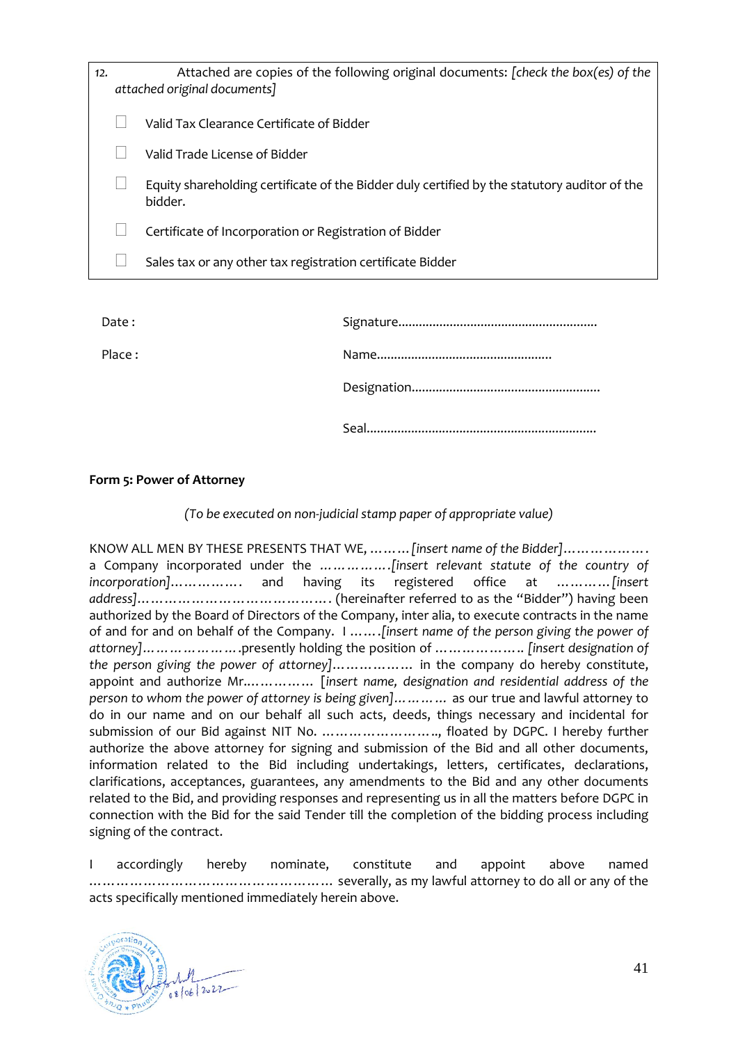12. Attached are copies of the following original documents: *[check the box(es) of the attached original documents]*

- ☐ Valid Tax Clearance Certificate of Bidder
- ☐ Valid Trade License of Bidder
- ☐ Equity shareholding certificate of the Bidder duly certified by the statutory auditor of the bidder.
- ☐ Certificate of Incorporation or Registration of Bidder
- ☐ Sales tax or any other tax registration certificate Bidder

Date :

Place :

Signature..........................................................

Name...................................................

Designation.......................................................

Seal...................................................................

**Form 5: Power of Attorney**

*(To be executed on non-judicial stamp paper of appropriate value)*

KNOW ALL MEN BY THESE PRESENTS THAT WE, ………*[insert name of the Bidder]*………………. a Company incorporated under the …………….*[insert relevant statute of the country of incorporation]*……………. and having its registered office at …………*[insert address]*……………………………………. (hereinafter referred to as the "Bidder") having been authorized by the Board of Directors of the Company, inter alia, to execute contracts in the name of and for and on behalf of the Company. I …….*[insert name of the person giving the power of attorney]*………………….presently holding the position of ……………….. *[insert designation of the person giving the power of attorney]*……………… in the company do hereby constitute, appoint and authorize Mr.…………… [*insert name, designation and residential address of the person to whom the power of attorney is being given]*………… as our true and lawful attorney to do in our name and on our behalf all such acts, deeds, things necessary and incidental for submission of our Bid against NIT No. ……………………., floated by DGPC. I hereby further authorize the above attorney for signing and submission of the Bid and all other documents, information related to the Bid including undertakings, letters, certificates, declarations, clarifications, acceptances, guarantees, any amendments to the Bid and any other documents related to the Bid, and providing responses and representing us in all the matters before DGPC in connection with the Bid for the said Tender till the completion of the bidding process including signing of the contract.

I accordingly hereby nominate, constitute and appoint above named ……………………………………………… severally, as my lawful attorney to do all or any of the acts specifically mentioned immediately herein above.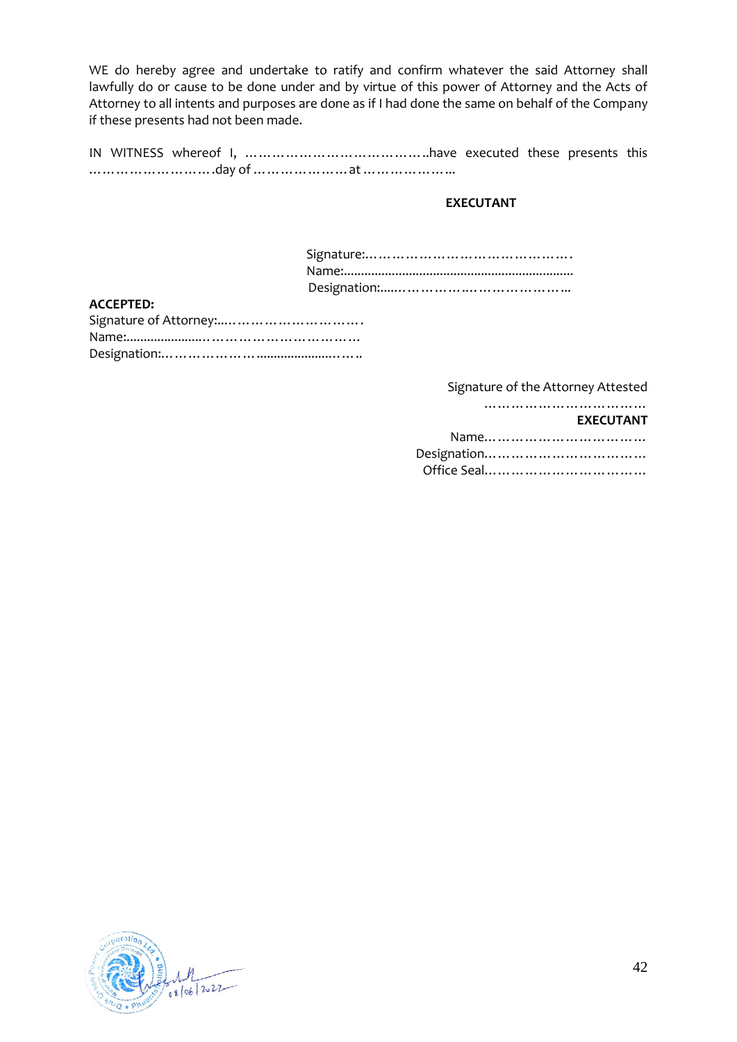WE do hereby agree and undertake to ratify and confirm whatever the said Attorney shall lawfully do or cause to be done under and by virtue of this power of Attorney and the Acts of Attorney to all intents and purposes are done as if I had done the same on behalf of the Company if these presents had not been made.

IN WITNESS whereof I, …………………………………..have executed these presents this ……………………….day of ………………… at ………………...

**EXECUTANT**

Signature:……………………………………….
Name:....................................................................
Designation:......……………….……………….

**ACCEPTED:**
Signature of Attorney:....………………………….
Name:.......................…………………………….
Designation:..………………......................……..

Signature of the Attorney Attested
………………………………
**EXECUTANT**
Name………………………………
Designation………………………………
Office Seal………………………………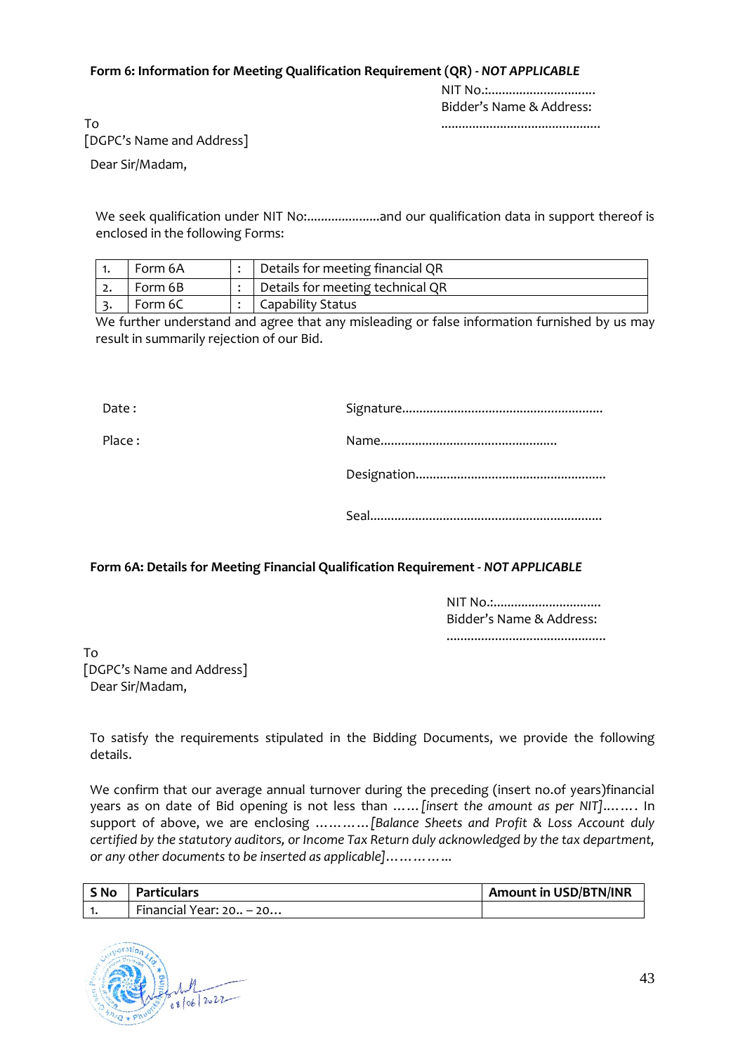**Form 6: Information for Meeting Qualification Requirement (QR) -** ***NOT APPLICABLE***

NIT No.:..............................
Bidder's Name & Address:
.............................................

To
[DGPC's Name and Address]

Dear Sir/Madam,

We seek qualification under NIT No:....................and our qualification data in support thereof is enclosed in the following Forms:

| | | | |
|---|---|---|---|
| 1. | Form 6A | : | Details for meeting financial QR |
| 2. | Form 6B | : | Details for meeting technical QR |
| 3. | Form 6C | : | Capability Status |

We further understand and agree that any misleading or false information furnished by us may result in summarily rejection of our Bid.

Date :

Place :

Signature.........................................................

Name..................................................

Designation......................................................

Seal..................................................................

**Form 6A: Details for Meeting Financial Qualification Requirement -** ***NOT APPLICABLE***

NIT No.:..............................
Bidder's Name & Address:
.............................................

To
[DGPC's Name and Address]
Dear Sir/Madam,

To satisfy the requirements stipulated in the Bidding Documents, we provide the following details.

We confirm that our average annual turnover during the preceding (insert no.of years)financial years as on date of Bid opening is not less than ……*[insert the amount as per NIT]*……. In support of above, we are enclosing …………*[Balance Sheets and Profit & Loss Account duly certified by the statutory auditors, or Income Tax Return duly acknowledged by the tax department, or any other documents to be inserted as applicable]*…………..

| S No | Particulars | Amount in USD/BTN/INR |
|---|---|---|
| 1. | Financial Year: 20.. – 20… | |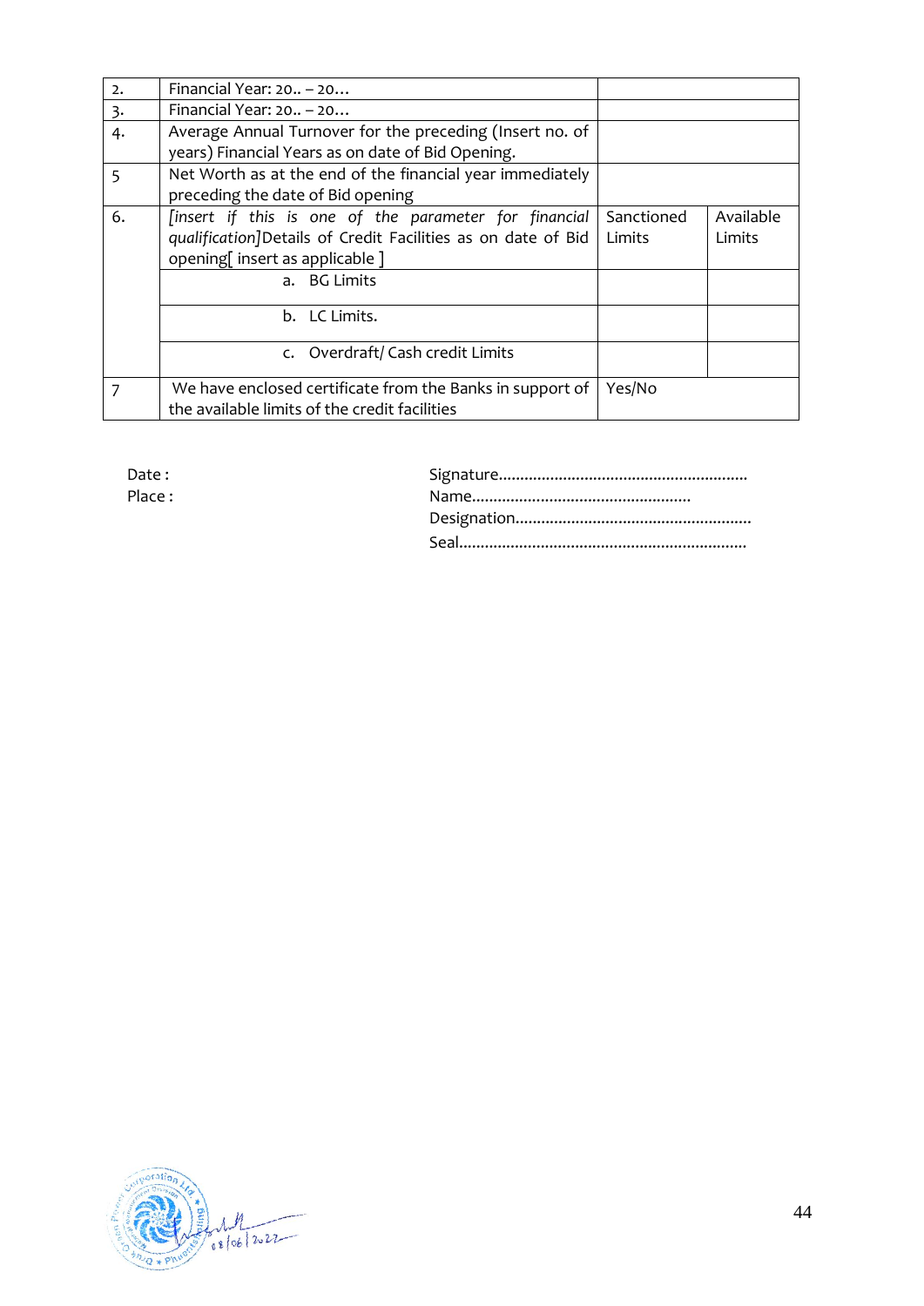| | | | |
|---|---|---|---|
| 2. | Financial Year: 20.. – 20… | | |
| 3. | Financial Year: 20.. – 20… | | |
| 4. | Average Annual Turnover for the preceding (Insert no. of years) Financial Years as on date of Bid Opening. | | |
| 5 | Net Worth as at the end of the financial year immediately preceding the date of Bid opening | | |
| 6. | *[insert if this is one of the parameter for financial qualification]* Details of Credit Facilities as on date of Bid opening[ insert as applicable ] | Sanctioned Limits | Available Limits |
| | a. BG Limits | | |
| | b. LC Limits. | | |
| | c. Overdraft/ Cash credit Limits | | |
| 7 | We have enclosed certificate from the Banks in support of the available limits of the credit facilities | Yes/No | |

Date :
Place :

Signature…………………………………………………
Name…………………………………………
Designation……………………………………………
Seal…………………………………………………………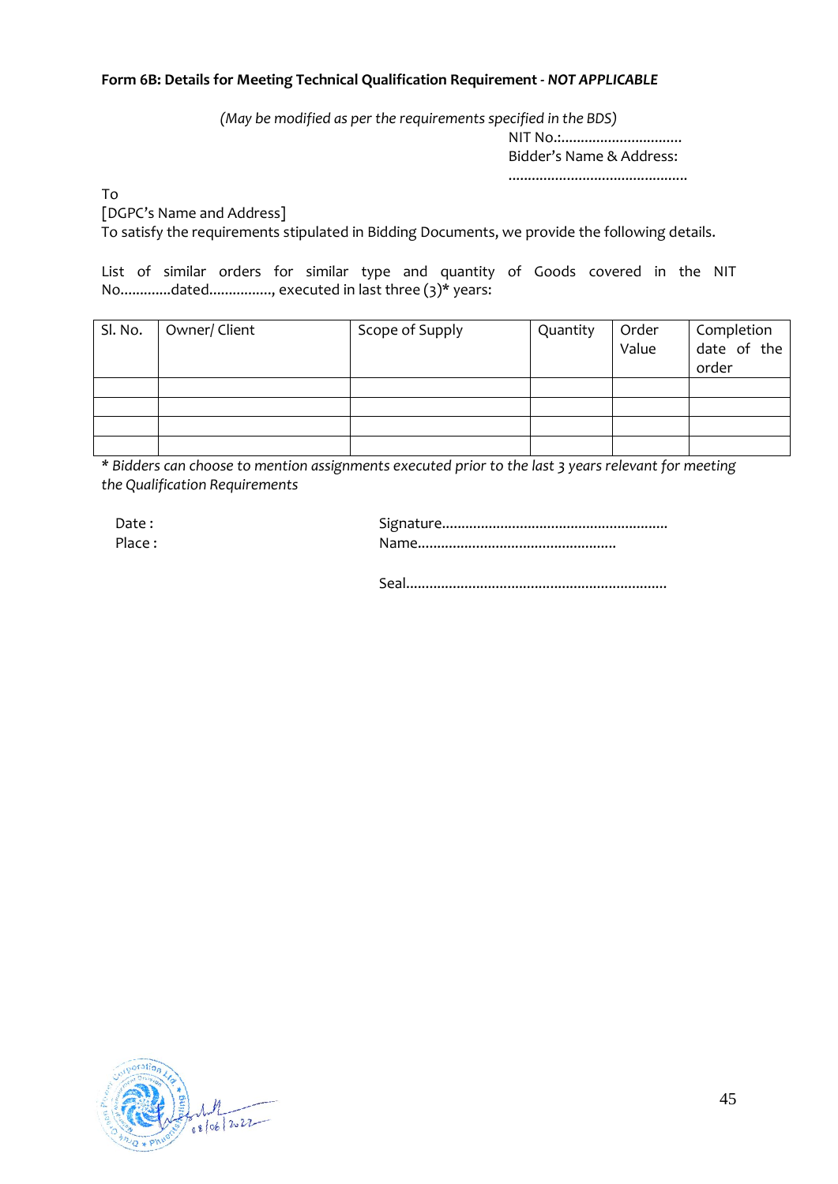**Form 6B: Details for Meeting Technical Qualification Requirement** - ***NOT APPLICABLE***

*(May be modified as per the requirements specified in the BDS)*

NIT No.:..............................

Bidder's Name & Address:

.............................................

To

[DGPC's Name and Address]

To satisfy the requirements stipulated in Bidding Documents, we provide the following details.

List of similar orders for similar type and quantity of Goods covered in the NIT No.............dated................, executed in last three (3)* years:

| Sl. No. | Owner/ Client | Scope of Supply | Quantity | Order Value | Completion date of the order |
|---|---|---|---|---|---|
| | | | | | |
| | | | | | |
| | | | | | |
| | | | | | |

* *Bidders can choose to mention assignments executed prior to the last 3 years relevant for meeting the Qualification Requirements*

Date :

Place :

Signature.........................................................

Name..................................................

Seal..................................................................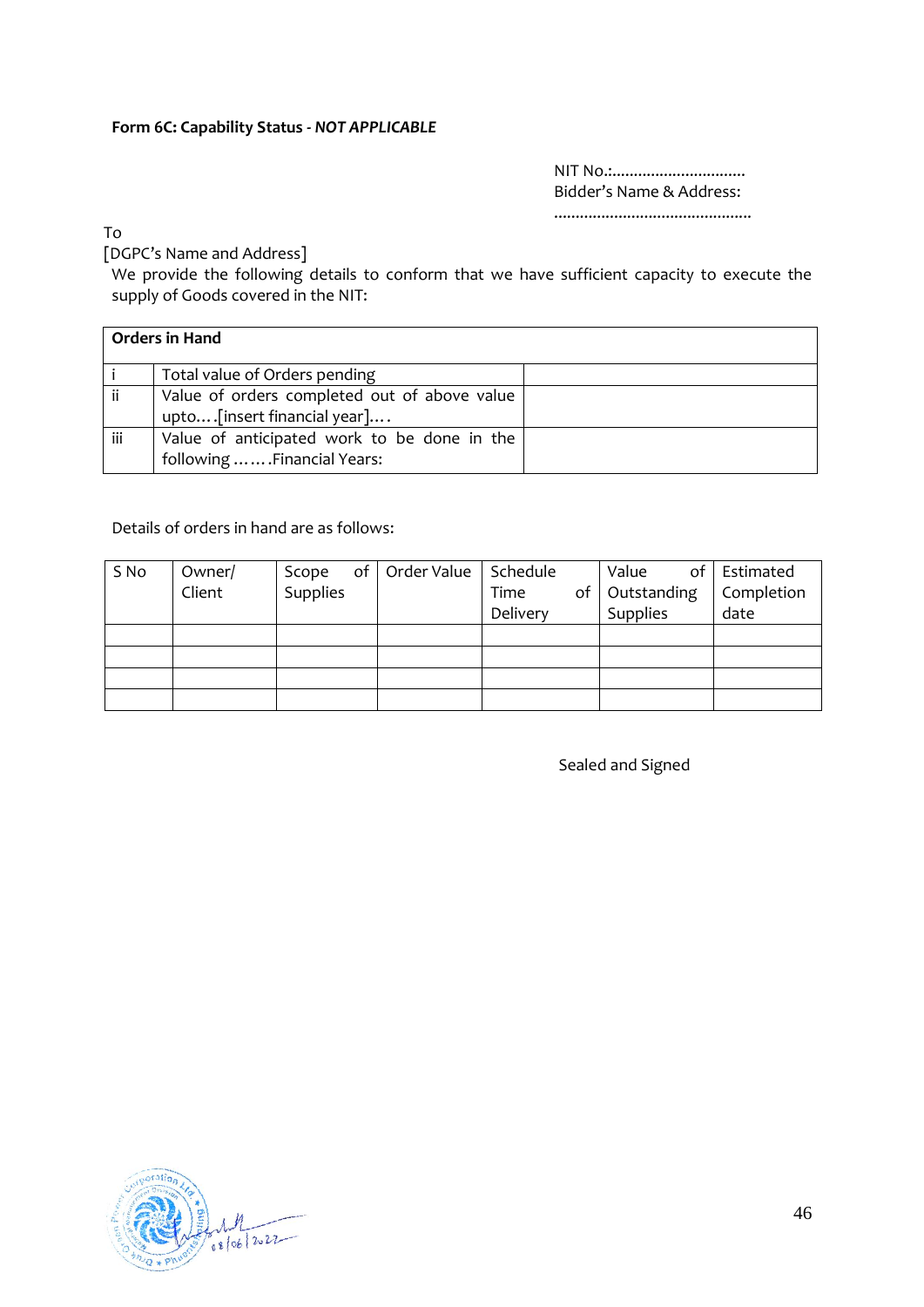**Form 6C: Capability Status - *NOT APPLICABLE***

NIT No.:..............................
Bidder's Name & Address:
.............................................

To
[DGPC's Name and Address]

We provide the following details to conform that we have sufficient capacity to execute the supply of Goods covered in the NIT:

| **Orders in Hand** | | |
|---|---|---|
| i | Total value of Orders pending | |
| ii | Value of orders completed out of above value upto....[insert financial year].... | |
| iii | Value of anticipated work to be done in the following .......Financial Years: | |

Details of orders in hand are as follows:

| S No | Owner/ Client | Scope of Supplies | Order Value | Schedule Time of Delivery | Value of Outstanding Supplies | Estimated Completion date |
|---|---|---|---|---|---|---|
| | | | | | | |
| | | | | | | |
| | | | | | | |
| | | | | | | |

Sealed and Signed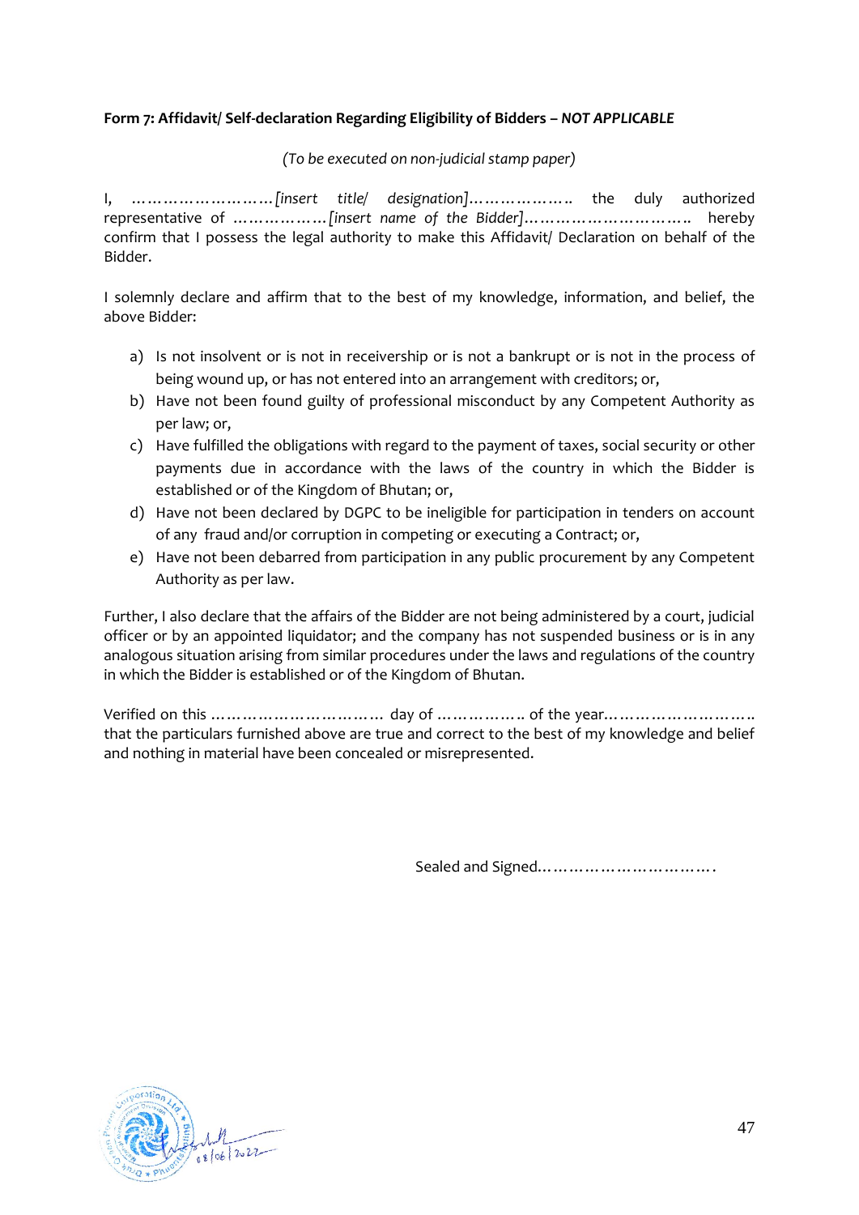**Form 7: Affidavit/ Self-declaration Regarding Eligibility of Bidders –** ***NOT APPLICABLE***

*(To be executed on non-judicial stamp paper)*

I, ……………………… *[insert title/ designation]*……………….. the duly authorized representative of ………………*[insert name of the Bidder]*………………………….. hereby confirm that I possess the legal authority to make this Affidavit/ Declaration on behalf of the Bidder.

I solemnly declare and affirm that to the best of my knowledge, information, and belief, the above Bidder:

a) Is not insolvent or is not in receivership or is not a bankrupt or is not in the process of being wound up, or has not entered into an arrangement with creditors; or,
b) Have not been found guilty of professional misconduct by any Competent Authority as per law; or,
c) Have fulfilled the obligations with regard to the payment of taxes, social security or other payments due in accordance with the laws of the country in which the Bidder is established or of the Kingdom of Bhutan; or,
d) Have not been declared by DGPC to be ineligible for participation in tenders on account of any fraud and/or corruption in competing or executing a Contract; or,
e) Have not been debarred from participation in any public procurement by any Competent Authority as per law.

Further, I also declare that the affairs of the Bidder are not being administered by a court, judicial officer or by an appointed liquidator; and the company has not suspended business or is in any analogous situation arising from similar procedures under the laws and regulations of the country in which the Bidder is established or of the Kingdom of Bhutan.

Verified on this …………………………… day of …………….. of the year……………………….. that the particulars furnished above are true and correct to the best of my knowledge and belief and nothing in material have been concealed or misrepresented.

Sealed and Signed…………………………….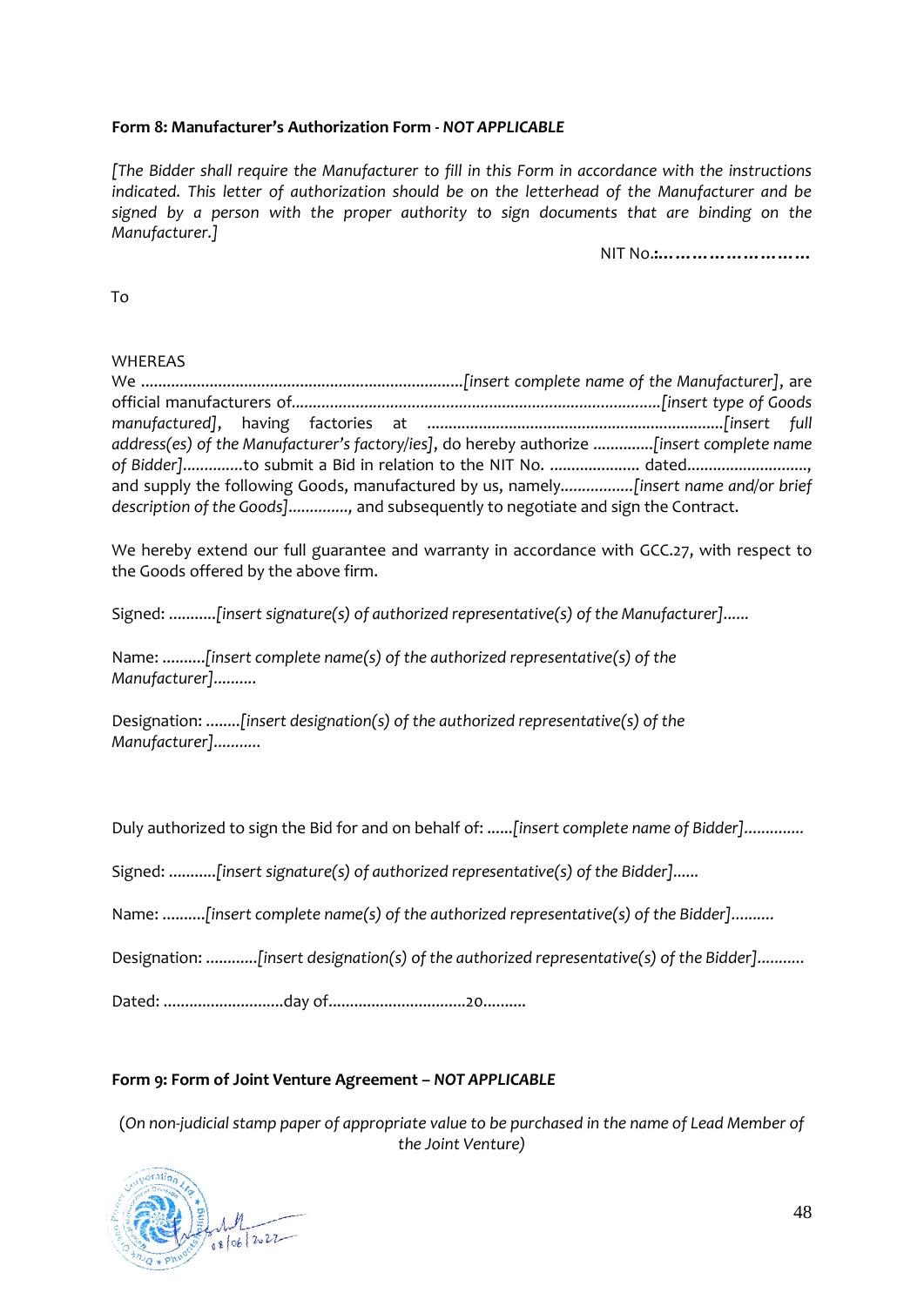**Form 8: Manufacturer's Authorization Form** - ***NOT APPLICABLE***

*[The Bidder shall require the Manufacturer to fill in this Form in accordance with the instructions indicated. This letter of authorization should be on the letterhead of the Manufacturer and be signed by a person with the proper authority to sign documents that are binding on the Manufacturer.]*

NIT No.:*………………………*

To

WHEREAS

We …………………………………………………………………*[insert complete name of the Manufacturer]*, are official manufacturers of…………………………………………………………………………*[insert type of Goods manufactured]*, having factories at …………………………………………………………*[insert full address(es) of the Manufacturer's factory/ies]*, do hereby authorize …………*[insert complete name of Bidder]*…………to submit a Bid in relation to the NIT No. ………………… dated………………………, and supply the following Goods, manufactured by us, namely……………*[insert name and/or brief description of the Goods]*…………, and subsequently to negotiate and sign the Contract.

We hereby extend our full guarantee and warranty in accordance with GCC.27, with respect to the Goods offered by the above firm.

Signed: ………*[insert signature(s) of authorized representative(s) of the Manufacturer]*……

Name: ………*[insert complete name(s) of the authorized representative(s) of the Manufacturer]*………

Designation: ……*[insert designation(s) of the authorized representative(s) of the Manufacturer]*………

Duly authorized to sign the Bid for and on behalf of: ……*[insert complete name of Bidder]*…………

Signed: ………*[insert signature(s) of authorized representative(s) of the Bidder]*……

Name: ………*[insert complete name(s) of the authorized representative(s) of the Bidder]*………

Designation: …………*[insert designation(s) of the authorized representative(s) of the Bidder]*………

Dated: ………………………day of…………………………20………

**Form 9: Form of Joint Venture Agreement** – ***NOT APPLICABLE***

*(On non-judicial stamp paper of appropriate value to be purchased in the name of Lead Member of the Joint Venture)*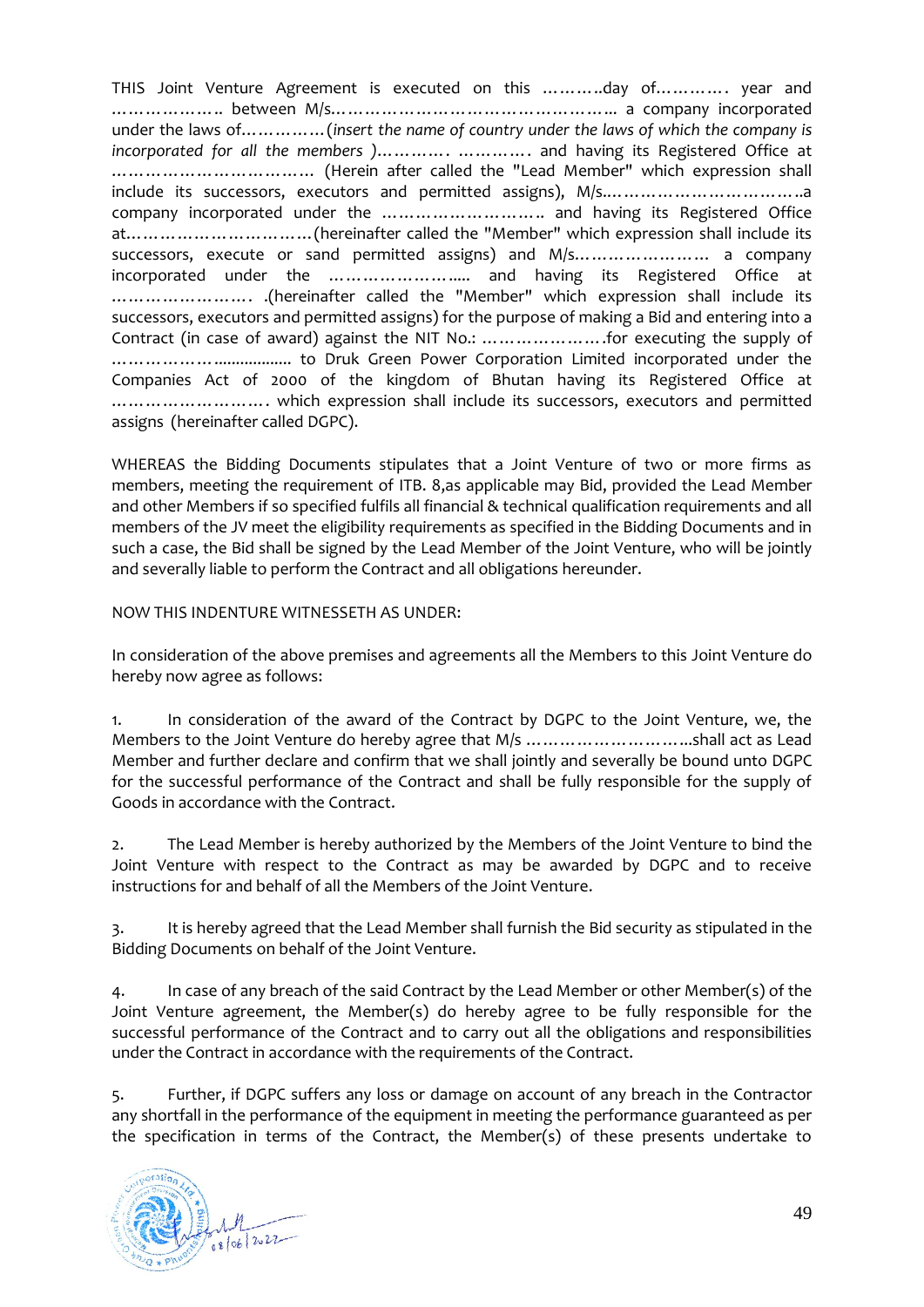THIS Joint Venture Agreement is executed on this ……….day of…………. year and ……………….. between M/s…………………………………………... a company incorporated under the laws of……………(*insert the name of country under the laws of which the company is incorporated for all the members* )…………. …………. and having its Registered Office at ……………………………… (Herein after called the "Lead Member" which expression shall include its successors, executors and permitted assigns), M/s...……………………………..a company incorporated under the ……………………….. and having its Registered Office at……………………………(hereinafter called the "Member" which expression shall include its successors, execute or sand permitted assigns) and M/s…………………… a company incorporated under the …………………..... and having its Registered Office at ……………………. .(hereinafter called the "Member" which expression shall include its successors, executors and permitted assigns) for the purpose of making a Bid and entering into a Contract (in case of award) against the NIT No.: ………………….for executing the supply of ……………….................. to Druk Green Power Corporation Limited incorporated under the Companies Act of 2000 of the kingdom of Bhutan having its Registered Office at ………………………. which expression shall include its successors, executors and permitted assigns (hereinafter called DGPC).

WHEREAS the Bidding Documents stipulates that a Joint Venture of two or more firms as members, meeting the requirement of ITB. 8,as applicable may Bid, provided the Lead Member and other Members if so specified fulfils all financial & technical qualification requirements and all members of the JV meet the eligibility requirements as specified in the Bidding Documents and in such a case, the Bid shall be signed by the Lead Member of the Joint Venture, who will be jointly and severally liable to perform the Contract and all obligations hereunder.

NOW THIS INDENTURE WITNESSETH AS UNDER:

In consideration of the above premises and agreements all the Members to this Joint Venture do hereby now agree as follows:

1. In consideration of the award of the Contract by DGPC to the Joint Venture, we, the Members to the Joint Venture do hereby agree that M/s …………………………..shall act as Lead Member and further declare and confirm that we shall jointly and severally be bound unto DGPC for the successful performance of the Contract and shall be fully responsible for the supply of Goods in accordance with the Contract.

2. The Lead Member is hereby authorized by the Members of the Joint Venture to bind the Joint Venture with respect to the Contract as may be awarded by DGPC and to receive instructions for and behalf of all the Members of the Joint Venture.

3. It is hereby agreed that the Lead Member shall furnish the Bid security as stipulated in the Bidding Documents on behalf of the Joint Venture.

4. In case of any breach of the said Contract by the Lead Member or other Member(s) of the Joint Venture agreement, the Member(s) do hereby agree to be fully responsible for the successful performance of the Contract and to carry out all the obligations and responsibilities under the Contract in accordance with the requirements of the Contract.

5. Further, if DGPC suffers any loss or damage on account of any breach in the Contractor any shortfall in the performance of the equipment in meeting the performance guaranteed as per the specification in terms of the Contract, the Member(s) of these presents undertake to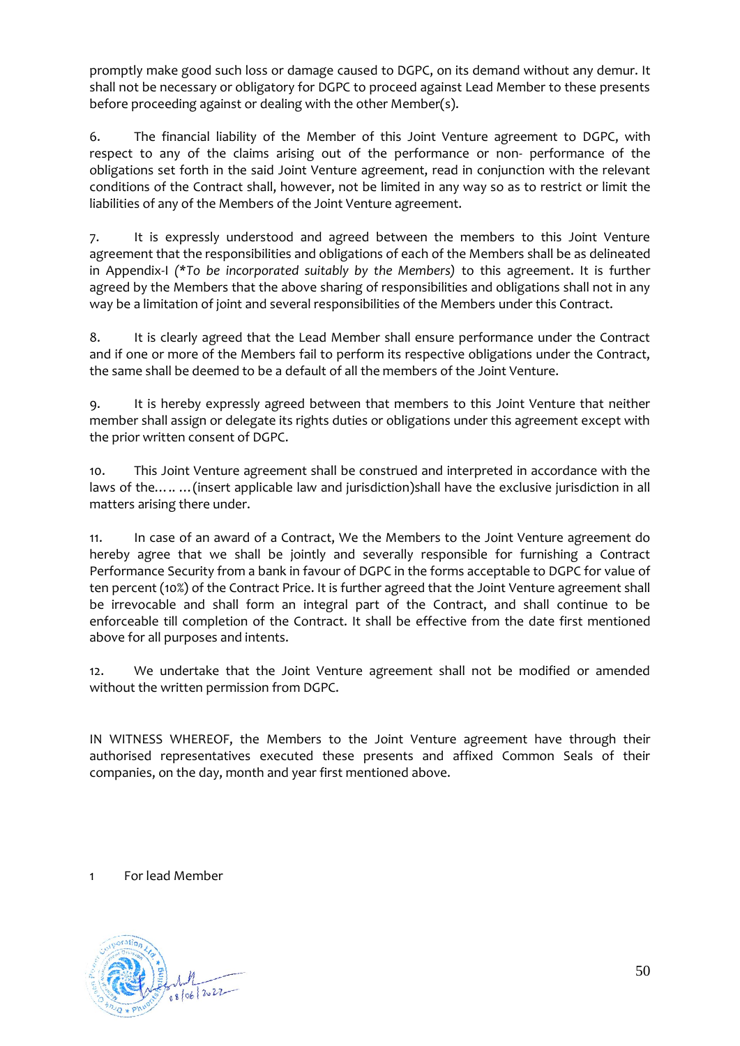promptly make good such loss or damage caused to DGPC, on its demand without any demur. It shall not be necessary or obligatory for DGPC to proceed against Lead Member to these presents before proceeding against or dealing with the other Member(s).

6. The financial liability of the Member of this Joint Venture agreement to DGPC, with respect to any of the claims arising out of the performance or non- performance of the obligations set forth in the said Joint Venture agreement, read in conjunction with the relevant conditions of the Contract shall, however, not be limited in any way so as to restrict or limit the liabilities of any of the Members of the Joint Venture agreement.

7. It is expressly understood and agreed between the members to this Joint Venture agreement that the responsibilities and obligations of each of the Members shall be as delineated in Appendix-I *(*To be incorporated suitably by the Members)* to this agreement. It is further agreed by the Members that the above sharing of responsibilities and obligations shall not in any way be a limitation of joint and several responsibilities of the Members under this Contract.

8. It is clearly agreed that the Lead Member shall ensure performance under the Contract and if one or more of the Members fail to perform its respective obligations under the Contract, the same shall be deemed to be a default of all the members of the Joint Venture.

9. It is hereby expressly agreed between that members to this Joint Venture that neither member shall assign or delegate its rights duties or obligations under this agreement except with the prior written consent of DGPC.

10. This Joint Venture agreement shall be construed and interpreted in accordance with the laws of the..... ...(insert applicable law and jurisdiction)shall have the exclusive jurisdiction in all matters arising there under.

11. In case of an award of a Contract, We the Members to the Joint Venture agreement do hereby agree that we shall be jointly and severally responsible for furnishing a Contract Performance Security from a bank in favour of DGPC in the forms acceptable to DGPC for value of ten percent (10%) of the Contract Price. It is further agreed that the Joint Venture agreement shall be irrevocable and shall form an integral part of the Contract, and shall continue to be enforceable till completion of the Contract. It shall be effective from the date first mentioned above for all purposes and intents.

12. We undertake that the Joint Venture agreement shall not be modified or amended without the written permission from DGPC.

IN WITNESS WHEREOF, the Members to the Joint Venture agreement have through their authorised representatives executed these presents and affixed Common Seals of their companies, on the day, month and year first mentioned above.

1 For lead Member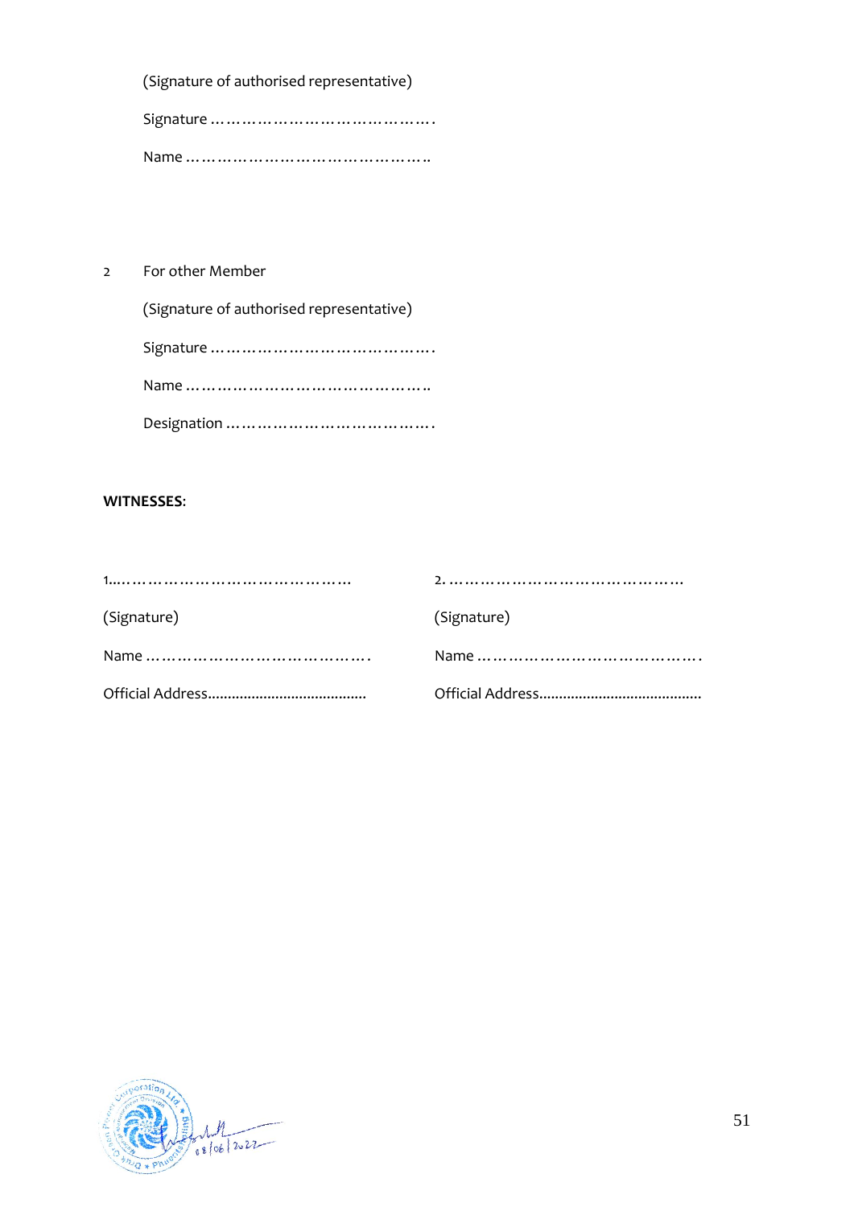(Signature of authorised representative)

Signature …………………………………….

Name ………………………………………..

2 For other Member

(Signature of authorised representative)

Signature …………………………………….

Name ………………………………………..

Designation ………………………………….

**WITNESSES:**

1..……………………………………… 2. ………………………………………

(Signature) (Signature)

Name ……………………………………. Name …………………………………….

Official Address........................................ Official Address.........................................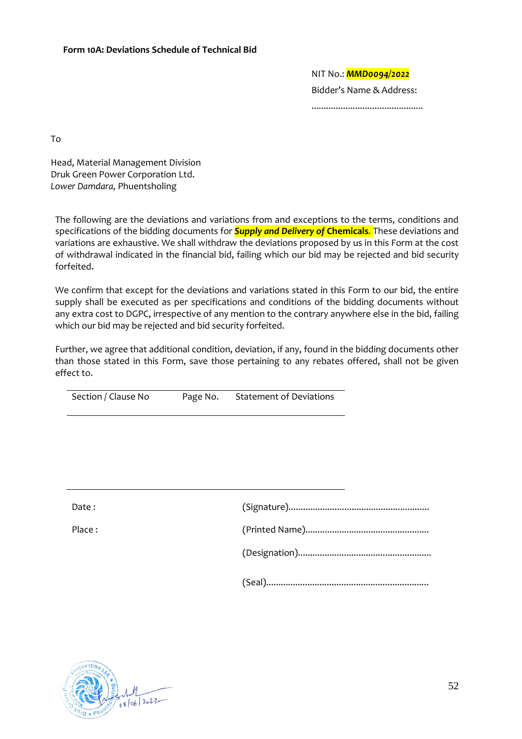**Form 10A: Deviations Schedule of Technical Bid**

NIT No.: ***MMD0094/2022***

Bidder's Name & Address:

..............................................

To

Head, Material Management Division
Druk Green Power Corporation Ltd.
*Lower Damdara,* Phuentsholing

The following are the deviations and variations from and exceptions to the terms, conditions and specifications of the bidding documents for ***Supply and Delivery of*** **Chemicals***.* These deviations and variations are exhaustive. We shall withdraw the deviations proposed by us in this Form at the cost of withdrawal indicated in the financial bid, failing which our bid may be rejected and bid security forfeited.

We confirm that except for the deviations and variations stated in this Form to our bid, the entire supply shall be executed as per specifications and conditions of the bidding documents without any extra cost to DGPC, irrespective of any mention to the contrary anywhere else in the bid, failing which our bid may be rejected and bid security forfeited.

Further, we agree that additional condition, deviation, if any, found in the bidding documents other than those stated in this Form, save those pertaining to any rebates offered, shall not be given effect to.

| Section / Clause No | Page No. | Statement of Deviations |
|---|---|---|
| | | |

Date :

Place :

(Signature)..........................................................

(Printed Name)..................................................

(Designation)......................................................

(Seal)..................................................................

08/06/2022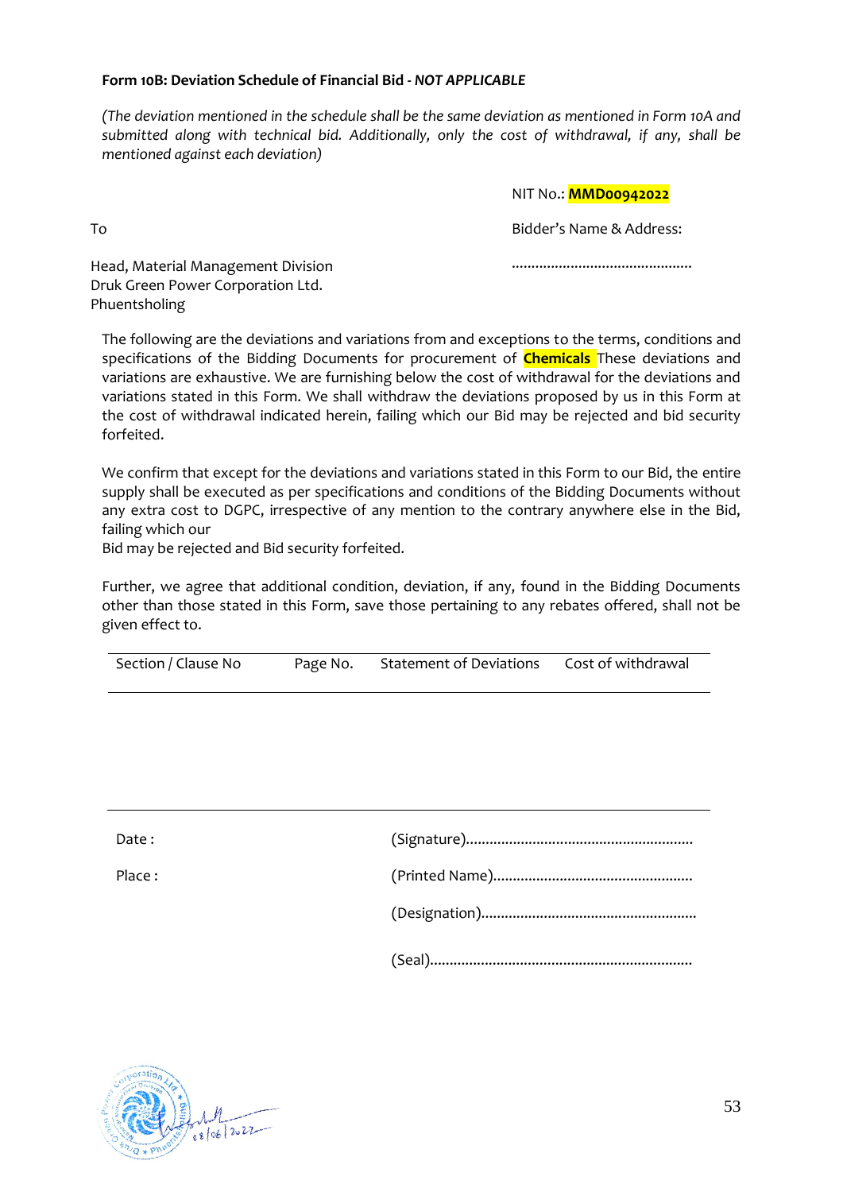**Form 10B: Deviation Schedule of Financial Bid** - ***NOT APPLICABLE***

*(The deviation mentioned in the schedule shall be the same deviation as mentioned in Form 10A and submitted along with technical bid. Additionally, only the cost of withdrawal, if any, shall be mentioned against each deviation)*

NIT No.: **MMD00942022**

To

Head, Material Management Division
Druk Green Power Corporation Ltd.
Phuentsholing

Bidder's Name & Address:

..............................................

The following are the deviations and variations from and exceptions to the terms, conditions and specifications of the Bidding Documents for procurement of **Chemicals** These deviations and variations are exhaustive. We are furnishing below the cost of withdrawal for the deviations and variations stated in this Form. We shall withdraw the deviations proposed by us in this Form at the cost of withdrawal indicated herein, failing which our Bid may be rejected and bid security forfeited.

We confirm that except for the deviations and variations stated in this Form to our Bid, the entire supply shall be executed as per specifications and conditions of the Bidding Documents without any extra cost to DGPC, irrespective of any mention to the contrary anywhere else in the Bid, failing which our
Bid may be rejected and Bid security forfeited.

Further, we agree that additional condition, deviation, if any, found in the Bidding Documents other than those stated in this Form, save those pertaining to any rebates offered, shall not be given effect to.

| Section / Clause No | Page No. | Statement of Deviations | Cost of withdrawal |
|---|---|---|---|
| | | | |

Date :

Place :

(Signature)..........................................................

(Printed Name)..................................................

(Designation)......................................................

(Seal)..................................................................

08/06/2022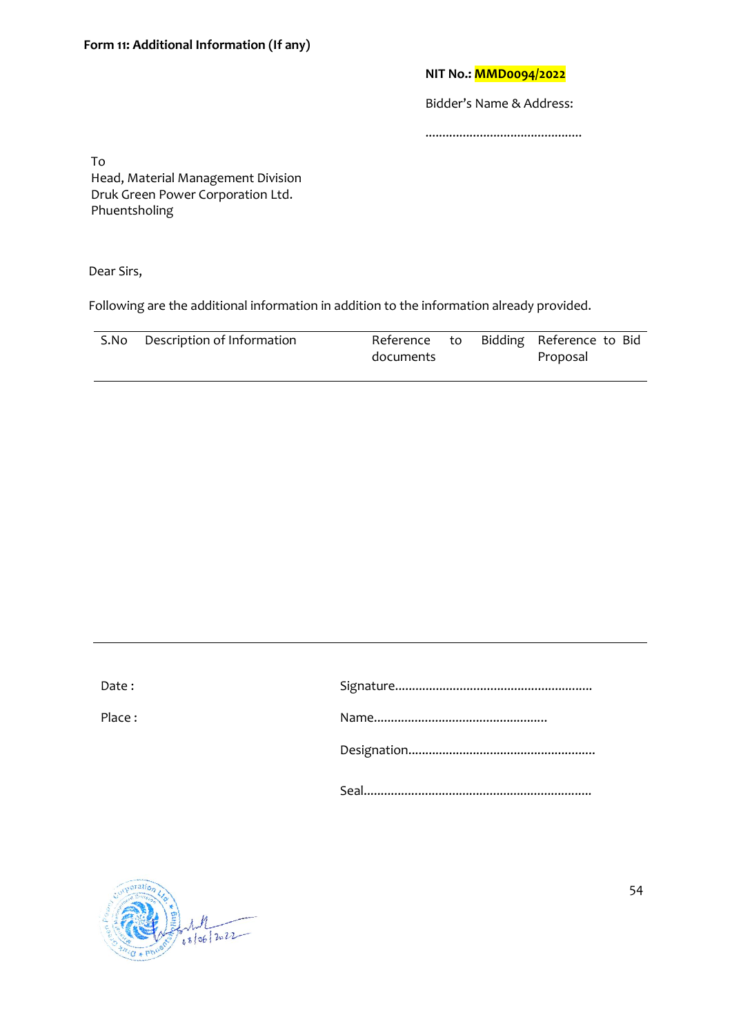**Form 11: Additional Information (If any)**

**NIT No.: MMD0094/2022**

Bidder's Name & Address:

…………………………………………

To
Head, Material Management Division
Druk Green Power Corporation Ltd.
Phuentsholing

Dear Sirs,

Following are the additional information in addition to the information already provided.

| S.No | Description of Information | Reference to Bidding documents | Reference to Bid Proposal |
|---|---|---|---|
| | | | |

Date :

Place :

Signature…………………………………………………

Name……………………………………………

Designation………………………………………………

Seal…………………………………………………………

08/06/2022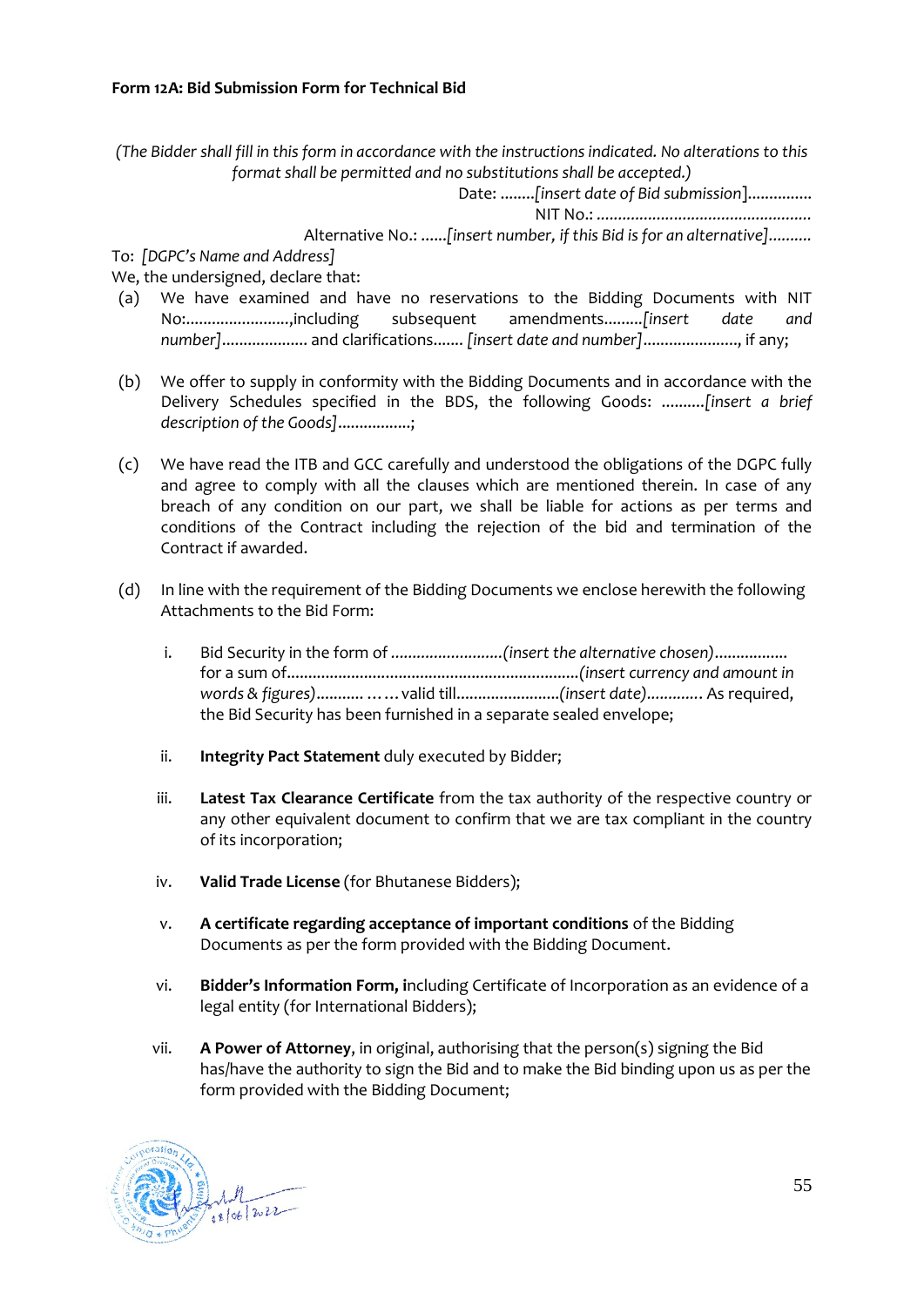**Form 12A: Bid Submission Form for Technical Bid**

*(The Bidder shall fill in this form in accordance with the instructions indicated. No alterations to this format shall be permitted and no substitutions shall be accepted.)*

Date: ........*[insert date of Bid submission]*..............

NIT No.: .................................................

Alternative No.: ......*[insert number, if this Bid is for an alternative]*..........

To: *[DGPC's Name and Address]*

We, the undersigned, declare that:

(a) We have examined and have no reservations to the Bidding Documents with NIT No:........................,including subsequent amendments.........*[insert date and number]*................... and clarifications....... *[insert date and number]*......................, if any;

(b) We offer to supply in conformity with the Bidding Documents and in accordance with the Delivery Schedules specified in the BDS, the following Goods: ..........*[insert a brief description of the Goods]*................;

(c) We have read the ITB and GCC carefully and understood the obligations of the DGPC fully and agree to comply with all the clauses which are mentioned therein. In case of any breach of any condition on our part, we shall be liable for actions as per terms and conditions of the Contract including the rejection of the bid and termination of the Contract if awarded.

(d) In line with the requirement of the Bidding Documents we enclose herewith the following Attachments to the Bid Form:

   i. Bid Security in the form of ..........................*(insert the alternative chosen)*................ for a sum of...................................................................*(insert currency and amount in words & figures)*........... …… valid till........................*(insert date)*............ As required, the Bid Security has been furnished in a separate sealed envelope;

   ii. **Integrity Pact Statement** duly executed by Bidder;

   iii. **Latest Tax Clearance Certificate** from the tax authority of the respective country or any other equivalent document to confirm that we are tax compliant in the country of its incorporation;

   iv. **Valid Trade License** (for Bhutanese Bidders);

   v. **A certificate regarding acceptance of important conditions** of the Bidding Documents as per the form provided with the Bidding Document.

   vi. **Bidder's Information Form, i**ncluding Certificate of Incorporation as an evidence of a legal entity (for International Bidders);

   vii. **A Power of Attorney**, in original, authorising that the person(s) signing the Bid has/have the authority to sign the Bid and to make the Bid binding upon us as per the form provided with the Bidding Document;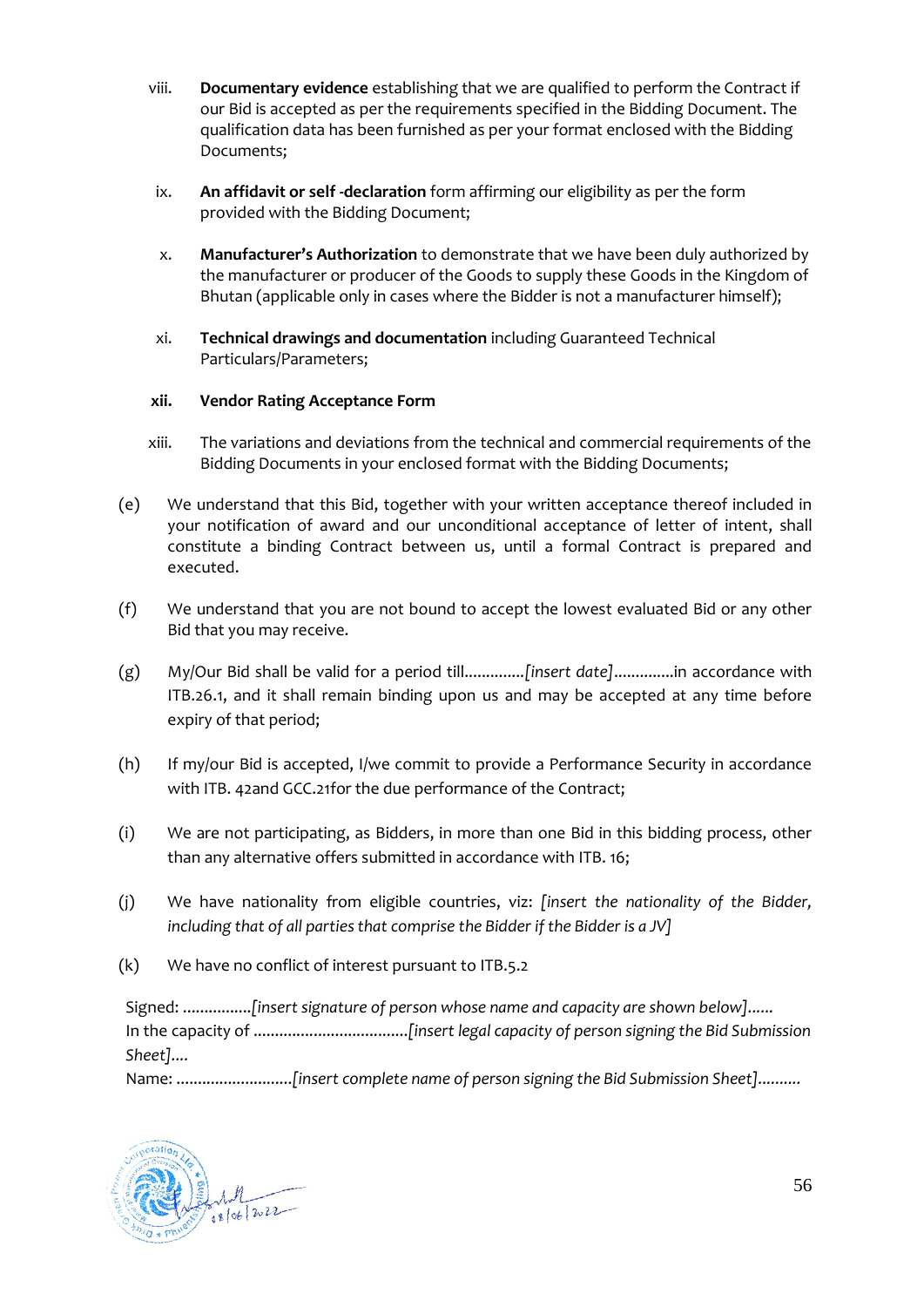viii. **Documentary evidence** establishing that we are qualified to perform the Contract if our Bid is accepted as per the requirements specified in the Bidding Document. The qualification data has been furnished as per your format enclosed with the Bidding Documents;

ix. **An affidavit or self -declaration** form affirming our eligibility as per the form provided with the Bidding Document;

x. **Manufacturer's Authorization** to demonstrate that we have been duly authorized by the manufacturer or producer of the Goods to supply these Goods in the Kingdom of Bhutan (applicable only in cases where the Bidder is not a manufacturer himself);

xi. **Technical drawings and documentation** including Guaranteed Technical Particulars/Parameters;

**xii. Vendor Rating Acceptance Form**

xiii. The variations and deviations from the technical and commercial requirements of the Bidding Documents in your enclosed format with the Bidding Documents;

(e) We understand that this Bid, together with your written acceptance thereof included in your notification of award and our unconditional acceptance of letter of intent, shall constitute a binding Contract between us, until a formal Contract is prepared and executed.

(f) We understand that you are not bound to accept the lowest evaluated Bid or any other Bid that you may receive.

(g) My/Our Bid shall be valid for a period till..............*[insert date]*..............in accordance with ITB.26.1, and it shall remain binding upon us and may be accepted at any time before expiry of that period;

(h) If my/our Bid is accepted, I/we commit to provide a Performance Security in accordance with ITB. 42and GCC.21for the due performance of the Contract;

(i) We are not participating, as Bidders, in more than one Bid in this bidding process, other than any alternative offers submitted in accordance with ITB. 16;

(j) We have nationality from eligible countries, viz: *[insert the nationality of the Bidder, including that of all parties that comprise the Bidder if the Bidder is a JV]*

(k) We have no conflict of interest pursuant to ITB.5.2

Signed: ................*[insert signature of person whose name and capacity are shown below]......*
In the capacity of ...................................*[insert legal capacity of person signing the Bid Submission Sheet]....*
Name: ...........................*[insert complete name of person signing the Bid Submission Sheet]..........*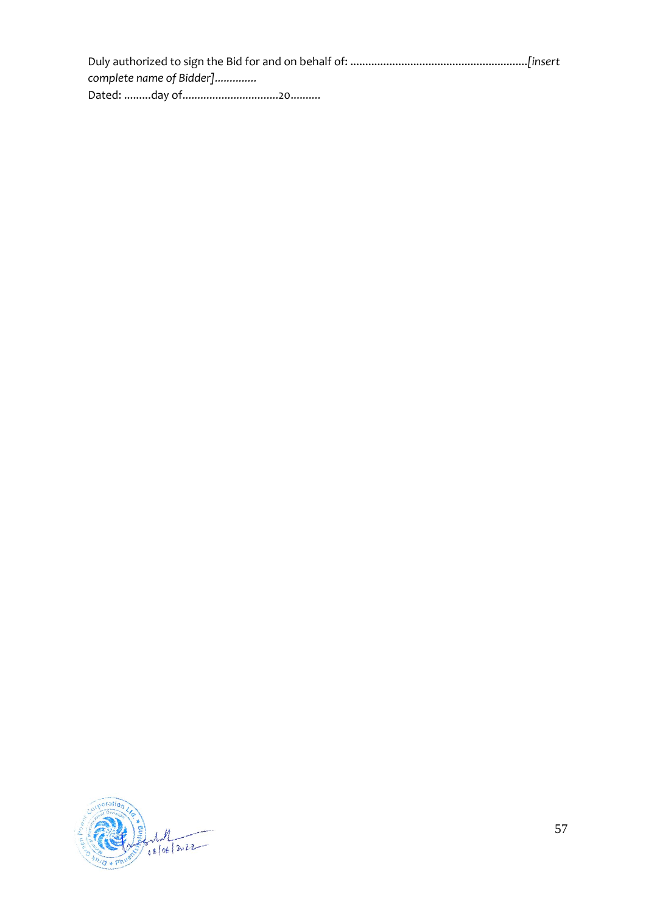Duly authorized to sign the Bid for and on behalf of: ..........................................................*[insert complete name of Bidder].............*

Dated: .........day of...............................20..........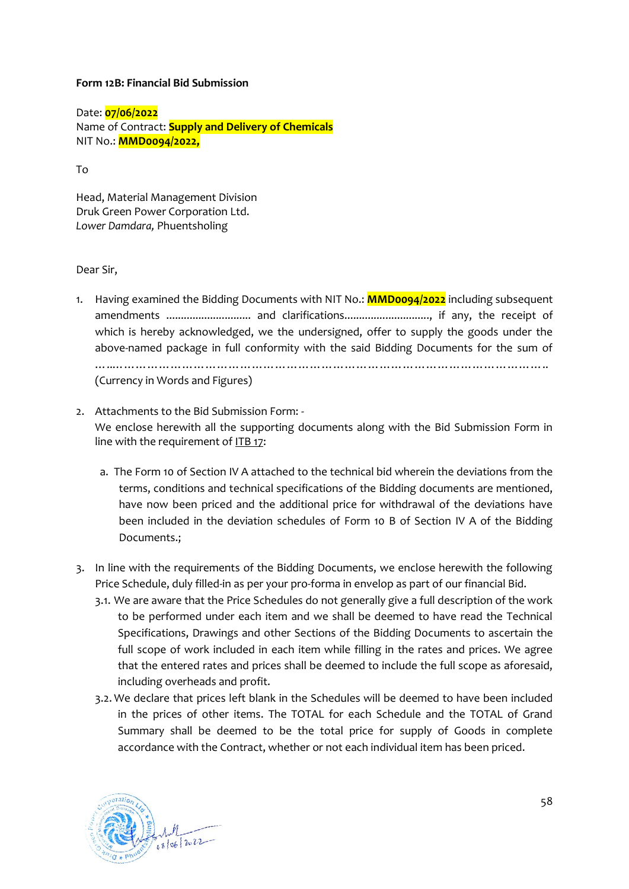**Form 12B: Financial Bid Submission**

Date: **07/06/2022**
Name of Contract: **Supply and Delivery of Chemicals**
NIT No.: **MMD0094/2022,**

To

Head, Material Management Division
Druk Green Power Corporation Ltd.
*Lower Damdara,* Phuentsholing

Dear Sir,

1. Having examined the Bidding Documents with NIT No.: **MMD0094/2022** including subsequent amendments ............................ and clarifications............................, if any, the receipt of which is hereby acknowledged, we the undersigned, offer to supply the goods under the above-named package in full conformity with the said Bidding Documents for the sum of ……..…………………………………………………………………………………………..
(Currency in Words and Figures)

2. Attachments to the Bid Submission Form: -
We enclose herewith all the supporting documents along with the Bid Submission Form in line with the requirement of ITB 17:

    a. The Form 10 of Section IV A attached to the technical bid wherein the deviations from the terms, conditions and technical specifications of the Bidding documents are mentioned, have now been priced and the additional price for withdrawal of the deviations have been included in the deviation schedules of Form 10 B of Section IV A of the Bidding Documents.;

3. In line with the requirements of the Bidding Documents, we enclose herewith the following Price Schedule, duly filled-in as per your pro-forma in envelop as part of our financial Bid.
    3.1. We are aware that the Price Schedules do not generally give a full description of the work to be performed under each item and we shall be deemed to have read the Technical Specifications, Drawings and other Sections of the Bidding Documents to ascertain the full scope of work included in each item while filling in the rates and prices. We agree that the entered rates and prices shall be deemed to include the full scope as aforesaid, including overheads and profit.
    3.2. We declare that prices left blank in the Schedules will be deemed to have been included in the prices of other items. The TOTAL for each Schedule and the TOTAL of Grand Summary shall be deemed to be the total price for supply of Goods in complete accordance with the Contract, whether or not each individual item has been priced.

08/06/2022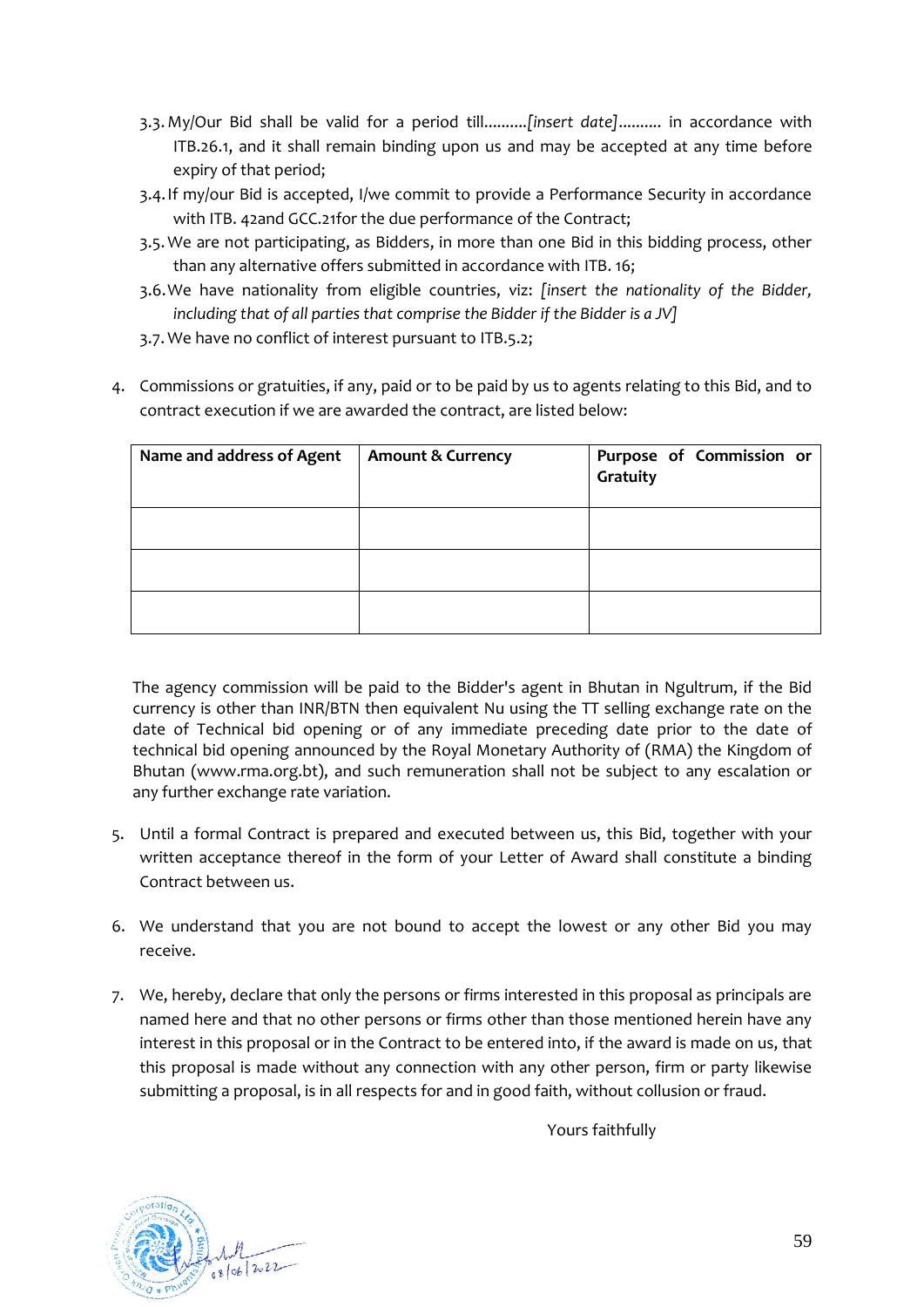3.3. My/Our Bid shall be valid for a period till..........*[insert date]*.......... in accordance with ITB.26.1, and it shall remain binding upon us and may be accepted at any time before expiry of that period;

3.4. If my/our Bid is accepted, I/we commit to provide a Performance Security in accordance with ITB. 42and GCC.21for the due performance of the Contract;

3.5. We are not participating, as Bidders, in more than one Bid in this bidding process, other than any alternative offers submitted in accordance with ITB. 16;

3.6. We have nationality from eligible countries, viz: *[insert the nationality of the Bidder, including that of all parties that comprise the Bidder if the Bidder is a JV]*

3.7. We have no conflict of interest pursuant to ITB.5.2;

4. Commissions or gratuities, if any, paid or to be paid by us to agents relating to this Bid, and to contract execution if we are awarded the contract, are listed below:

| **Name and address of Agent** | **Amount & Currency** | **Purpose of Commission or Gratuity** |
|---|---|---|
| | | |
| | | |
| | | |

The agency commission will be paid to the Bidder's agent in Bhutan in Ngultrum, if the Bid currency is other than INR/BTN then equivalent Nu using the TT selling exchange rate on the date of Technical bid opening or of any immediate preceding date prior to the date of technical bid opening announced by the Royal Monetary Authority of (RMA) the Kingdom of Bhutan (www.rma.org.bt), and such remuneration shall not be subject to any escalation or any further exchange rate variation.

5. Until a formal Contract is prepared and executed between us, this Bid, together with your written acceptance thereof in the form of your Letter of Award shall constitute a binding Contract between us.

6. We understand that you are not bound to accept the lowest or any other Bid you may receive.

7. We, hereby, declare that only the persons or firms interested in this proposal as principals are named here and that no other persons or firms other than those mentioned herein have any interest in this proposal or in the Contract to be entered into, if the award is made on us, that this proposal is made without any connection with any other person, firm or party likewise submitting a proposal, is in all respects for and in good faith, without collusion or fraud.

Yours faithfully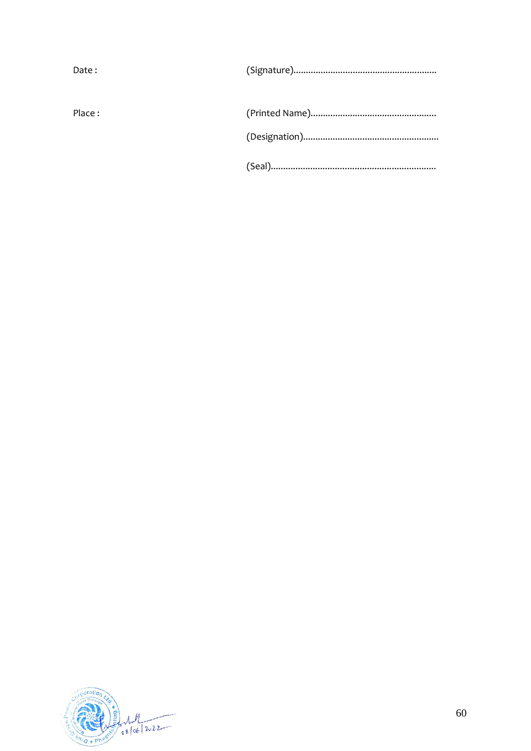Date : (Signature)..........................................................

Place : (Printed Name)...................................................

(Designation).......................................................

(Seal)...................................................................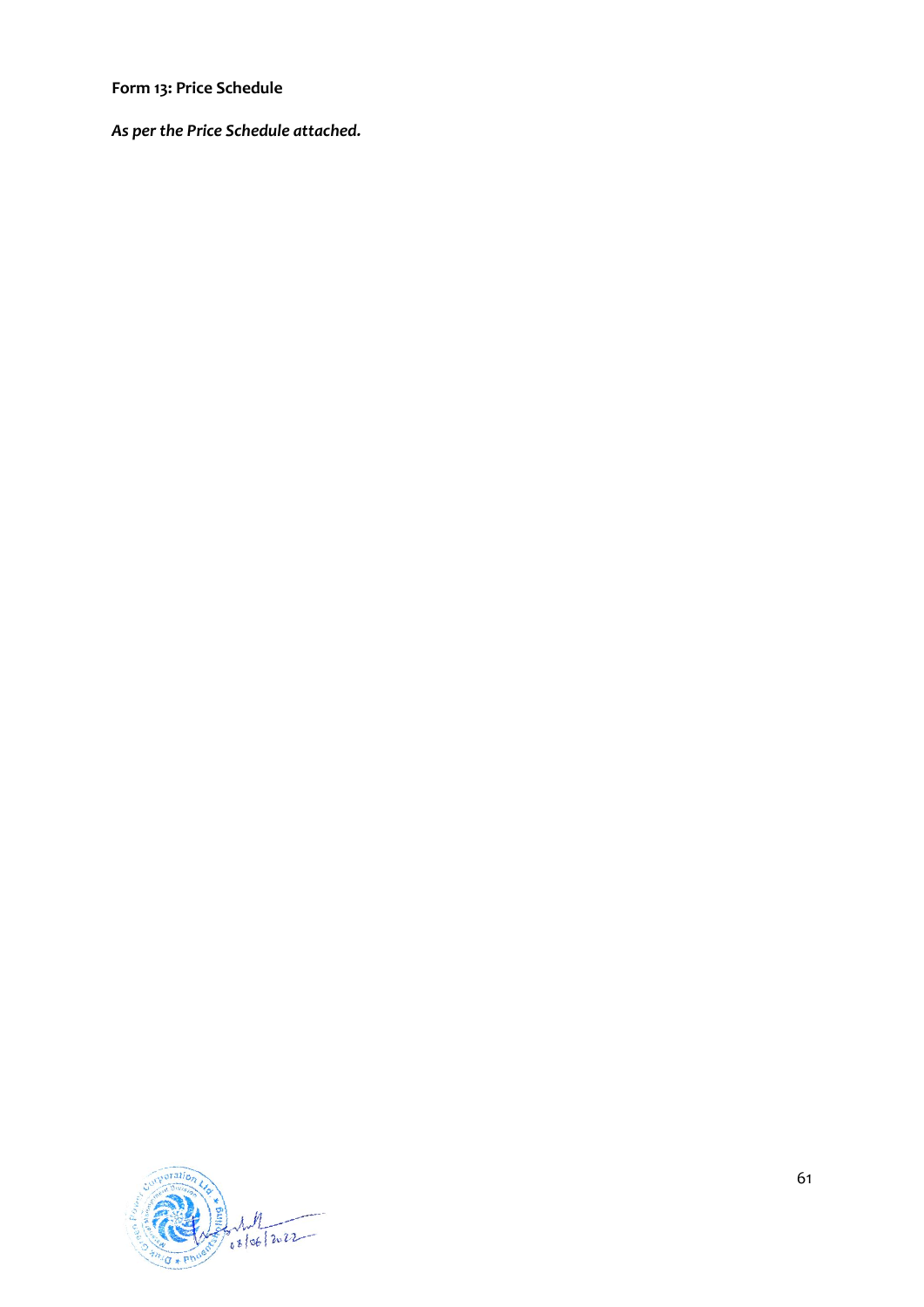**Form 13: Price Schedule**

***As per the Price Schedule attached.***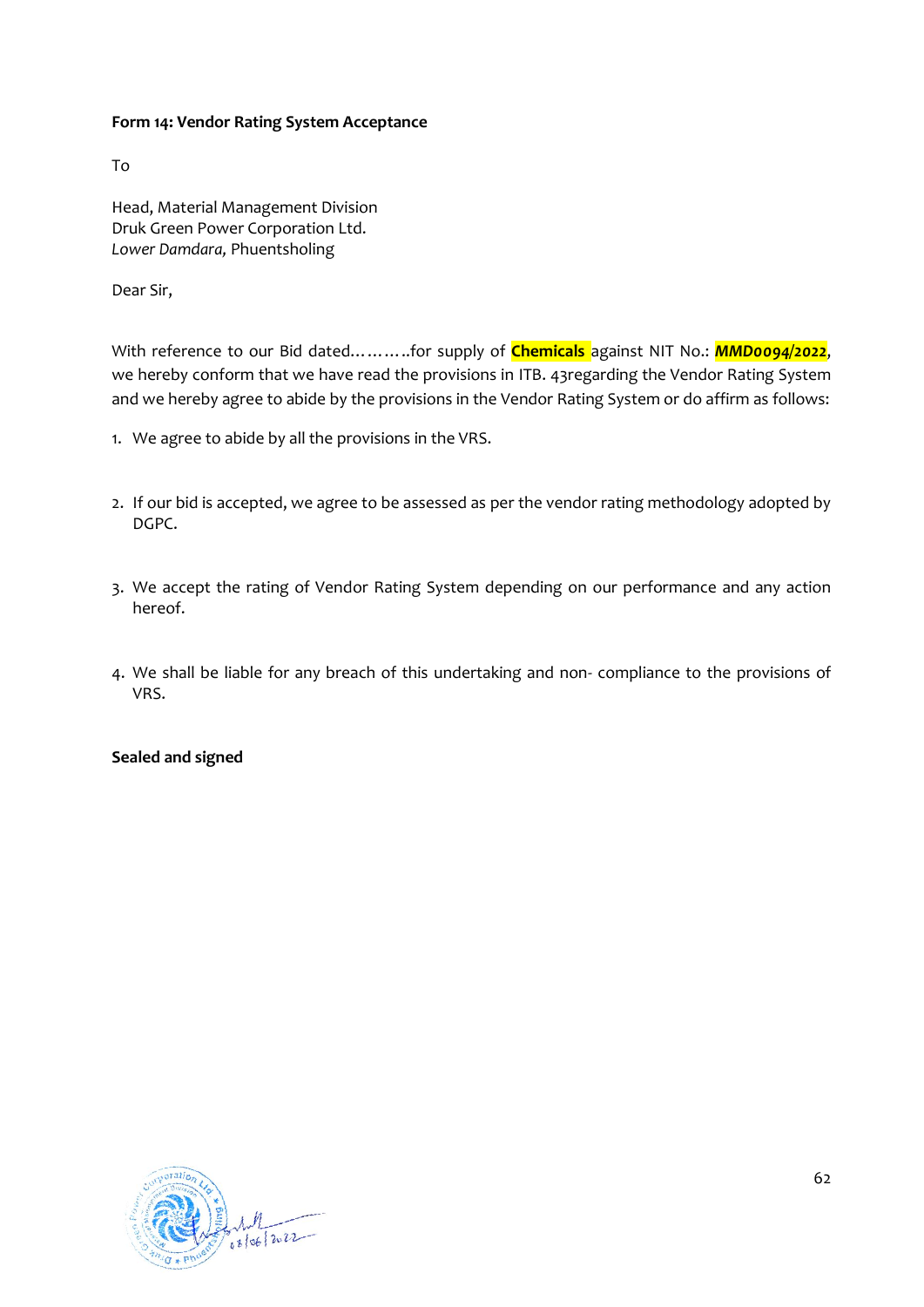**Form 14: Vendor Rating System Acceptance**

To

Head, Material Management Division
Druk Green Power Corporation Ltd.
*Lower Damdara,* Phuentsholing

Dear Sir,

With reference to our Bid dated……….for supply of **Chemicals** against NIT No.: ***MMD0094/2022***, we hereby conform that we have read the provisions in ITB. 43regarding the Vendor Rating System and we hereby agree to abide by the provisions in the Vendor Rating System or do affirm as follows:

1. We agree to abide by all the provisions in the VRS.

2. If our bid is accepted, we agree to be assessed as per the vendor rating methodology adopted by DGPC.

3. We accept the rating of Vendor Rating System depending on our performance and any action hereof.

4. We shall be liable for any breach of this undertaking and non- compliance to the provisions of VRS.

**Sealed and signed**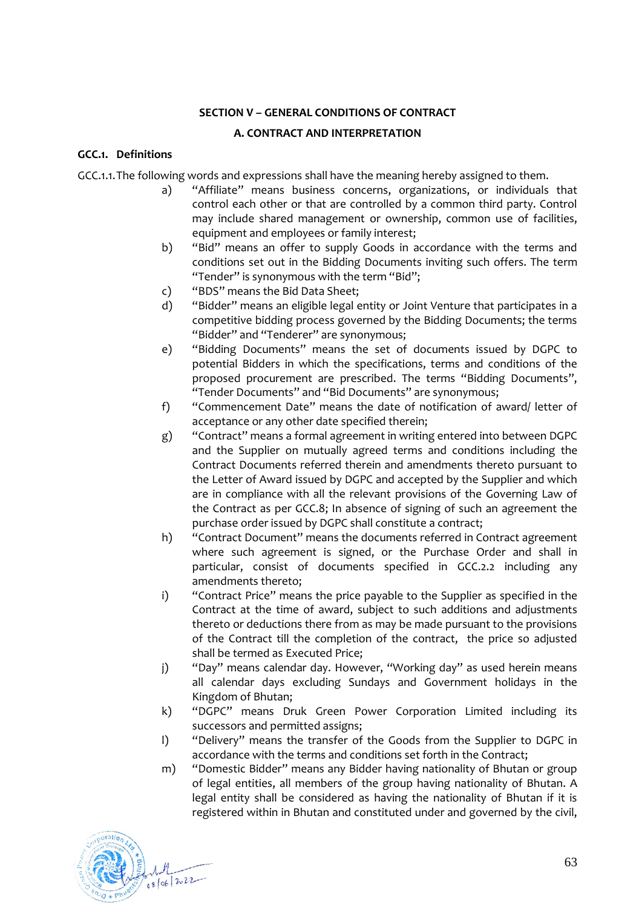## SECTION V – GENERAL CONDITIONS OF CONTRACT

### A. CONTRACT AND INTERPRETATION

**GCC.1. Definitions**

GCC.1.1. The following words and expressions shall have the meaning hereby assigned to them.

a) "Affiliate" means business concerns, organizations, or individuals that control each other or that are controlled by a common third party. Control may include shared management or ownership, common use of facilities, equipment and employees or family interest;

b) "Bid" means an offer to supply Goods in accordance with the terms and conditions set out in the Bidding Documents inviting such offers. The term "Tender" is synonymous with the term "Bid";

c) "BDS" means the Bid Data Sheet;

d) "Bidder" means an eligible legal entity or Joint Venture that participates in a competitive bidding process governed by the Bidding Documents; the terms "Bidder" and "Tenderer" are synonymous;

e) "Bidding Documents" means the set of documents issued by DGPC to potential Bidders in which the specifications, terms and conditions of the proposed procurement are prescribed. The terms "Bidding Documents", "Tender Documents" and "Bid Documents" are synonymous;

f) "Commencement Date" means the date of notification of award/ letter of acceptance or any other date specified therein;

g) "Contract" means a formal agreement in writing entered into between DGPC and the Supplier on mutually agreed terms and conditions including the Contract Documents referred therein and amendments thereto pursuant to the Letter of Award issued by DGPC and accepted by the Supplier and which are in compliance with all the relevant provisions of the Governing Law of the Contract as per GCC.8; In absence of signing of such an agreement the purchase order issued by DGPC shall constitute a contract;

h) "Contract Document" means the documents referred in Contract agreement where such agreement is signed, or the Purchase Order and shall in particular, consist of documents specified in GCC.2.2 including any amendments thereto;

i) "Contract Price" means the price payable to the Supplier as specified in the Contract at the time of award, subject to such additions and adjustments thereto or deductions there from as may be made pursuant to the provisions of the Contract till the completion of the contract, the price so adjusted shall be termed as Executed Price;

j) "Day" means calendar day. However, "Working day" as used herein means all calendar days excluding Sundays and Government holidays in the Kingdom of Bhutan;

k) "DGPC" means Druk Green Power Corporation Limited including its successors and permitted assigns;

l) "Delivery" means the transfer of the Goods from the Supplier to DGPC in accordance with the terms and conditions set forth in the Contract;

m) "Domestic Bidder" means any Bidder having nationality of Bhutan or group of legal entities, all members of the group having nationality of Bhutan. A legal entity shall be considered as having the nationality of Bhutan if it is registered within in Bhutan and constituted under and governed by the civil,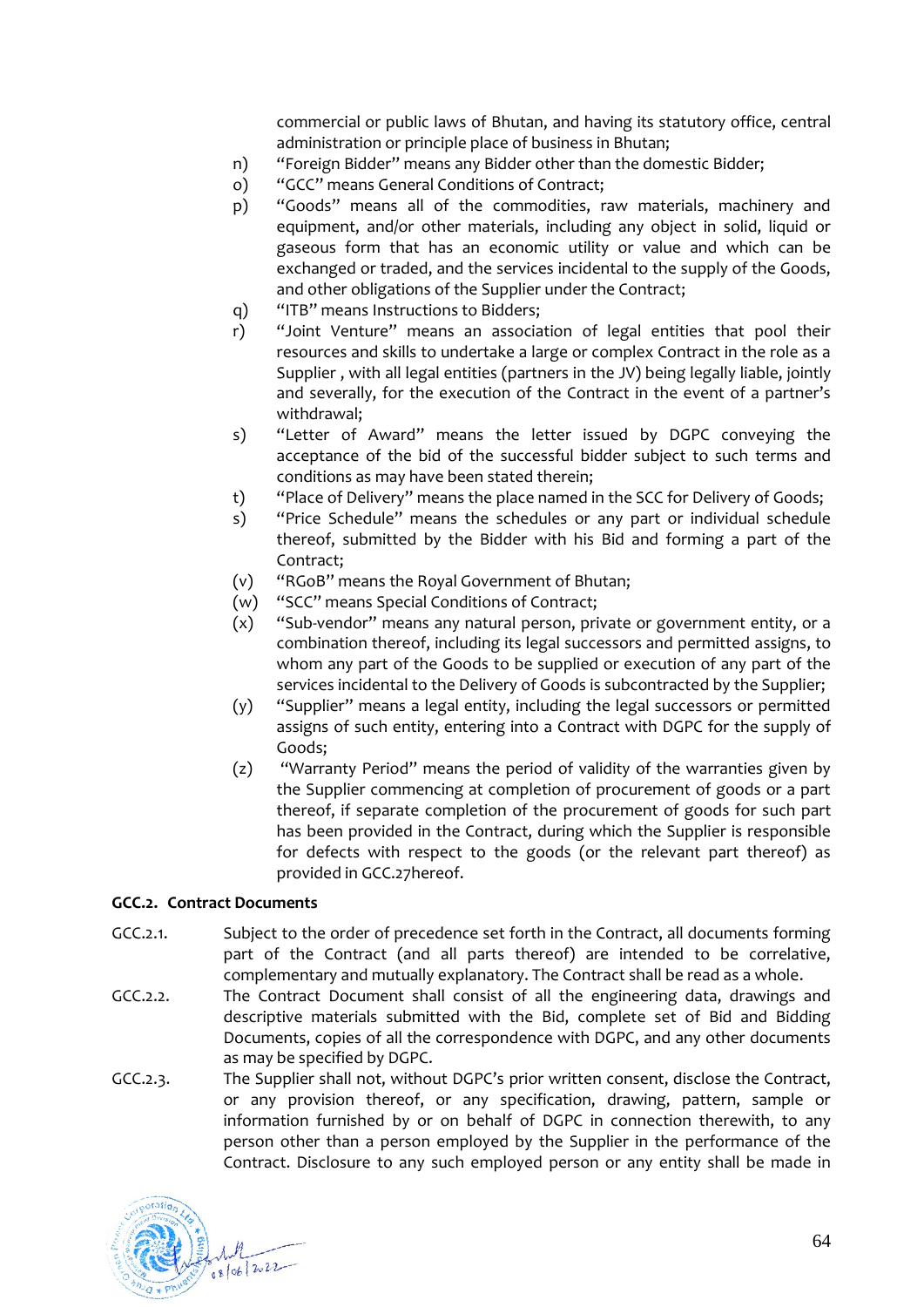commercial or public laws of Bhutan, and having its statutory office, central administration or principle place of business in Bhutan;

n) "Foreign Bidder" means any Bidder other than the domestic Bidder;

o) "GCC" means General Conditions of Contract;

p) "Goods" means all of the commodities, raw materials, machinery and equipment, and/or other materials, including any object in solid, liquid or gaseous form that has an economic utility or value and which can be exchanged or traded, and the services incidental to the supply of the Goods, and other obligations of the Supplier under the Contract;

q) "ITB" means Instructions to Bidders;

r) "Joint Venture" means an association of legal entities that pool their resources and skills to undertake a large or complex Contract in the role as a Supplier , with all legal entities (partners in the JV) being legally liable, jointly and severally, for the execution of the Contract in the event of a partner's withdrawal;

s) "Letter of Award" means the letter issued by DGPC conveying the acceptance of the bid of the successful bidder subject to such terms and conditions as may have been stated therein;

t) "Place of Delivery" means the place named in the SCC for Delivery of Goods;

s) "Price Schedule" means the schedules or any part or individual schedule thereof, submitted by the Bidder with his Bid and forming a part of the Contract;

(v) "RGoB" means the Royal Government of Bhutan;

(w) "SCC" means Special Conditions of Contract;

(x) "Sub-vendor" means any natural person, private or government entity, or a combination thereof, including its legal successors and permitted assigns, to whom any part of the Goods to be supplied or execution of any part of the services incidental to the Delivery of Goods is subcontracted by the Supplier;

(y) "Supplier" means a legal entity, including the legal successors or permitted assigns of such entity, entering into a Contract with DGPC for the supply of Goods;

(z) "Warranty Period" means the period of validity of the warranties given by the Supplier commencing at completion of procurement of goods or a part thereof, if separate completion of the procurement of goods for such part has been provided in the Contract, during which the Supplier is responsible for defects with respect to the goods (or the relevant part thereof) as provided in GCC.27hereof.

**GCC.2. Contract Documents**

GCC.2.1. Subject to the order of precedence set forth in the Contract, all documents forming part of the Contract (and all parts thereof) are intended to be correlative, complementary and mutually explanatory. The Contract shall be read as a whole.

GCC.2.2. The Contract Document shall consist of all the engineering data, drawings and descriptive materials submitted with the Bid, complete set of Bid and Bidding Documents, copies of all the correspondence with DGPC, and any other documents as may be specified by DGPC.

GCC.2.3. The Supplier shall not, without DGPC's prior written consent, disclose the Contract, or any provision thereof, or any specification, drawing, pattern, sample or information furnished by or on behalf of DGPC in connection therewith, to any person other than a person employed by the Supplier in the performance of the Contract. Disclosure to any such employed person or any entity shall be made in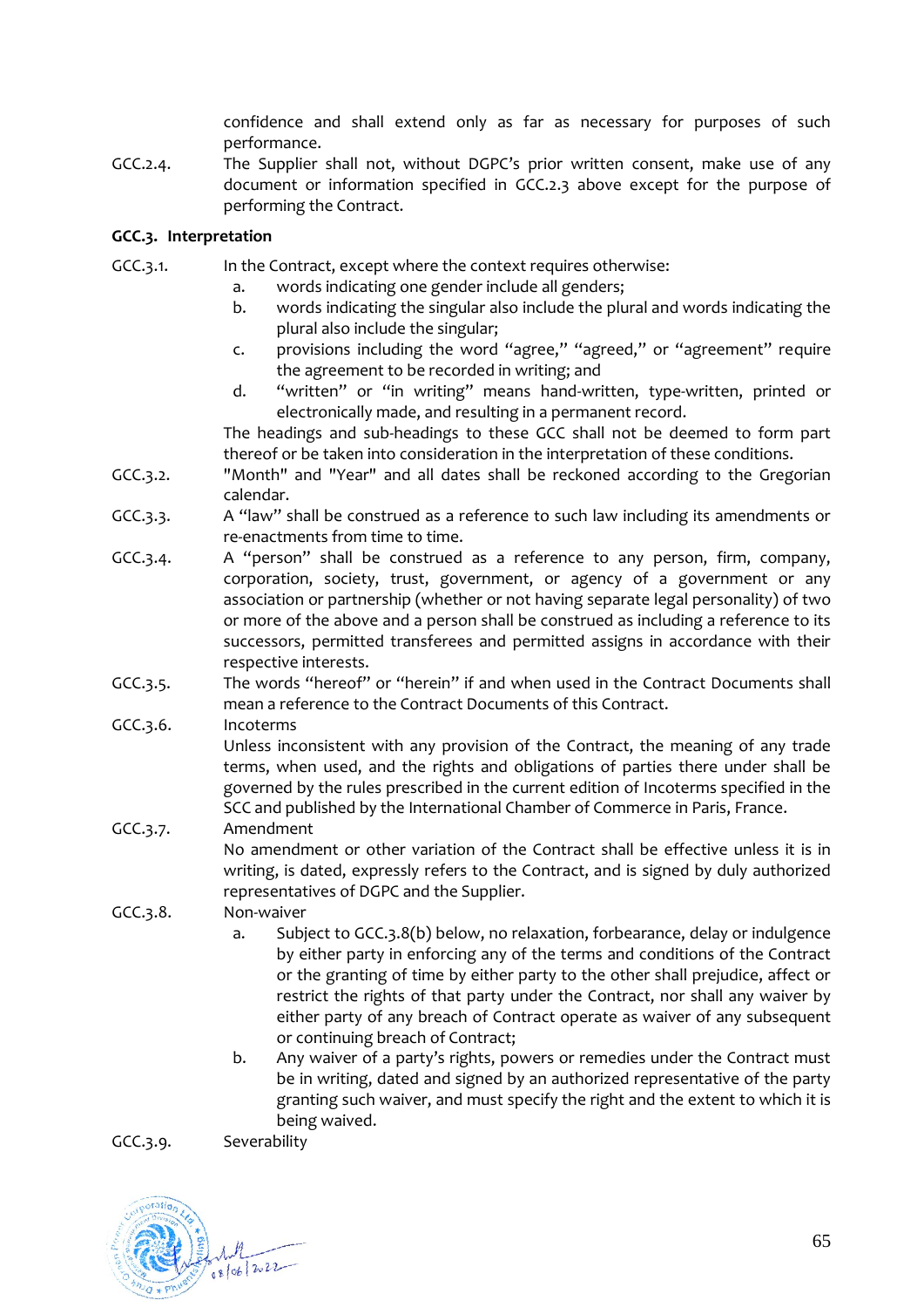confidence and shall extend only as far as necessary for purposes of such performance.

GCC.2.4. The Supplier shall not, without DGPC's prior written consent, make use of any document or information specified in GCC.2.3 above except for the purpose of performing the Contract.

**GCC.3. Interpretation**

GCC.3.1. In the Contract, except where the context requires otherwise:

a. words indicating one gender include all genders;
b. words indicating the singular also include the plural and words indicating the plural also include the singular;
c. provisions including the word "agree," "agreed," or "agreement" require the agreement to be recorded in writing; and
d. "written" or "in writing" means hand-written, type-written, printed or electronically made, and resulting in a permanent record.

The headings and sub-headings to these GCC shall not be deemed to form part thereof or be taken into consideration in the interpretation of these conditions.

GCC.3.2. "Month" and "Year" and all dates shall be reckoned according to the Gregorian calendar.

GCC.3.3. A "law" shall be construed as a reference to such law including its amendments or re-enactments from time to time.

GCC.3.4. A "person" shall be construed as a reference to any person, firm, company, corporation, society, trust, government, or agency of a government or any association or partnership (whether or not having separate legal personality) of two or more of the above and a person shall be construed as including a reference to its successors, permitted transferees and permitted assigns in accordance with their respective interests.

GCC.3.5. The words "hereof" or "herein" if and when used in the Contract Documents shall mean a reference to the Contract Documents of this Contract.

GCC.3.6. Incoterms

Unless inconsistent with any provision of the Contract, the meaning of any trade terms, when used, and the rights and obligations of parties there under shall be governed by the rules prescribed in the current edition of Incoterms specified in the SCC and published by the International Chamber of Commerce in Paris, France.

GCC.3.7. Amendment

No amendment or other variation of the Contract shall be effective unless it is in writing, is dated, expressly refers to the Contract, and is signed by duly authorized representatives of DGPC and the Supplier.

GCC.3.8. Non-waiver

a. Subject to GCC.3.8(b) below, no relaxation, forbearance, delay or indulgence by either party in enforcing any of the terms and conditions of the Contract or the granting of time by either party to the other shall prejudice, affect or restrict the rights of that party under the Contract, nor shall any waiver by either party of any breach of Contract operate as waiver of any subsequent or continuing breach of Contract;
b. Any waiver of a party's rights, powers or remedies under the Contract must be in writing, dated and signed by an authorized representative of the party granting such waiver, and must specify the right and the extent to which it is being waived.

GCC.3.9. Severability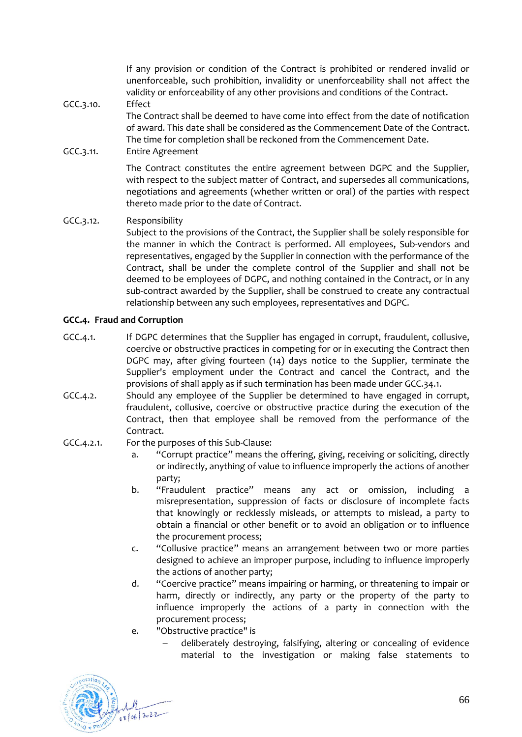If any provision or condition of the Contract is prohibited or rendered invalid or unenforceable, such prohibition, invalidity or unenforceability shall not affect the validity or enforceability of any other provisions and conditions of the Contract.

GCC.3.10. Effect

The Contract shall be deemed to have come into effect from the date of notification of award. This date shall be considered as the Commencement Date of the Contract. The time for completion shall be reckoned from the Commencement Date.

GCC.3.11. Entire Agreement

The Contract constitutes the entire agreement between DGPC and the Supplier, with respect to the subject matter of Contract, and supersedes all communications, negotiations and agreements (whether written or oral) of the parties with respect thereto made prior to the date of Contract.

GCC.3.12. Responsibility

Subject to the provisions of the Contract, the Supplier shall be solely responsible for the manner in which the Contract is performed. All employees, Sub-vendors and representatives, engaged by the Supplier in connection with the performance of the Contract, shall be under the complete control of the Supplier and shall not be deemed to be employees of DGPC, and nothing contained in the Contract, or in any sub-contract awarded by the Supplier, shall be construed to create any contractual relationship between any such employees, representatives and DGPC.

**GCC.4. Fraud and Corruption**

GCC.4.1. If DGPC determines that the Supplier has engaged in corrupt, fraudulent, collusive, coercive or obstructive practices in competing for or in executing the Contract then DGPC may, after giving fourteen (14) days notice to the Supplier, terminate the Supplier's employment under the Contract and cancel the Contract, and the provisions of shall apply as if such termination has been made under GCC.34.1.

GCC.4.2. Should any employee of the Supplier be determined to have engaged in corrupt, fraudulent, collusive, coercive or obstructive practice during the execution of the Contract, then that employee shall be removed from the performance of the Contract.

GCC.4.2.1. For the purposes of this Sub-Clause:

a. "Corrupt practice" means the offering, giving, receiving or soliciting, directly or indirectly, anything of value to influence improperly the actions of another party;

b. "Fraudulent practice" means any act or omission, including a misrepresentation, suppression of facts or disclosure of incomplete facts that knowingly or recklessly misleads, or attempts to mislead, a party to obtain a financial or other benefit or to avoid an obligation or to influence the procurement process;

c. "Collusive practice" means an arrangement between two or more parties designed to achieve an improper purpose, including to influence improperly the actions of another party;

d. "Coercive practice" means impairing or harming, or threatening to impair or harm, directly or indirectly, any party or the property of the party to influence improperly the actions of a party in connection with the procurement process;

e. "Obstructive practice" is

   – deliberately destroying, falsifying, altering or concealing of evidence material to the investigation or making false statements to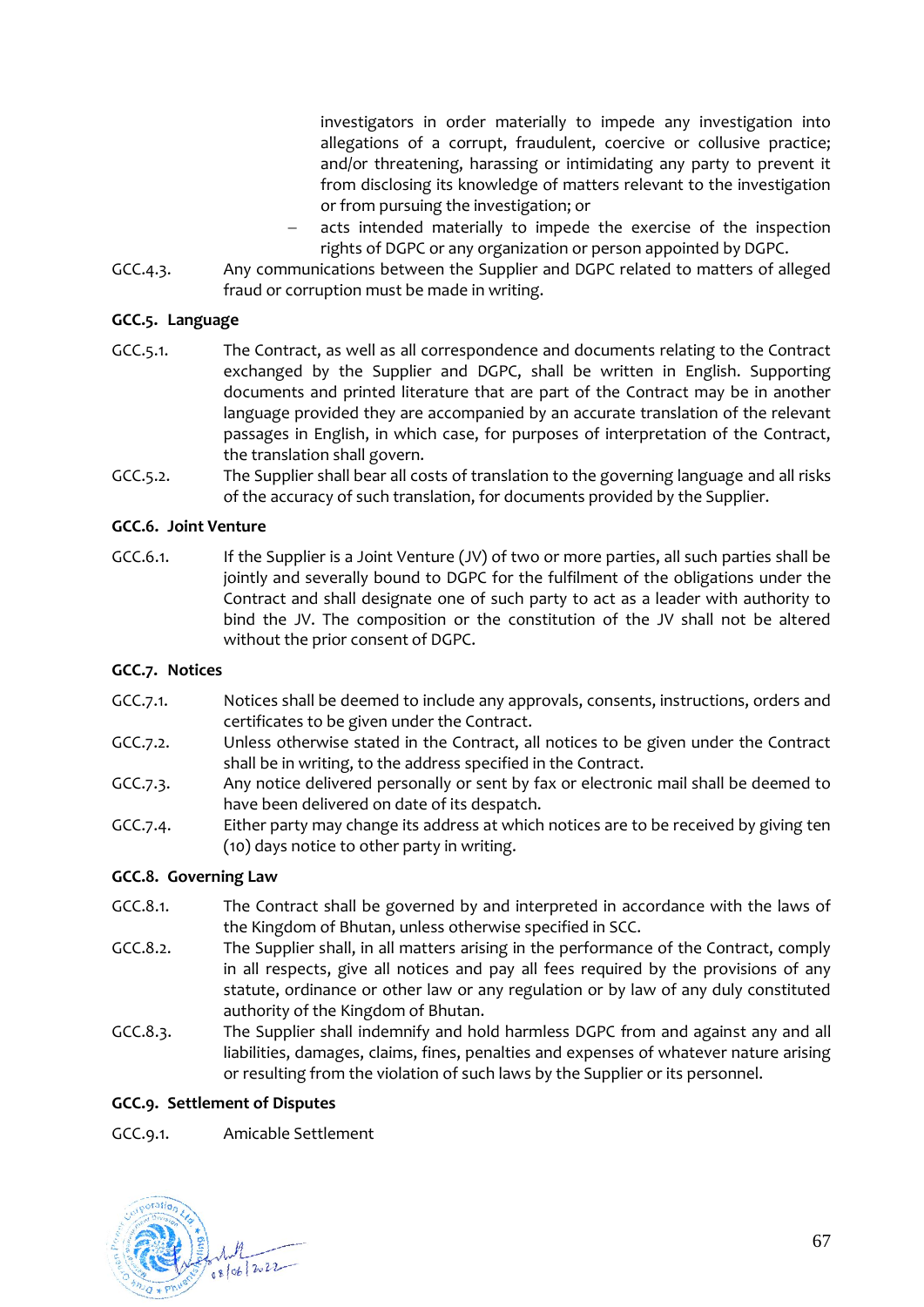investigators in order materially to impede any investigation into allegations of a corrupt, fraudulent, coercive or collusive practice; and/or threatening, harassing or intimidating any party to prevent it from disclosing its knowledge of matters relevant to the investigation or from pursuing the investigation; or

- acts intended materially to impede the exercise of the inspection rights of DGPC or any organization or person appointed by DGPC.

GCC.4.3. Any communications between the Supplier and DGPC related to matters of alleged fraud or corruption must be made in writing.

**GCC.5. Language**

GCC.5.1. The Contract, as well as all correspondence and documents relating to the Contract exchanged by the Supplier and DGPC, shall be written in English. Supporting documents and printed literature that are part of the Contract may be in another language provided they are accompanied by an accurate translation of the relevant passages in English, in which case, for purposes of interpretation of the Contract, the translation shall govern.

GCC.5.2. The Supplier shall bear all costs of translation to the governing language and all risks of the accuracy of such translation, for documents provided by the Supplier.

**GCC.6. Joint Venture**

GCC.6.1. If the Supplier is a Joint Venture (JV) of two or more parties, all such parties shall be jointly and severally bound to DGPC for the fulfilment of the obligations under the Contract and shall designate one of such party to act as a leader with authority to bind the JV. The composition or the constitution of the JV shall not be altered without the prior consent of DGPC.

**GCC.7. Notices**

GCC.7.1. Notices shall be deemed to include any approvals, consents, instructions, orders and certificates to be given under the Contract.

GCC.7.2. Unless otherwise stated in the Contract, all notices to be given under the Contract shall be in writing, to the address specified in the Contract.

GCC.7.3. Any notice delivered personally or sent by fax or electronic mail shall be deemed to have been delivered on date of its despatch.

GCC.7.4. Either party may change its address at which notices are to be received by giving ten (10) days notice to other party in writing.

**GCC.8. Governing Law**

GCC.8.1. The Contract shall be governed by and interpreted in accordance with the laws of the Kingdom of Bhutan, unless otherwise specified in SCC.

GCC.8.2. The Supplier shall, in all matters arising in the performance of the Contract, comply in all respects, give all notices and pay all fees required by the provisions of any statute, ordinance or other law or any regulation or by law of any duly constituted authority of the Kingdom of Bhutan.

GCC.8.3. The Supplier shall indemnify and hold harmless DGPC from and against any and all liabilities, damages, claims, fines, penalties and expenses of whatever nature arising or resulting from the violation of such laws by the Supplier or its personnel.

**GCC.9. Settlement of Disputes**

GCC.9.1. Amicable Settlement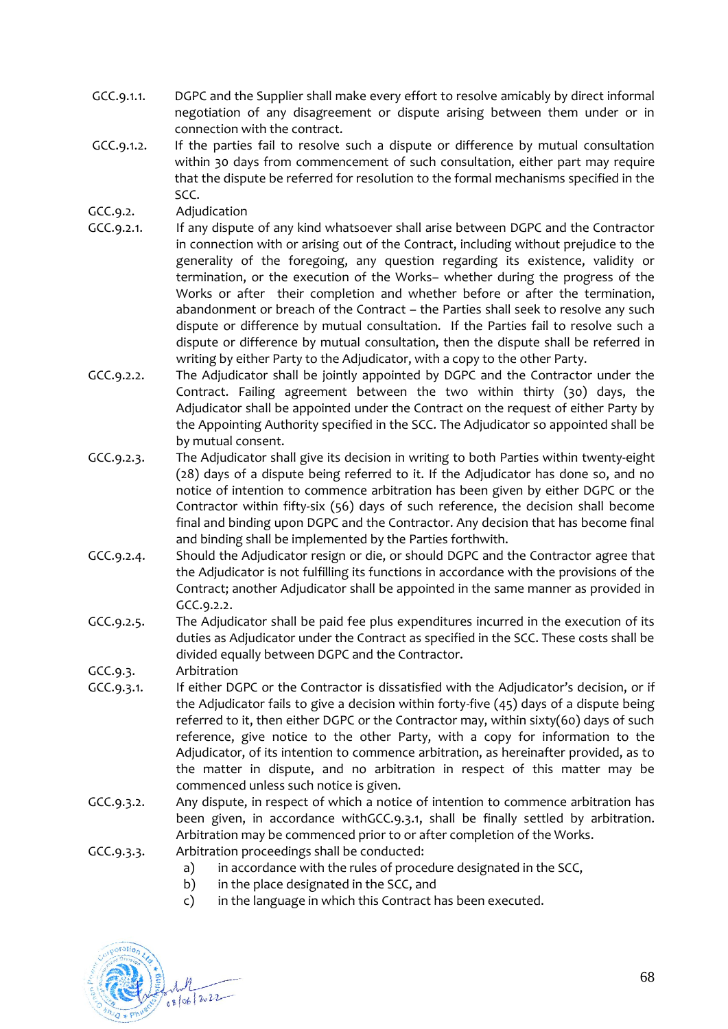GCC.9.1.1. DGPC and the Supplier shall make every effort to resolve amicably by direct informal negotiation of any disagreement or dispute arising between them under or in connection with the contract.

GCC.9.1.2. If the parties fail to resolve such a dispute or difference by mutual consultation within 30 days from commencement of such consultation, either part may require that the dispute be referred for resolution to the formal mechanisms specified in the SCC.

GCC.9.2. Adjudication

GCC.9.2.1. If any dispute of any kind whatsoever shall arise between DGPC and the Contractor in connection with or arising out of the Contract, including without prejudice to the generality of the foregoing, any question regarding its existence, validity or termination, or the execution of the Works– whether during the progress of the Works or after their completion and whether before or after the termination, abandonment or breach of the Contract – the Parties shall seek to resolve any such dispute or difference by mutual consultation. If the Parties fail to resolve such a dispute or difference by mutual consultation, then the dispute shall be referred in writing by either Party to the Adjudicator, with a copy to the other Party.

GCC.9.2.2. The Adjudicator shall be jointly appointed by DGPC and the Contractor under the Contract. Failing agreement between the two within thirty (30) days, the Adjudicator shall be appointed under the Contract on the request of either Party by the Appointing Authority specified in the SCC. The Adjudicator so appointed shall be by mutual consent.

GCC.9.2.3. The Adjudicator shall give its decision in writing to both Parties within twenty-eight (28) days of a dispute being referred to it. If the Adjudicator has done so, and no notice of intention to commence arbitration has been given by either DGPC or the Contractor within fifty-six (56) days of such reference, the decision shall become final and binding upon DGPC and the Contractor. Any decision that has become final and binding shall be implemented by the Parties forthwith.

GCC.9.2.4. Should the Adjudicator resign or die, or should DGPC and the Contractor agree that the Adjudicator is not fulfilling its functions in accordance with the provisions of the Contract; another Adjudicator shall be appointed in the same manner as provided in GCC.9.2.2.

GCC.9.2.5. The Adjudicator shall be paid fee plus expenditures incurred in the execution of its duties as Adjudicator under the Contract as specified in the SCC. These costs shall be divided equally between DGPC and the Contractor.

GCC.9.3. Arbitration

GCC.9.3.1. If either DGPC or the Contractor is dissatisfied with the Adjudicator's decision, or if the Adjudicator fails to give a decision within forty-five (45) days of a dispute being referred to it, then either DGPC or the Contractor may, within sixty(60) days of such reference, give notice to the other Party, with a copy for information to the Adjudicator, of its intention to commence arbitration, as hereinafter provided, as to the matter in dispute, and no arbitration in respect of this matter may be commenced unless such notice is given.

GCC.9.3.2. Any dispute, in respect of which a notice of intention to commence arbitration has been given, in accordance withGCC.9.3.1, shall be finally settled by arbitration. Arbitration may be commenced prior to or after completion of the Works.

GCC.9.3.3. Arbitration proceedings shall be conducted:

a) in accordance with the rules of procedure designated in the SCC,
b) in the place designated in the SCC, and
c) in the language in which this Contract has been executed.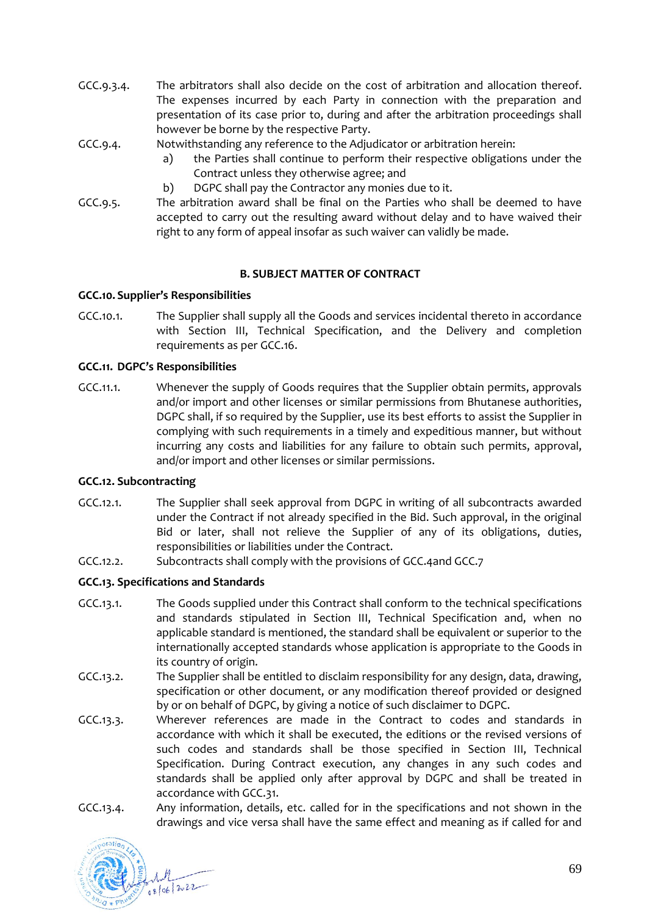GCC.9.3.4. The arbitrators shall also decide on the cost of arbitration and allocation thereof. The expenses incurred by each Party in connection with the preparation and presentation of its case prior to, during and after the arbitration proceedings shall however be borne by the respective Party.

GCC.9.4. Notwithstanding any reference to the Adjudicator or arbitration herein:

a) the Parties shall continue to perform their respective obligations under the Contract unless they otherwise agree; and

b) DGPC shall pay the Contractor any monies due to it.

GCC.9.5. The arbitration award shall be final on the Parties who shall be deemed to have accepted to carry out the resulting award without delay and to have waived their right to any form of appeal insofar as such waiver can validly be made.

## B. SUBJECT MATTER OF CONTRACT

### GCC.10. Supplier's Responsibilities

GCC.10.1. The Supplier shall supply all the Goods and services incidental thereto in accordance with Section III, Technical Specification, and the Delivery and completion requirements as per GCC.16.

### GCC.11. DGPC's Responsibilities

GCC.11.1. Whenever the supply of Goods requires that the Supplier obtain permits, approvals and/or import and other licenses or similar permissions from Bhutanese authorities, DGPC shall, if so required by the Supplier, use its best efforts to assist the Supplier in complying with such requirements in a timely and expeditious manner, but without incurring any costs and liabilities for any failure to obtain such permits, approval, and/or import and other licenses or similar permissions.

### GCC.12. Subcontracting

GCC.12.1. The Supplier shall seek approval from DGPC in writing of all subcontracts awarded under the Contract if not already specified in the Bid. Such approval, in the original Bid or later, shall not relieve the Supplier of any of its obligations, duties, responsibilities or liabilities under the Contract.

GCC.12.2. Subcontracts shall comply with the provisions of GCC.4and GCC.7

### GCC.13. Specifications and Standards

GCC.13.1. The Goods supplied under this Contract shall conform to the technical specifications and standards stipulated in Section III, Technical Specification and, when no applicable standard is mentioned, the standard shall be equivalent or superior to the internationally accepted standards whose application is appropriate to the Goods in its country of origin.

GCC.13.2. The Supplier shall be entitled to disclaim responsibility for any design, data, drawing, specification or other document, or any modification thereof provided or designed by or on behalf of DGPC, by giving a notice of such disclaimer to DGPC.

GCC.13.3. Wherever references are made in the Contract to codes and standards in accordance with which it shall be executed, the editions or the revised versions of such codes and standards shall be those specified in Section III, Technical Specification. During Contract execution, any changes in any such codes and standards shall be applied only after approval by DGPC and shall be treated in accordance with GCC.31.

GCC.13.4. Any information, details, etc. called for in the specifications and not shown in the drawings and vice versa shall have the same effect and meaning as if called for and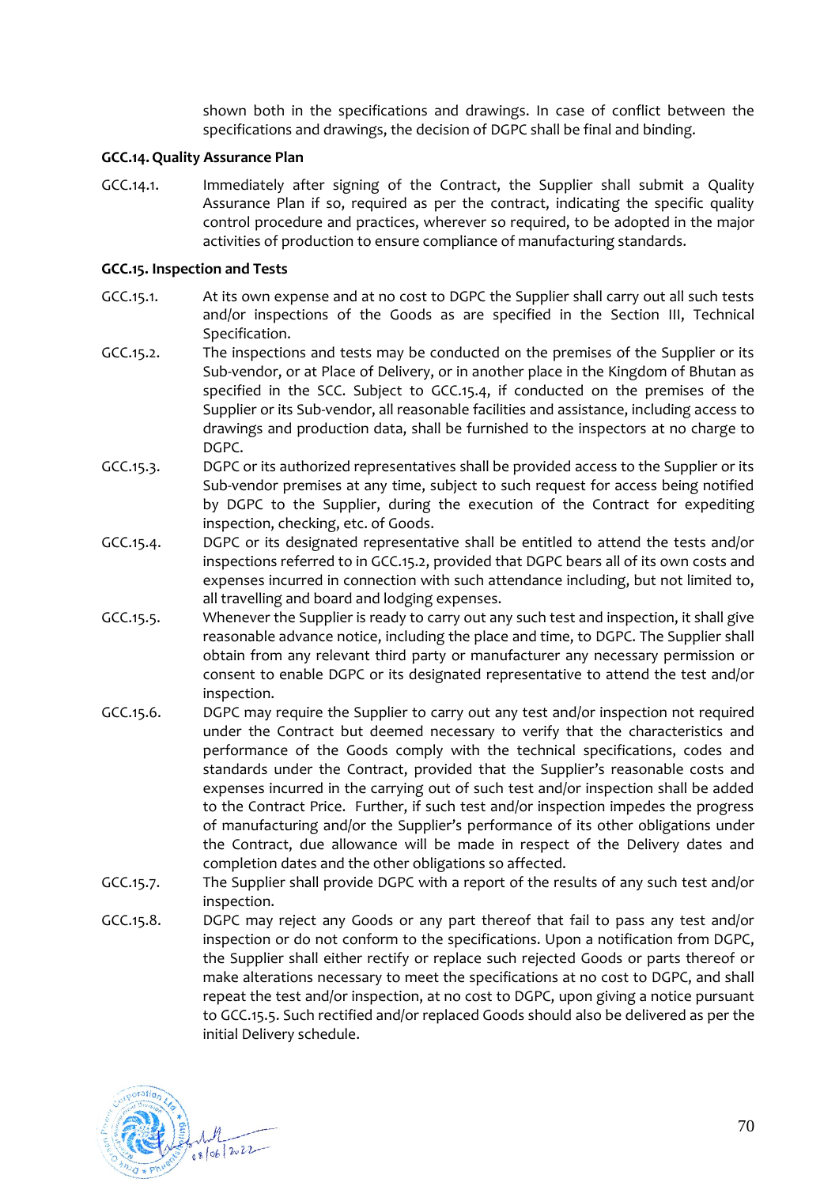shown both in the specifications and drawings. In case of conflict between the specifications and drawings, the decision of DGPC shall be final and binding.

**GCC.14. Quality Assurance Plan**

GCC.14.1. Immediately after signing of the Contract, the Supplier shall submit a Quality Assurance Plan if so, required as per the contract, indicating the specific quality control procedure and practices, wherever so required, to be adopted in the major activities of production to ensure compliance of manufacturing standards.

**GCC.15. Inspection and Tests**

GCC.15.1. At its own expense and at no cost to DGPC the Supplier shall carry out all such tests and/or inspections of the Goods as are specified in the Section III, Technical Specification.

GCC.15.2. The inspections and tests may be conducted on the premises of the Supplier or its Sub-vendor, or at Place of Delivery, or in another place in the Kingdom of Bhutan as specified in the SCC. Subject to GCC.15.4, if conducted on the premises of the Supplier or its Sub-vendor, all reasonable facilities and assistance, including access to drawings and production data, shall be furnished to the inspectors at no charge to DGPC.

GCC.15.3. DGPC or its authorized representatives shall be provided access to the Supplier or its Sub-vendor premises at any time, subject to such request for access being notified by DGPC to the Supplier, during the execution of the Contract for expediting inspection, checking, etc. of Goods.

GCC.15.4. DGPC or its designated representative shall be entitled to attend the tests and/or inspections referred to in GCC.15.2, provided that DGPC bears all of its own costs and expenses incurred in connection with such attendance including, but not limited to, all travelling and board and lodging expenses.

GCC.15.5. Whenever the Supplier is ready to carry out any such test and inspection, it shall give reasonable advance notice, including the place and time, to DGPC. The Supplier shall obtain from any relevant third party or manufacturer any necessary permission or consent to enable DGPC or its designated representative to attend the test and/or inspection.

GCC.15.6. DGPC may require the Supplier to carry out any test and/or inspection not required under the Contract but deemed necessary to verify that the characteristics and performance of the Goods comply with the technical specifications, codes and standards under the Contract, provided that the Supplier's reasonable costs and expenses incurred in the carrying out of such test and/or inspection shall be added to the Contract Price. Further, if such test and/or inspection impedes the progress of manufacturing and/or the Supplier's performance of its other obligations under the Contract, due allowance will be made in respect of the Delivery dates and completion dates and the other obligations so affected.

GCC.15.7. The Supplier shall provide DGPC with a report of the results of any such test and/or inspection.

GCC.15.8. DGPC may reject any Goods or any part thereof that fail to pass any test and/or inspection or do not conform to the specifications. Upon a notification from DGPC, the Supplier shall either rectify or replace such rejected Goods or parts thereof or make alterations necessary to meet the specifications at no cost to DGPC, and shall repeat the test and/or inspection, at no cost to DGPC, upon giving a notice pursuant to GCC.15.5. Such rectified and/or replaced Goods should also be delivered as per the initial Delivery schedule.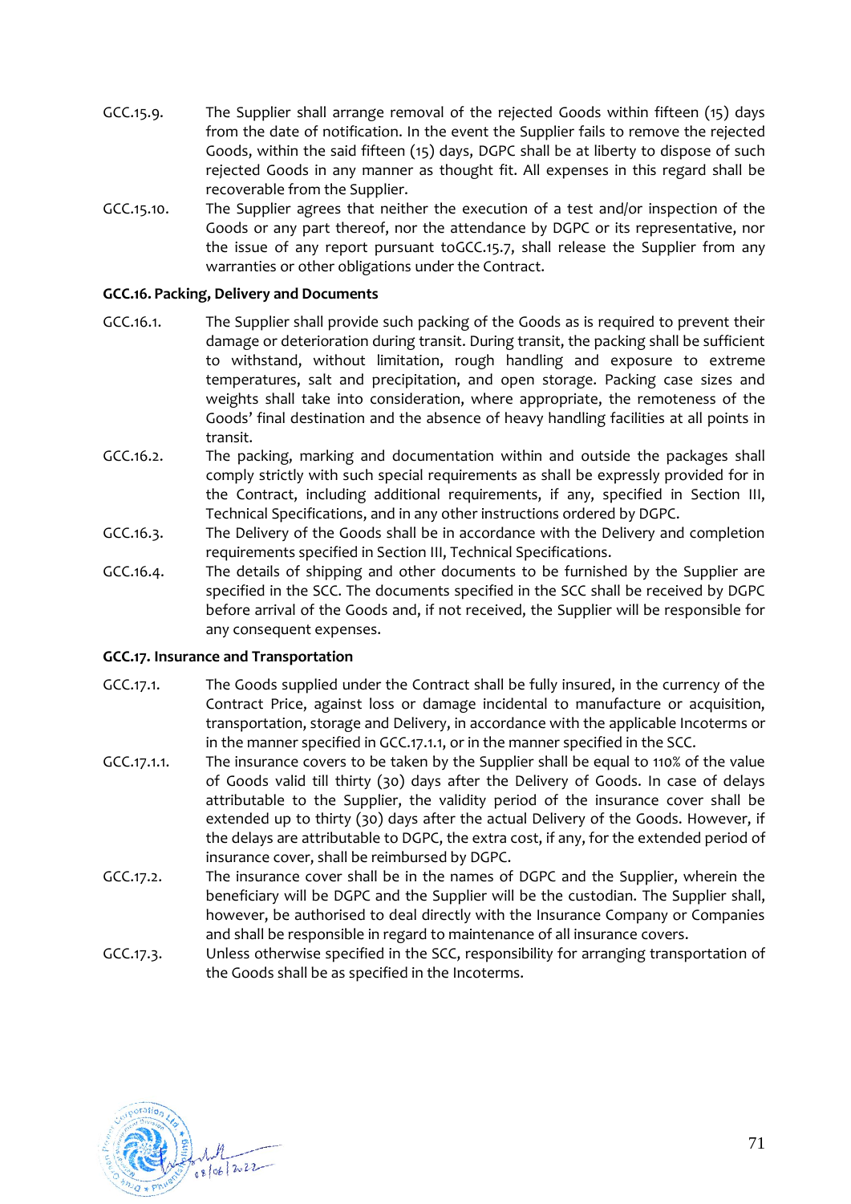GCC.15.9. The Supplier shall arrange removal of the rejected Goods within fifteen (15) days from the date of notification. In the event the Supplier fails to remove the rejected Goods, within the said fifteen (15) days, DGPC shall be at liberty to dispose of such rejected Goods in any manner as thought fit. All expenses in this regard shall be recoverable from the Supplier.

GCC.15.10. The Supplier agrees that neither the execution of a test and/or inspection of the Goods or any part thereof, nor the attendance by DGPC or its representative, nor the issue of any report pursuant toGCC.15.7, shall release the Supplier from any warranties or other obligations under the Contract.

**GCC.16. Packing, Delivery and Documents**

GCC.16.1. The Supplier shall provide such packing of the Goods as is required to prevent their damage or deterioration during transit. During transit, the packing shall be sufficient to withstand, without limitation, rough handling and exposure to extreme temperatures, salt and precipitation, and open storage. Packing case sizes and weights shall take into consideration, where appropriate, the remoteness of the Goods' final destination and the absence of heavy handling facilities at all points in transit.

GCC.16.2. The packing, marking and documentation within and outside the packages shall comply strictly with such special requirements as shall be expressly provided for in the Contract, including additional requirements, if any, specified in Section III, Technical Specifications, and in any other instructions ordered by DGPC.

GCC.16.3. The Delivery of the Goods shall be in accordance with the Delivery and completion requirements specified in Section III, Technical Specifications.

GCC.16.4. The details of shipping and other documents to be furnished by the Supplier are specified in the SCC. The documents specified in the SCC shall be received by DGPC before arrival of the Goods and, if not received, the Supplier will be responsible for any consequent expenses.

**GCC.17. Insurance and Transportation**

GCC.17.1. The Goods supplied under the Contract shall be fully insured, in the currency of the Contract Price, against loss or damage incidental to manufacture or acquisition, transportation, storage and Delivery, in accordance with the applicable Incoterms or in the manner specified in GCC.17.1.1, or in the manner specified in the SCC.

GCC.17.1.1. The insurance covers to be taken by the Supplier shall be equal to 110% of the value of Goods valid till thirty (30) days after the Delivery of Goods. In case of delays attributable to the Supplier, the validity period of the insurance cover shall be extended up to thirty (30) days after the actual Delivery of the Goods. However, if the delays are attributable to DGPC, the extra cost, if any, for the extended period of insurance cover, shall be reimbursed by DGPC.

GCC.17.2. The insurance cover shall be in the names of DGPC and the Supplier, wherein the beneficiary will be DGPC and the Supplier will be the custodian. The Supplier shall, however, be authorised to deal directly with the Insurance Company or Companies and shall be responsible in regard to maintenance of all insurance covers.

GCC.17.3. Unless otherwise specified in the SCC, responsibility for arranging transportation of the Goods shall be as specified in the Incoterms.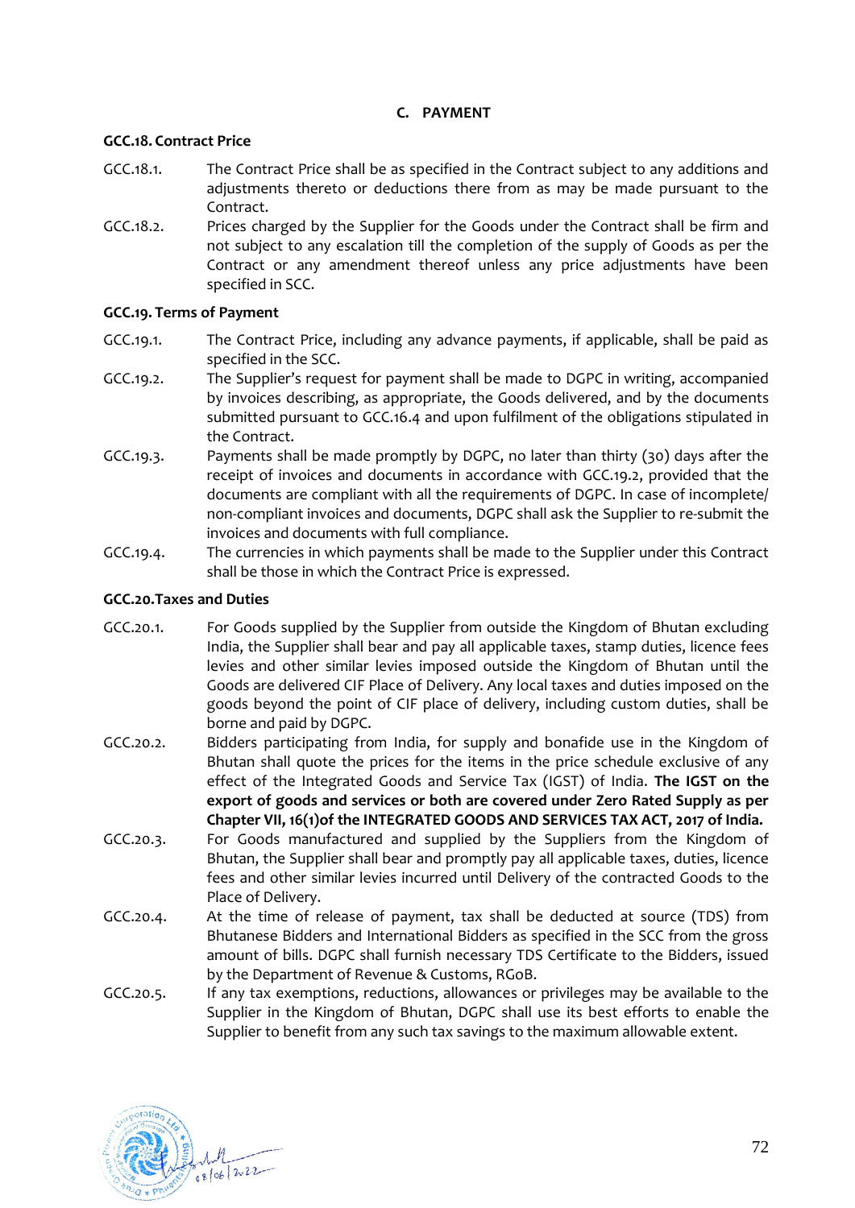## C. PAYMENT

### GCC.18. Contract Price

GCC.18.1. The Contract Price shall be as specified in the Contract subject to any additions and adjustments thereto or deductions there from as may be made pursuant to the Contract.

GCC.18.2. Prices charged by the Supplier for the Goods under the Contract shall be firm and not subject to any escalation till the completion of the supply of Goods as per the Contract or any amendment thereof unless any price adjustments have been specified in SCC.

### GCC.19. Terms of Payment

GCC.19.1. The Contract Price, including any advance payments, if applicable, shall be paid as specified in the SCC.

GCC.19.2. The Supplier's request for payment shall be made to DGPC in writing, accompanied by invoices describing, as appropriate, the Goods delivered, and by the documents submitted pursuant to GCC.16.4 and upon fulfilment of the obligations stipulated in the Contract.

GCC.19.3. Payments shall be made promptly by DGPC, no later than thirty (30) days after the receipt of invoices and documents in accordance with GCC.19.2, provided that the documents are compliant with all the requirements of DGPC. In case of incomplete/ non-compliant invoices and documents, DGPC shall ask the Supplier to re-submit the invoices and documents with full compliance.

GCC.19.4. The currencies in which payments shall be made to the Supplier under this Contract shall be those in which the Contract Price is expressed.

### GCC.20.Taxes and Duties

GCC.20.1. For Goods supplied by the Supplier from outside the Kingdom of Bhutan excluding India, the Supplier shall bear and pay all applicable taxes, stamp duties, licence fees levies and other similar levies imposed outside the Kingdom of Bhutan until the Goods are delivered CIF Place of Delivery. Any local taxes and duties imposed on the goods beyond the point of CIF place of delivery, including custom duties, shall be borne and paid by DGPC.

GCC.20.2. Bidders participating from India, for supply and bonafide use in the Kingdom of Bhutan shall quote the prices for the items in the price schedule exclusive of any effect of the Integrated Goods and Service Tax (IGST) of India. **The IGST on the export of goods and services or both are covered under Zero Rated Supply as per Chapter VII, 16(1)of the INTEGRATED GOODS AND SERVICES TAX ACT, 2017 of India.**

GCC.20.3. For Goods manufactured and supplied by the Suppliers from the Kingdom of Bhutan, the Supplier shall bear and promptly pay all applicable taxes, duties, licence fees and other similar levies incurred until Delivery of the contracted Goods to the Place of Delivery.

GCC.20.4. At the time of release of payment, tax shall be deducted at source (TDS) from Bhutanese Bidders and International Bidders as specified in the SCC from the gross amount of bills. DGPC shall furnish necessary TDS Certificate to the Bidders, issued by the Department of Revenue & Customs, RGoB.

GCC.20.5. If any tax exemptions, reductions, allowances or privileges may be available to the Supplier in the Kingdom of Bhutan, DGPC shall use its best efforts to enable the Supplier to benefit from any such tax savings to the maximum allowable extent.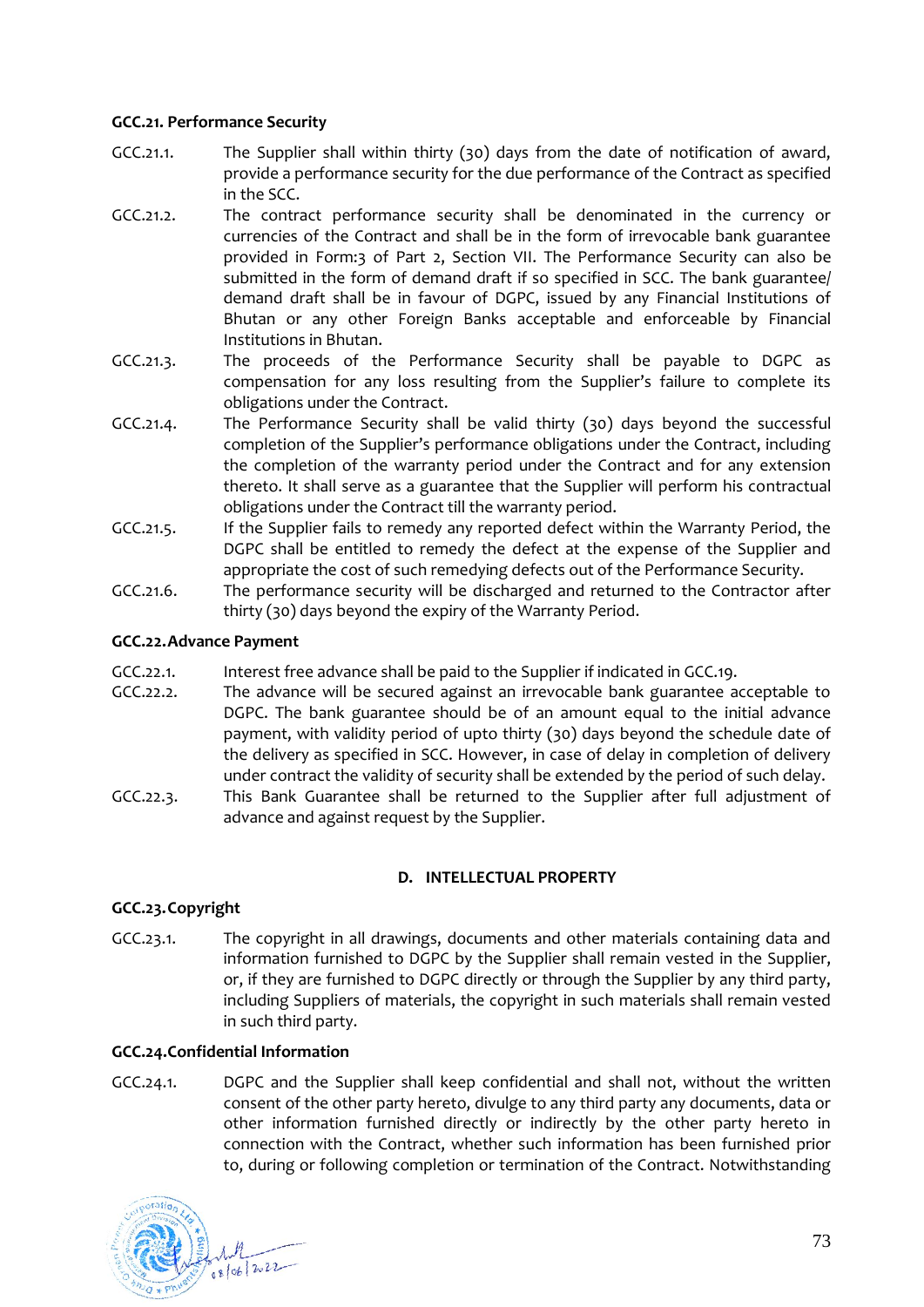**GCC.21. Performance Security**

GCC.21.1. The Supplier shall within thirty (30) days from the date of notification of award, provide a performance security for the due performance of the Contract as specified in the SCC.

GCC.21.2. The contract performance security shall be denominated in the currency or currencies of the Contract and shall be in the form of irrevocable bank guarantee provided in Form:3 of Part 2, Section VII. The Performance Security can also be submitted in the form of demand draft if so specified in SCC. The bank guarantee/ demand draft shall be in favour of DGPC, issued by any Financial Institutions of Bhutan or any other Foreign Banks acceptable and enforceable by Financial Institutions in Bhutan.

GCC.21.3. The proceeds of the Performance Security shall be payable to DGPC as compensation for any loss resulting from the Supplier's failure to complete its obligations under the Contract.

GCC.21.4. The Performance Security shall be valid thirty (30) days beyond the successful completion of the Supplier's performance obligations under the Contract, including the completion of the warranty period under the Contract and for any extension thereto. It shall serve as a guarantee that the Supplier will perform his contractual obligations under the Contract till the warranty period.

GCC.21.5. If the Supplier fails to remedy any reported defect within the Warranty Period, the DGPC shall be entitled to remedy the defect at the expense of the Supplier and appropriate the cost of such remedying defects out of the Performance Security.

GCC.21.6. The performance security will be discharged and returned to the Contractor after thirty (30) days beyond the expiry of the Warranty Period.

**GCC.22. Advance Payment**

GCC.22.1. Interest free advance shall be paid to the Supplier if indicated in GCC.19.

GCC.22.2. The advance will be secured against an irrevocable bank guarantee acceptable to DGPC. The bank guarantee should be of an amount equal to the initial advance payment, with validity period of upto thirty (30) days beyond the schedule date of the delivery as specified in SCC. However, in case of delay in completion of delivery under contract the validity of security shall be extended by the period of such delay.

GCC.22.3. This Bank Guarantee shall be returned to the Supplier after full adjustment of advance and against request by the Supplier.

## D. INTELLECTUAL PROPERTY

**GCC.23. Copyright**

GCC.23.1. The copyright in all drawings, documents and other materials containing data and information furnished to DGPC by the Supplier shall remain vested in the Supplier, or, if they are furnished to DGPC directly or through the Supplier by any third party, including Suppliers of materials, the copyright in such materials shall remain vested in such third party.

**GCC.24. Confidential Information**

GCC.24.1. DGPC and the Supplier shall keep confidential and shall not, without the written consent of the other party hereto, divulge to any third party any documents, data or other information furnished directly or indirectly by the other party hereto in connection with the Contract, whether such information has been furnished prior to, during or following completion or termination of the Contract. Notwithstanding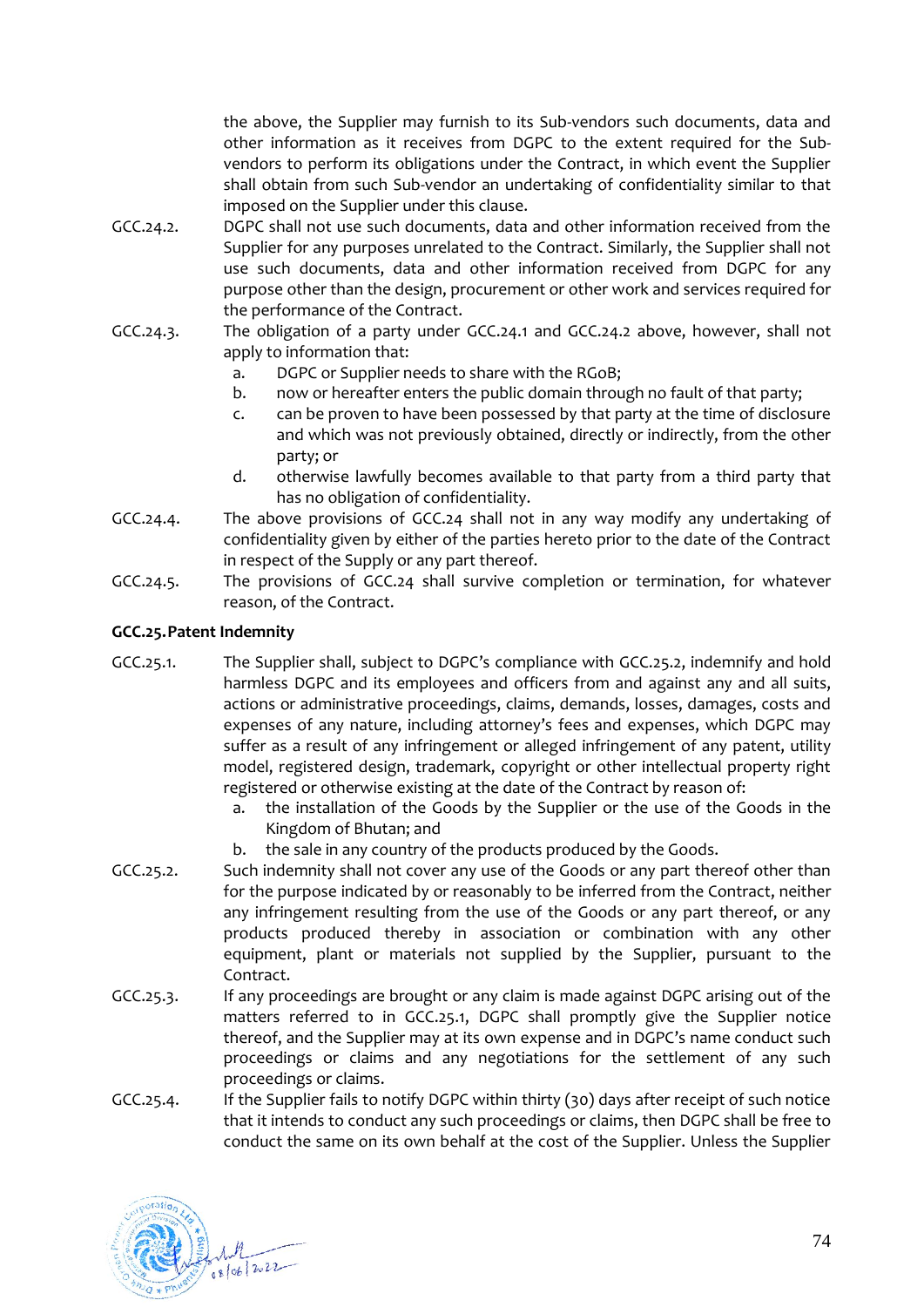the above, the Supplier may furnish to its Sub-vendors such documents, data and other information as it receives from DGPC to the extent required for the Sub-vendors to perform its obligations under the Contract, in which event the Supplier shall obtain from such Sub-vendor an undertaking of confidentiality similar to that imposed on the Supplier under this clause.

GCC.24.2. DGPC shall not use such documents, data and other information received from the Supplier for any purposes unrelated to the Contract. Similarly, the Supplier shall not use such documents, data and other information received from DGPC for any purpose other than the design, procurement or other work and services required for the performance of the Contract.

GCC.24.3. The obligation of a party under GCC.24.1 and GCC.24.2 above, however, shall not apply to information that:

a. DGPC or Supplier needs to share with the RGoB;
b. now or hereafter enters the public domain through no fault of that party;
c. can be proven to have been possessed by that party at the time of disclosure and which was not previously obtained, directly or indirectly, from the other party; or
d. otherwise lawfully becomes available to that party from a third party that has no obligation of confidentiality.

GCC.24.4. The above provisions of GCC.24 shall not in any way modify any undertaking of confidentiality given by either of the parties hereto prior to the date of the Contract in respect of the Supply or any part thereof.

GCC.24.5. The provisions of GCC.24 shall survive completion or termination, for whatever reason, of the Contract.

**GCC.25. Patent Indemnity**

GCC.25.1. The Supplier shall, subject to DGPC's compliance with GCC.25.2, indemnify and hold harmless DGPC and its employees and officers from and against any and all suits, actions or administrative proceedings, claims, demands, losses, damages, costs and expenses of any nature, including attorney's fees and expenses, which DGPC may suffer as a result of any infringement or alleged infringement of any patent, utility model, registered design, trademark, copyright or other intellectual property right registered or otherwise existing at the date of the Contract by reason of:

a. the installation of the Goods by the Supplier or the use of the Goods in the Kingdom of Bhutan; and
b. the sale in any country of the products produced by the Goods.

GCC.25.2. Such indemnity shall not cover any use of the Goods or any part thereof other than for the purpose indicated by or reasonably to be inferred from the Contract, neither any infringement resulting from the use of the Goods or any part thereof, or any products produced thereby in association or combination with any other equipment, plant or materials not supplied by the Supplier, pursuant to the Contract.

GCC.25.3. If any proceedings are brought or any claim is made against DGPC arising out of the matters referred to in GCC.25.1, DGPC shall promptly give the Supplier notice thereof, and the Supplier may at its own expense and in DGPC's name conduct such proceedings or claims and any negotiations for the settlement of any such proceedings or claims.

GCC.25.4. If the Supplier fails to notify DGPC within thirty (30) days after receipt of such notice that it intends to conduct any such proceedings or claims, then DGPC shall be free to conduct the same on its own behalf at the cost of the Supplier. Unless the Supplier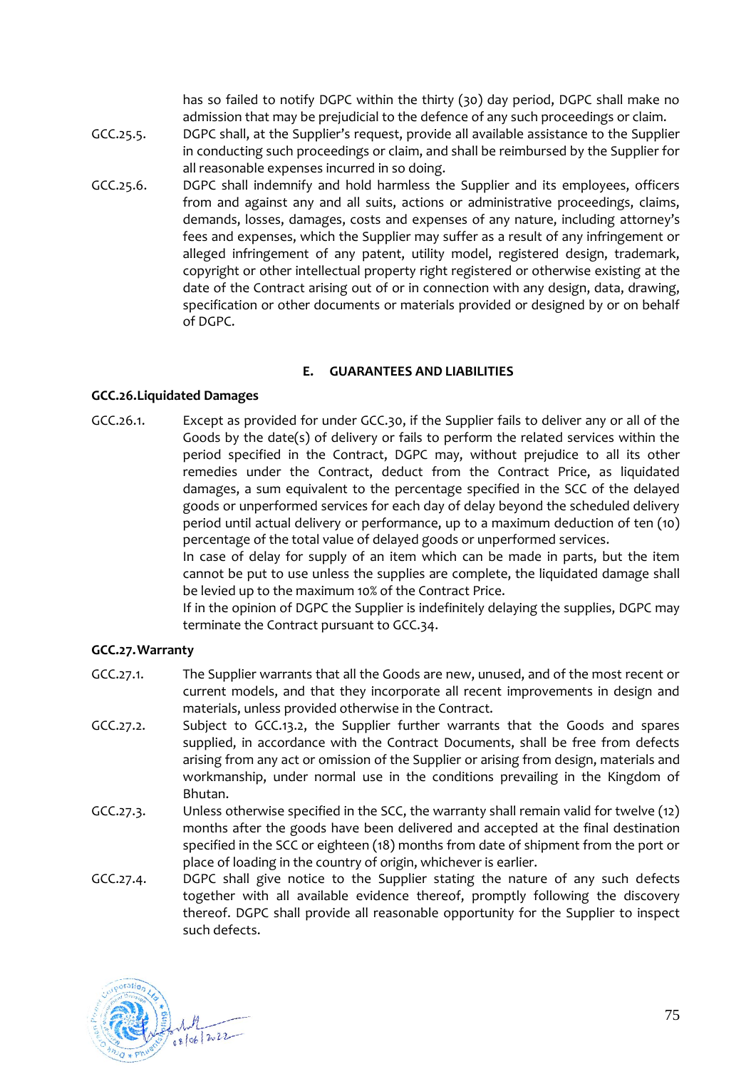has so failed to notify DGPC within the thirty (30) day period, DGPC shall make no admission that may be prejudicial to the defence of any such proceedings or claim.

GCC.25.5. DGPC shall, at the Supplier's request, provide all available assistance to the Supplier in conducting such proceedings or claim, and shall be reimbursed by the Supplier for all reasonable expenses incurred in so doing.

GCC.25.6. DGPC shall indemnify and hold harmless the Supplier and its employees, officers from and against any and all suits, actions or administrative proceedings, claims, demands, losses, damages, costs and expenses of any nature, including attorney's fees and expenses, which the Supplier may suffer as a result of any infringement or alleged infringement of any patent, utility model, registered design, trademark, copyright or other intellectual property right registered or otherwise existing at the date of the Contract arising out of or in connection with any design, data, drawing, specification or other documents or materials provided or designed by or on behalf of DGPC.

## E. GUARANTEES AND LIABILITIES

### GCC.26. Liquidated Damages

GCC.26.1. Except as provided for under GCC.30, if the Supplier fails to deliver any or all of the Goods by the date(s) of delivery or fails to perform the related services within the period specified in the Contract, DGPC may, without prejudice to all its other remedies under the Contract, deduct from the Contract Price, as liquidated damages, a sum equivalent to the percentage specified in the SCC of the delayed goods or unperformed services for each day of delay beyond the scheduled delivery period until actual delivery or performance, up to a maximum deduction of ten (10) percentage of the total value of delayed goods or unperformed services.

In case of delay for supply of an item which can be made in parts, but the item cannot be put to use unless the supplies are complete, the liquidated damage shall be levied up to the maximum 10% of the Contract Price.

If in the opinion of DGPC the Supplier is indefinitely delaying the supplies, DGPC may terminate the Contract pursuant to GCC.34.

### GCC.27. Warranty

GCC.27.1. The Supplier warrants that all the Goods are new, unused, and of the most recent or current models, and that they incorporate all recent improvements in design and materials, unless provided otherwise in the Contract.

GCC.27.2. Subject to GCC.13.2, the Supplier further warrants that the Goods and spares supplied, in accordance with the Contract Documents, shall be free from defects arising from any act or omission of the Supplier or arising from design, materials and workmanship, under normal use in the conditions prevailing in the Kingdom of Bhutan.

GCC.27.3. Unless otherwise specified in the SCC, the warranty shall remain valid for twelve (12) months after the goods have been delivered and accepted at the final destination specified in the SCC or eighteen (18) months from date of shipment from the port or place of loading in the country of origin, whichever is earlier.

GCC.27.4. DGPC shall give notice to the Supplier stating the nature of any such defects together with all available evidence thereof, promptly following the discovery thereof. DGPC shall provide all reasonable opportunity for the Supplier to inspect such defects.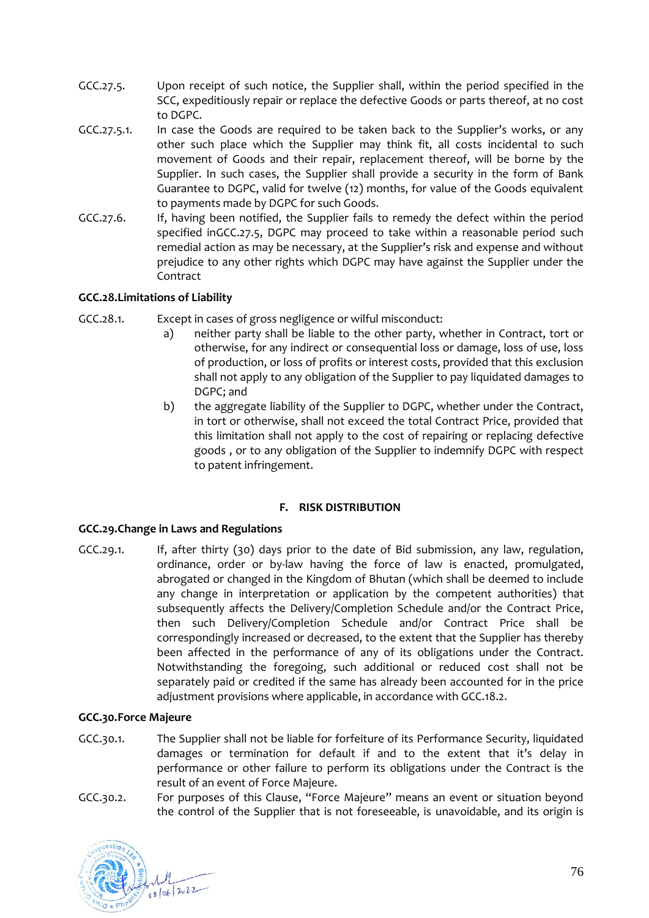GCC.27.5. Upon receipt of such notice, the Supplier shall, within the period specified in the SCC, expeditiously repair or replace the defective Goods or parts thereof, at no cost to DGPC.

GCC.27.5.1. In case the Goods are required to be taken back to the Supplier's works, or any other such place which the Supplier may think fit, all costs incidental to such movement of Goods and their repair, replacement thereof, will be borne by the Supplier. In such cases, the Supplier shall provide a security in the form of Bank Guarantee to DGPC, valid for twelve (12) months, for value of the Goods equivalent to payments made by DGPC for such Goods.

GCC.27.6. If, having been notified, the Supplier fails to remedy the defect within the period specified inGCC.27.5, DGPC may proceed to take within a reasonable period such remedial action as may be necessary, at the Supplier's risk and expense and without prejudice to any other rights which DGPC may have against the Supplier under the Contract

**GCC.28.Limitations of Liability**

GCC.28.1. Except in cases of gross negligence or wilful misconduct:

a) neither party shall be liable to the other party, whether in Contract, tort or otherwise, for any indirect or consequential loss or damage, loss of use, loss of production, or loss of profits or interest costs, provided that this exclusion shall not apply to any obligation of the Supplier to pay liquidated damages to DGPC; and

b) the aggregate liability of the Supplier to DGPC, whether under the Contract, in tort or otherwise, shall not exceed the total Contract Price, provided that this limitation shall not apply to the cost of repairing or replacing defective goods , or to any obligation of the Supplier to indemnify DGPC with respect to patent infringement.

## F. RISK DISTRIBUTION

**GCC.29.Change in Laws and Regulations**

GCC.29.1. If, after thirty (30) days prior to the date of Bid submission, any law, regulation, ordinance, order or by-law having the force of law is enacted, promulgated, abrogated or changed in the Kingdom of Bhutan (which shall be deemed to include any change in interpretation or application by the competent authorities) that subsequently affects the Delivery/Completion Schedule and/or the Contract Price, then such Delivery/Completion Schedule and/or Contract Price shall be correspondingly increased or decreased, to the extent that the Supplier has thereby been affected in the performance of any of its obligations under the Contract. Notwithstanding the foregoing, such additional or reduced cost shall not be separately paid or credited if the same has already been accounted for in the price adjustment provisions where applicable, in accordance with GCC.18.2.

**GCC.30.Force Majeure**

GCC.30.1. The Supplier shall not be liable for forfeiture of its Performance Security, liquidated damages or termination for default if and to the extent that it's delay in performance or other failure to perform its obligations under the Contract is the result of an event of Force Majeure.

GCC.30.2. For purposes of this Clause, "Force Majeure" means an event or situation beyond the control of the Supplier that is not foreseeable, is unavoidable, and its origin is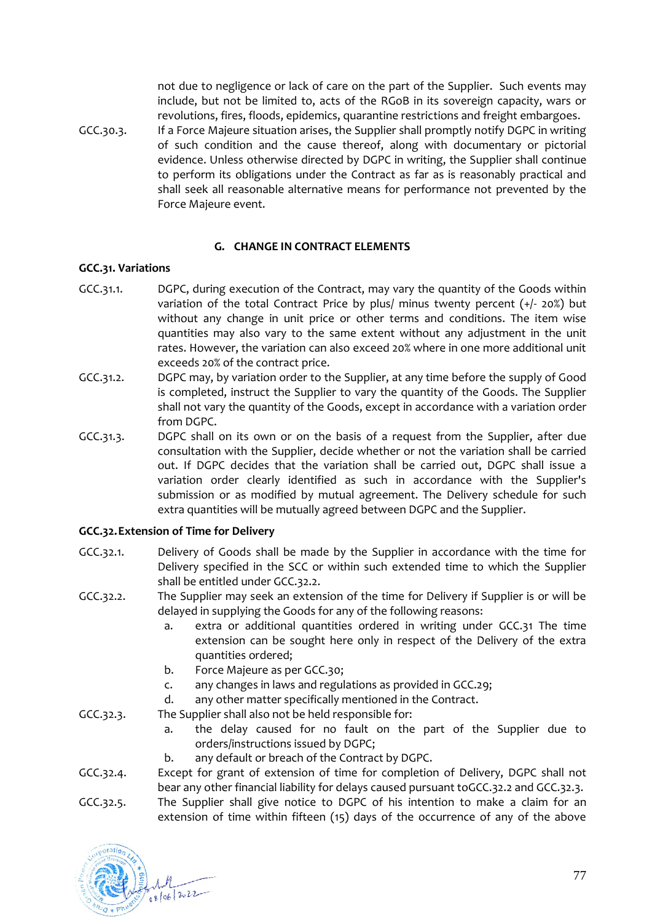not due to negligence or lack of care on the part of the Supplier. Such events may include, but not be limited to, acts of the RGoB in its sovereign capacity, wars or revolutions, fires, floods, epidemics, quarantine restrictions and freight embargoes.

GCC.30.3. If a Force Majeure situation arises, the Supplier shall promptly notify DGPC in writing of such condition and the cause thereof, along with documentary or pictorial evidence. Unless otherwise directed by DGPC in writing, the Supplier shall continue to perform its obligations under the Contract as far as is reasonably practical and shall seek all reasonable alternative means for performance not prevented by the Force Majeure event.

## G. CHANGE IN CONTRACT ELEMENTS

### GCC.31. Variations

GCC.31.1. DGPC, during execution of the Contract, may vary the quantity of the Goods within variation of the total Contract Price by plus/ minus twenty percent (+/- 20%) but without any change in unit price or other terms and conditions. The item wise quantities may also vary to the same extent without any adjustment in the unit rates. However, the variation can also exceed 20% where in one more additional unit exceeds 20% of the contract price.

GCC.31.2. DGPC may, by variation order to the Supplier, at any time before the supply of Good is completed, instruct the Supplier to vary the quantity of the Goods. The Supplier shall not vary the quantity of the Goods, except in accordance with a variation order from DGPC.

GCC.31.3. DGPC shall on its own or on the basis of a request from the Supplier, after due consultation with the Supplier, decide whether or not the variation shall be carried out. If DGPC decides that the variation shall be carried out, DGPC shall issue a variation order clearly identified as such in accordance with the Supplier's submission or as modified by mutual agreement. The Delivery schedule for such extra quantities will be mutually agreed between DGPC and the Supplier.

### GCC.32. Extension of Time for Delivery

GCC.32.1. Delivery of Goods shall be made by the Supplier in accordance with the time for Delivery specified in the SCC or within such extended time to which the Supplier shall be entitled under GCC.32.2.

GCC.32.2. The Supplier may seek an extension of the time for Delivery if Supplier is or will be delayed in supplying the Goods for any of the following reasons:

a. extra or additional quantities ordered in writing under GCC.31 The time extension can be sought here only in respect of the Delivery of the extra quantities ordered;
b. Force Majeure as per GCC.30;
c. any changes in laws and regulations as provided in GCC.29;
d. any other matter specifically mentioned in the Contract.

GCC.32.3. The Supplier shall also not be held responsible for:

a. the delay caused for no fault on the part of the Supplier due to orders/instructions issued by DGPC;
b. any default or breach of the Contract by DGPC.

GCC.32.4. Except for grant of extension of time for completion of Delivery, DGPC shall not bear any other financial liability for delays caused pursuant toGCC.32.2 and GCC.32.3.

GCC.32.5. The Supplier shall give notice to DGPC of his intention to make a claim for an extension of time within fifteen (15) days of the occurrence of any of the above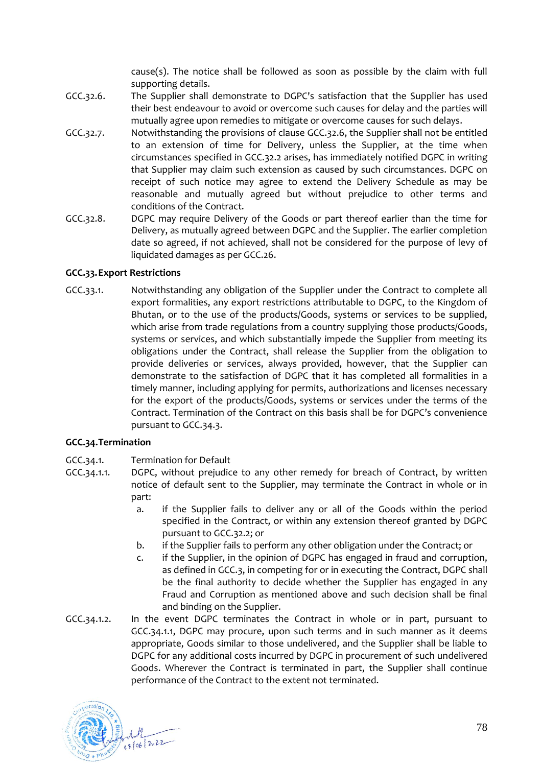cause(s). The notice shall be followed as soon as possible by the claim with full supporting details.

GCC.32.6. The Supplier shall demonstrate to DGPC's satisfaction that the Supplier has used their best endeavour to avoid or overcome such causes for delay and the parties will mutually agree upon remedies to mitigate or overcome causes for such delays.

GCC.32.7. Notwithstanding the provisions of clause GCC.32.6, the Supplier shall not be entitled to an extension of time for Delivery, unless the Supplier, at the time when circumstances specified in GCC.32.2 arises, has immediately notified DGPC in writing that Supplier may claim such extension as caused by such circumstances. DGPC on receipt of such notice may agree to extend the Delivery Schedule as may be reasonable and mutually agreed but without prejudice to other terms and conditions of the Contract.

GCC.32.8. DGPC may require Delivery of the Goods or part thereof earlier than the time for Delivery, as mutually agreed between DGPC and the Supplier. The earlier completion date so agreed, if not achieved, shall not be considered for the purpose of levy of liquidated damages as per GCC.26.

**GCC.33. Export Restrictions**

GCC.33.1. Notwithstanding any obligation of the Supplier under the Contract to complete all export formalities, any export restrictions attributable to DGPC, to the Kingdom of Bhutan, or to the use of the products/Goods, systems or services to be supplied, which arise from trade regulations from a country supplying those products/Goods, systems or services, and which substantially impede the Supplier from meeting its obligations under the Contract, shall release the Supplier from the obligation to provide deliveries or services, always provided, however, that the Supplier can demonstrate to the satisfaction of DGPC that it has completed all formalities in a timely manner, including applying for permits, authorizations and licenses necessary for the export of the products/Goods, systems or services under the terms of the Contract. Termination of the Contract on this basis shall be for DGPC's convenience pursuant to GCC.34.3.

**GCC.34. Termination**

GCC.34.1. Termination for Default

GCC.34.1.1. DGPC, without prejudice to any other remedy for breach of Contract, by written notice of default sent to the Supplier, may terminate the Contract in whole or in part:

a. if the Supplier fails to deliver any or all of the Goods within the period specified in the Contract, or within any extension thereof granted by DGPC pursuant to GCC.32.2; or

b. if the Supplier fails to perform any other obligation under the Contract; or

c. if the Supplier, in the opinion of DGPC has engaged in fraud and corruption, as defined in GCC.3, in competing for or in executing the Contract, DGPC shall be the final authority to decide whether the Supplier has engaged in any Fraud and Corruption as mentioned above and such decision shall be final and binding on the Supplier.

GCC.34.1.2. In the event DGPC terminates the Contract in whole or in part, pursuant to GCC.34.1.1, DGPC may procure, upon such terms and in such manner as it deems appropriate, Goods similar to those undelivered, and the Supplier shall be liable to DGPC for any additional costs incurred by DGPC in procurement of such undelivered Goods. Wherever the Contract is terminated in part, the Supplier shall continue performance of the Contract to the extent not terminated.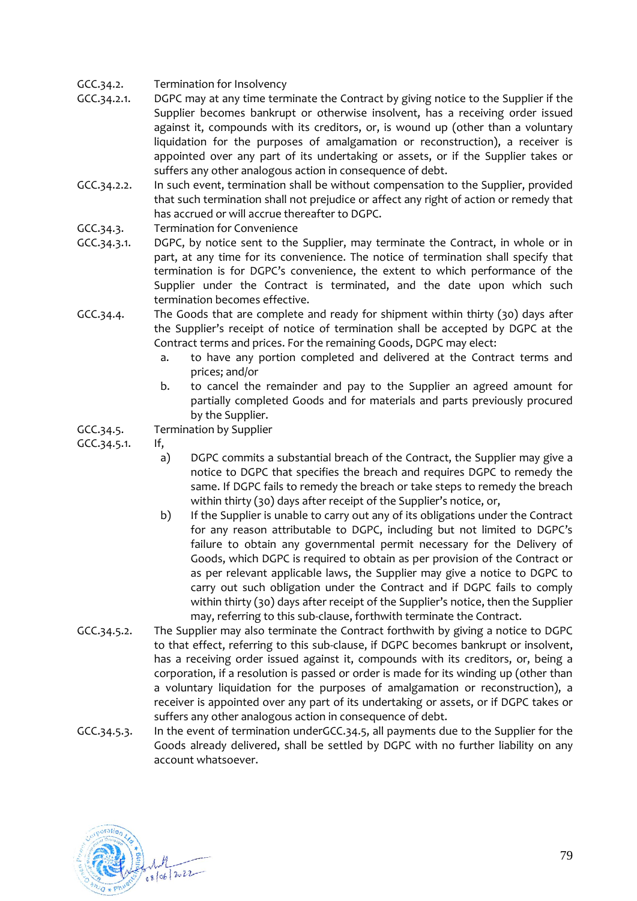GCC.34.2. Termination for Insolvency

GCC.34.2.1. DGPC may at any time terminate the Contract by giving notice to the Supplier if the Supplier becomes bankrupt or otherwise insolvent, has a receiving order issued against it, compounds with its creditors, or, is wound up (other than a voluntary liquidation for the purposes of amalgamation or reconstruction), a receiver is appointed over any part of its undertaking or assets, or if the Supplier takes or suffers any other analogous action in consequence of debt.

GCC.34.2.2. In such event, termination shall be without compensation to the Supplier, provided that such termination shall not prejudice or affect any right of action or remedy that has accrued or will accrue thereafter to DGPC.

GCC.34.3. Termination for Convenience

GCC.34.3.1. DGPC, by notice sent to the Supplier, may terminate the Contract, in whole or in part, at any time for its convenience. The notice of termination shall specify that termination is for DGPC's convenience, the extent to which performance of the Supplier under the Contract is terminated, and the date upon which such termination becomes effective.

GCC.34.4. The Goods that are complete and ready for shipment within thirty (30) days after the Supplier's receipt of notice of termination shall be accepted by DGPC at the Contract terms and prices. For the remaining Goods, DGPC may elect:

a. to have any portion completed and delivered at the Contract terms and prices; and/or

b. to cancel the remainder and pay to the Supplier an agreed amount for partially completed Goods and for materials and parts previously procured by the Supplier.

GCC.34.5. Termination by Supplier

GCC.34.5.1. If,

a) DGPC commits a substantial breach of the Contract, the Supplier may give a notice to DGPC that specifies the breach and requires DGPC to remedy the same. If DGPC fails to remedy the breach or take steps to remedy the breach within thirty (30) days after receipt of the Supplier's notice, or,

b) If the Supplier is unable to carry out any of its obligations under the Contract for any reason attributable to DGPC, including but not limited to DGPC's failure to obtain any governmental permit necessary for the Delivery of Goods, which DGPC is required to obtain as per provision of the Contract or as per relevant applicable laws, the Supplier may give a notice to DGPC to carry out such obligation under the Contract and if DGPC fails to comply within thirty (30) days after receipt of the Supplier's notice, then the Supplier may, referring to this sub-clause, forthwith terminate the Contract.

GCC.34.5.2. The Supplier may also terminate the Contract forthwith by giving a notice to DGPC to that effect, referring to this sub-clause, if DGPC becomes bankrupt or insolvent, has a receiving order issued against it, compounds with its creditors, or, being a corporation, if a resolution is passed or order is made for its winding up (other than a voluntary liquidation for the purposes of amalgamation or reconstruction), a receiver is appointed over any part of its undertaking or assets, or if DGPC takes or suffers any other analogous action in consequence of debt.

GCC.34.5.3. In the event of termination underGCC.34.5, all payments due to the Supplier for the Goods already delivered, shall be settled by DGPC with no further liability on any account whatsoever.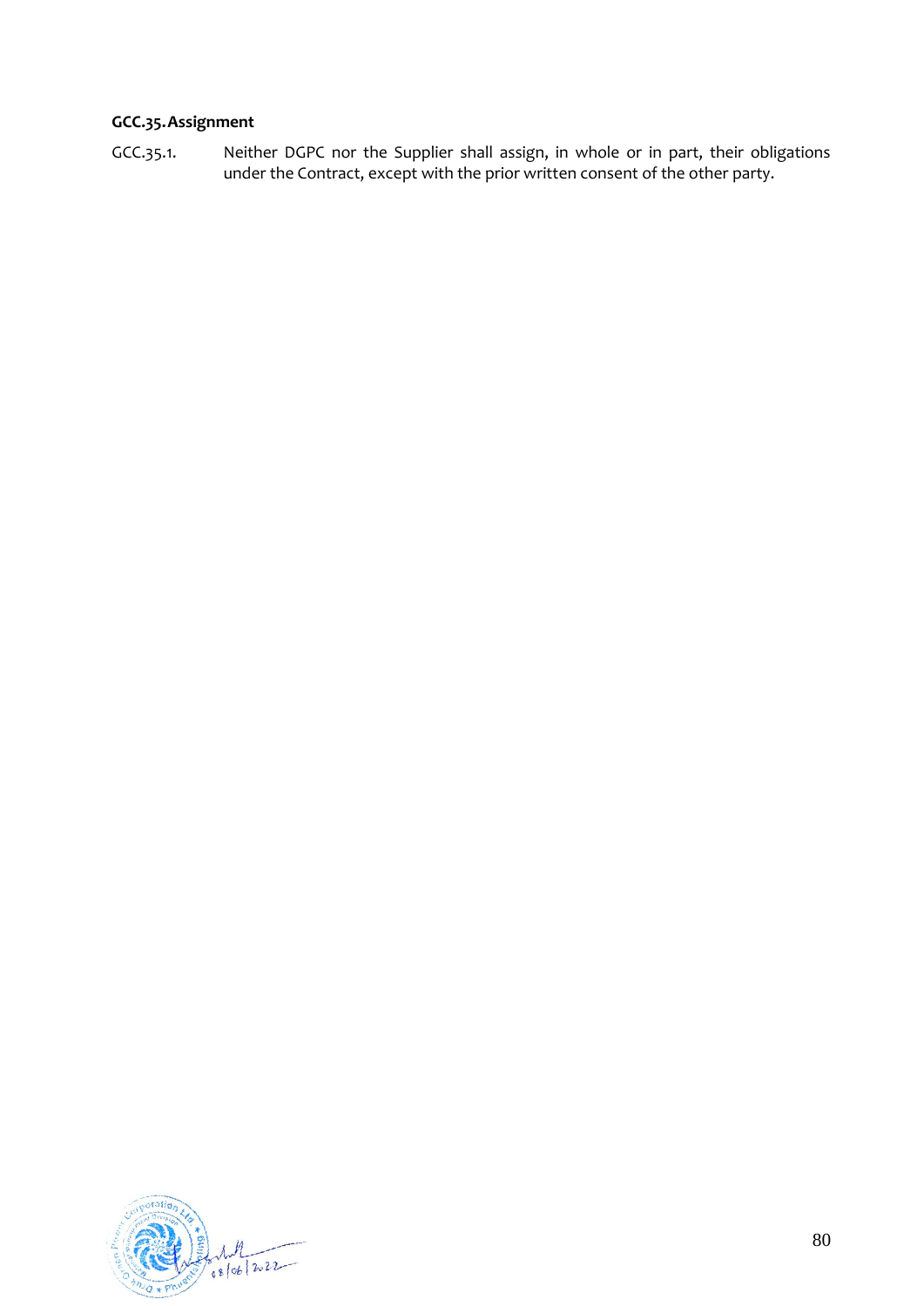**GCC.35. Assignment**

GCC.35.1. Neither DGPC nor the Supplier shall assign, in whole or in part, their obligations under the Contract, except with the prior written consent of the other party.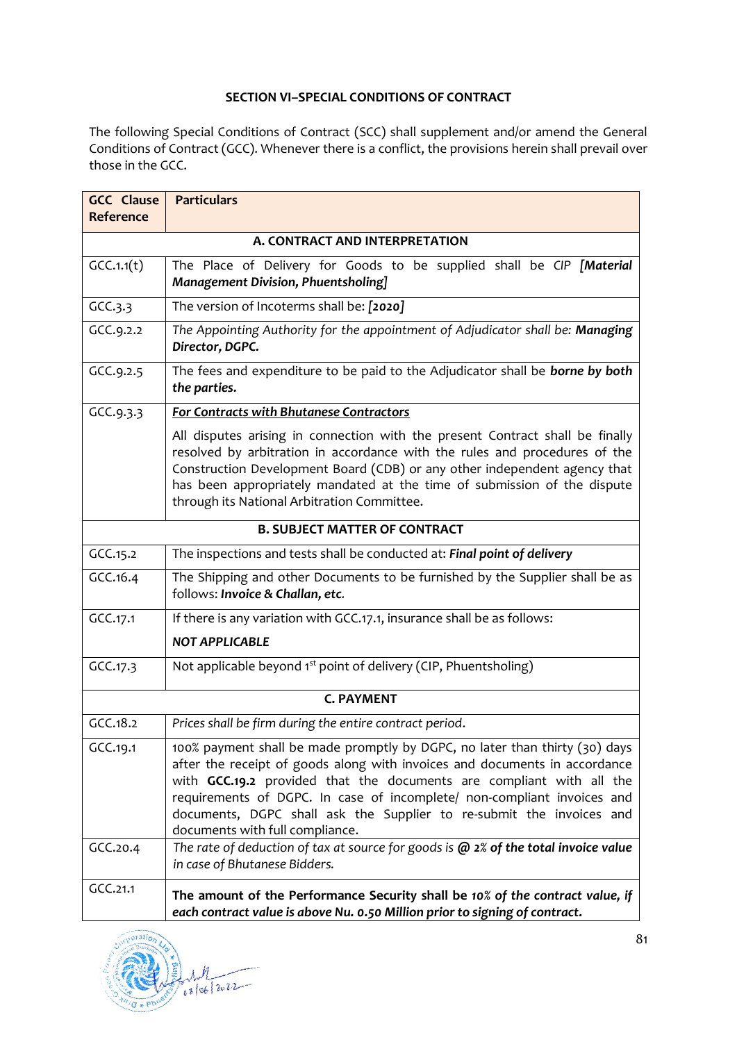# SECTION VI–SPECIAL CONDITIONS OF CONTRACT

The following Special Conditions of Contract (SCC) shall supplement and/or amend the General Conditions of Contract (GCC). Whenever there is a conflict, the provisions herein shall prevail over those in the GCC.

| GCC Clause Reference | Particulars |
|---|---|
| **A. CONTRACT AND INTERPRETATION** | |
| GCC.1.1(t) | The Place of Delivery for Goods to be supplied shall be *CIP* ***[Material Management Division, Phuentsholing]*** |
| GCC.3.3 | The version of Incoterms shall be: ***[2020]*** |
| GCC.9.2.2 | *The Appointing Authority for the appointment of Adjudicator shall be:* ***Managing Director, DGPC.*** |
| GCC.9.2.5 | The fees and expenditure to be paid to the Adjudicator shall be ***borne by both the parties.*** |
| GCC.9.3.3 | ***For Contracts with Bhutanese Contractors*** <br><br> All disputes arising in connection with the present Contract shall be finally resolved by arbitration in accordance with the rules and procedures of the Construction Development Board (CDB) or any other independent agency that has been appropriately mandated at the time of submission of the dispute through its National Arbitration Committee. |
| **B. SUBJECT MATTER OF CONTRACT** | |
| GCC.15.2 | The inspections and tests shall be conducted at: ***Final point of delivery*** |
| GCC.16.4 | The Shipping and other Documents to be furnished by the Supplier shall be as follows: ***Invoice & Challan, etc.*** |
| GCC.17.1 | If there is any variation with GCC.17.1, insurance shall be as follows: <br><br> ***NOT APPLICABLE*** |
| GCC.17.3 | Not applicable beyond 1st point of delivery (CIP, Phuentsholing) |
| **C. PAYMENT** | |
| GCC.18.2 | *Prices shall be firm during the entire contract period*. |
| GCC.19.1 | 100% payment shall be made promptly by DGPC, no later than thirty (30) days after the receipt of goods along with invoices and documents in accordance with **GCC.19.2** provided that the documents are compliant with all the requirements of DGPC. In case of incomplete/ non-compliant invoices and documents, DGPC shall ask the Supplier to re-submit the invoices and documents with full compliance. |
| GCC.20.4 | *The rate of deduction of tax at source for goods is* ***@ 2% of the total invoice value*** *in case of Bhutanese Bidders.* |
| GCC.21.1 | **The amount of the Performance Security shall be *10% of the contract value, if each contract value is above Nu. 0.50 Million prior to signing of contract.*** |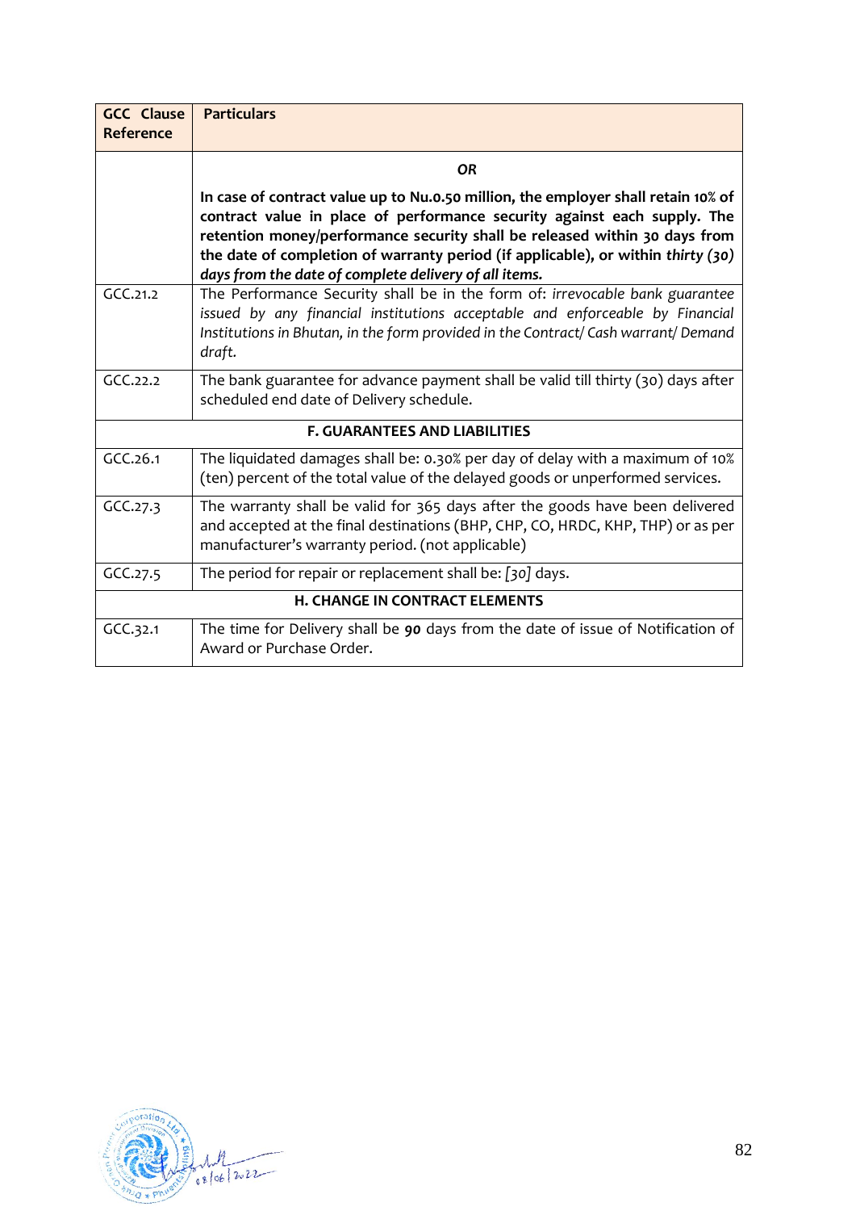| GCC Clause Reference | Particulars |
|---|---|
| | ***OR*** **In case of contract value up to Nu.0.50 million, the employer shall retain 10% of contract value in place of performance security against each supply. The retention money/performance security shall be released within 30 days from the date of completion of warranty period (if applicable), or within *thirty (30) days from the date of complete delivery of all items.*** |
| GCC.21.2 | The Performance Security shall be in the form of: *irrevocable bank guarantee issued by any financial institutions acceptable and enforceable by Financial Institutions in Bhutan, in the form provided in the Contract/ Cash warrant/ Demand draft.* |
| GCC.22.2 | The bank guarantee for advance payment shall be valid till thirty (30) days after scheduled end date of Delivery schedule. |
| **F. GUARANTEES AND LIABILITIES** | |
| GCC.26.1 | The liquidated damages shall be: 0.30% per day of delay with a maximum of 10% (ten) percent of the total value of the delayed goods or unperformed services. |
| GCC.27.3 | The warranty shall be valid for 365 days after the goods have been delivered and accepted at the final destinations (BHP, CHP, CO, HRDC, KHP, THP) or as per manufacturer's warranty period. (not applicable) |
| GCC.27.5 | The period for repair or replacement shall be: *[30]* days. |
| **H. CHANGE IN CONTRACT ELEMENTS** | |
| GCC.32.1 | The time for Delivery shall be ***90*** days from the date of issue of Notification of Award or Purchase Order. |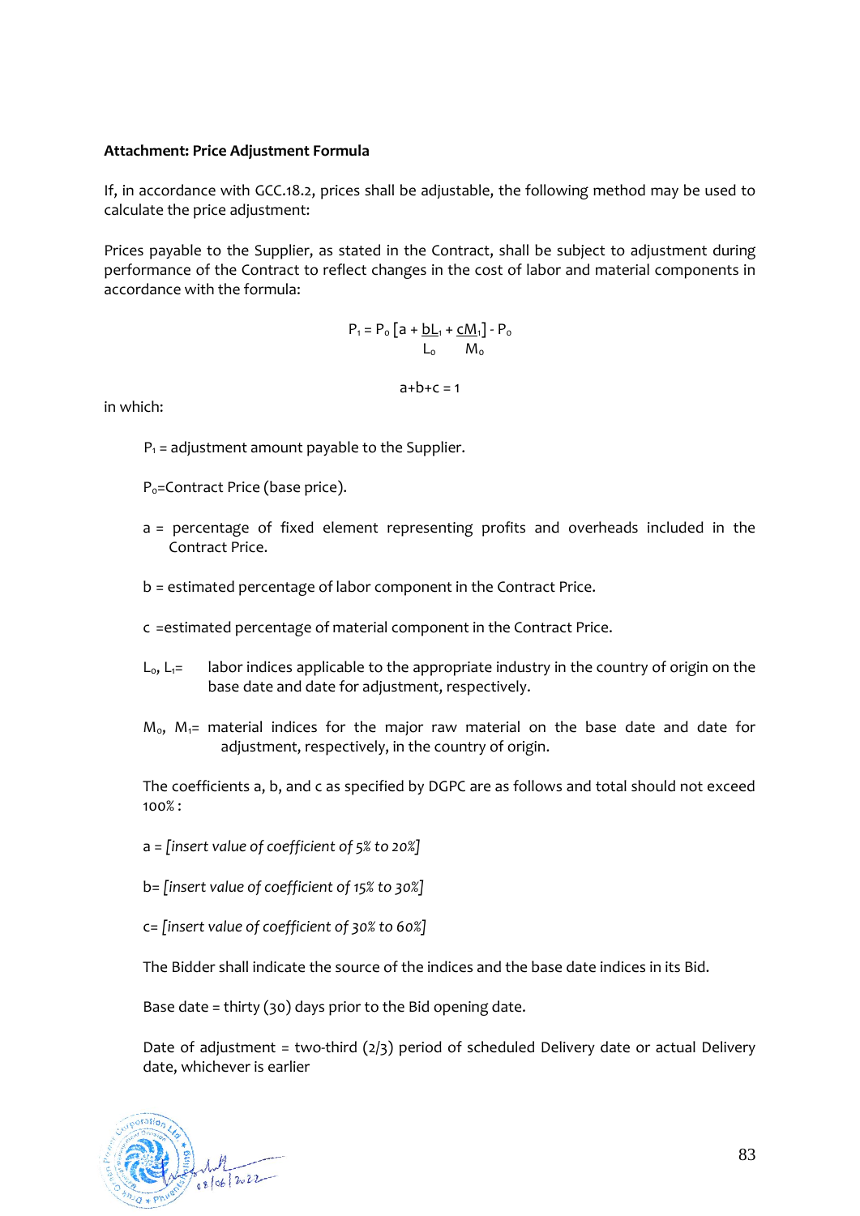**Attachment: Price Adjustment Formula**

If, in accordance with GCC.18.2, prices shall be adjustable, the following method may be used to calculate the price adjustment:

Prices payable to the Supplier, as stated in the Contract, shall be subject to adjustment during performance of the Contract to reflect changes in the cost of labor and material components in accordance with the formula:

$$P_1 = P_0 \left[ a + \frac{bL_1}{L_0} + \frac{cM_1}{M_0} \right] - P_0$$

$$a+b+c = 1$$

in which:

$P_1$ = adjustment amount payable to the Supplier.

$P_0$=Contract Price (base price).

a = percentage of fixed element representing profits and overheads included in the Contract Price.

b = estimated percentage of labor component in the Contract Price.

c =estimated percentage of material component in the Contract Price.

$L_0$, $L_1$= labor indices applicable to the appropriate industry in the country of origin on the base date and date for adjustment, respectively.

$M_0$, $M_1$= material indices for the major raw material on the base date and date for adjustment, respectively, in the country of origin.

The coefficients a, b, and c as specified by DGPC are as follows and total should not exceed 100% :

a = *[insert value of coefficient of 5% to 20%]*

b= *[insert value of coefficient of 15% to 30%]*

c= *[insert value of coefficient of 30% to 60%]*

The Bidder shall indicate the source of the indices and the base date indices in its Bid.

Base date = thirty (30) days prior to the Bid opening date.

Date of adjustment = two-third (2/3) period of scheduled Delivery date or actual Delivery date, whichever is earlier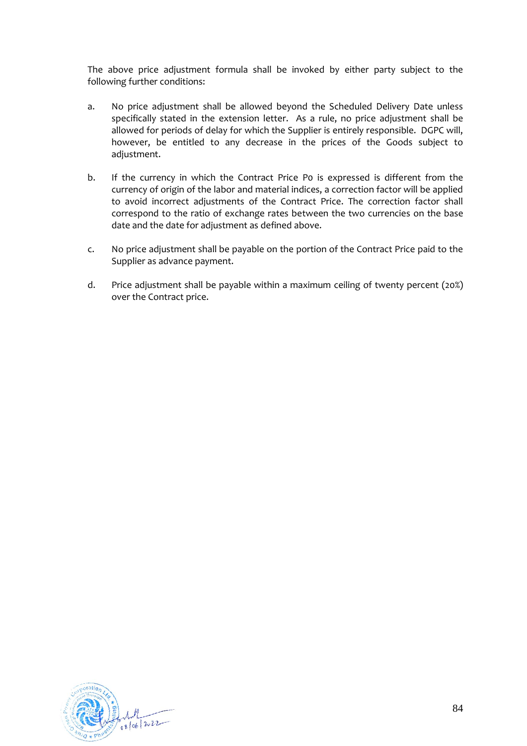The above price adjustment formula shall be invoked by either party subject to the following further conditions:

a. No price adjustment shall be allowed beyond the Scheduled Delivery Date unless specifically stated in the extension letter. As a rule, no price adjustment shall be allowed for periods of delay for which the Supplier is entirely responsible. DGPC will, however, be entitled to any decrease in the prices of the Goods subject to adjustment.

b. If the currency in which the Contract Price P0 is expressed is different from the currency of origin of the labor and material indices, a correction factor will be applied to avoid incorrect adjustments of the Contract Price. The correction factor shall correspond to the ratio of exchange rates between the two currencies on the base date and the date for adjustment as defined above.

c. No price adjustment shall be payable on the portion of the Contract Price paid to the Supplier as advance payment.

d. Price adjustment shall be payable within a maximum ceiling of twenty percent (20%) over the Contract price.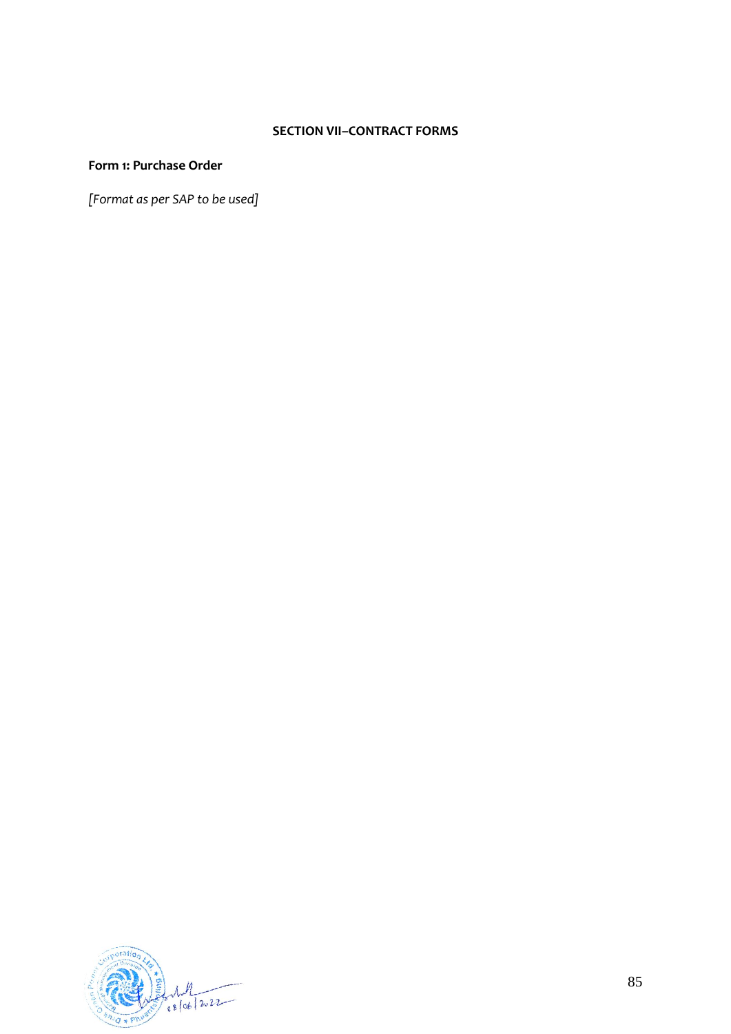# SECTION VII–CONTRACT FORMS

**Form 1: Purchase Order**

*[Format as per SAP to be used]*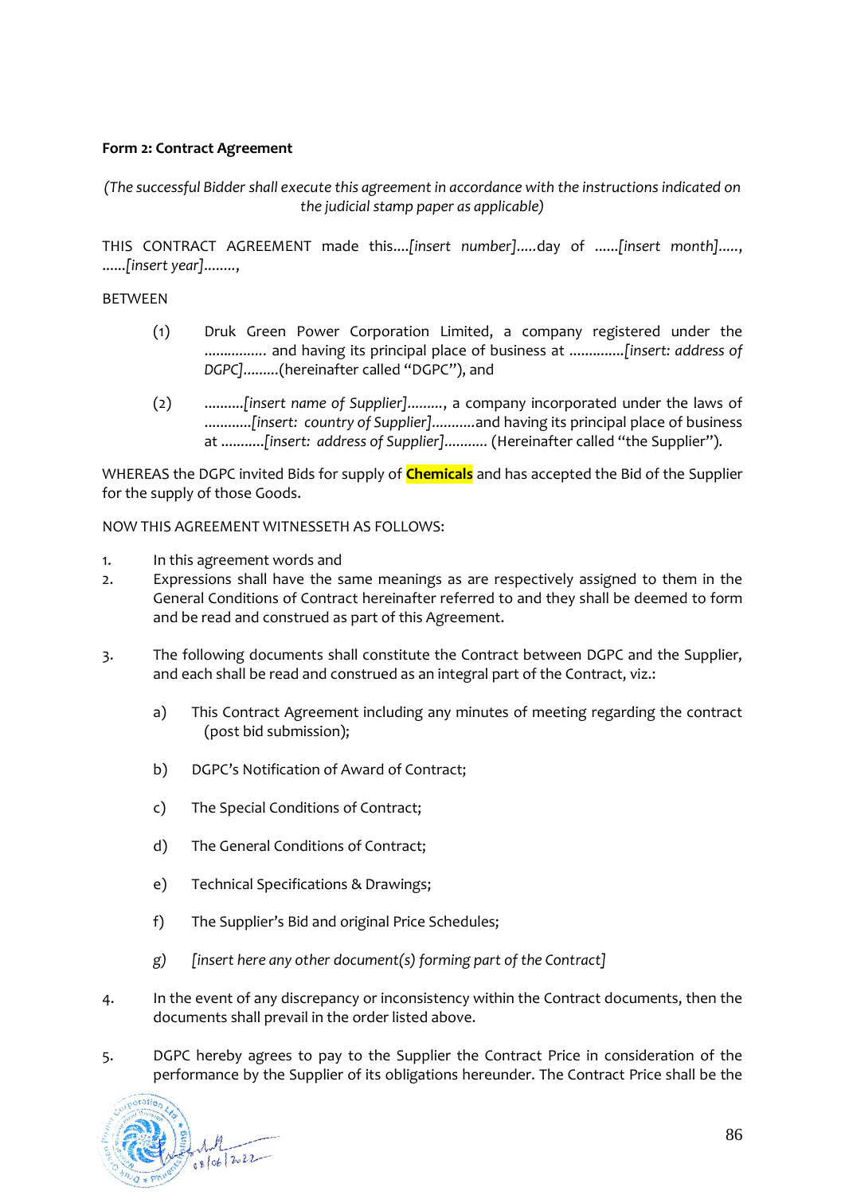**Form 2: Contract Agreement**

*(The successful Bidder shall execute this agreement in accordance with the instructions indicated on the judicial stamp paper as applicable)*

THIS CONTRACT AGREEMENT made this....*[insert number]*.....day of ......*[insert month]*....., ......*[insert year]*........,

BETWEEN

(1) Druk Green Power Corporation Limited, a company registered under the ................ and having its principal place of business at ..............*[insert: address of DGPC]*.........(hereinafter called "DGPC"), and

(2) ..........*[insert name of Supplier]*........., a company incorporated under the laws of ............*[insert: country of Supplier]*...........and having its principal place of business at ...........*[insert: address of Supplier]*........... (Hereinafter called "the Supplier").

WHEREAS the DGPC invited Bids for supply of **Chemicals** and has accepted the Bid of the Supplier for the supply of those Goods.

NOW THIS AGREEMENT WITNESSETH AS FOLLOWS:

1. In this agreement words and
2. Expressions shall have the same meanings as are respectively assigned to them in the General Conditions of Contract hereinafter referred to and they shall be deemed to form and be read and construed as part of this Agreement.

3. The following documents shall constitute the Contract between DGPC and the Supplier, and each shall be read and construed as an integral part of the Contract, viz.:

   a) This Contract Agreement including any minutes of meeting regarding the contract (post bid submission);

   b) DGPC's Notification of Award of Contract;

   c) The Special Conditions of Contract;

   d) The General Conditions of Contract;

   e) Technical Specifications & Drawings;

   f) The Supplier's Bid and original Price Schedules;

   g) *[insert here any other document(s) forming part of the Contract]*

4. In the event of any discrepancy or inconsistency within the Contract documents, then the documents shall prevail in the order listed above.

5. DGPC hereby agrees to pay to the Supplier the Contract Price in consideration of the performance by the Supplier of its obligations hereunder. The Contract Price shall be the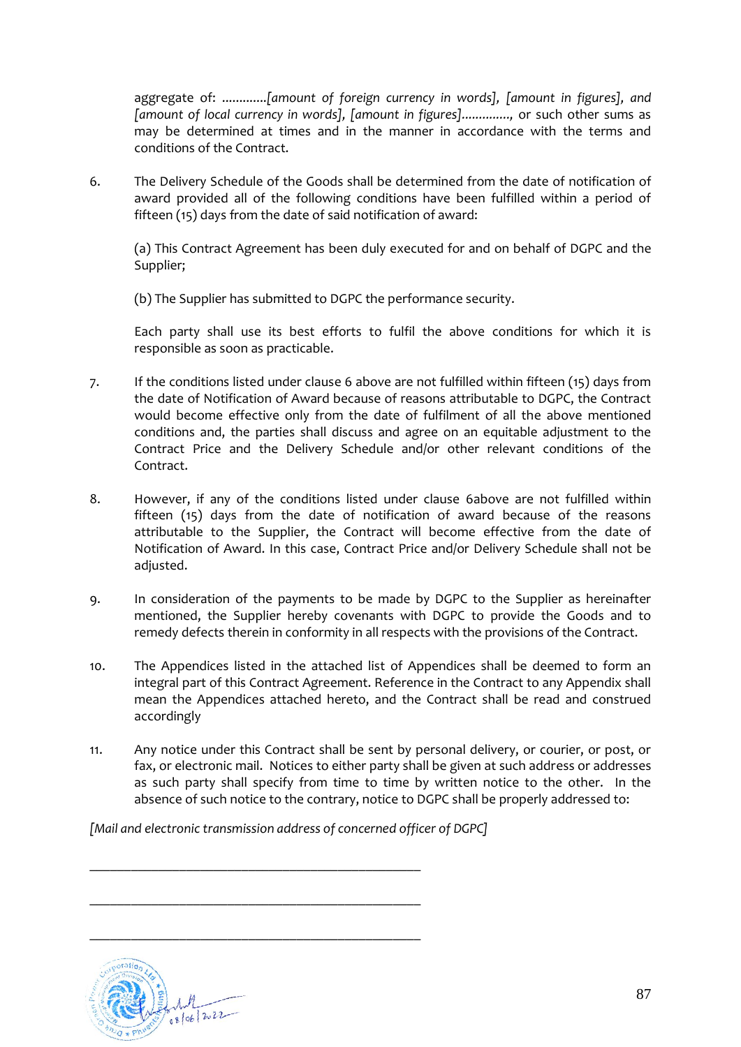aggregate of: .............*[amount of foreign currency in words], [amount in figures], and [amount of local currency in words], [amount in figures]*.............., or such other sums as may be determined at times and in the manner in accordance with the terms and conditions of the Contract.

6. The Delivery Schedule of the Goods shall be determined from the date of notification of award provided all of the following conditions have been fulfilled within a period of fifteen (15) days from the date of said notification of award:

   (a) This Contract Agreement has been duly executed for and on behalf of DGPC and the Supplier;

   (b) The Supplier has submitted to DGPC the performance security.

   Each party shall use its best efforts to fulfil the above conditions for which it is responsible as soon as practicable.

7. If the conditions listed under clause 6 above are not fulfilled within fifteen (15) days from the date of Notification of Award because of reasons attributable to DGPC, the Contract would become effective only from the date of fulfilment of all the above mentioned conditions and, the parties shall discuss and agree on an equitable adjustment to the Contract Price and the Delivery Schedule and/or other relevant conditions of the Contract.

8. However, if any of the conditions listed under clause 6above are not fulfilled within fifteen (15) days from the date of notification of award because of the reasons attributable to the Supplier, the Contract will become effective from the date of Notification of Award. In this case, Contract Price and/or Delivery Schedule shall not be adjusted.

9. In consideration of the payments to be made by DGPC to the Supplier as hereinafter mentioned, the Supplier hereby covenants with DGPC to provide the Goods and to remedy defects therein in conformity in all respects with the provisions of the Contract.

10. The Appendices listed in the attached list of Appendices shall be deemed to form an integral part of this Contract Agreement. Reference in the Contract to any Appendix shall mean the Appendices attached hereto, and the Contract shall be read and construed accordingly

11. Any notice under this Contract shall be sent by personal delivery, or courier, or post, or fax, or electronic mail. Notices to either party shall be given at such address or addresses as such party shall specify from time to time by written notice to the other. In the absence of such notice to the contrary, notice to DGPC shall be properly addressed to:

*[Mail and electronic transmission address of concerned officer of DGPC]*

\_\_\_\_\_\_\_\_\_\_\_\_\_\_\_\_\_\_\_\_\_\_\_\_\_\_\_\_\_\_\_\_\_\_\_\_\_\_\_\_\_\_\_\_\_\_\_\_

\_\_\_\_\_\_\_\_\_\_\_\_\_\_\_\_\_\_\_\_\_\_\_\_\_\_\_\_\_\_\_\_\_\_\_\_\_\_\_\_\_\_\_\_\_\_\_\_

\_\_\_\_\_\_\_\_\_\_\_\_\_\_\_\_\_\_\_\_\_\_\_\_\_\_\_\_\_\_\_\_\_\_\_\_\_\_\_\_\_\_\_\_\_\_\_\_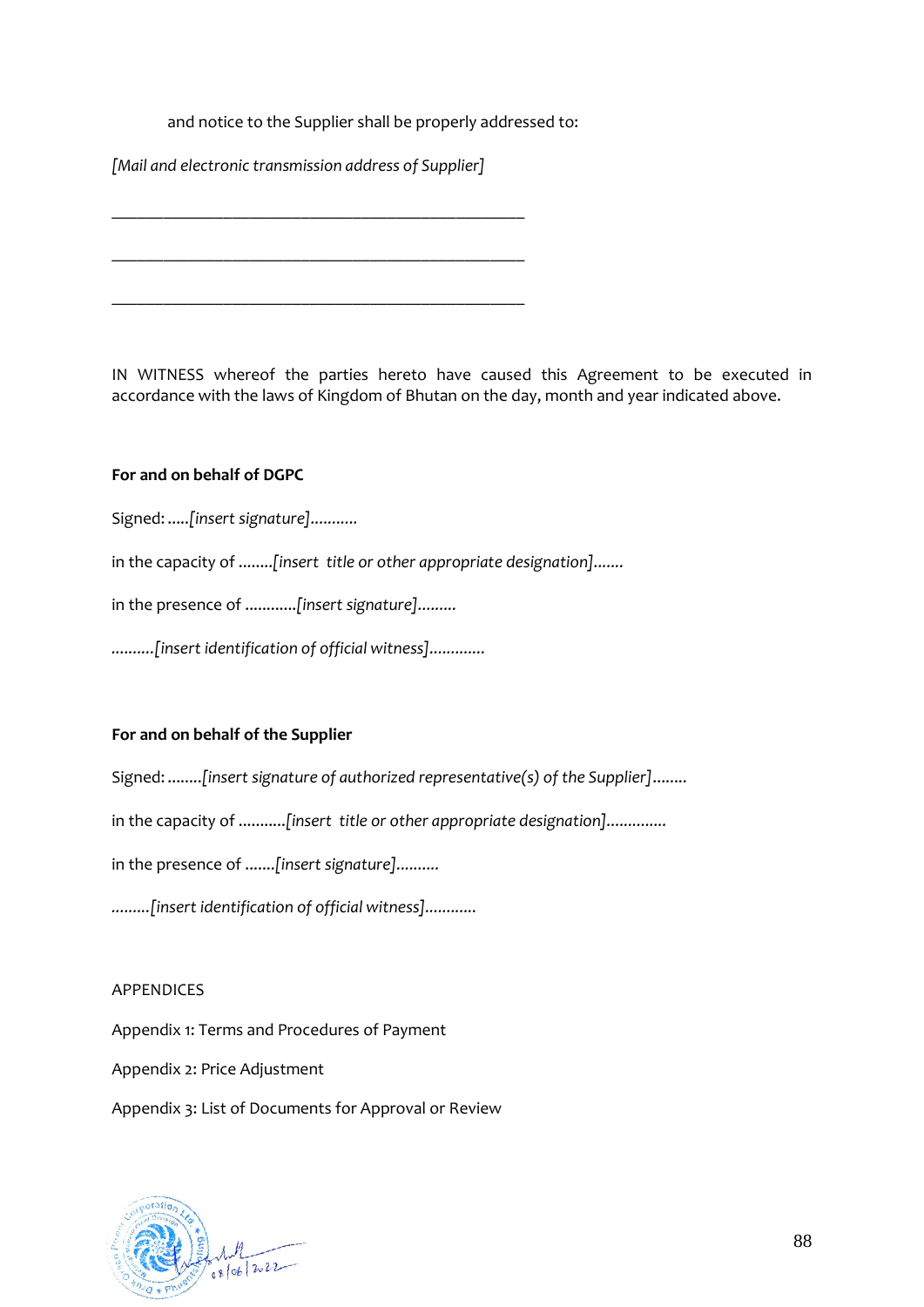and notice to the Supplier shall be properly addressed to:

*[Mail and electronic transmission address of Supplier]*

\_\_\_\_\_\_\_\_\_\_\_\_\_\_\_\_\_\_\_\_\_\_\_\_\_\_\_\_\_\_\_\_\_\_\_\_\_\_\_\_\_\_\_\_\_\_\_\_

\_\_\_\_\_\_\_\_\_\_\_\_\_\_\_\_\_\_\_\_\_\_\_\_\_\_\_\_\_\_\_\_\_\_\_\_\_\_\_\_\_\_\_\_\_\_\_\_

\_\_\_\_\_\_\_\_\_\_\_\_\_\_\_\_\_\_\_\_\_\_\_\_\_\_\_\_\_\_\_\_\_\_\_\_\_\_\_\_\_\_\_\_\_\_\_\_

IN WITNESS whereof the parties hereto have caused this Agreement to be executed in accordance with the laws of Kingdom of Bhutan on the day, month and year indicated above.

**For and on behalf of DGPC**

Signed: .....*[insert signature]*..........

in the capacity of ........*[insert title or other appropriate designation]*.......

in the presence of ............*[insert signature]*.........

..........*[insert identification of official witness]*............

**For and on behalf of the Supplier**

Signed: ........*[insert signature of authorized representative(s) of the Supplier]*........

in the capacity of ...........*[insert title or other appropriate designation]*.............

in the presence of .......*[insert signature]*..........

.........*[insert identification of official witness]*...........

APPENDICES

Appendix 1: Terms and Procedures of Payment

Appendix 2: Price Adjustment

Appendix 3: List of Documents for Approval or Review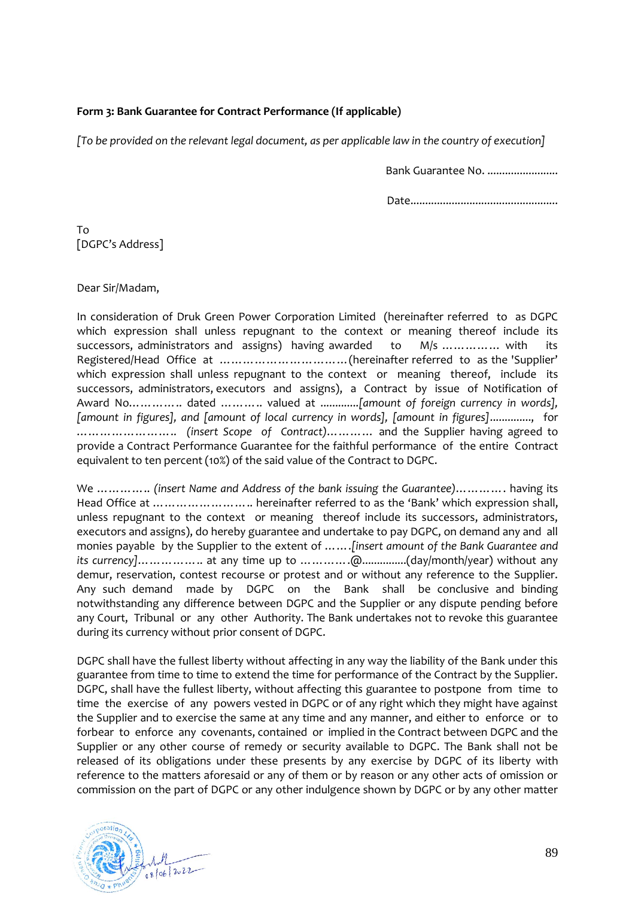**Form 3: Bank Guarantee for Contract Performance (If applicable)**

*[To be provided on the relevant legal document, as per applicable law in the country of execution]*

Bank Guarantee No. ........................

Date.................................................

To
[DGPC's Address]

Dear Sir/Madam,

In consideration of Druk Green Power Corporation Limited (hereinafter referred to as DGPC which expression shall unless repugnant to the context or meaning thereof include its successors, administrators and assigns) having awarded to M/s …………… with its Registered/Head Office at ……………………………(hereinafter referred to as the 'Supplier' which expression shall unless repugnant to the context or meaning thereof, include its successors, administrators, executors and assigns), a Contract by issue of Notification of Award No…………. dated ………. valued at ............*[amount of foreign currency in words], [amount in figures], and [amount of local currency in words], [amount in figures]*.............., for …………………….. *(insert Scope of Contract)*……….. and the Supplier having agreed to provide a Contract Performance Guarantee for the faithful performance of the entire Contract equivalent to ten percent (10%) of the said value of the Contract to DGPC.

We ………….. *(insert Name and Address of the bank issuing the Guarantee)*…………. having its Head Office at …………………….. hereinafter referred to as the 'Bank' which expression shall, unless repugnant to the context or meaning thereof include its successors, administrators, executors and assigns), do hereby guarantee and undertake to pay DGPC, on demand any and all monies payable by the Supplier to the extent of …….*[insert amount of the Bank Guarantee and its currency]*…………….. at any time up to ………….@...............(day/month/year) without any demur, reservation, contest recourse or protest and or without any reference to the Supplier. Any such demand made by DGPC on the Bank shall be conclusive and binding notwithstanding any difference between DGPC and the Supplier or any dispute pending before any Court, Tribunal or any other Authority. The Bank undertakes not to revoke this guarantee during its currency without prior consent of DGPC.

DGPC shall have the fullest liberty without affecting in any way the liability of the Bank under this guarantee from time to time to extend the time for performance of the Contract by the Supplier. DGPC, shall have the fullest liberty, without affecting this guarantee to postpone from time to time the exercise of any powers vested in DGPC or of any right which they might have against the Supplier and to exercise the same at any time and any manner, and either to enforce or to forbear to enforce any covenants, contained or implied in the Contract between DGPC and the Supplier or any other course of remedy or security available to DGPC. The Bank shall not be released of its obligations under these presents by any exercise by DGPC of its liberty with reference to the matters aforesaid or any of them or by reason or any other acts of omission or commission on the part of DGPC or any other indulgence shown by DGPC or by any other matter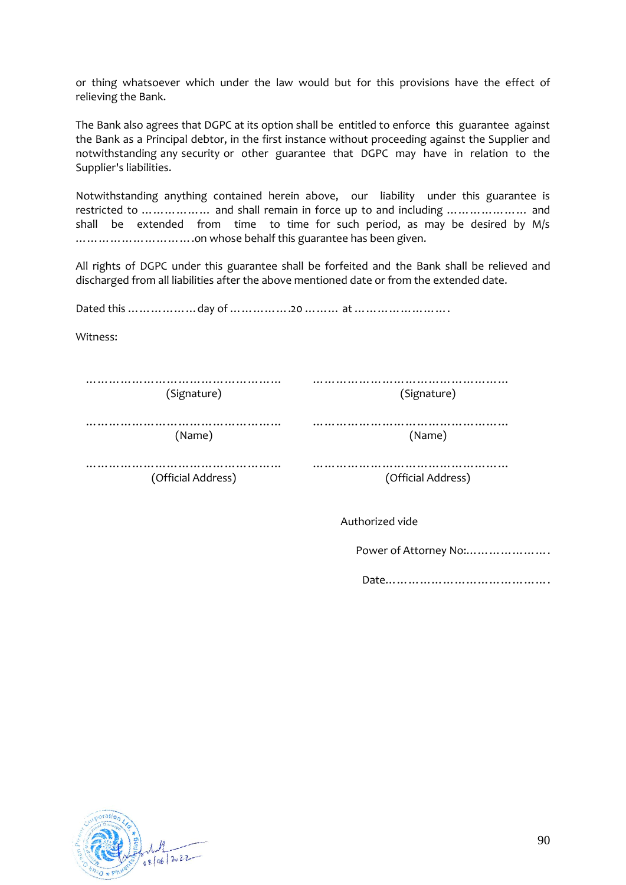or thing whatsoever which under the law would but for this provisions have the effect of relieving the Bank.

The Bank also agrees that DGPC at its option shall be entitled to enforce this guarantee against the Bank as a Principal debtor, in the first instance without proceeding against the Supplier and notwithstanding any security or other guarantee that DGPC may have in relation to the Supplier's liabilities.

Notwithstanding anything contained herein above, our liability under this guarantee is restricted to ……………… and shall remain in force up to and including ………………… and shall be extended from time to time for such period, as may be desired by M/s ……………………….on whose behalf this guarantee has been given.

All rights of DGPC under this guarantee shall be forfeited and the Bank shall be relieved and discharged from all liabilities after the above mentioned date or from the extended date.

Dated this ………………day of …………….20 ……… at …………………….

Witness:

| | |
|---|---|
| ………………………………………… (Signature) | ………………………………………… (Signature) |
| ………………………………………… (Name) | ………………………………………… (Name) |
| ………………………………………… (Official Address) | ………………………………………… (Official Address) |

Authorized vide

Power of Attorney No:………………….

Date………………………………….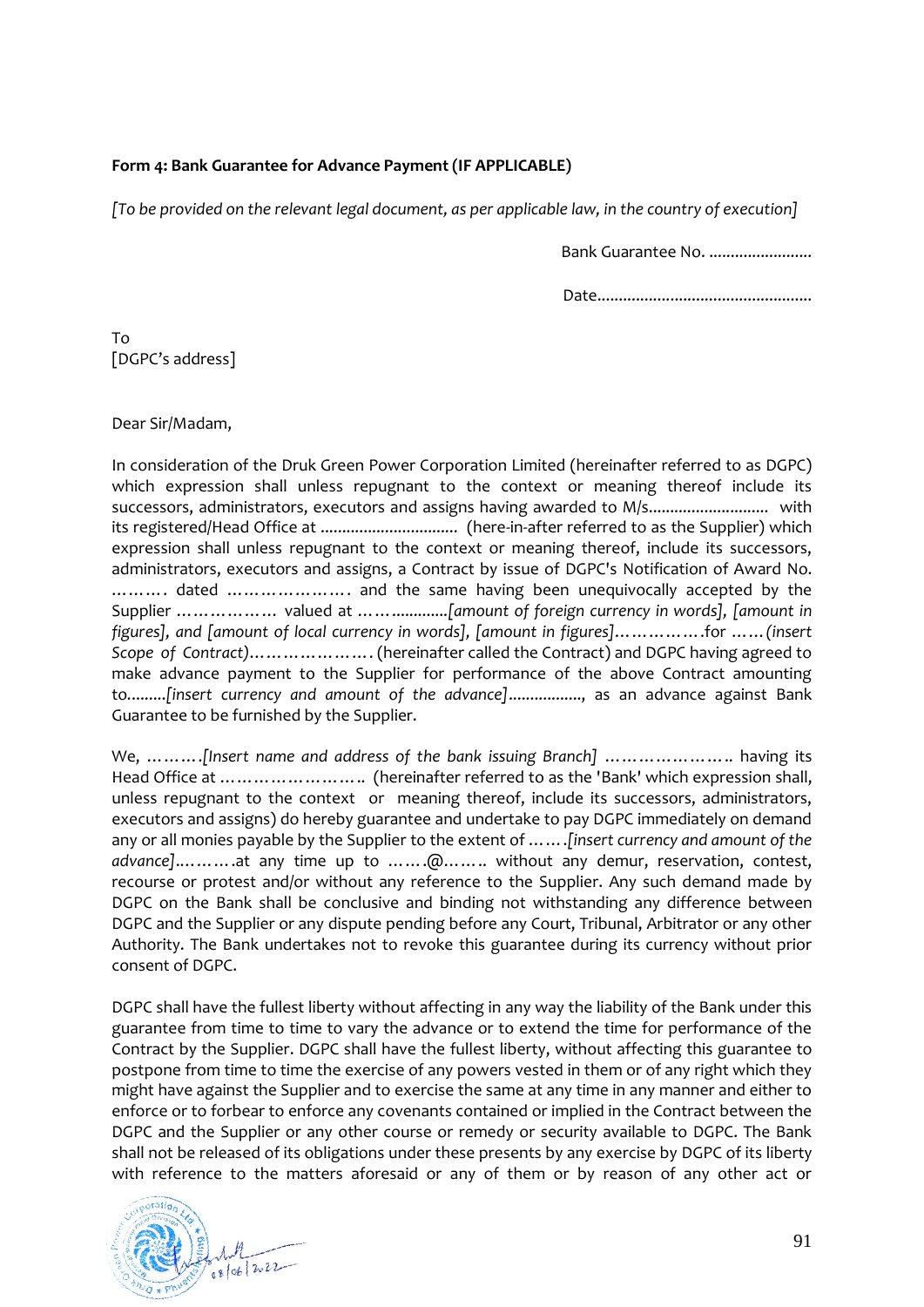**Form 4: Bank Guarantee for Advance Payment (IF APPLICABLE)**

*[To be provided on the relevant legal document, as per applicable law, in the country of execution]*

Bank Guarantee No. ........................

Date..................................................

To
[DGPC's address]

Dear Sir/Madam,

In consideration of the Druk Green Power Corporation Limited (hereinafter referred to as DGPC) which expression shall unless repugnant to the context or meaning thereof include its successors, administrators, executors and assigns having awarded to M/s............................ with its registered/Head Office at ................................ (here-in-after referred to as the Supplier) which expression shall unless repugnant to the context or meaning thereof, include its successors, administrators, executors and assigns, a Contract by issue of DGPC's Notification of Award No. ………. dated …………………. and the same having been unequivocally accepted by the Supplier ……………… valued at ……...........*[amount of foreign currency in words], [amount in figures], and [amount of local currency in words], [amount in figures]*…………….for ……*(insert Scope of Contract)*…………………. (hereinafter called the Contract) and DGPC having agreed to make advance payment to the Supplier for performance of the above Contract amounting to.........*[insert currency and amount of the advance]*................., as an advance against Bank Guarantee to be furnished by the Supplier.

We, ……….*[Insert name and address of the bank issuing Branch]* ………………….. having its Head Office at …………………….. (hereinafter referred to as the 'Bank' which expression shall, unless repugnant to the context or meaning thereof, include its successors, administrators, executors and assigns) do hereby guarantee and undertake to pay DGPC immediately on demand any or all monies payable by the Supplier to the extent of …….*[insert currency and amount of the advance]*..……….at any time up to …….@…….. without any demur, reservation, contest, recourse or protest and/or without any reference to the Supplier. Any such demand made by DGPC on the Bank shall be conclusive and binding not withstanding any difference between DGPC and the Supplier or any dispute pending before any Court, Tribunal, Arbitrator or any other Authority. The Bank undertakes not to revoke this guarantee during its currency without prior consent of DGPC.

DGPC shall have the fullest liberty without affecting in any way the liability of the Bank under this guarantee from time to time to vary the advance or to extend the time for performance of the Contract by the Supplier. DGPC shall have the fullest liberty, without affecting this guarantee to postpone from time to time the exercise of any powers vested in them or of any right which they might have against the Supplier and to exercise the same at any time in any manner and either to enforce or to forbear to enforce any covenants contained or implied in the Contract between the DGPC and the Supplier or any other course or remedy or security available to DGPC. The Bank shall not be released of its obligations under these presents by any exercise by DGPC of its liberty with reference to the matters aforesaid or any of them or by reason of any other act or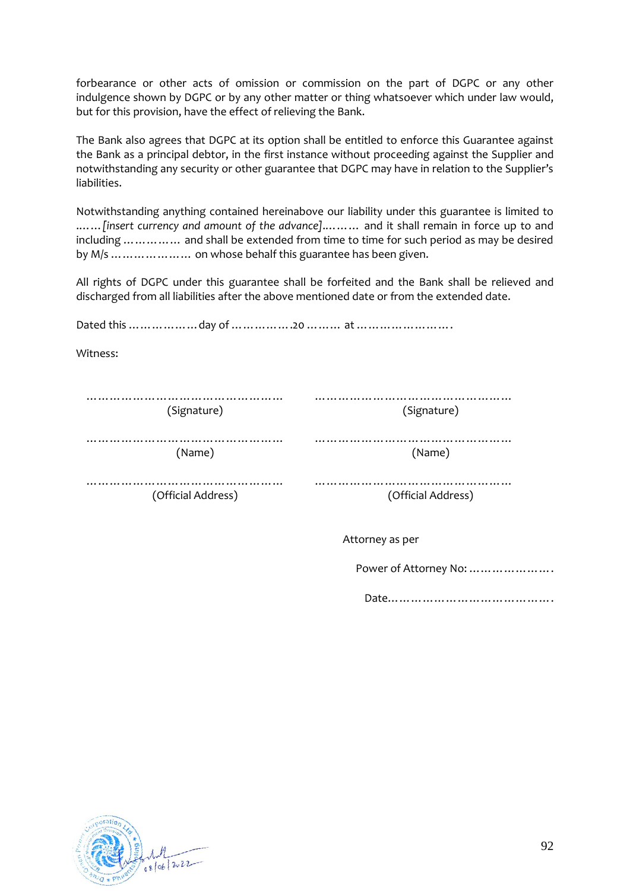forbearance or other acts of omission or commission on the part of DGPC or any other indulgence shown by DGPC or by any other matter or thing whatsoever which under law would, but for this provision, have the effect of relieving the Bank.

The Bank also agrees that DGPC at its option shall be entitled to enforce this Guarantee against the Bank as a principal debtor, in the first instance without proceeding against the Supplier and notwithstanding any security or other guarantee that DGPC may have in relation to the Supplier's liabilities.

Notwithstanding anything contained hereinabove our liability under this guarantee is limited to ……*[insert currency and amount of the advance]*……… and it shall remain in force up to and including …………… and shall be extended from time to time for such period as may be desired by M/s ………………… on whose behalf this guarantee has been given.

All rights of DGPC under this guarantee shall be forfeited and the Bank shall be relieved and discharged from all liabilities after the above mentioned date or from the extended date.

Dated this ……………… day of …………….20 ……… at …………………….

Witness:

| | |
|---|---|
| …………………………………………… (Signature) | …………………………………………… (Signature) |
| …………………………………………… (Name) | …………………………………………… (Name) |
| …………………………………………… (Official Address) | …………………………………………… (Official Address) |

Attorney as per

Power of Attorney No: ………………….

Date…………………………………….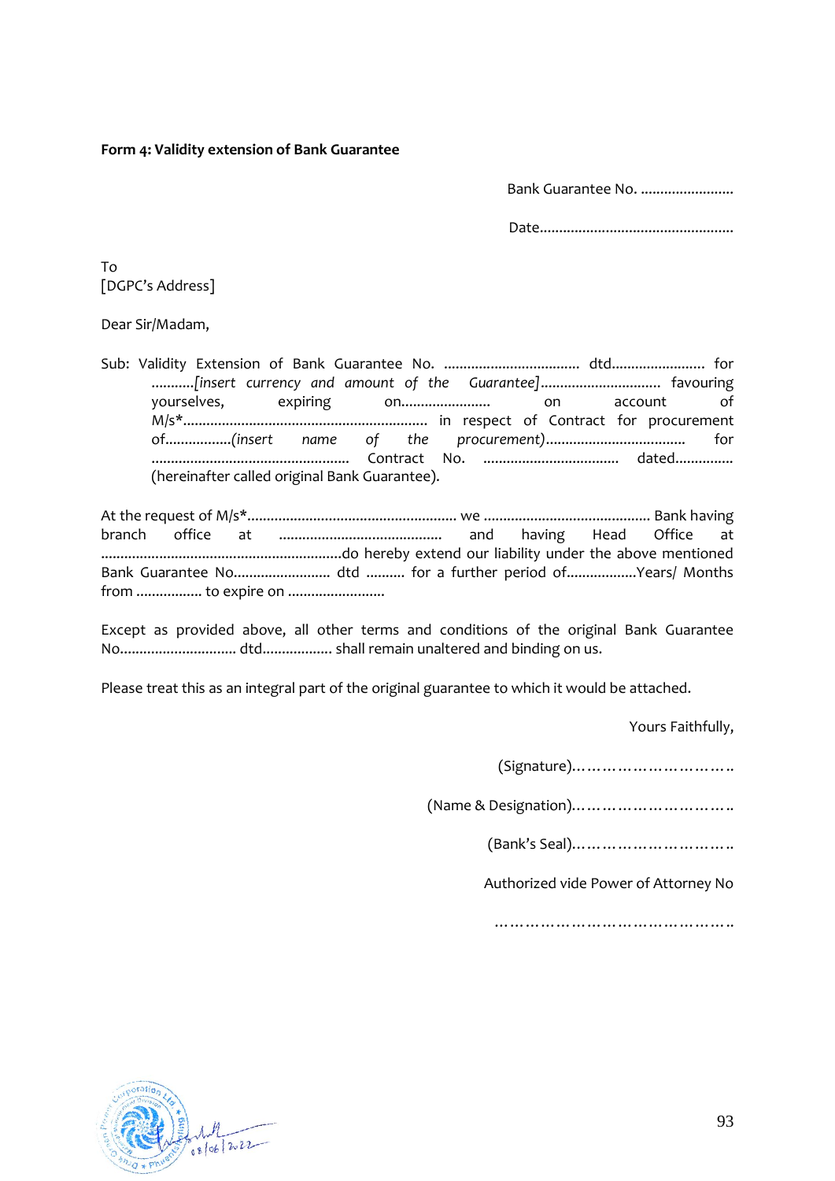**Form 4: Validity extension of Bank Guarantee**

Bank Guarantee No. ........................

Date..................................................

To
[DGPC's Address]

Dear Sir/Madam,

Sub: Validity Extension of Bank Guarantee No. .................................. dtd........................ for ...........*[insert currency and amount of the Guarantee]*............................... favouring yourselves, expiring on....................... on account of M/s*.............................................................. in respect of Contract for procurement of.................*(insert name of the procurement)*.................................... for .................................................. Contract No. .................................. dated............... (hereinafter called original Bank Guarantee).

At the request of M/s*..................................................... we .......................................... Bank having branch office at .......................................... and having Head Office at .............................................................do hereby extend our liability under the above mentioned Bank Guarantee No......................... dtd .......... for a further period of..................Years/ Months from ................. to expire on .........................

Except as provided above, all other terms and conditions of the original Bank Guarantee No.............................. dtd.................. shall remain unaltered and binding on us.

Please treat this as an integral part of the original guarantee to which it would be attached.

Yours Faithfully,

(Signature)…………………………..

(Name & Designation)…………………………..

(Bank's Seal)…………………………..

Authorized vide Power of Attorney No

…………………………………………..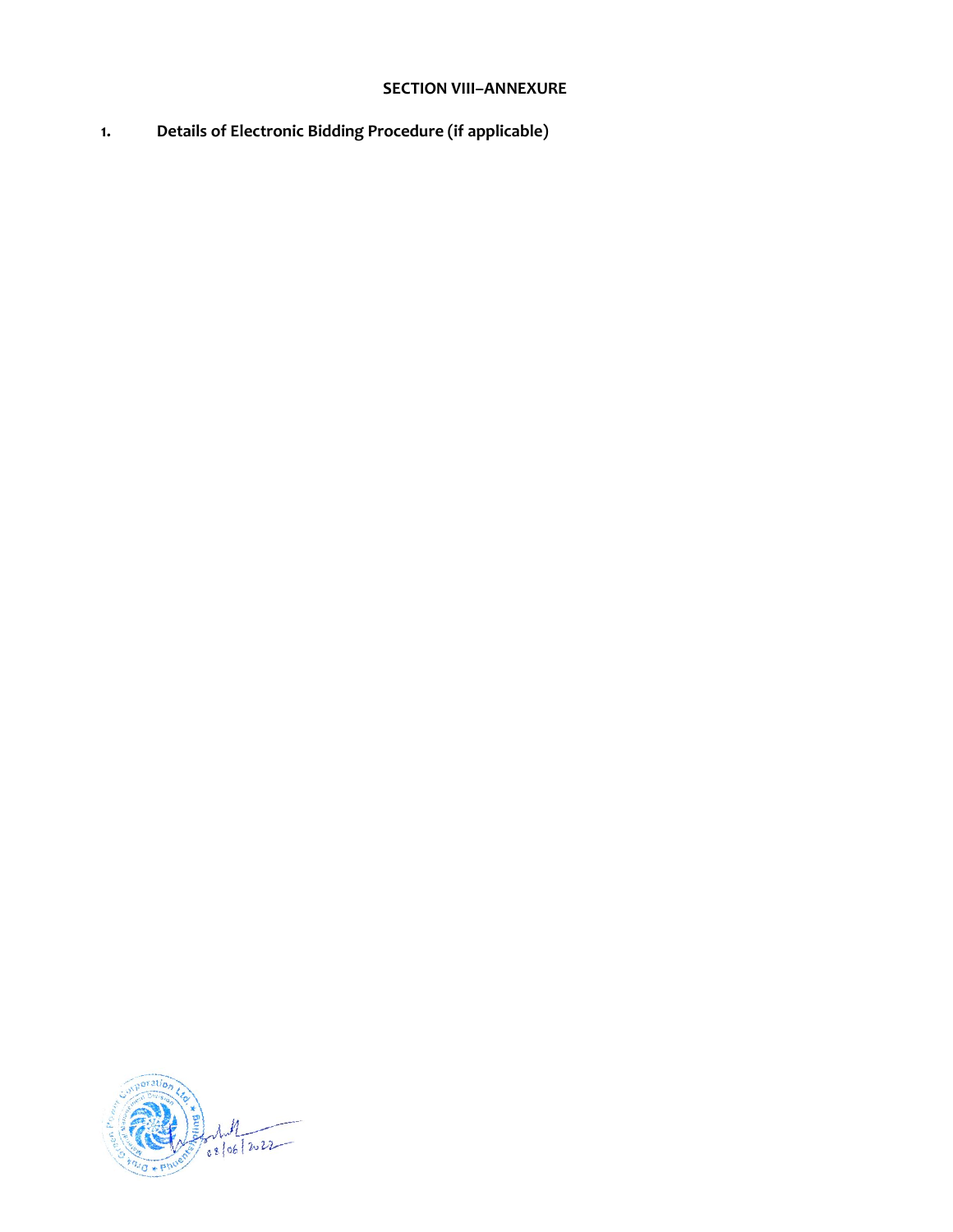## SECTION VIII–ANNEXURE

1. **Details of Electronic Bidding Procedure (if applicable)**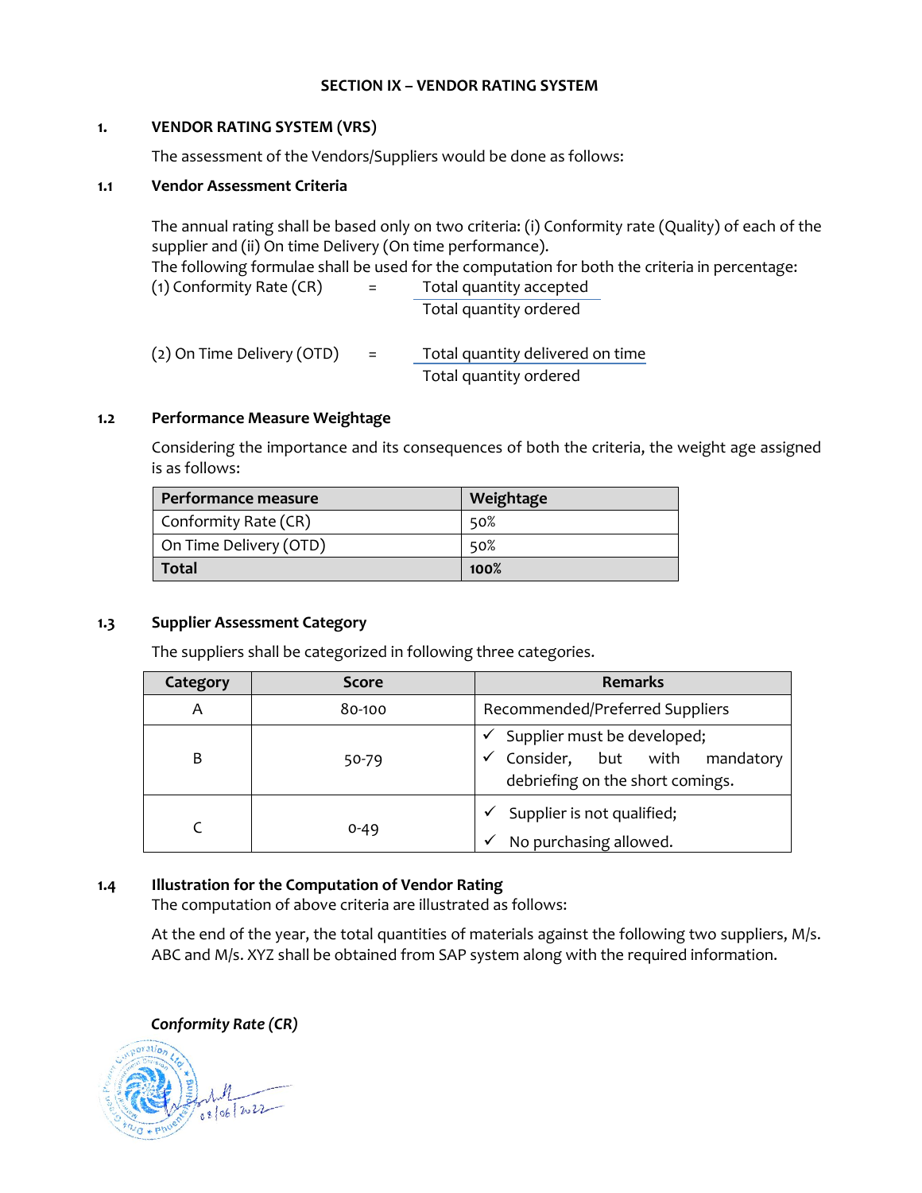## SECTION IX – VENDOR RATING SYSTEM

### 1. VENDOR RATING SYSTEM (VRS)

The assessment of the Vendors/Suppliers would be done as follows:

#### 1.1 Vendor Assessment Criteria

The annual rating shall be based only on two criteria: (i) Conformity rate (Quality) of each of the supplier and (ii) On time Delivery (On time performance).
The following formulae shall be used for the computation for both the criteria in percentage:

(1) Conformity Rate (CR) $= \dfrac{\text{Total quantity accepted}}{\text{Total quantity ordered}}$

(2) On Time Delivery (OTD) $= \dfrac{\text{Total quantity delivered on time}}{\text{Total quantity ordered}}$

#### 1.2 Performance Measure Weightage

Considering the importance and its consequences of both the criteria, the weight age assigned is as follows:

| Performance measure | Weightage |
|---|---|
| Conformity Rate (CR) | 50% |
| On Time Delivery (OTD) | 50% |
| **Total** | **100%** |

#### 1.3 Supplier Assessment Category

The suppliers shall be categorized in following three categories.

| Category | Score | Remarks |
|---|---|---|
| A | 80-100 | Recommended/Preferred Suppliers |
| B | 50-79 | ✓ Supplier must be developed; ✓ Consider, but with mandatory debriefing on the short comings. |
| C | 0-49 | ✓ Supplier is not qualified; ✓ No purchasing allowed. |

#### 1.4 Illustration for the Computation of Vendor Rating

The computation of above criteria are illustrated as follows:

At the end of the year, the total quantities of materials against the following two suppliers, M/s. ABC and M/s. XYZ shall be obtained from SAP system along with the required information.

***Conformity Rate (CR)***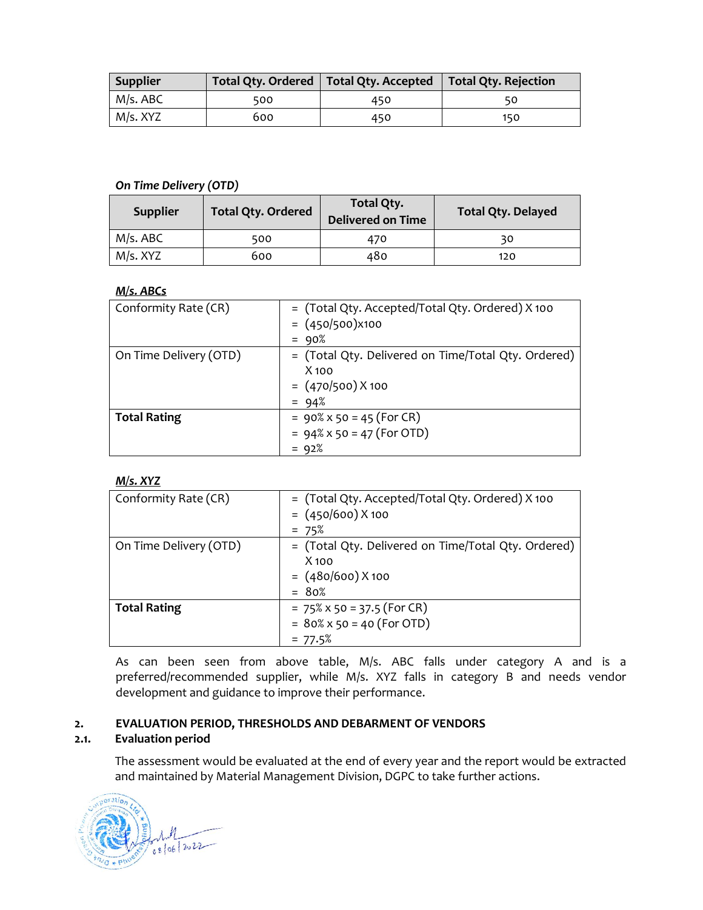| Supplier | Total Qty. Ordered | Total Qty. Accepted | Total Qty. Rejection |
|---|---|---|---|
| M/s. ABC | 500 | 450 | 50 |
| M/s. XYZ | 600 | 450 | 150 |

***On Time Delivery (OTD)***

| Supplier | Total Qty. Ordered | Total Qty. Delivered on Time | Total Qty. Delayed |
|---|---|---|---|
| M/s. ABC | 500 | 470 | 30 |
| M/s. XYZ | 600 | 480 | 120 |

***M/s. ABCs***

| | |
|---|---|
| Conformity Rate (CR) | = (Total Qty. Accepted/Total Qty. Ordered) X 100<br>= (450/500)x100<br>= 90% |
| On Time Delivery (OTD) | = (Total Qty. Delivered on Time/Total Qty. Ordered) X 100<br>= (470/500) X 100<br>= 94% |
| **Total Rating** | = 90% x 50 = 45 (For CR)<br>= 94% x 50 = 47 (For OTD)<br>= 92% |

***M/s. XYZ***

| | |
|---|---|
| Conformity Rate (CR) | = (Total Qty. Accepted/Total Qty. Ordered) X 100<br>= (450/600) X 100<br>= 75% |
| On Time Delivery (OTD) | = (Total Qty. Delivered on Time/Total Qty. Ordered) X 100<br>= (480/600) X 100<br>= 80% |
| **Total Rating** | = 75% x 50 = 37.5 (For CR)<br>= 80% x 50 = 40 (For OTD)<br>= 77.5% |

As can been seen from above table, M/s. ABC falls under category A and is a preferred/recommended supplier, while M/s. XYZ falls in category B and needs vendor development and guidance to improve their performance.

## 2. EVALUATION PERIOD, THRESHOLDS AND DEBARMENT OF VENDORS

### 2.1. Evaluation period

The assessment would be evaluated at the end of every year and the report would be extracted and maintained by Material Management Division, DGPC to take further actions.

08/06/2022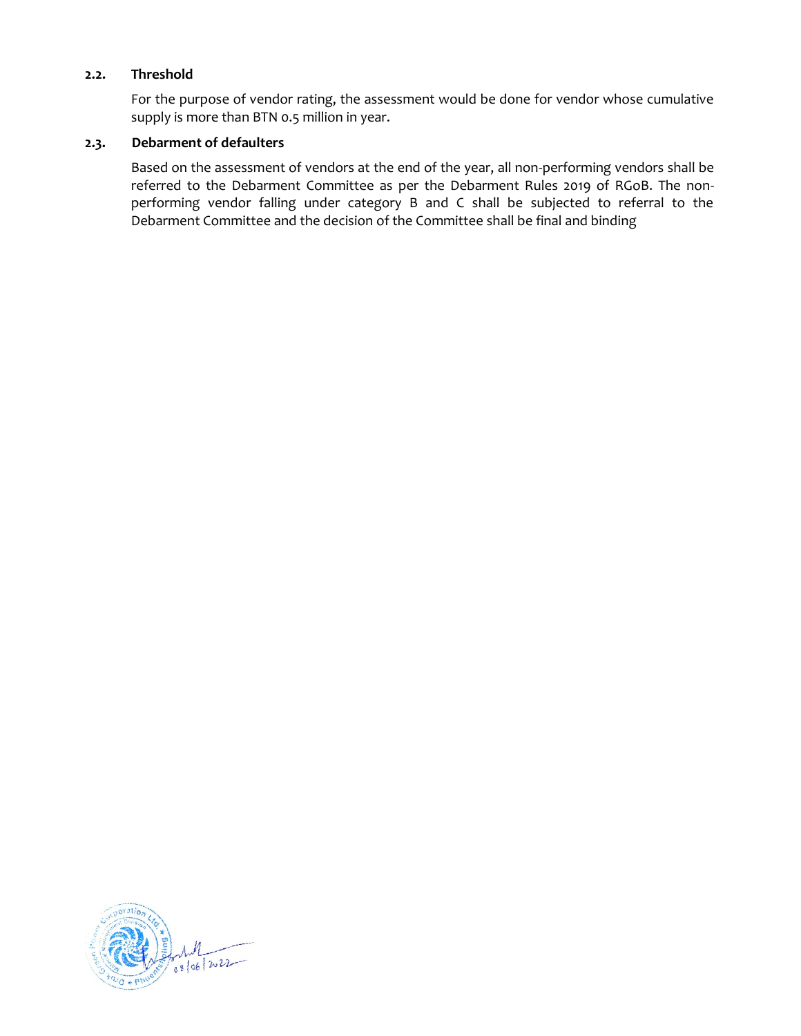### 2.2. Threshold

For the purpose of vendor rating, the assessment would be done for vendor whose cumulative supply is more than BTN 0.5 million in year.

### 2.3. Debarment of defaulters

Based on the assessment of vendors at the end of the year, all non-performing vendors shall be referred to the Debarment Committee as per the Debarment Rules 2019 of RGoB. The non-performing vendor falling under category B and C shall be subjected to referral to the Debarment Committee and the decision of the Committee shall be final and binding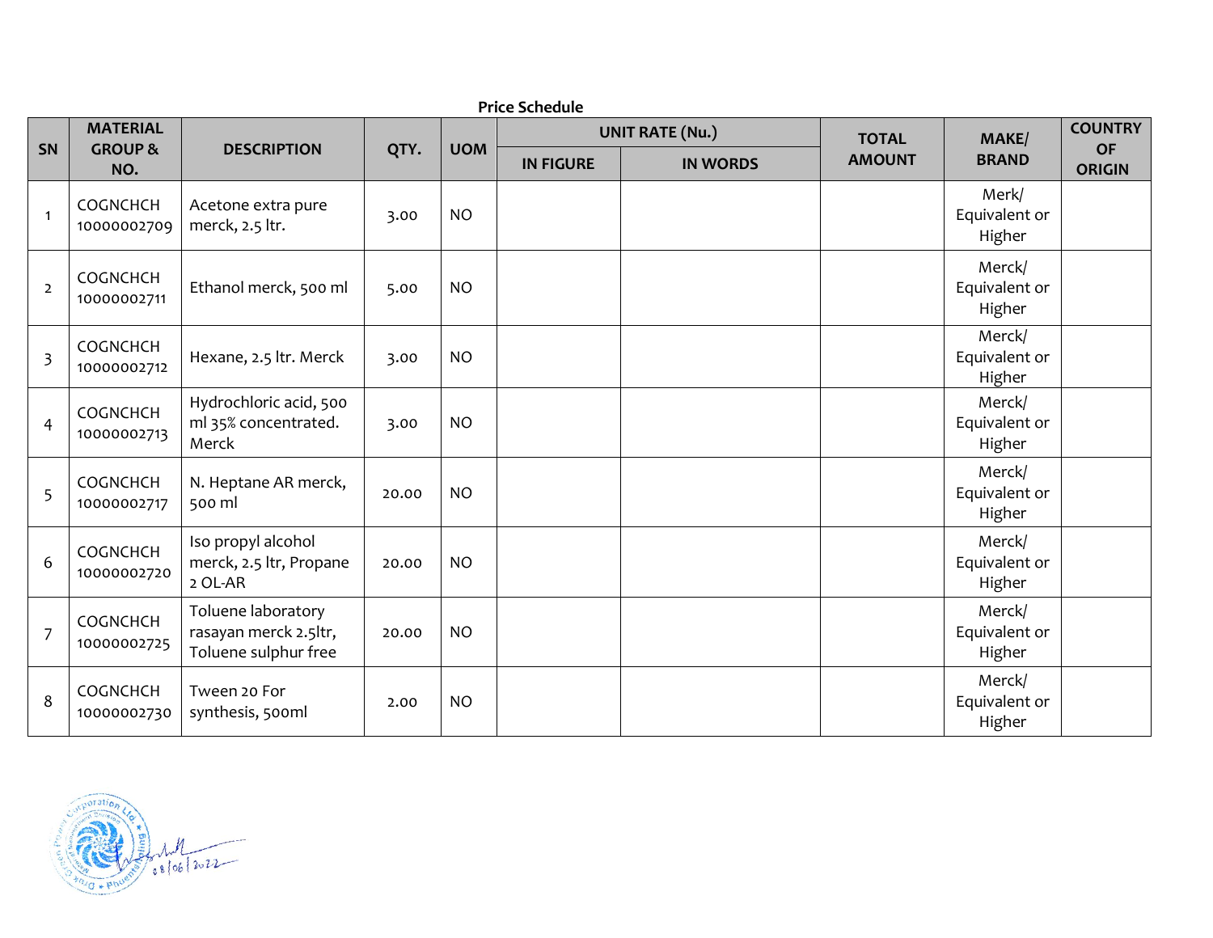**Price Schedule**

| SN | MATERIAL GROUP & NO. | DESCRIPTION | QTY. | UOM | UNIT RATE (Nu.) | | TOTAL AMOUNT | MAKE/ BRAND | COUNTRY OF ORIGIN |
|---|---|---|---|---|---|---|---|---|---|
| | | | | | IN FIGURE | IN WORDS | | | |
| 1 | COGNCHCH 10000002709 | Acetone extra pure merck, 2.5 ltr. | 3.00 | NO | | | | Merk/ Equivalent or Higher | |
| 2 | COGNCHCH 10000002711 | Ethanol merck, 500 ml | 5.00 | NO | | | | Merck/ Equivalent or Higher | |
| 3 | COGNCHCH 10000002712 | Hexane, 2.5 ltr. Merck | 3.00 | NO | | | | Merck/ Equivalent or Higher | |
| 4 | COGNCHCH 10000002713 | Hydrochloric acid, 500 ml 35% concentrated. Merck | 3.00 | NO | | | | Merck/ Equivalent or Higher | |
| 5 | COGNCHCH 10000002717 | N. Heptane AR merck, 500 ml | 20.00 | NO | | | | Merck/ Equivalent or Higher | |
| 6 | COGNCHCH 10000002720 | Iso propyl alcohol merck, 2.5 ltr, Propane 2 OL-AR | 20.00 | NO | | | | Merck/ Equivalent or Higher | |
| 7 | COGNCHCH 10000002725 | Toluene laboratory rasayan merck 2.5ltr, Toluene sulphur free | 20.00 | NO | | | | Merck/ Equivalent or Higher | |
| 8 | COGNCHCH 10000002730 | Tween 20 For synthesis, 500ml | 2.00 | NO | | | | Merck/ Equivalent or Higher | |

08/06/2022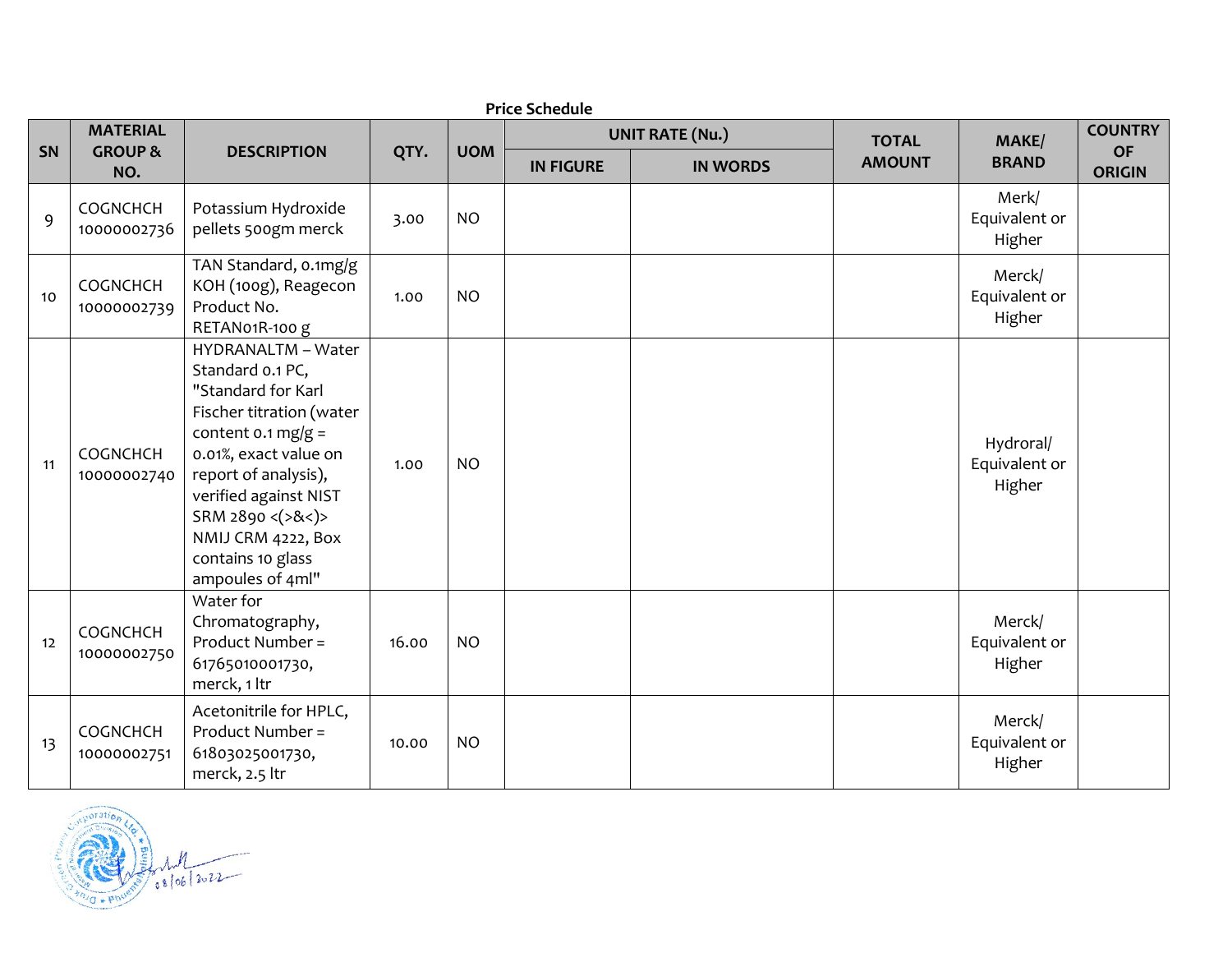**Price Schedule**

| SN | MATERIAL GROUP & NO. | DESCRIPTION | QTY. | UOM | UNIT RATE (Nu.) | | TOTAL AMOUNT | MAKE/ BRAND | COUNTRY OF ORIGIN |
|---|---|---|---|---|---|---|---|---|---|
| | | | | | IN FIGURE | IN WORDS | | | |
| 9 | COGNCHCH 10000002736 | Potassium Hydroxide pellets 500gm merck | 3.00 | NO | | | | Merk/ Equivalent or Higher | |
| 10 | COGNCHCH 10000002739 | TAN Standard, 0.1mg/g KOH (100g), Reagecon Product No. RETAN01R-100 g | 1.00 | NO | | | | Merck/ Equivalent or Higher | |
| 11 | COGNCHCH 10000002740 | HYDRANALTM – Water Standard 0.1 PC, "Standard for Karl Fischer titration (water content 0.1 mg/g = 0.01%, exact value on report of analysis), verified against NIST SRM 2890 <(>&<)> NMIJ CRM 4222, Box contains 10 glass ampoules of 4ml" | 1.00 | NO | | | | Hydroral/ Equivalent or Higher | |
| 12 | COGNCHCH 10000002750 | Water for Chromatography, Product Number = 61765010001730, merck, 1 ltr | 16.00 | NO | | | | Merck/ Equivalent or Higher | |
| 13 | COGNCHCH 10000002751 | Acetonitrile for HPLC, Product Number = 61803025001730, merck, 2.5 ltr | 10.00 | NO | | | | Merck/ Equivalent or Higher | |

08/06/2022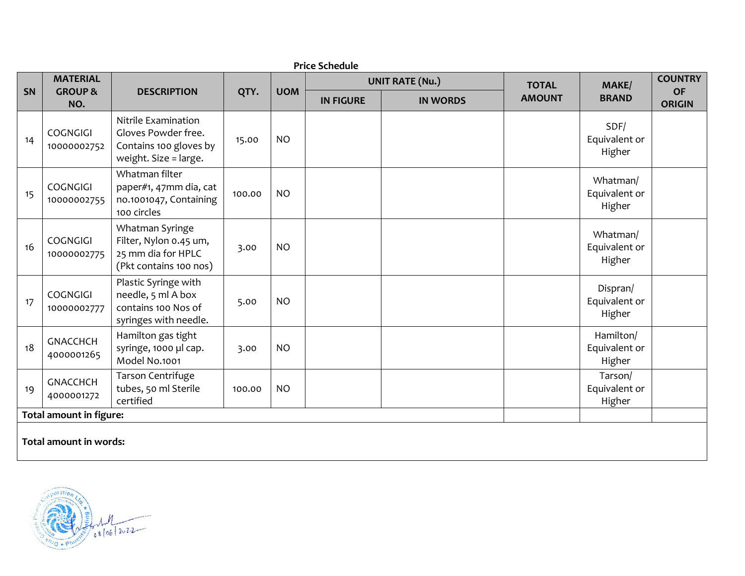Price Schedule

| SN | MATERIAL GROUP & NO. | DESCRIPTION | QTY. | UOM | UNIT RATE (Nu.) | | TOTAL AMOUNT | MAKE/ BRAND | COUNTRY OF ORIGIN |
|---|---|---|---|---|---|---|---|---|---|
| | | | | | IN FIGURE | IN WORDS | | | |
| 14 | COGNGIGI 10000002752 | Nitrile Examination Gloves Powder free. Contains 100 gloves by weight. Size = large. | 15.00 | NO | | | | SDF/ Equivalent or Higher | |
| 15 | COGNGIGI 10000002755 | Whatman filter paper#1, 47mm dia, cat no.1001047, Containing 100 circles | 100.00 | NO | | | | Whatman/ Equivalent or Higher | |
| 16 | COGNGIGI 10000002775 | Whatman Syringe Filter, Nylon 0.45 um, 25 mm dia for HPLC (Pkt contains 100 nos) | 3.00 | NO | | | | Whatman/ Equivalent or Higher | |
| 17 | COGNGIGI 10000002777 | Plastic Syringe with needle, 5 ml A box contains 100 Nos of syringes with needle. | 5.00 | NO | | | | Dispran/ Equivalent or Higher | |
| 18 | GNACCHCH 4000001265 | Hamilton gas tight syringe, 1000 µl cap. Model No.1001 | 3.00 | NO | | | | Hamilton/ Equivalent or Higher | |
| 19 | GNACCHCH 4000001272 | Tarson Centrifuge tubes, 50 ml Sterile certified | 100.00 | NO | | | | Tarson/ Equivalent or Higher | |
| **Total amount in figure:** | | | | | | | | | |
| **Total amount in words:** | | | | | | | | | |

08/06/2022